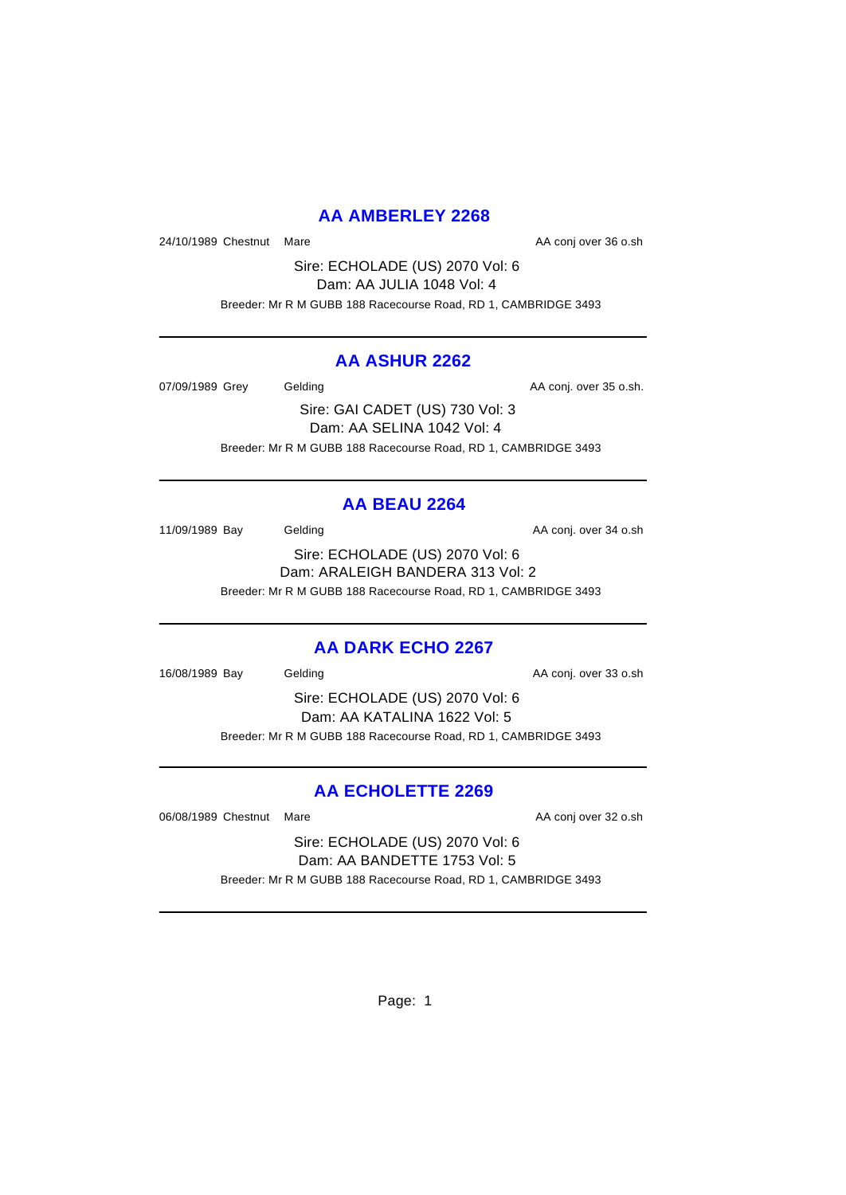## AA AMBERLEY 2268

24/10/1989 Chestnut Mare AA conj over 36 o.sh

Sire: ECHOLADE (US) 2070 Vol: 6
Dam: AA JULIA 1048 Vol: 4
Breeder: Mr R M GUBB 188 Racecourse Road, RD 1, CAMBRIDGE 3493

---

## AA ASHUR 2262

07/09/1989 Grey Gelding AA conj. over 35 o.sh.

Sire: GAI CADET (US) 730 Vol: 3
Dam: AA SELINA 1042 Vol: 4
Breeder: Mr R M GUBB 188 Racecourse Road, RD 1, CAMBRIDGE 3493

---

## AA BEAU 2264

11/09/1989 Bay Gelding AA conj. over 34 o.sh

Sire: ECHOLADE (US) 2070 Vol: 6
Dam: ARALEIGH BANDERA 313 Vol: 2
Breeder: Mr R M GUBB 188 Racecourse Road, RD 1, CAMBRIDGE 3493

---

## AA DARK ECHO 2267

16/08/1989 Bay Gelding AA conj. over 33 o.sh

Sire: ECHOLADE (US) 2070 Vol: 6
Dam: AA KATALINA 1622 Vol: 5
Breeder: Mr R M GUBB 188 Racecourse Road, RD 1, CAMBRIDGE 3493

---

## AA ECHOLETTE 2269

06/08/1989 Chestnut Mare AA conj over 32 o.sh

Sire: ECHOLADE (US) 2070 Vol: 6
Dam: AA BANDETTE 1753 Vol: 5
Breeder: Mr R M GUBB 188 Racecourse Road, RD 1, CAMBRIDGE 3493

---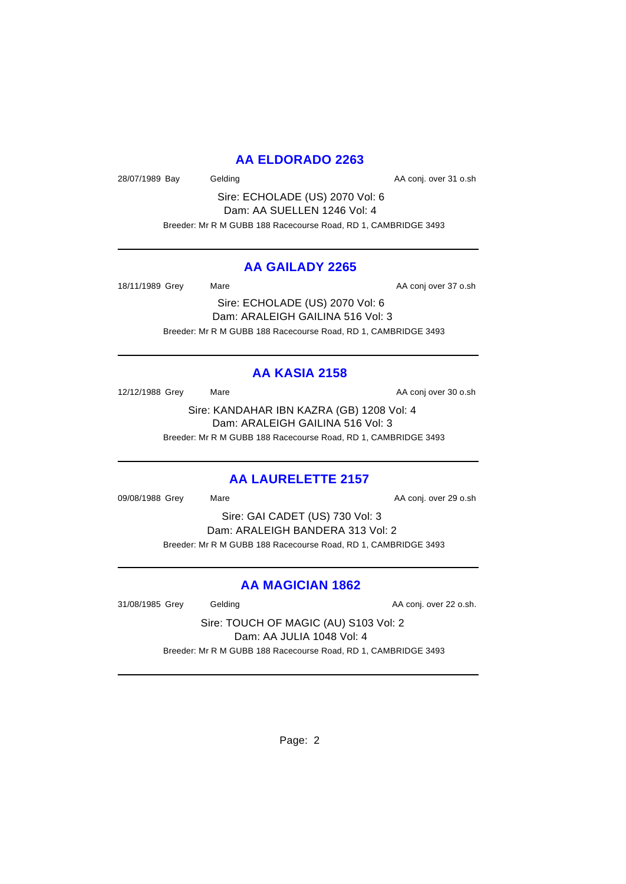## AA ELDORADO 2263

28/07/1989 Bay Gelding AA conj. over 31 o.sh

Sire: ECHOLADE (US) 2070 Vol: 6
Dam: AA SUELLEN 1246 Vol: 4

Breeder: Mr R M GUBB 188 Racecourse Road, RD 1, CAMBRIDGE 3493

---

## AA GAILADY 2265

18/11/1989 Grey Mare AA conj over 37 o.sh

Sire: ECHOLADE (US) 2070 Vol: 6
Dam: ARALEIGH GAILINA 516 Vol: 3

Breeder: Mr R M GUBB 188 Racecourse Road, RD 1, CAMBRIDGE 3493

---

## AA KASIA 2158

12/12/1988 Grey Mare AA conj over 30 o.sh

Sire: KANDAHAR IBN KAZRA (GB) 1208 Vol: 4
Dam: ARALEIGH GAILINA 516 Vol: 3

Breeder: Mr R M GUBB 188 Racecourse Road, RD 1, CAMBRIDGE 3493

---

## AA LAURELETTE 2157

09/08/1988 Grey Mare AA conj. over 29 o.sh

Sire: GAI CADET (US) 730 Vol: 3
Dam: ARALEIGH BANDERA 313 Vol: 2

Breeder: Mr R M GUBB 188 Racecourse Road, RD 1, CAMBRIDGE 3493

---

## AA MAGICIAN 1862

31/08/1985 Grey Gelding AA conj. over 22 o.sh.

Sire: TOUCH OF MAGIC (AU) S103 Vol: 2
Dam: AA JULIA 1048 Vol: 4

Breeder: Mr R M GUBB 188 Racecourse Road, RD 1, CAMBRIDGE 3493

---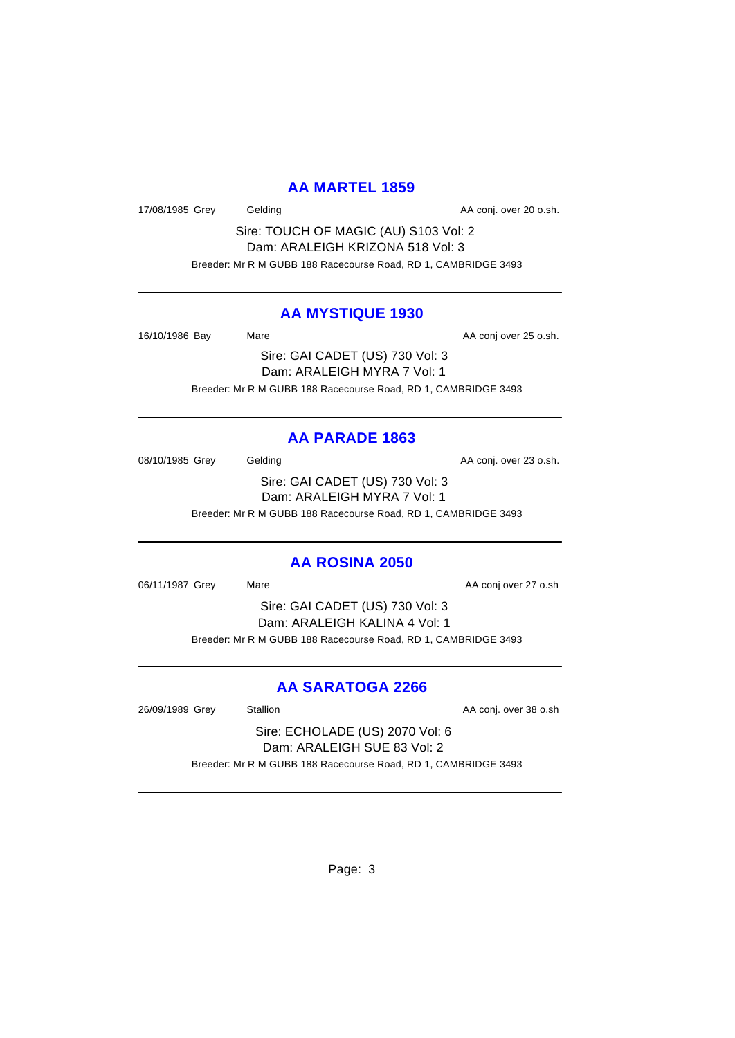## AA MARTEL 1859

17/08/1985 Grey Gelding AA conj. over 20 o.sh.

Sire: TOUCH OF MAGIC (AU) S103 Vol: 2
Dam: ARALEIGH KRIZONA 518 Vol: 3

Breeder: Mr R M GUBB 188 Racecourse Road, RD 1, CAMBRIDGE 3493

---

## AA MYSTIQUE 1930

16/10/1986 Bay Mare AA conj over 25 o.sh.

Sire: GAI CADET (US) 730 Vol: 3
Dam: ARALEIGH MYRA 7 Vol: 1

Breeder: Mr R M GUBB 188 Racecourse Road, RD 1, CAMBRIDGE 3493

---

## AA PARADE 1863

08/10/1985 Grey Gelding AA conj. over 23 o.sh.

Sire: GAI CADET (US) 730 Vol: 3
Dam: ARALEIGH MYRA 7 Vol: 1

Breeder: Mr R M GUBB 188 Racecourse Road, RD 1, CAMBRIDGE 3493

---

## AA ROSINA 2050

06/11/1987 Grey Mare AA conj over 27 o.sh

Sire: GAI CADET (US) 730 Vol: 3
Dam: ARALEIGH KALINA 4 Vol: 1

Breeder: Mr R M GUBB 188 Racecourse Road, RD 1, CAMBRIDGE 3493

---

## AA SARATOGA 2266

26/09/1989 Grey Stallion AA conj. over 38 o.sh

Sire: ECHOLADE (US) 2070 Vol: 6
Dam: ARALEIGH SUE 83 Vol: 2

Breeder: Mr R M GUBB 188 Racecourse Road, RD 1, CAMBRIDGE 3493

---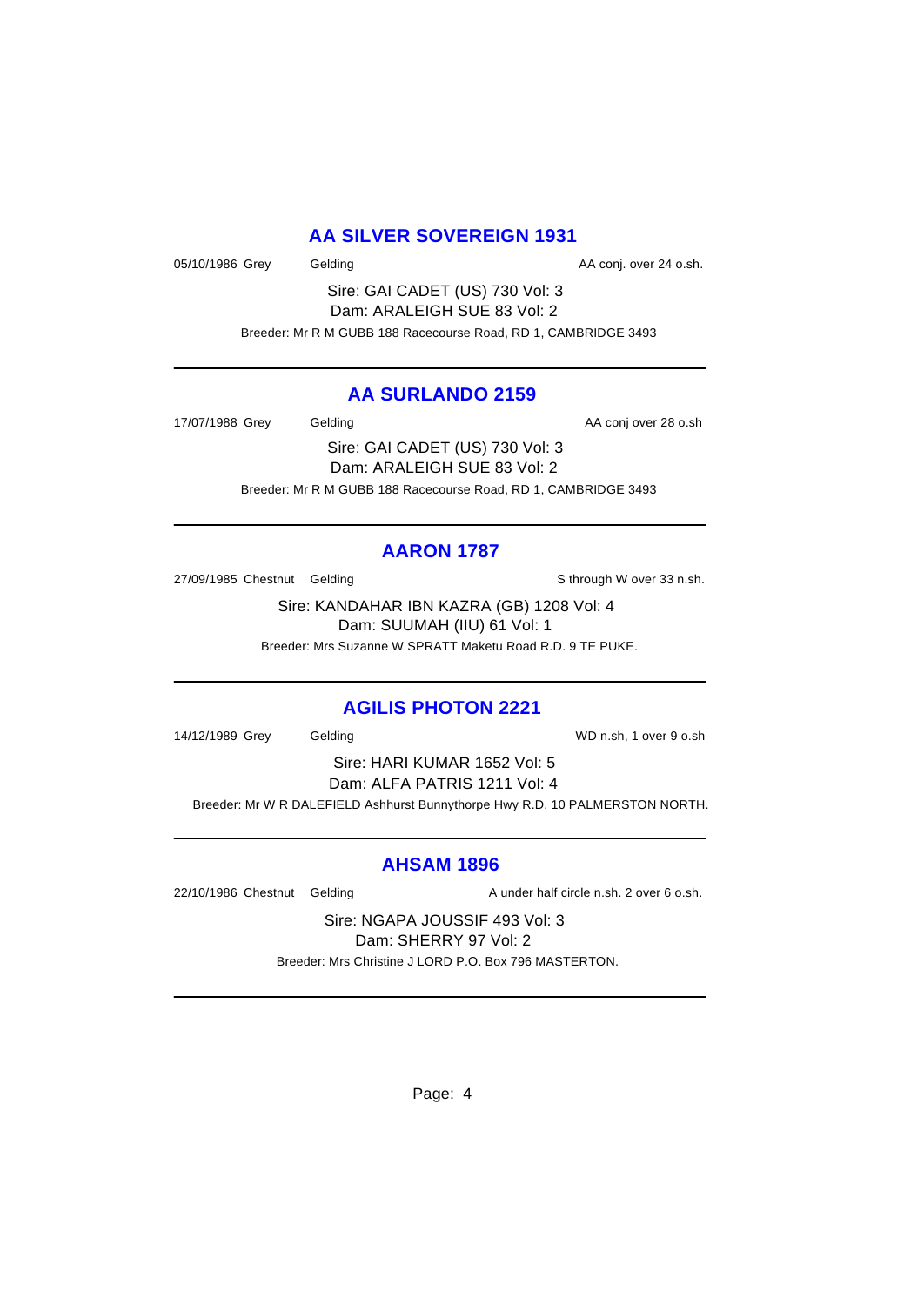## AA SILVER SOVEREIGN 1931

05/10/1986 Grey Gelding AA conj. over 24 o.sh.

Sire: GAI CADET (US) 730 Vol: 3
Dam: ARALEIGH SUE 83 Vol: 2

Breeder: Mr R M GUBB 188 Racecourse Road, RD 1, CAMBRIDGE 3493

---

## AA SURLANDO 2159

17/07/1988 Grey Gelding AA conj over 28 o.sh

Sire: GAI CADET (US) 730 Vol: 3
Dam: ARALEIGH SUE 83 Vol: 2

Breeder: Mr R M GUBB 188 Racecourse Road, RD 1, CAMBRIDGE 3493

---

## AARON 1787

27/09/1985 Chestnut Gelding S through W over 33 n.sh.

Sire: KANDAHAR IBN KAZRA (GB) 1208 Vol: 4
Dam: SUUMAH (IIU) 61 Vol: 1

Breeder: Mrs Suzanne W SPRATT Maketu Road R.D. 9 TE PUKE.

---

## AGILIS PHOTON 2221

14/12/1989 Grey Gelding WD n.sh, 1 over 9 o.sh

Sire: HARI KUMAR 1652 Vol: 5
Dam: ALFA PATRIS 1211 Vol: 4

Breeder: Mr W R DALEFIELD Ashhurst Bunnythorpe Hwy R.D. 10 PALMERSTON NORTH.

---

## AHSAM 1896

22/10/1986 Chestnut Gelding A under half circle n.sh. 2 over 6 o.sh.

Sire: NGAPA JOUSSIF 493 Vol: 3
Dam: SHERRY 97 Vol: 2

Breeder: Mrs Christine J LORD P.O. Box 796 MASTERTON.

---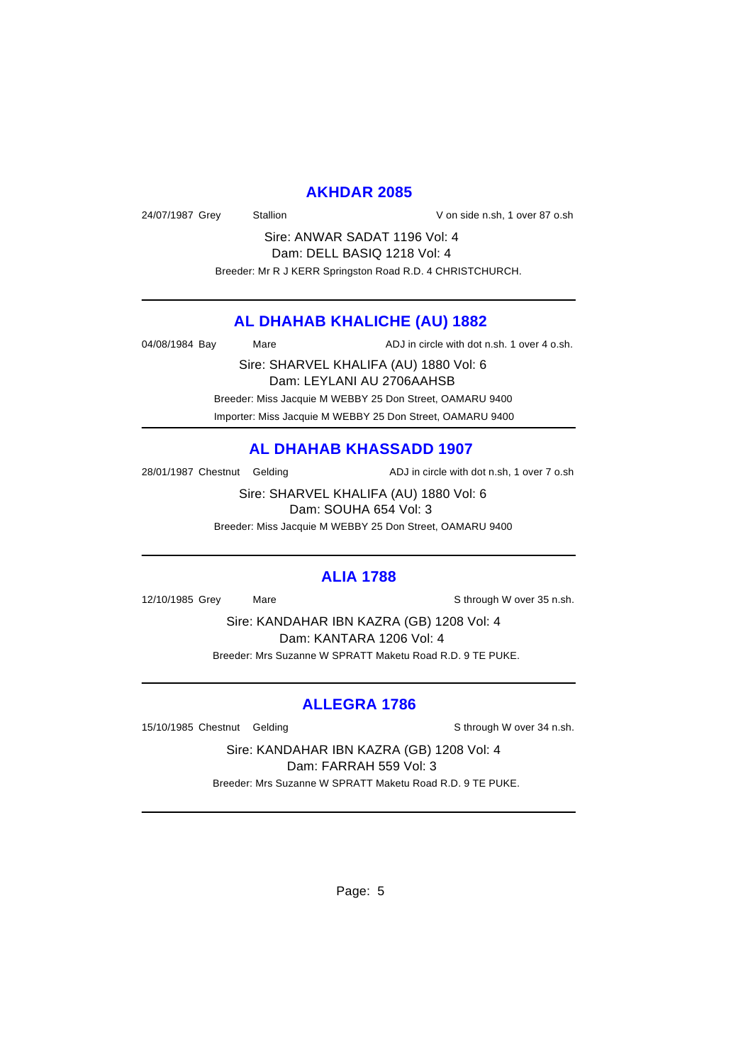## AKHDAR 2085

24/07/1987 Grey Stallion V on side n.sh, 1 over 87 o.sh

Sire: ANWAR SADAT 1196 Vol: 4
Dam: DELL BASIQ 1218 Vol: 4
Breeder: Mr R J KERR Springston Road R.D. 4 CHRISTCHURCH.

---

## AL DHAHAB KHALICHE (AU) 1882

04/08/1984 Bay Mare ADJ in circle with dot n.sh. 1 over 4 o.sh.

Sire: SHARVEL KHALIFA (AU) 1880 Vol: 6
Dam: LEYLANI AU 2706AAHSB
Breeder: Miss Jacquie M WEBBY 25 Don Street, OAMARU 9400
Importer: Miss Jacquie M WEBBY 25 Don Street, OAMARU 9400

---

## AL DHAHAB KHASSADD 1907

28/01/1987 Chestnut Gelding ADJ in circle with dot n.sh, 1 over 7 o.sh

Sire: SHARVEL KHALIFA (AU) 1880 Vol: 6
Dam: SOUHA 654 Vol: 3
Breeder: Miss Jacquie M WEBBY 25 Don Street, OAMARU 9400

---

## ALIA 1788

12/10/1985 Grey Mare S through W over 35 n.sh.

Sire: KANDAHAR IBN KAZRA (GB) 1208 Vol: 4
Dam: KANTARA 1206 Vol: 4
Breeder: Mrs Suzanne W SPRATT Maketu Road R.D. 9 TE PUKE.

---

## ALLEGRA 1786

15/10/1985 Chestnut Gelding S through W over 34 n.sh.

Sire: KANDAHAR IBN KAZRA (GB) 1208 Vol: 4
Dam: FARRAH 559 Vol: 3
Breeder: Mrs Suzanne W SPRATT Maketu Road R.D. 9 TE PUKE.

---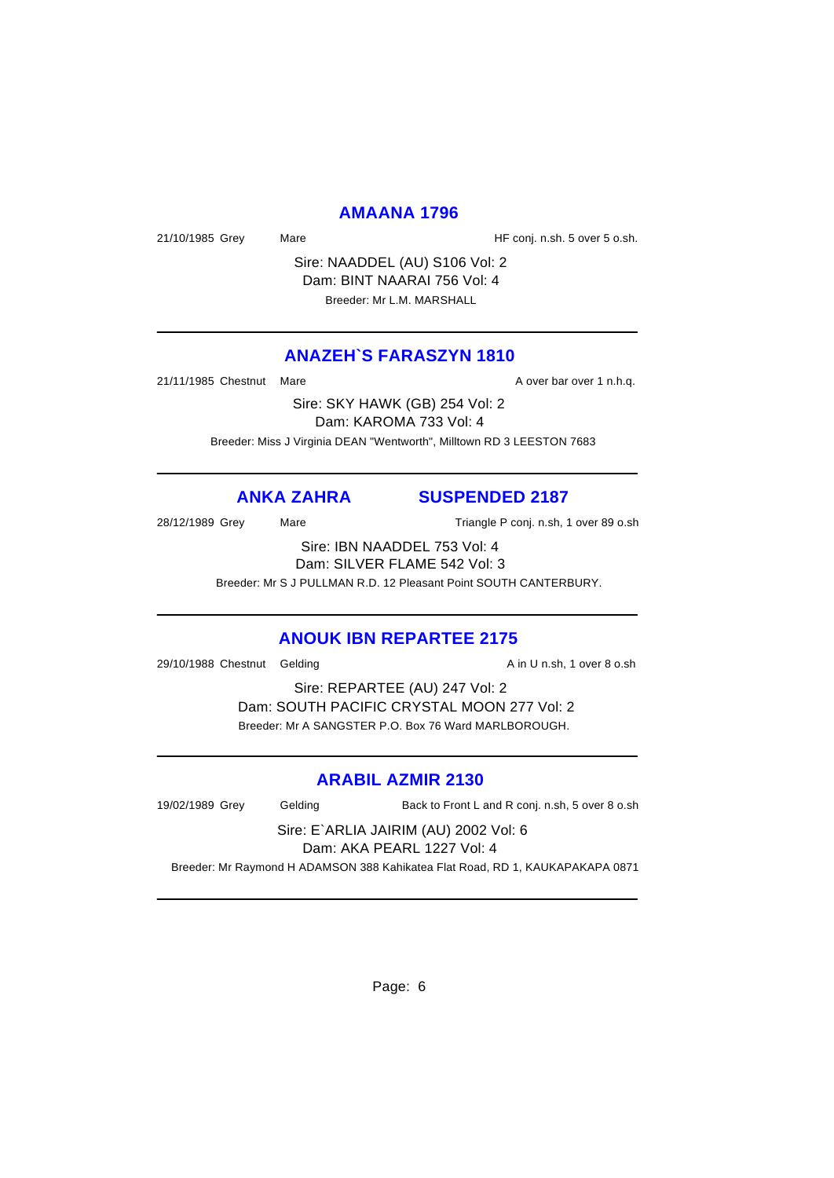## AMAANA 1796

21/10/1985 Grey Mare HF conj. n.sh. 5 over 5 o.sh.

Sire: NAADDEL (AU) S106 Vol: 2
Dam: BINT NAARAI 756 Vol: 4
Breeder: Mr L.M. MARSHALL

---

## ANAZEH`S FARASZYN 1810

21/11/1985 Chestnut Mare A over bar over 1 n.h.q.

Sire: SKY HAWK (GB) 254 Vol: 2
Dam: KAROMA 733 Vol: 4
Breeder: Miss J Virginia DEAN "Wentworth", Milltown RD 3 LEESTON 7683

---

## ANKA ZAHRA SUSPENDED 2187

28/12/1989 Grey Mare Triangle P conj. n.sh, 1 over 89 o.sh

Sire: IBN NAADDEL 753 Vol: 4
Dam: SILVER FLAME 542 Vol: 3
Breeder: Mr S J PULLMAN R.D. 12 Pleasant Point SOUTH CANTERBURY.

---

## ANOUK IBN REPARTEE 2175

29/10/1988 Chestnut Gelding A in U n.sh, 1 over 8 o.sh

Sire: REPARTEE (AU) 247 Vol: 2
Dam: SOUTH PACIFIC CRYSTAL MOON 277 Vol: 2
Breeder: Mr A SANGSTER P.O. Box 76 Ward MARLBOROUGH.

---

## ARABIL AZMIR 2130

19/02/1989 Grey Gelding Back to Front L and R conj. n.sh, 5 over 8 o.sh

Sire: E`ARLIA JAIRIM (AU) 2002 Vol: 6
Dam: AKA PEARL 1227 Vol: 4
Breeder: Mr Raymond H ADAMSON 388 Kahikatea Flat Road, RD 1, KAUKAPAKAPA 0871

---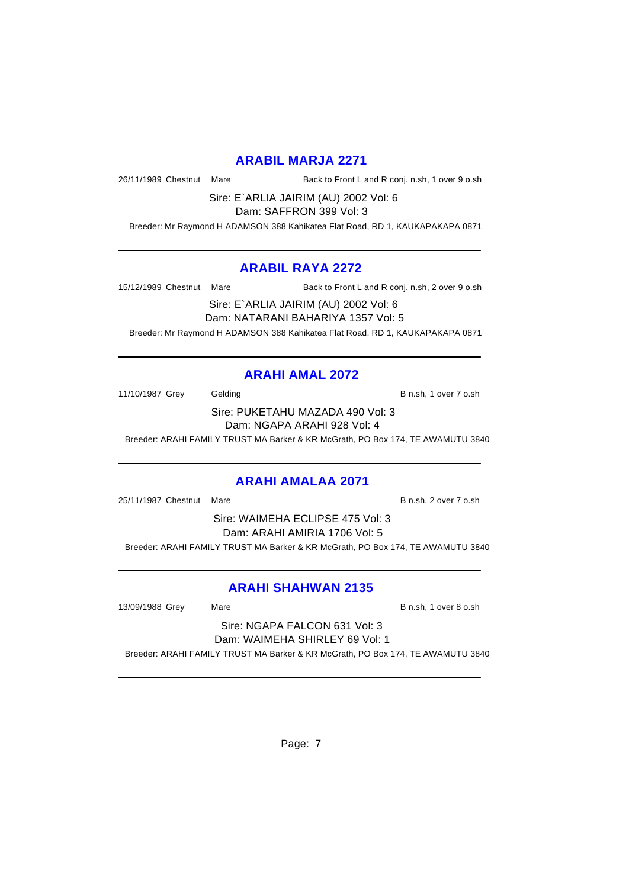## ARABIL MARJA 2271

26/11/1989 Chestnut Mare Back to Front L and R conj. n.sh, 1 over 9 o.sh

Sire: E`ARLIA JAIRIM (AU) 2002 Vol: 6

Dam: SAFFRON 399 Vol: 3

Breeder: Mr Raymond H ADAMSON 388 Kahikatea Flat Road, RD 1, KAUKAPAKAPA 0871

---

## ARABIL RAYA 2272

15/12/1989 Chestnut Mare Back to Front L and R conj. n.sh, 2 over 9 o.sh

Sire: E`ARLIA JAIRIM (AU) 2002 Vol: 6

Dam: NATARANI BAHARIYA 1357 Vol: 5

Breeder: Mr Raymond H ADAMSON 388 Kahikatea Flat Road, RD 1, KAUKAPAKAPA 0871

---

## ARAHI AMAL 2072

11/10/1987 Grey Gelding B n.sh, 1 over 7 o.sh

Sire: PUKETAHU MAZADA 490 Vol: 3

Dam: NGAPA ARAHI 928 Vol: 4

Breeder: ARAHI FAMILY TRUST MA Barker & KR McGrath, PO Box 174, TE AWAMUTU 3840

---

## ARAHI AMALAA 2071

25/11/1987 Chestnut Mare B n.sh, 2 over 7 o.sh

Sire: WAIMEHA ECLIPSE 475 Vol: 3

Dam: ARAHI AMIRIA 1706 Vol: 5

Breeder: ARAHI FAMILY TRUST MA Barker & KR McGrath, PO Box 174, TE AWAMUTU 3840

---

## ARAHI SHAHWAN 2135

13/09/1988 Grey Mare B n.sh, 1 over 8 o.sh

Sire: NGAPA FALCON 631 Vol: 3

Dam: WAIMEHA SHIRLEY 69 Vol: 1

Breeder: ARAHI FAMILY TRUST MA Barker & KR McGrath, PO Box 174, TE AWAMUTU 3840

---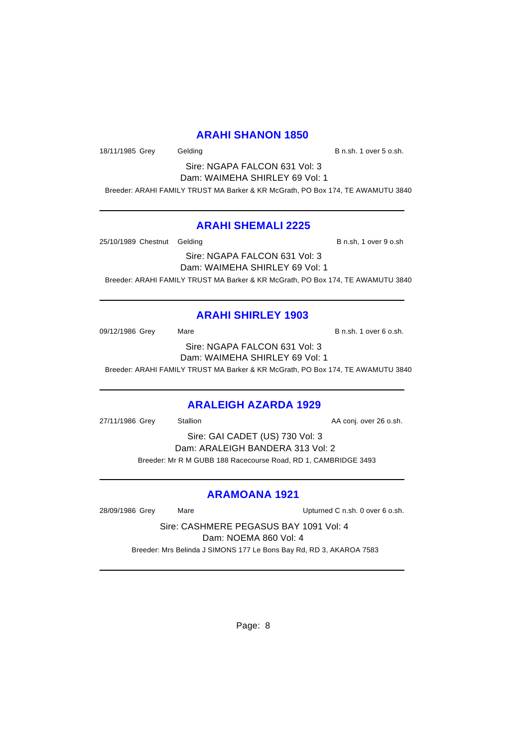## ARAHI SHANON 1850

18/11/1985 Grey Gelding B n.sh. 1 over 5 o.sh.

Sire: NGAPA FALCON 631 Vol: 3
Dam: WAIMEHA SHIRLEY 69 Vol: 1

Breeder: ARAHI FAMILY TRUST MA Barker & KR McGrath, PO Box 174, TE AWAMUTU 3840

---

## ARAHI SHEMALI 2225

25/10/1989 Chestnut Gelding B n.sh, 1 over 9 o.sh

Sire: NGAPA FALCON 631 Vol: 3
Dam: WAIMEHA SHIRLEY 69 Vol: 1

Breeder: ARAHI FAMILY TRUST MA Barker & KR McGrath, PO Box 174, TE AWAMUTU 3840

---

## ARAHI SHIRLEY 1903

09/12/1986 Grey Mare B n.sh. 1 over 6 o.sh.

Sire: NGAPA FALCON 631 Vol: 3
Dam: WAIMEHA SHIRLEY 69 Vol: 1

Breeder: ARAHI FAMILY TRUST MA Barker & KR McGrath, PO Box 174, TE AWAMUTU 3840

---

## ARALEIGH AZARDA 1929

27/11/1986 Grey Stallion AA conj. over 26 o.sh.

Sire: GAI CADET (US) 730 Vol: 3
Dam: ARALEIGH BANDERA 313 Vol: 2

Breeder: Mr R M GUBB 188 Racecourse Road, RD 1, CAMBRIDGE 3493

---

## ARAMOANA 1921

28/09/1986 Grey Mare Upturned C n.sh. 0 over 6 o.sh.

Sire: CASHMERE PEGASUS BAY 1091 Vol: 4
Dam: NOEMA 860 Vol: 4

Breeder: Mrs Belinda J SIMONS 177 Le Bons Bay Rd, RD 3, AKAROA 7583

---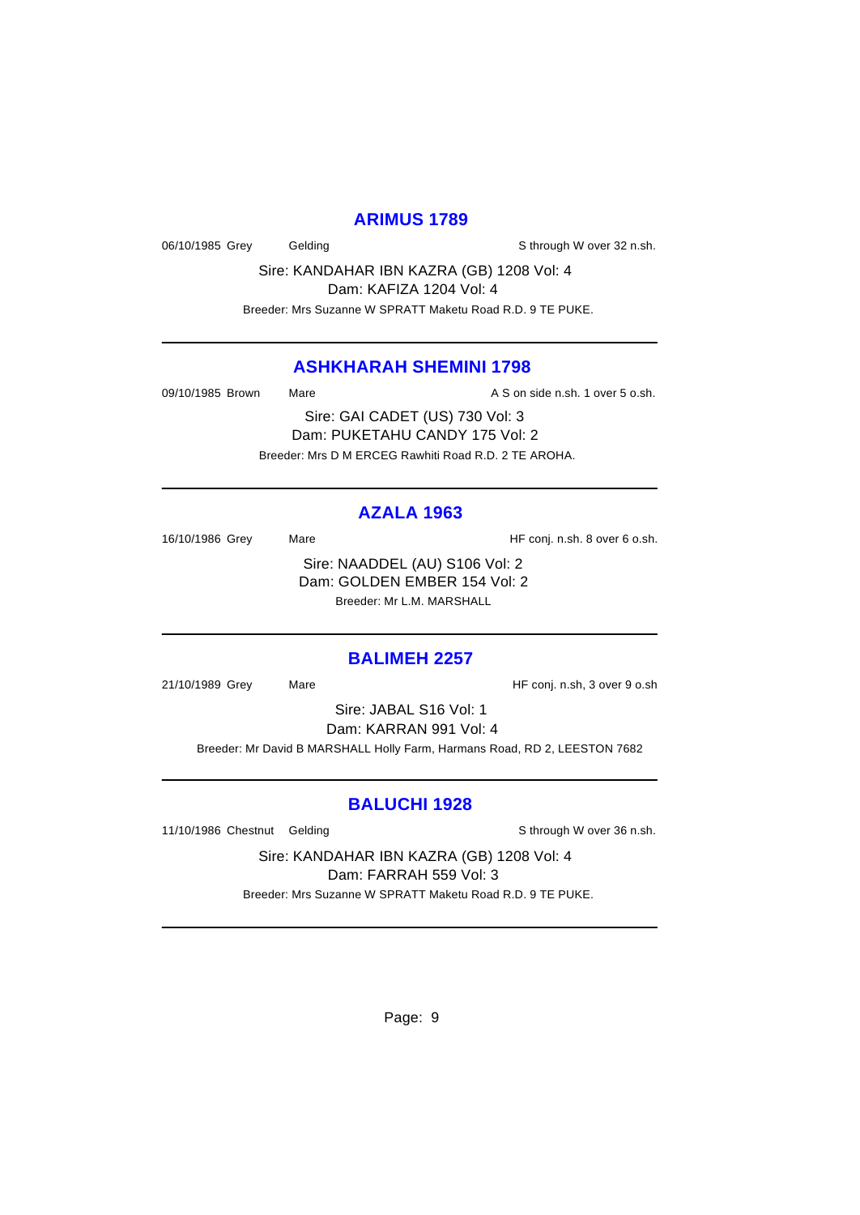## ARIMUS 1789

06/10/1985 Grey Gelding S through W over 32 n.sh.

Sire: KANDAHAR IBN KAZRA (GB) 1208 Vol: 4
Dam: KAFIZA 1204 Vol: 4
Breeder: Mrs Suzanne W SPRATT Maketu Road R.D. 9 TE PUKE.

---

## ASHKHARAH SHEMINI 1798

09/10/1985 Brown Mare A S on side n.sh. 1 over 5 o.sh.

Sire: GAI CADET (US) 730 Vol: 3
Dam: PUKETAHU CANDY 175 Vol: 2
Breeder: Mrs D M ERCEG Rawhiti Road R.D. 2 TE AROHA.

---

## AZALA 1963

16/10/1986 Grey Mare HF conj. n.sh. 8 over 6 o.sh.

Sire: NAADDEL (AU) S106 Vol: 2
Dam: GOLDEN EMBER 154 Vol: 2
Breeder: Mr L.M. MARSHALL

---

## BALIMEH 2257

21/10/1989 Grey Mare HF conj. n.sh, 3 over 9 o.sh

Sire: JABAL S16 Vol: 1
Dam: KARRAN 991 Vol: 4
Breeder: Mr David B MARSHALL Holly Farm, Harmans Road, RD 2, LEESTON 7682

---

## BALUCHI 1928

11/10/1986 Chestnut Gelding S through W over 36 n.sh.

Sire: KANDAHAR IBN KAZRA (GB) 1208 Vol: 4
Dam: FARRAH 559 Vol: 3
Breeder: Mrs Suzanne W SPRATT Maketu Road R.D. 9 TE PUKE.

---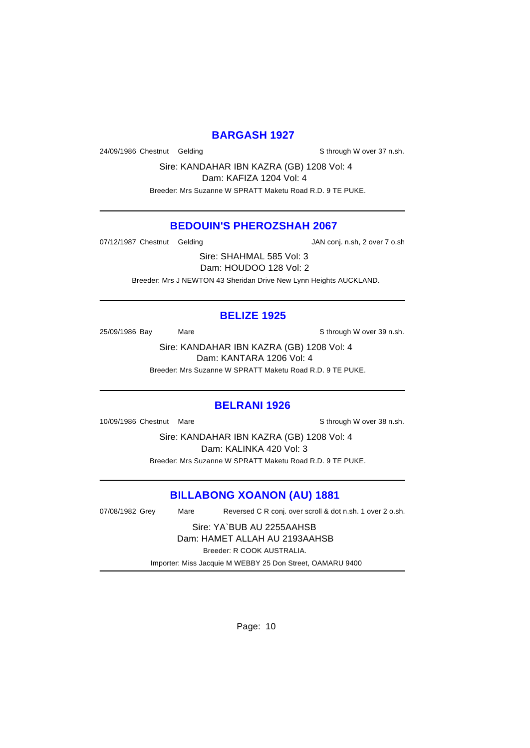## BARGASH 1927

24/09/1986 Chestnut Gelding S through W over 37 n.sh.

Sire: KANDAHAR IBN KAZRA (GB) 1208 Vol: 4
Dam: KAFIZA 1204 Vol: 4

Breeder: Mrs Suzanne W SPRATT Maketu Road R.D. 9 TE PUKE.

---

## BEDOUIN'S PHEROZSHAH 2067

07/12/1987 Chestnut Gelding JAN conj. n.sh, 2 over 7 o.sh

Sire: SHAHMAL 585 Vol: 3
Dam: HOUDOO 128 Vol: 2

Breeder: Mrs J NEWTON 43 Sheridan Drive New Lynn Heights AUCKLAND.

---

## BELIZE 1925

25/09/1986 Bay Mare S through W over 39 n.sh.

Sire: KANDAHAR IBN KAZRA (GB) 1208 Vol: 4
Dam: KANTARA 1206 Vol: 4

Breeder: Mrs Suzanne W SPRATT Maketu Road R.D. 9 TE PUKE.

---

## BELRANI 1926

10/09/1986 Chestnut Mare S through W over 38 n.sh.

Sire: KANDAHAR IBN KAZRA (GB) 1208 Vol: 4
Dam: KALINKA 420 Vol: 3

Breeder: Mrs Suzanne W SPRATT Maketu Road R.D. 9 TE PUKE.

---

## BILLABONG XOANON (AU) 1881

07/08/1982 Grey Mare Reversed C R conj. over scroll & dot n.sh. 1 over 2 o.sh.

Sire: YA`BUB AU 2255AAHSB
Dam: HAMET ALLAH AU 2193AAHSB

Breeder: R COOK AUSTRALIA.

Importer: Miss Jacquie M WEBBY 25 Don Street, OAMARU 9400

---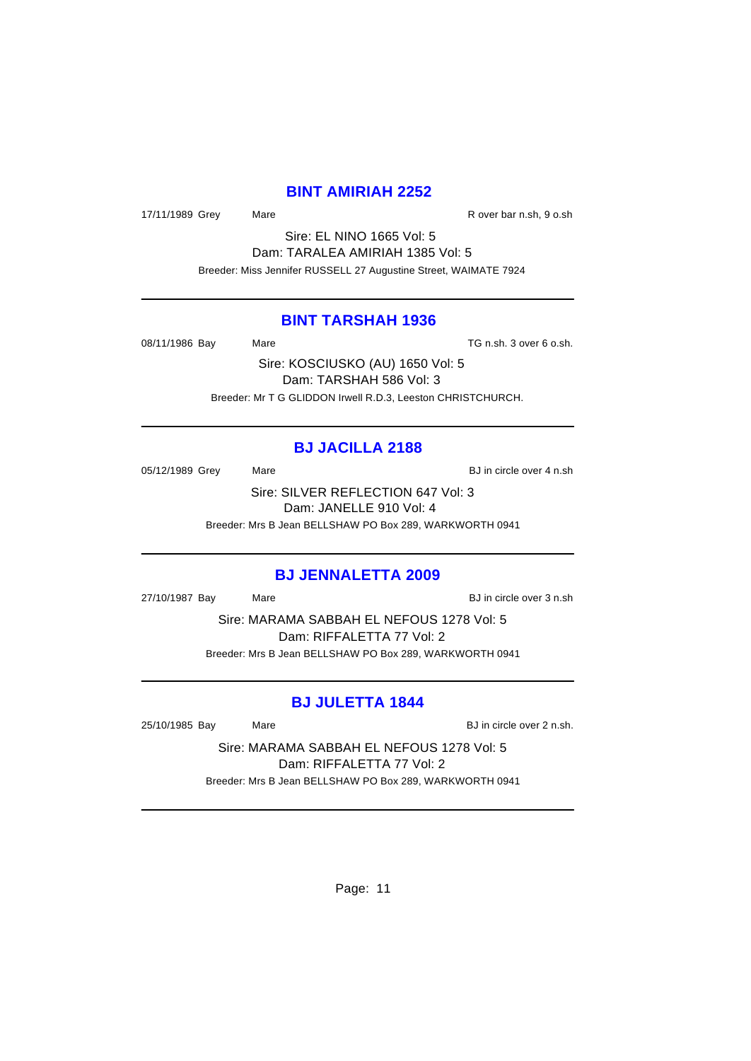## BINT AMIRIAH 2252

17/11/1989 Grey Mare R over bar n.sh, 9 o.sh

Sire: EL NINO 1665 Vol: 5
Dam: TARALEA AMIRIAH 1385 Vol: 5
Breeder: Miss Jennifer RUSSELL 27 Augustine Street, WAIMATE 7924

---

## BINT TARSHAH 1936

08/11/1986 Bay Mare TG n.sh. 3 over 6 o.sh.

Sire: KOSCIUSKO (AU) 1650 Vol: 5
Dam: TARSHAH 586 Vol: 3
Breeder: Mr T G GLIDDON Irwell R.D.3, Leeston CHRISTCHURCH.

---

## BJ JACILLA 2188

05/12/1989 Grey Mare BJ in circle over 4 n.sh

Sire: SILVER REFLECTION 647 Vol: 3
Dam: JANELLE 910 Vol: 4
Breeder: Mrs B Jean BELLSHAW PO Box 289, WARKWORTH 0941

---

## BJ JENNALETTA 2009

27/10/1987 Bay Mare BJ in circle over 3 n.sh

Sire: MARAMA SABBAH EL NEFOUS 1278 Vol: 5
Dam: RIFFALETTA 77 Vol: 2
Breeder: Mrs B Jean BELLSHAW PO Box 289, WARKWORTH 0941

---

## BJ JULETTA 1844

25/10/1985 Bay Mare BJ in circle over 2 n.sh.

Sire: MARAMA SABBAH EL NEFOUS 1278 Vol: 5
Dam: RIFFALETTA 77 Vol: 2
Breeder: Mrs B Jean BELLSHAW PO Box 289, WARKWORTH 0941

---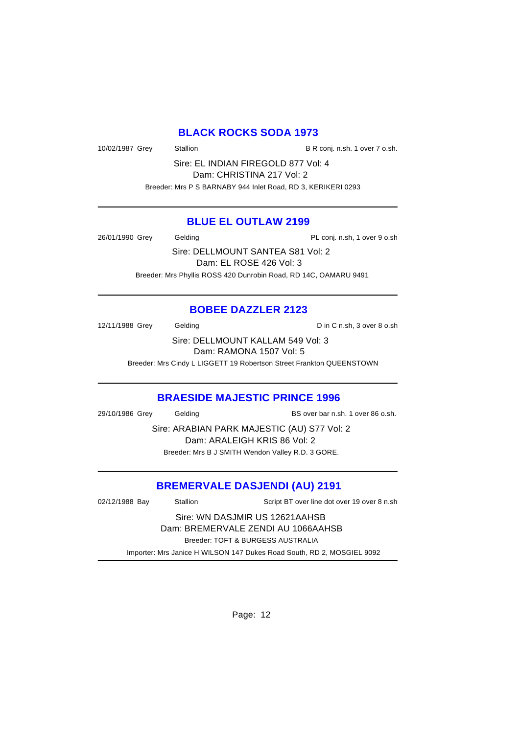## BLACK ROCKS SODA 1973

10/02/1987 Grey Stallion B R conj. n.sh. 1 over 7 o.sh.

Sire: EL INDIAN FIREGOLD 877 Vol: 4
Dam: CHRISTINA 217 Vol: 2

Breeder: Mrs P S BARNABY 944 Inlet Road, RD 3, KERIKERI 0293

---

## BLUE EL OUTLAW 2199

26/01/1990 Grey Gelding PL conj. n.sh, 1 over 9 o.sh

Sire: DELLMOUNT SANTEA S81 Vol: 2
Dam: EL ROSE 426 Vol: 3

Breeder: Mrs Phyllis ROSS 420 Dunrobin Road, RD 14C, OAMARU 9491

---

## BOBEE DAZZLER 2123

12/11/1988 Grey Gelding D in C n.sh, 3 over 8 o.sh

Sire: DELLMOUNT KALLAM 549 Vol: 3
Dam: RAMONA 1507 Vol: 5

Breeder: Mrs Cindy L LIGGETT 19 Robertson Street Frankton QUEENSTOWN

---

## BRAESIDE MAJESTIC PRINCE 1996

29/10/1986 Grey Gelding BS over bar n.sh. 1 over 86 o.sh.

Sire: ARABIAN PARK MAJESTIC (AU) S77 Vol: 2
Dam: ARALEIGH KRIS 86 Vol: 2

Breeder: Mrs B J SMITH Wendon Valley R.D. 3 GORE.

---

## BREMERVALE DASJENDI (AU) 2191

02/12/1988 Bay Stallion Script BT over line dot over 19 over 8 n.sh

Sire: WN DASJMIR US 12621AAHSB
Dam: BREMERVALE ZENDI AU 1066AAHSB

Breeder: TOFT & BURGESS AUSTRALIA

Importer: Mrs Janice H WILSON 147 Dukes Road South, RD 2, MOSGIEL 9092

---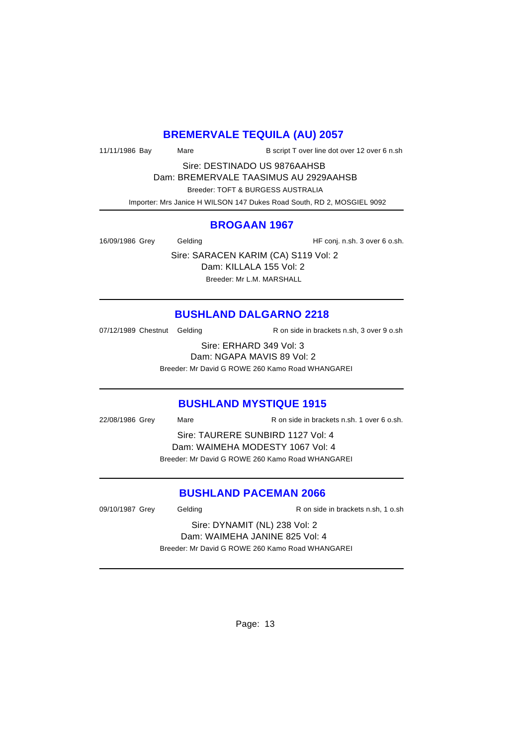## BREMERVALE TEQUILA (AU) 2057

11/11/1986 Bay Mare B script T over line dot over 12 over 6 n.sh

Sire: DESTINADO US 9876AAHSB
Dam: BREMERVALE TAASIMUS AU 2929AAHSB
Breeder: TOFT & BURGESS AUSTRALIA
Importer: Mrs Janice H WILSON 147 Dukes Road South, RD 2, MOSGIEL 9092

---

## BROGAAN 1967

16/09/1986 Grey Gelding HF conj. n.sh. 3 over 6 o.sh.

Sire: SARACEN KARIM (CA) S119 Vol: 2
Dam: KILLALA 155 Vol: 2
Breeder: Mr L.M. MARSHALL

---

## BUSHLAND DALGARNO 2218

07/12/1989 Chestnut Gelding R on side in brackets n.sh, 3 over 9 o.sh

Sire: ERHARD 349 Vol: 3
Dam: NGAPA MAVIS 89 Vol: 2
Breeder: Mr David G ROWE 260 Kamo Road WHANGAREI

---

## BUSHLAND MYSTIQUE 1915

22/08/1986 Grey Mare R on side in brackets n.sh. 1 over 6 o.sh.

Sire: TAURERE SUNBIRD 1127 Vol: 4
Dam: WAIMEHA MODESTY 1067 Vol: 4
Breeder: Mr David G ROWE 260 Kamo Road WHANGAREI

---

## BUSHLAND PACEMAN 2066

09/10/1987 Grey Gelding R on side in brackets n.sh, 1 o.sh

Sire: DYNAMIT (NL) 238 Vol: 2
Dam: WAIMEHA JANINE 825 Vol: 4
Breeder: Mr David G ROWE 260 Kamo Road WHANGAREI

---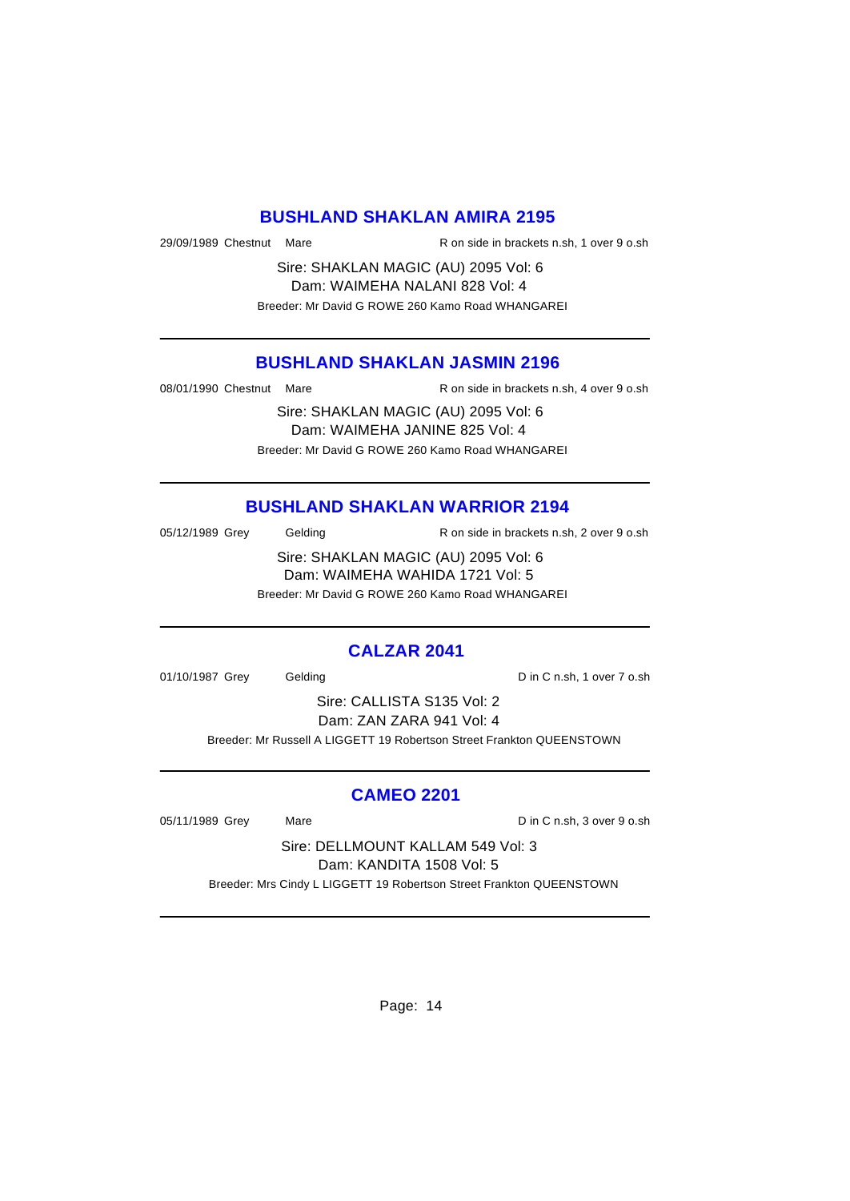## BUSHLAND SHAKLAN AMIRA 2195

29/09/1989 Chestnut Mare R on side in brackets n.sh, 1 over 9 o.sh

Sire: SHAKLAN MAGIC (AU) 2095 Vol: 6
Dam: WAIMEHA NALANI 828 Vol: 4

Breeder: Mr David G ROWE 260 Kamo Road WHANGAREI

---

## BUSHLAND SHAKLAN JASMIN 2196

08/01/1990 Chestnut Mare R on side in brackets n.sh, 4 over 9 o.sh

Sire: SHAKLAN MAGIC (AU) 2095 Vol: 6
Dam: WAIMEHA JANINE 825 Vol: 4

Breeder: Mr David G ROWE 260 Kamo Road WHANGAREI

---

## BUSHLAND SHAKLAN WARRIOR 2194

05/12/1989 Grey Gelding R on side in brackets n.sh, 2 over 9 o.sh

Sire: SHAKLAN MAGIC (AU) 2095 Vol: 6
Dam: WAIMEHA WAHIDA 1721 Vol: 5

Breeder: Mr David G ROWE 260 Kamo Road WHANGAREI

---

## CALZAR 2041

01/10/1987 Grey Gelding D in C n.sh, 1 over 7 o.sh

Sire: CALLISTA S135 Vol: 2
Dam: ZAN ZARA 941 Vol: 4

Breeder: Mr Russell A LIGGETT 19 Robertson Street Frankton QUEENSTOWN

---

## CAMEO 2201

05/11/1989 Grey Mare D in C n.sh, 3 over 9 o.sh

Sire: DELLMOUNT KALLAM 549 Vol: 3
Dam: KANDITA 1508 Vol: 5

Breeder: Mrs Cindy L LIGGETT 19 Robertson Street Frankton QUEENSTOWN

---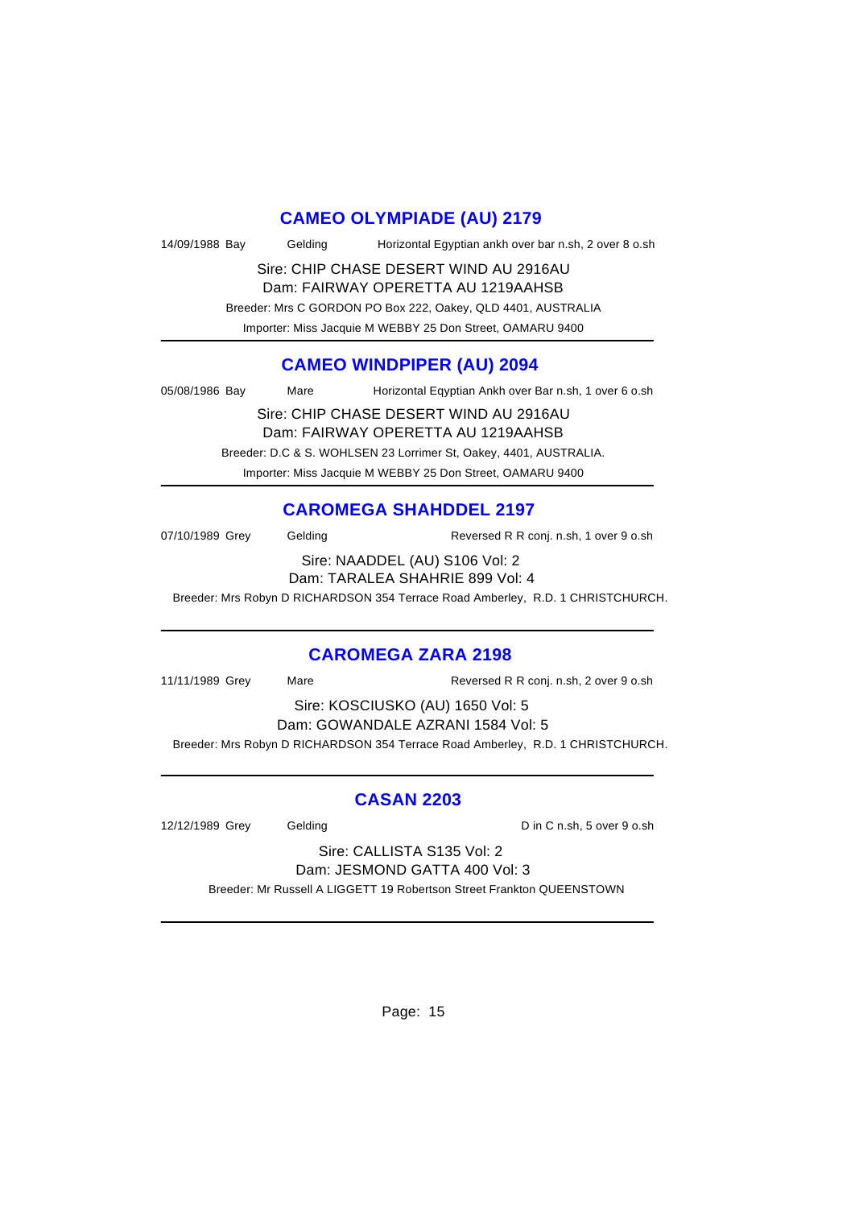## CAMEO OLYMPIADE (AU) 2179

14/09/1988 Bay Gelding Horizontal Egyptian ankh over bar n.sh, 2 over 8 o.sh

Sire: CHIP CHASE DESERT WIND AU 2916AU
Dam: FAIRWAY OPERETTA AU 1219AAHSB

Breeder: Mrs C GORDON PO Box 222, Oakey, QLD 4401, AUSTRALIA

Importer: Miss Jacquie M WEBBY 25 Don Street, OAMARU 9400

---

## CAMEO WINDPIPER (AU) 2094

05/08/1986 Bay Mare Horizontal Eqyptian Ankh over Bar n.sh, 1 over 6 o.sh

Sire: CHIP CHASE DESERT WIND AU 2916AU
Dam: FAIRWAY OPERETTA AU 1219AAHSB

Breeder: D.C & S. WOHLSEN 23 Lorrimer St, Oakey, 4401, AUSTRALIA.

Importer: Miss Jacquie M WEBBY 25 Don Street, OAMARU 9400

---

## CAROMEGA SHAHDDEL 2197

07/10/1989 Grey Gelding Reversed R R conj. n.sh, 1 over 9 o.sh

Sire: NAADDEL (AU) S106 Vol: 2
Dam: TARALEA SHAHRIE 899 Vol: 4

Breeder: Mrs Robyn D RICHARDSON 354 Terrace Road Amberley, R.D. 1 CHRISTCHURCH.

---

## CAROMEGA ZARA 2198

11/11/1989 Grey Mare Reversed R R conj. n.sh, 2 over 9 o.sh

Sire: KOSCIUSKO (AU) 1650 Vol: 5
Dam: GOWANDALE AZRANI 1584 Vol: 5

Breeder: Mrs Robyn D RICHARDSON 354 Terrace Road Amberley, R.D. 1 CHRISTCHURCH.

---

## CASAN 2203

12/12/1989 Grey Gelding D in C n.sh, 5 over 9 o.sh

Sire: CALLISTA S135 Vol: 2
Dam: JESMOND GATTA 400 Vol: 3

Breeder: Mr Russell A LIGGETT 19 Robertson Street Frankton QUEENSTOWN

---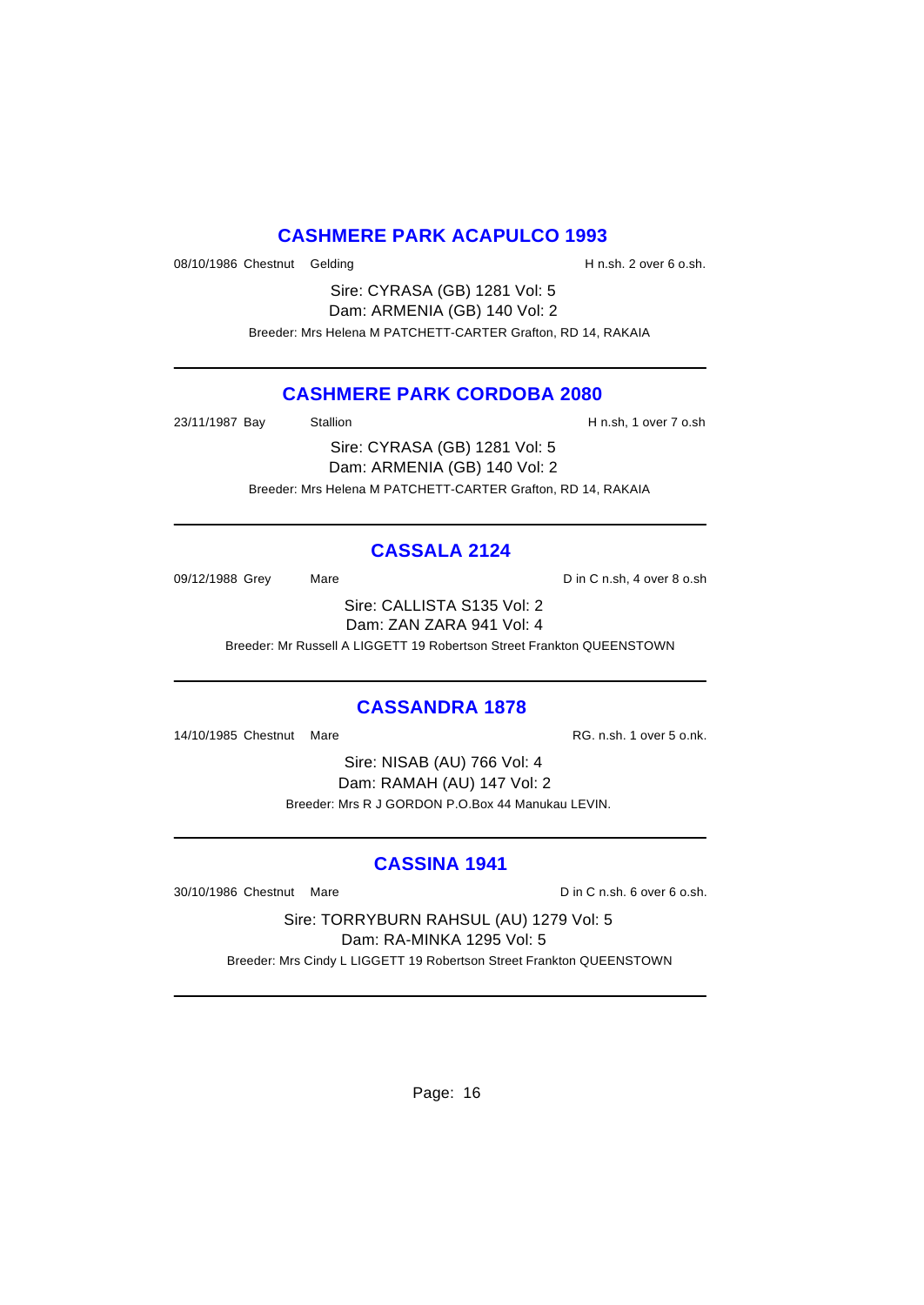## CASHMERE PARK ACAPULCO 1993

08/10/1986 Chestnut Gelding H n.sh. 2 over 6 o.sh.

Sire: CYRASA (GB) 1281 Vol: 5
Dam: ARMENIA (GB) 140 Vol: 2

Breeder: Mrs Helena M PATCHETT-CARTER Grafton, RD 14, RAKAIA

---

## CASHMERE PARK CORDOBA 2080

23/11/1987 Bay Stallion H n.sh, 1 over 7 o.sh

Sire: CYRASA (GB) 1281 Vol: 5
Dam: ARMENIA (GB) 140 Vol: 2

Breeder: Mrs Helena M PATCHETT-CARTER Grafton, RD 14, RAKAIA

---

## CASSALA 2124

09/12/1988 Grey Mare D in C n.sh, 4 over 8 o.sh

Sire: CALLISTA S135 Vol: 2
Dam: ZAN ZARA 941 Vol: 4

Breeder: Mr Russell A LIGGETT 19 Robertson Street Frankton QUEENSTOWN

---

## CASSANDRA 1878

14/10/1985 Chestnut Mare RG. n.sh. 1 over 5 o.nk.

Sire: NISAB (AU) 766 Vol: 4
Dam: RAMAH (AU) 147 Vol: 2

Breeder: Mrs R J GORDON P.O.Box 44 Manukau LEVIN.

---

## CASSINA 1941

30/10/1986 Chestnut Mare D in C n.sh. 6 over 6 o.sh.

Sire: TORRYBURN RAHSUL (AU) 1279 Vol: 5
Dam: RA-MINKA 1295 Vol: 5

Breeder: Mrs Cindy L LIGGETT 19 Robertson Street Frankton QUEENSTOWN

---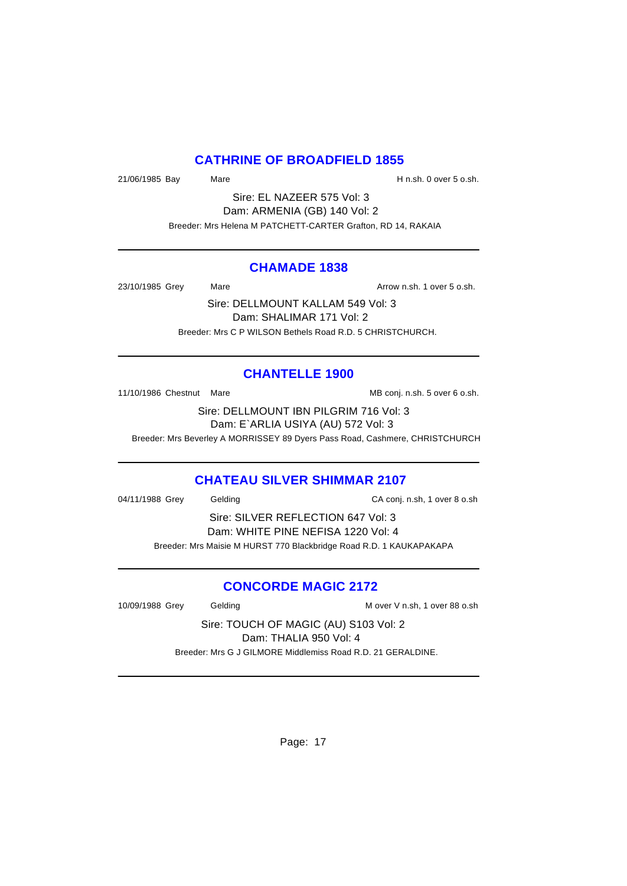## CATHRINE OF BROADFIELD 1855

21/06/1985 Bay Mare H n.sh. 0 over 5 o.sh.

Sire: EL NAZEER 575 Vol: 3
Dam: ARMENIA (GB) 140 Vol: 2
Breeder: Mrs Helena M PATCHETT-CARTER Grafton, RD 14, RAKAIA

---

## CHAMADE 1838

23/10/1985 Grey Mare Arrow n.sh. 1 over 5 o.sh.

Sire: DELLMOUNT KALLAM 549 Vol: 3
Dam: SHALIMAR 171 Vol: 2
Breeder: Mrs C P WILSON Bethels Road R.D. 5 CHRISTCHURCH.

---

## CHANTELLE 1900

11/10/1986 Chestnut Mare MB conj. n.sh. 5 over 6 o.sh.

Sire: DELLMOUNT IBN PILGRIM 716 Vol: 3
Dam: E`ARLIA USIYA (AU) 572 Vol: 3
Breeder: Mrs Beverley A MORRISSEY 89 Dyers Pass Road, Cashmere, CHRISTCHURCH

---

## CHATEAU SILVER SHIMMAR 2107

04/11/1988 Grey Gelding CA conj. n.sh, 1 over 8 o.sh

Sire: SILVER REFLECTION 647 Vol: 3
Dam: WHITE PINE NEFISA 1220 Vol: 4
Breeder: Mrs Maisie M HURST 770 Blackbridge Road R.D. 1 KAUKAPAKAPA

---

## CONCORDE MAGIC 2172

10/09/1988 Grey Gelding M over V n.sh, 1 over 88 o.sh

Sire: TOUCH OF MAGIC (AU) S103 Vol: 2
Dam: THALIA 950 Vol: 4
Breeder: Mrs G J GILMORE Middlemiss Road R.D. 21 GERALDINE.

---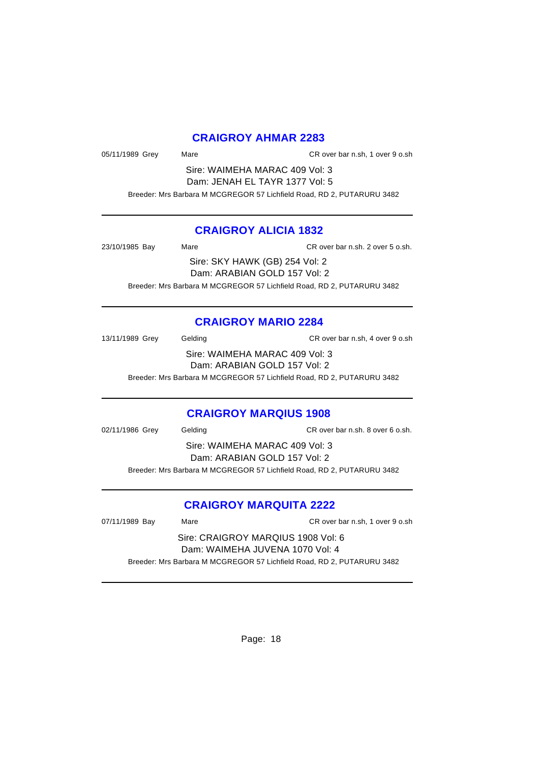## CRAIGROY AHMAR 2283

05/11/1989 Grey Mare CR over bar n.sh, 1 over 9 o.sh

Sire: WAIMEHA MARAC 409 Vol: 3
Dam: JENAH EL TAYR 1377 Vol: 5

Breeder: Mrs Barbara M MCGREGOR 57 Lichfield Road, RD 2, PUTARURU 3482

---

## CRAIGROY ALICIA 1832

23/10/1985 Bay Mare CR over bar n.sh. 2 over 5 o.sh.

Sire: SKY HAWK (GB) 254 Vol: 2
Dam: ARABIAN GOLD 157 Vol: 2

Breeder: Mrs Barbara M MCGREGOR 57 Lichfield Road, RD 2, PUTARURU 3482

---

## CRAIGROY MARIO 2284

13/11/1989 Grey Gelding CR over bar n.sh, 4 over 9 o.sh

Sire: WAIMEHA MARAC 409 Vol: 3
Dam: ARABIAN GOLD 157 Vol: 2

Breeder: Mrs Barbara M MCGREGOR 57 Lichfield Road, RD 2, PUTARURU 3482

---

## CRAIGROY MARQIUS 1908

02/11/1986 Grey Gelding CR over bar n.sh. 8 over 6 o.sh.

Sire: WAIMEHA MARAC 409 Vol: 3
Dam: ARABIAN GOLD 157 Vol: 2

Breeder: Mrs Barbara M MCGREGOR 57 Lichfield Road, RD 2, PUTARURU 3482

---

## CRAIGROY MARQUITA 2222

07/11/1989 Bay Mare CR over bar n.sh, 1 over 9 o.sh

Sire: CRAIGROY MARQIUS 1908 Vol: 6
Dam: WAIMEHA JUVENA 1070 Vol: 4

Breeder: Mrs Barbara M MCGREGOR 57 Lichfield Road, RD 2, PUTARURU 3482

---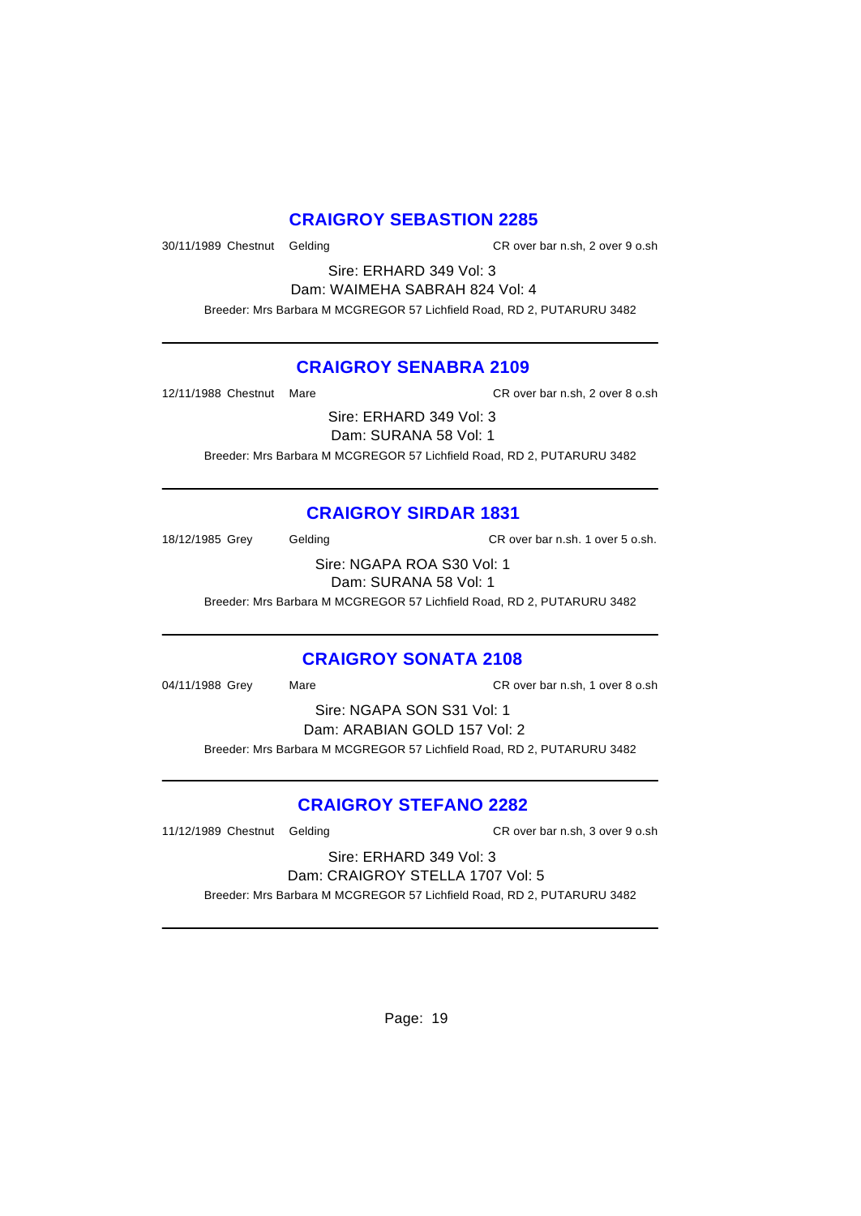## CRAIGROY SEBASTION 2285

30/11/1989 Chestnut Gelding CR over bar n.sh, 2 over 9 o.sh

Sire: ERHARD 349 Vol: 3

Dam: WAIMEHA SABRAH 824 Vol: 4

Breeder: Mrs Barbara M MCGREGOR 57 Lichfield Road, RD 2, PUTARURU 3482

---

## CRAIGROY SENABRA 2109

12/11/1988 Chestnut Mare CR over bar n.sh, 2 over 8 o.sh

Sire: ERHARD 349 Vol: 3

Dam: SURANA 58 Vol: 1

Breeder: Mrs Barbara M MCGREGOR 57 Lichfield Road, RD 2, PUTARURU 3482

---

## CRAIGROY SIRDAR 1831

18/12/1985 Grey Gelding CR over bar n.sh. 1 over 5 o.sh.

Sire: NGAPA ROA S30 Vol: 1

Dam: SURANA 58 Vol: 1

Breeder: Mrs Barbara M MCGREGOR 57 Lichfield Road, RD 2, PUTARURU 3482

---

## CRAIGROY SONATA 2108

04/11/1988 Grey Mare CR over bar n.sh, 1 over 8 o.sh

Sire: NGAPA SON S31 Vol: 1

Dam: ARABIAN GOLD 157 Vol: 2

Breeder: Mrs Barbara M MCGREGOR 57 Lichfield Road, RD 2, PUTARURU 3482

---

## CRAIGROY STEFANO 2282

11/12/1989 Chestnut Gelding CR over bar n.sh, 3 over 9 o.sh

Sire: ERHARD 349 Vol: 3

Dam: CRAIGROY STELLA 1707 Vol: 5

Breeder: Mrs Barbara M MCGREGOR 57 Lichfield Road, RD 2, PUTARURU 3482

---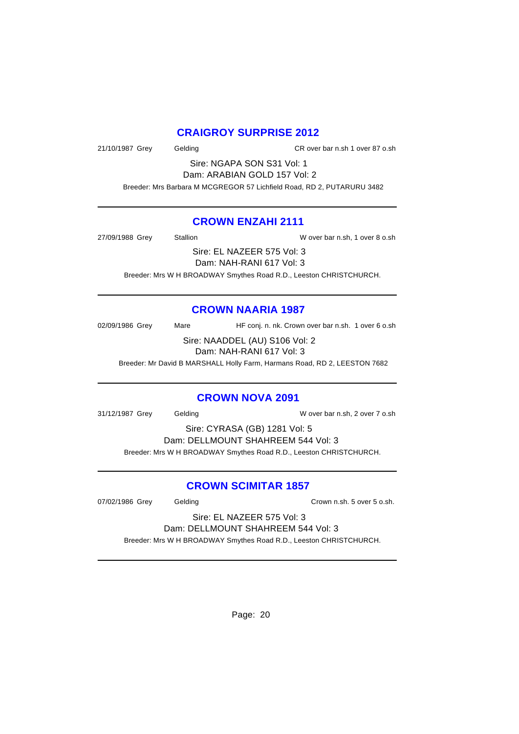## CRAIGROY SURPRISE 2012

21/10/1987 Grey Gelding CR over bar n.sh 1 over 87 o.sh

Sire: NGAPA SON S31 Vol: 1
Dam: ARABIAN GOLD 157 Vol: 2

Breeder: Mrs Barbara M MCGREGOR 57 Lichfield Road, RD 2, PUTARURU 3482

---

## CROWN ENZAHI 2111

27/09/1988 Grey Stallion W over bar n.sh, 1 over 8 o.sh

Sire: EL NAZEER 575 Vol: 3
Dam: NAH-RANI 617 Vol: 3

Breeder: Mrs W H BROADWAY Smythes Road R.D., Leeston CHRISTCHURCH.

---

## CROWN NAARIA 1987

02/09/1986 Grey Mare HF conj. n. nk. Crown over bar n.sh. 1 over 6 o.sh

Sire: NAADDEL (AU) S106 Vol: 2
Dam: NAH-RANI 617 Vol: 3

Breeder: Mr David B MARSHALL Holly Farm, Harmans Road, RD 2, LEESTON 7682

---

## CROWN NOVA 2091

31/12/1987 Grey Gelding W over bar n.sh, 2 over 7 o.sh

Sire: CYRASA (GB) 1281 Vol: 5
Dam: DELLMOUNT SHAHREEM 544 Vol: 3

Breeder: Mrs W H BROADWAY Smythes Road R.D., Leeston CHRISTCHURCH.

---

## CROWN SCIMITAR 1857

07/02/1986 Grey Gelding Crown n.sh. 5 over 5 o.sh.

Sire: EL NAZEER 575 Vol: 3
Dam: DELLMOUNT SHAHREEM 544 Vol: 3

Breeder: Mrs W H BROADWAY Smythes Road R.D., Leeston CHRISTCHURCH.

---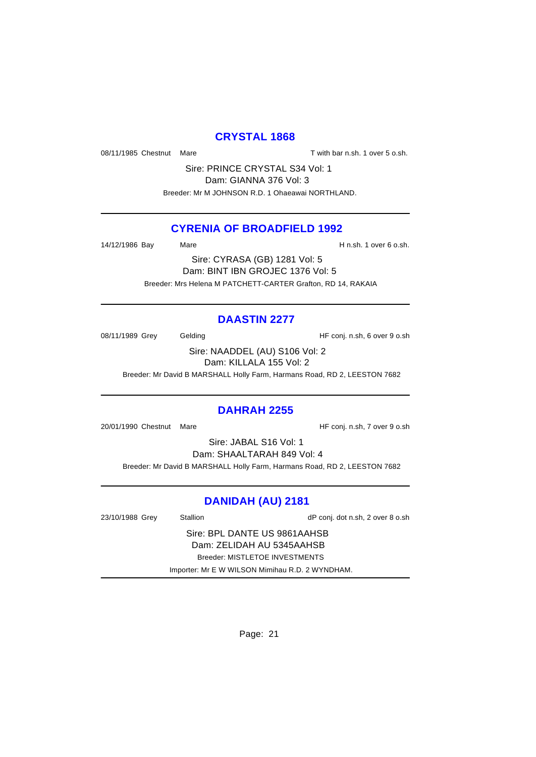## CRYSTAL 1868

08/11/1985 Chestnut Mare T with bar n.sh. 1 over 5 o.sh.

Sire: PRINCE CRYSTAL S34 Vol: 1
Dam: GIANNA 376 Vol: 3
Breeder: Mr M JOHNSON R.D. 1 Ohaeawai NORTHLAND.

---

## CYRENIA OF BROADFIELD 1992

14/12/1986 Bay Mare H n.sh. 1 over 6 o.sh.

Sire: CYRASA (GB) 1281 Vol: 5
Dam: BINT IBN GROJEC 1376 Vol: 5
Breeder: Mrs Helena M PATCHETT-CARTER Grafton, RD 14, RAKAIA

---

## DAASTIN 2277

08/11/1989 Grey Gelding HF conj. n.sh, 6 over 9 o.sh

Sire: NAADDEL (AU) S106 Vol: 2
Dam: KILLALA 155 Vol: 2
Breeder: Mr David B MARSHALL Holly Farm, Harmans Road, RD 2, LEESTON 7682

---

## DAHRAH 2255

20/01/1990 Chestnut Mare HF conj. n.sh, 7 over 9 o.sh

Sire: JABAL S16 Vol: 1
Dam: SHAALTARAH 849 Vol: 4
Breeder: Mr David B MARSHALL Holly Farm, Harmans Road, RD 2, LEESTON 7682

---

## DANIDAH (AU) 2181

23/10/1988 Grey Stallion dP conj. dot n.sh, 2 over 8 o.sh

Sire: BPL DANTE US 9861AAHSB
Dam: ZELIDAH AU 5345AAHSB
Breeder: MISTLETOE INVESTMENTS
Importer: Mr E W WILSON Mimihau R.D. 2 WYNDHAM.

---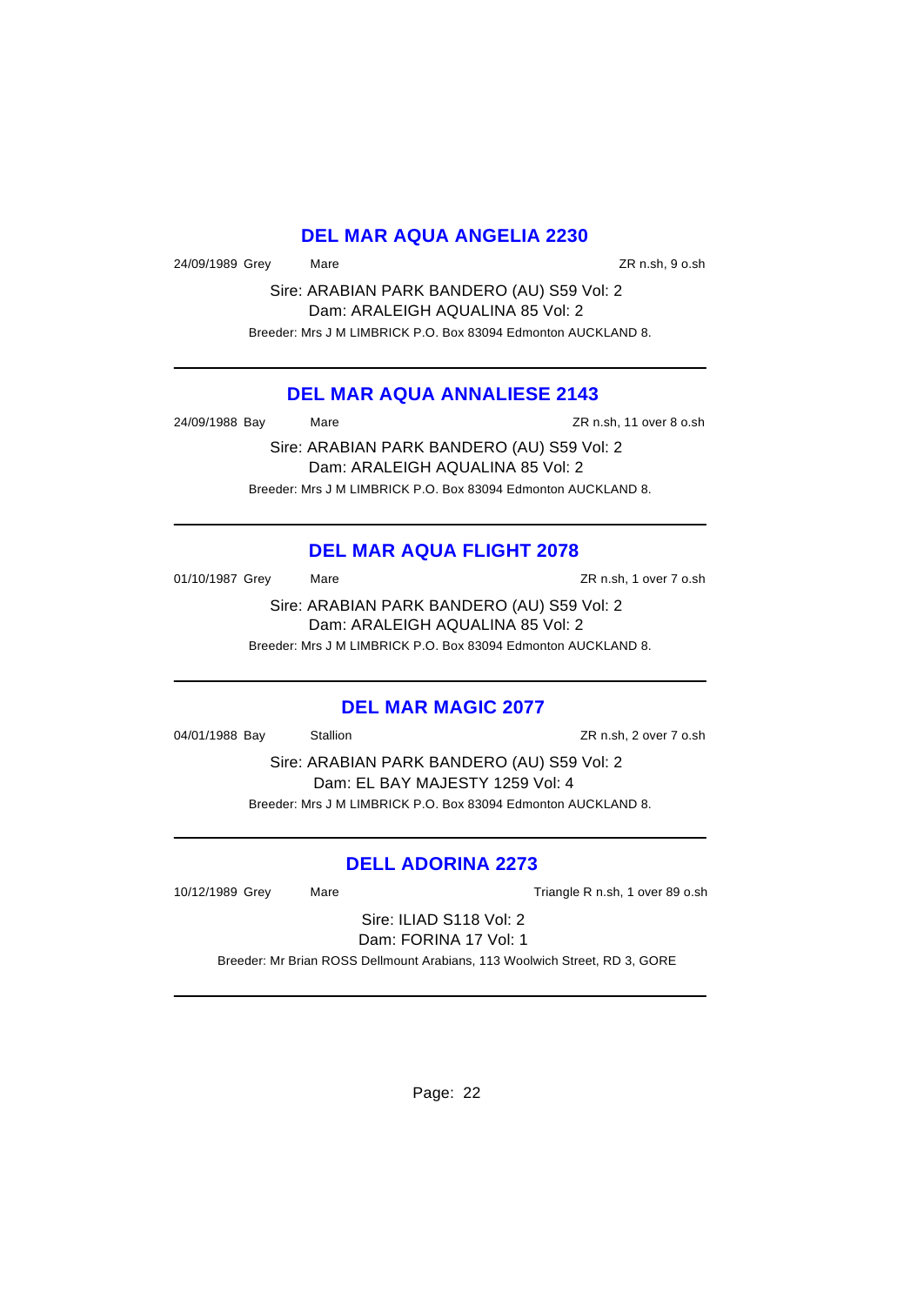## DEL MAR AQUA ANGELIA 2230

24/09/1989 Grey Mare ZR n.sh, 9 o.sh

Sire: ARABIAN PARK BANDERO (AU) S59 Vol: 2
Dam: ARALEIGH AQUALINA 85 Vol: 2

Breeder: Mrs J M LIMBRICK P.O. Box 83094 Edmonton AUCKLAND 8.

---

## DEL MAR AQUA ANNALIESE 2143

24/09/1988 Bay Mare ZR n.sh, 11 over 8 o.sh

Sire: ARABIAN PARK BANDERO (AU) S59 Vol: 2
Dam: ARALEIGH AQUALINA 85 Vol: 2

Breeder: Mrs J M LIMBRICK P.O. Box 83094 Edmonton AUCKLAND 8.

---

## DEL MAR AQUA FLIGHT 2078

01/10/1987 Grey Mare ZR n.sh, 1 over 7 o.sh

Sire: ARABIAN PARK BANDERO (AU) S59 Vol: 2
Dam: ARALEIGH AQUALINA 85 Vol: 2

Breeder: Mrs J M LIMBRICK P.O. Box 83094 Edmonton AUCKLAND 8.

---

## DEL MAR MAGIC 2077

04/01/1988 Bay Stallion ZR n.sh, 2 over 7 o.sh

Sire: ARABIAN PARK BANDERO (AU) S59 Vol: 2
Dam: EL BAY MAJESTY 1259 Vol: 4

Breeder: Mrs J M LIMBRICK P.O. Box 83094 Edmonton AUCKLAND 8.

---

## DELL ADORINA 2273

10/12/1989 Grey Mare Triangle R n.sh, 1 over 89 o.sh

Sire: ILIAD S118 Vol: 2
Dam: FORINA 17 Vol: 1

Breeder: Mr Brian ROSS Dellmount Arabians, 113 Woolwich Street, RD 3, GORE

---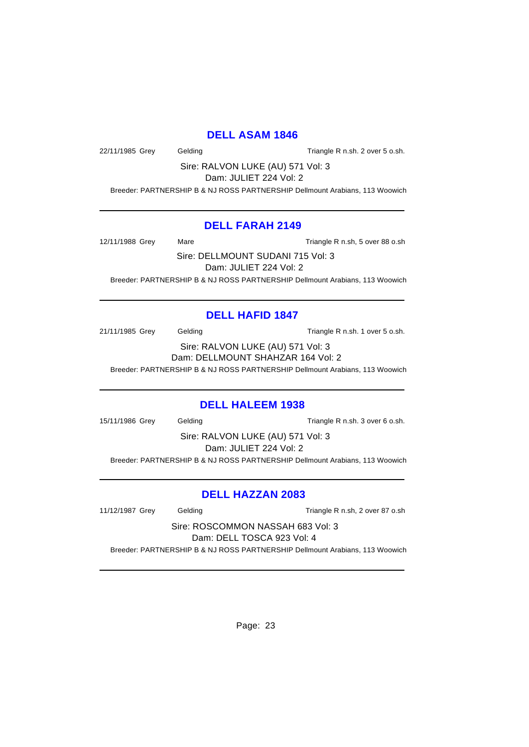## DELL ASAM 1846

22/11/1985 Grey Gelding Triangle R n.sh. 2 over 5 o.sh.

Sire: RALVON LUKE (AU) 571 Vol: 3
Dam: JULIET 224 Vol: 2

Breeder: PARTNERSHIP B & NJ ROSS PARTNERSHIP Dellmount Arabians, 113 Woowich

---

## DELL FARAH 2149

12/11/1988 Grey Mare Triangle R n.sh, 5 over 88 o.sh

Sire: DELLMOUNT SUDANI 715 Vol: 3
Dam: JULIET 224 Vol: 2

Breeder: PARTNERSHIP B & NJ ROSS PARTNERSHIP Dellmount Arabians, 113 Woowich

---

## DELL HAFID 1847

21/11/1985 Grey Gelding Triangle R n.sh. 1 over 5 o.sh.

Sire: RALVON LUKE (AU) 571 Vol: 3
Dam: DELLMOUNT SHAHZAR 164 Vol: 2

Breeder: PARTNERSHIP B & NJ ROSS PARTNERSHIP Dellmount Arabians, 113 Woowich

---

## DELL HALEEM 1938

15/11/1986 Grey Gelding Triangle R n.sh. 3 over 6 o.sh.

Sire: RALVON LUKE (AU) 571 Vol: 3
Dam: JULIET 224 Vol: 2

Breeder: PARTNERSHIP B & NJ ROSS PARTNERSHIP Dellmount Arabians, 113 Woowich

---

## DELL HAZZAN 2083

11/12/1987 Grey Gelding Triangle R n.sh, 2 over 87 o.sh

Sire: ROSCOMMON NASSAH 683 Vol: 3
Dam: DELL TOSCA 923 Vol: 4

Breeder: PARTNERSHIP B & NJ ROSS PARTNERSHIP Dellmount Arabians, 113 Woowich

---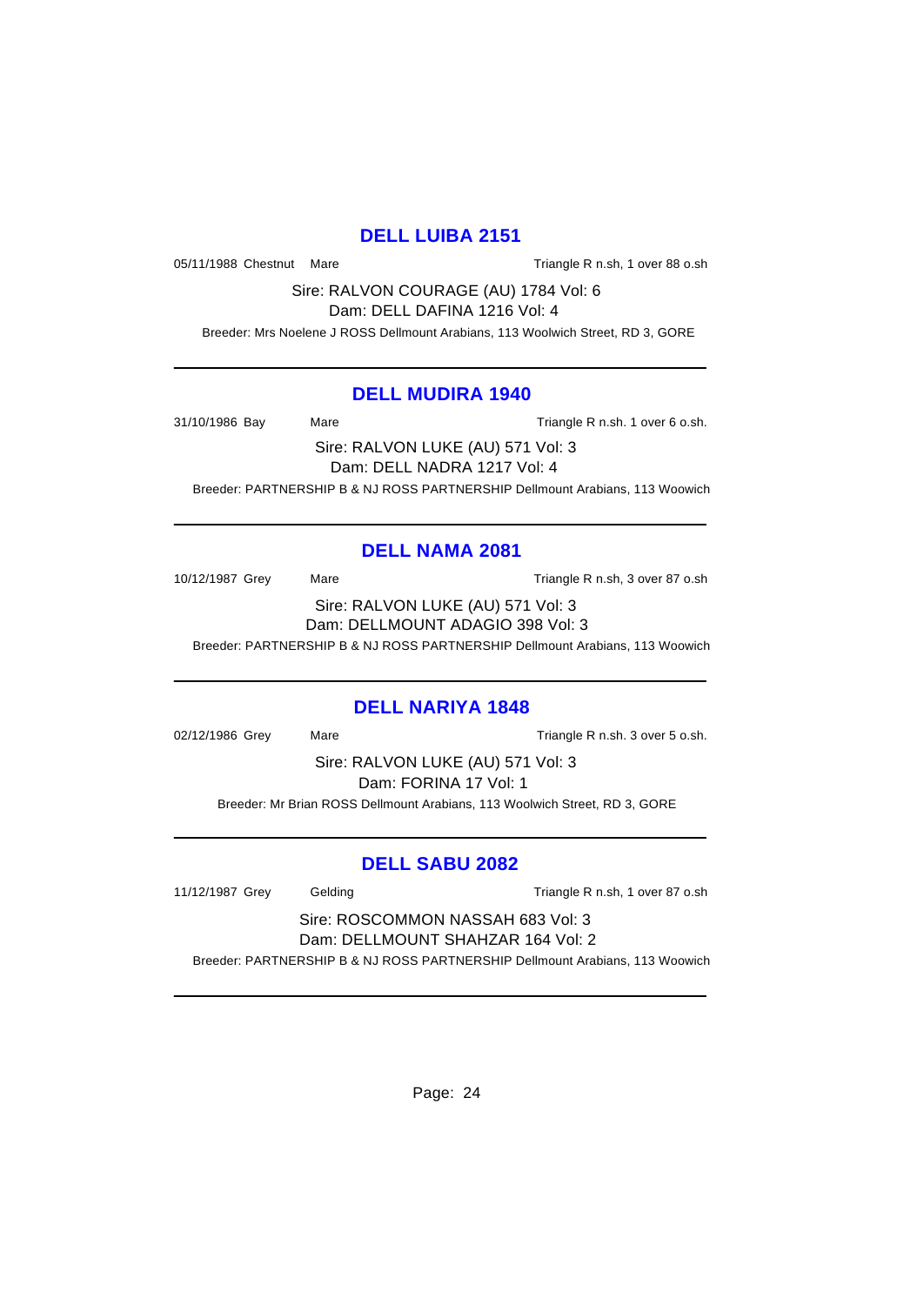## DELL LUIBA 2151

05/11/1988 Chestnut Mare Triangle R n.sh, 1 over 88 o.sh

Sire: RALVON COURAGE (AU) 1784 Vol: 6
Dam: DELL DAFINA 1216 Vol: 4

Breeder: Mrs Noelene J ROSS Dellmount Arabians, 113 Woolwich Street, RD 3, GORE

---

## DELL MUDIRA 1940

31/10/1986 Bay Mare Triangle R n.sh. 1 over 6 o.sh.

Sire: RALVON LUKE (AU) 571 Vol: 3
Dam: DELL NADRA 1217 Vol: 4

Breeder: PARTNERSHIP B & NJ ROSS PARTNERSHIP Dellmount Arabians, 113 Woowich

---

## DELL NAMA 2081

10/12/1987 Grey Mare Triangle R n.sh, 3 over 87 o.sh

Sire: RALVON LUKE (AU) 571 Vol: 3
Dam: DELLMOUNT ADAGIO 398 Vol: 3

Breeder: PARTNERSHIP B & NJ ROSS PARTNERSHIP Dellmount Arabians, 113 Woowich

---

## DELL NARIYA 1848

02/12/1986 Grey Mare Triangle R n.sh. 3 over 5 o.sh.

Sire: RALVON LUKE (AU) 571 Vol: 3
Dam: FORINA 17 Vol: 1

Breeder: Mr Brian ROSS Dellmount Arabians, 113 Woolwich Street, RD 3, GORE

---

## DELL SABU 2082

11/12/1987 Grey Gelding Triangle R n.sh, 1 over 87 o.sh

Sire: ROSCOMMON NASSAH 683 Vol: 3
Dam: DELLMOUNT SHAHZAR 164 Vol: 2

Breeder: PARTNERSHIP B & NJ ROSS PARTNERSHIP Dellmount Arabians, 113 Woowich

---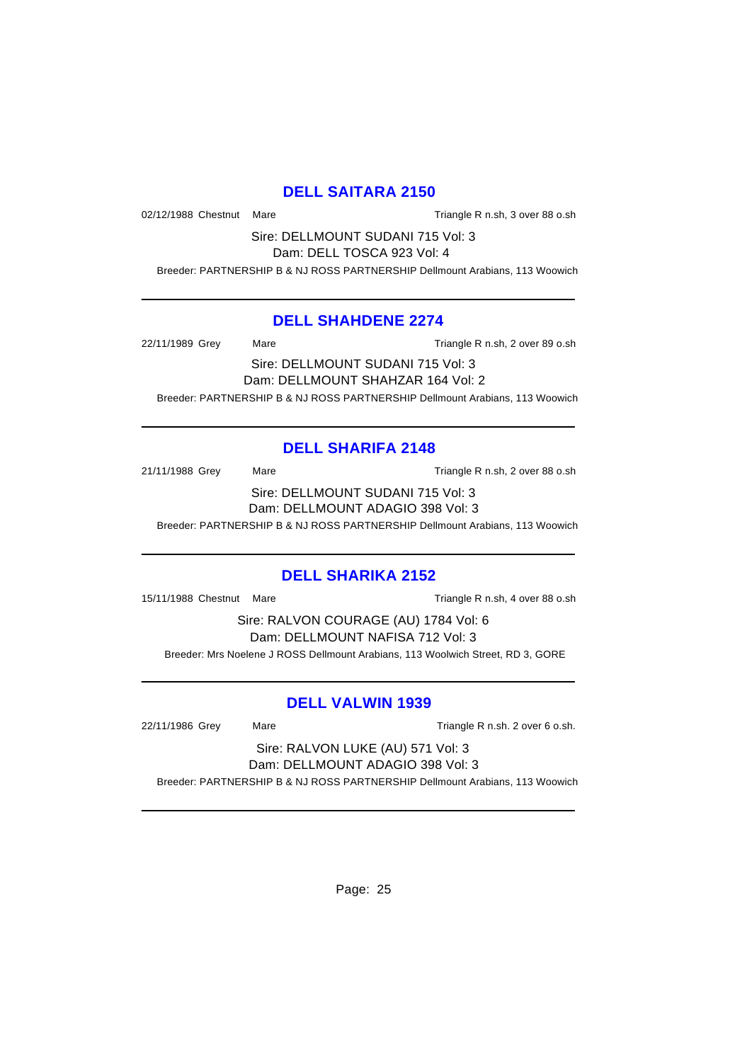## DELL SAITARA 2150

02/12/1988 Chestnut Mare Triangle R n.sh, 3 over 88 o.sh

Sire: DELLMOUNT SUDANI 715 Vol: 3
Dam: DELL TOSCA 923 Vol: 4

Breeder: PARTNERSHIP B & NJ ROSS PARTNERSHIP Dellmount Arabians, 113 Woowich

---

## DELL SHAHDENE 2274

22/11/1989 Grey Mare Triangle R n.sh, 2 over 89 o.sh

Sire: DELLMOUNT SUDANI 715 Vol: 3
Dam: DELLMOUNT SHAHZAR 164 Vol: 2

Breeder: PARTNERSHIP B & NJ ROSS PARTNERSHIP Dellmount Arabians, 113 Woowich

---

## DELL SHARIFA 2148

21/11/1988 Grey Mare Triangle R n.sh, 2 over 88 o.sh

Sire: DELLMOUNT SUDANI 715 Vol: 3
Dam: DELLMOUNT ADAGIO 398 Vol: 3

Breeder: PARTNERSHIP B & NJ ROSS PARTNERSHIP Dellmount Arabians, 113 Woowich

---

## DELL SHARIKA 2152

15/11/1988 Chestnut Mare Triangle R n.sh, 4 over 88 o.sh

Sire: RALVON COURAGE (AU) 1784 Vol: 6
Dam: DELLMOUNT NAFISA 712 Vol: 3

Breeder: Mrs Noelene J ROSS Dellmount Arabians, 113 Woolwich Street, RD 3, GORE

---

## DELL VALWIN 1939

22/11/1986 Grey Mare Triangle R n.sh. 2 over 6 o.sh.

Sire: RALVON LUKE (AU) 571 Vol: 3
Dam: DELLMOUNT ADAGIO 398 Vol: 3

Breeder: PARTNERSHIP B & NJ ROSS PARTNERSHIP Dellmount Arabians, 113 Woowich

---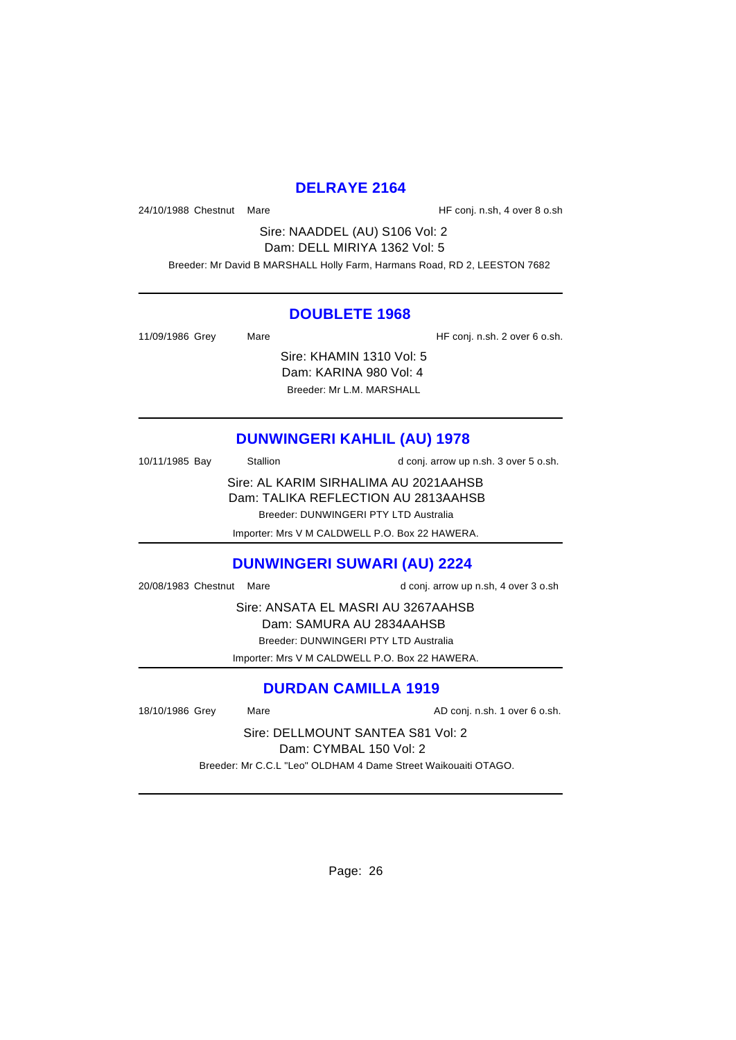## DELRAYE 2164

24/10/1988 Chestnut Mare HF conj. n.sh, 4 over 8 o.sh

Sire: NAADDEL (AU) S106 Vol: 2
Dam: DELL MIRIYA 1362 Vol: 5
Breeder: Mr David B MARSHALL Holly Farm, Harmans Road, RD 2, LEESTON 7682

---

## DOUBLETE 1968

11/09/1986 Grey Mare HF conj. n.sh. 2 over 6 o.sh.

Sire: KHAMIN 1310 Vol: 5
Dam: KARINA 980 Vol: 4
Breeder: Mr L.M. MARSHALL

---

## DUNWINGERI KAHLIL (AU) 1978

10/11/1985 Bay Stallion d conj. arrow up n.sh. 3 over 5 o.sh.

Sire: AL KARIM SIRHALIMA AU 2021AAHSB
Dam: TALIKA REFLECTION AU 2813AAHSB
Breeder: DUNWINGERI PTY LTD Australia
Importer: Mrs V M CALDWELL P.O. Box 22 HAWERA.

---

## DUNWINGERI SUWARI (AU) 2224

20/08/1983 Chestnut Mare d conj. arrow up n.sh, 4 over 3 o.sh

Sire: ANSATA EL MASRI AU 3267AAHSB
Dam: SAMURA AU 2834AAHSB
Breeder: DUNWINGERI PTY LTD Australia
Importer: Mrs V M CALDWELL P.O. Box 22 HAWERA.

---

## DURDAN CAMILLA 1919

18/10/1986 Grey Mare AD conj. n.sh. 1 over 6 o.sh.

Sire: DELLMOUNT SANTEA S81 Vol: 2
Dam: CYMBAL 150 Vol: 2
Breeder: Mr C.C.L "Leo" OLDHAM 4 Dame Street Waikouaiti OTAGO.

---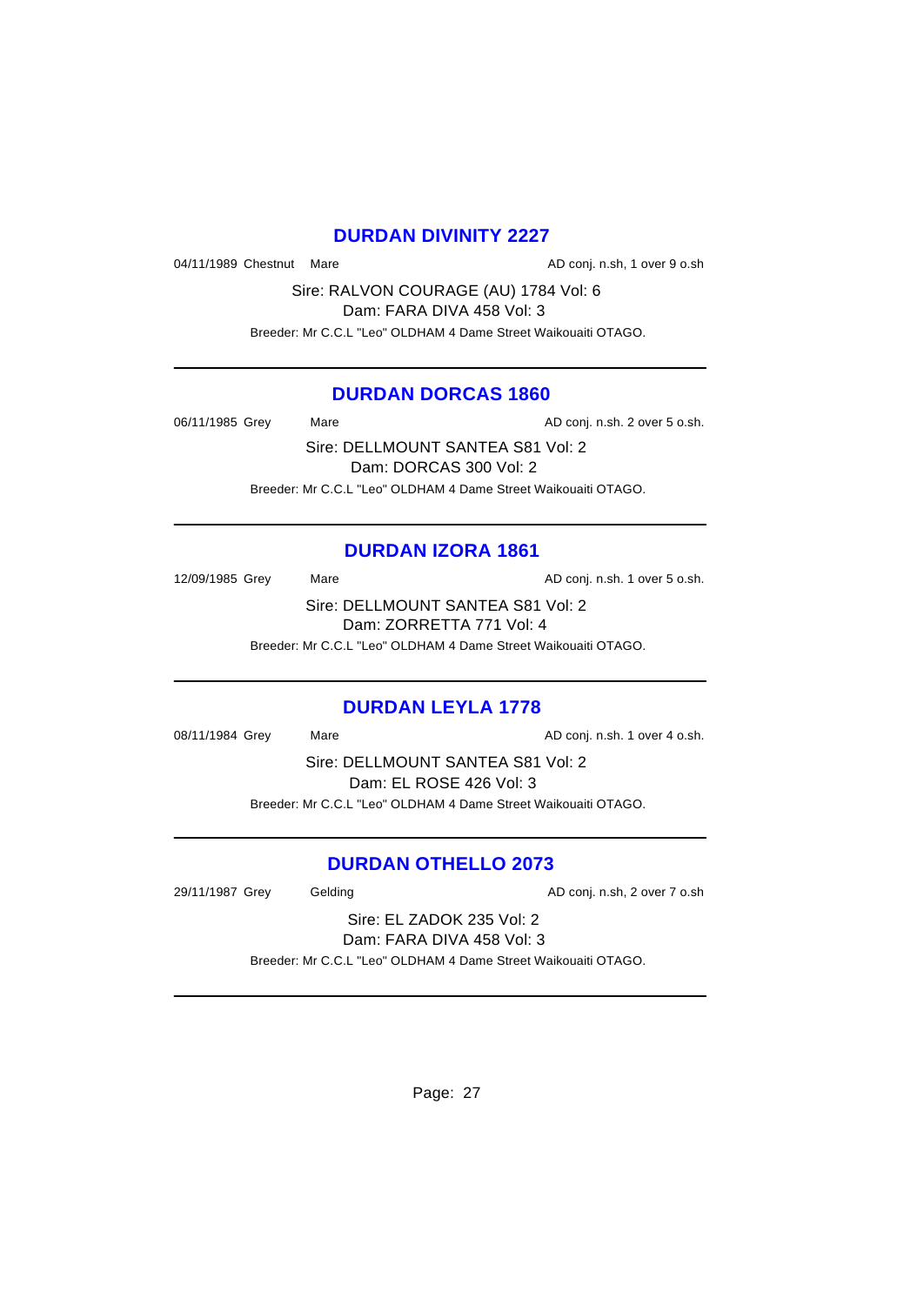## DURDAN DIVINITY 2227

04/11/1989 Chestnut Mare AD conj. n.sh, 1 over 9 o.sh

Sire: RALVON COURAGE (AU) 1784 Vol: 6
Dam: FARA DIVA 458 Vol: 3

Breeder: Mr C.C.L "Leo" OLDHAM 4 Dame Street Waikouaiti OTAGO.

---

## DURDAN DORCAS 1860

06/11/1985 Grey Mare AD conj. n.sh. 2 over 5 o.sh.

Sire: DELLMOUNT SANTEA S81 Vol: 2
Dam: DORCAS 300 Vol: 2

Breeder: Mr C.C.L "Leo" OLDHAM 4 Dame Street Waikouaiti OTAGO.

---

## DURDAN IZORA 1861

12/09/1985 Grey Mare AD conj. n.sh. 1 over 5 o.sh.

Sire: DELLMOUNT SANTEA S81 Vol: 2
Dam: ZORRETTA 771 Vol: 4

Breeder: Mr C.C.L "Leo" OLDHAM 4 Dame Street Waikouaiti OTAGO.

---

## DURDAN LEYLA 1778

08/11/1984 Grey Mare AD conj. n.sh. 1 over 4 o.sh.

Sire: DELLMOUNT SANTEA S81 Vol: 2
Dam: EL ROSE 426 Vol: 3

Breeder: Mr C.C.L "Leo" OLDHAM 4 Dame Street Waikouaiti OTAGO.

---

## DURDAN OTHELLO 2073

29/11/1987 Grey Gelding AD conj. n.sh, 2 over 7 o.sh

Sire: EL ZADOK 235 Vol: 2
Dam: FARA DIVA 458 Vol: 3

Breeder: Mr C.C.L "Leo" OLDHAM 4 Dame Street Waikouaiti OTAGO.

---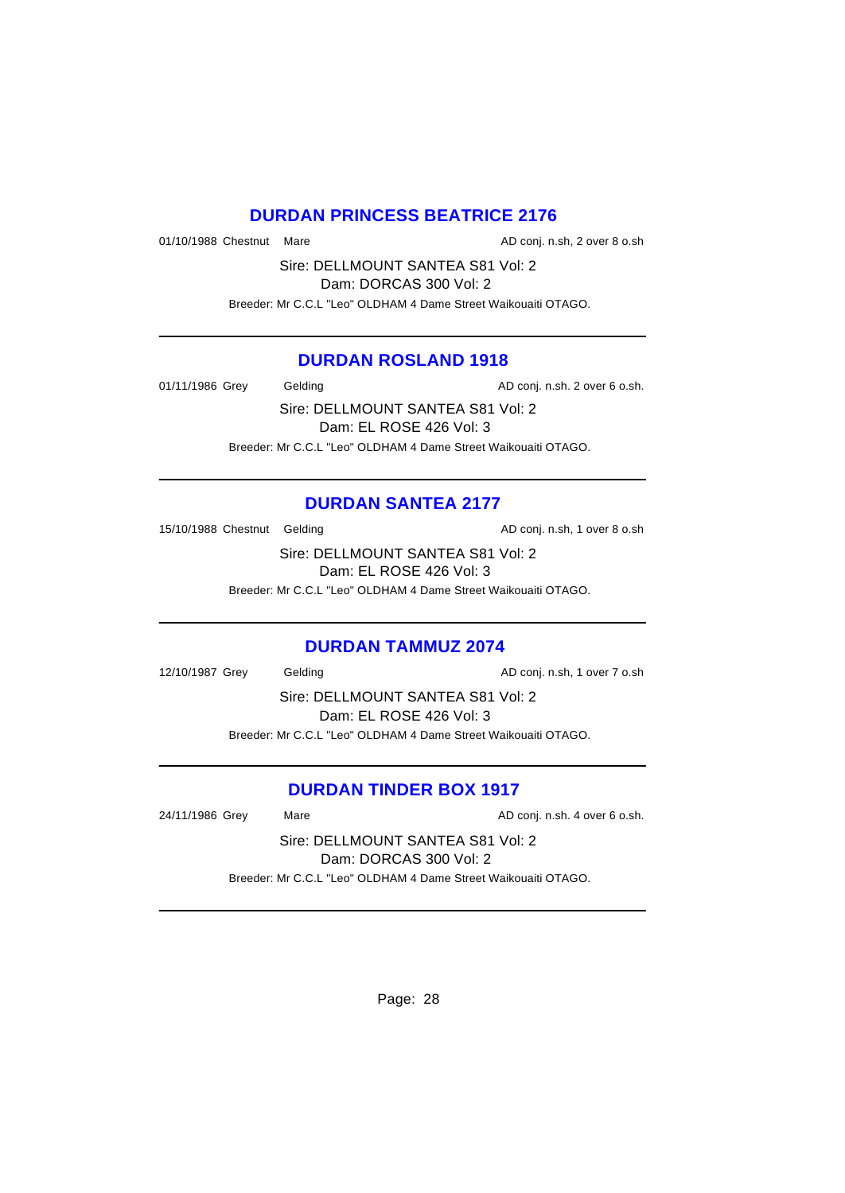## DURDAN PRINCESS BEATRICE 2176

01/10/1988 Chestnut Mare AD conj. n.sh, 2 over 8 o.sh

Sire: DELLMOUNT SANTEA S81 Vol: 2
Dam: DORCAS 300 Vol: 2

Breeder: Mr C.C.L "Leo" OLDHAM 4 Dame Street Waikouaiti OTAGO.

---

## DURDAN ROSLAND 1918

01/11/1986 Grey Gelding AD conj. n.sh. 2 over 6 o.sh.

Sire: DELLMOUNT SANTEA S81 Vol: 2
Dam: EL ROSE 426 Vol: 3

Breeder: Mr C.C.L "Leo" OLDHAM 4 Dame Street Waikouaiti OTAGO.

---

## DURDAN SANTEA 2177

15/10/1988 Chestnut Gelding AD conj. n.sh, 1 over 8 o.sh

Sire: DELLMOUNT SANTEA S81 Vol: 2
Dam: EL ROSE 426 Vol: 3

Breeder: Mr C.C.L "Leo" OLDHAM 4 Dame Street Waikouaiti OTAGO.

---

## DURDAN TAMMUZ 2074

12/10/1987 Grey Gelding AD conj. n.sh, 1 over 7 o.sh

Sire: DELLMOUNT SANTEA S81 Vol: 2
Dam: EL ROSE 426 Vol: 3

Breeder: Mr C.C.L "Leo" OLDHAM 4 Dame Street Waikouaiti OTAGO.

---

## DURDAN TINDER BOX 1917

24/11/1986 Grey Mare AD conj. n.sh. 4 over 6 o.sh.

Sire: DELLMOUNT SANTEA S81 Vol: 2
Dam: DORCAS 300 Vol: 2

Breeder: Mr C.C.L "Leo" OLDHAM 4 Dame Street Waikouaiti OTAGO.

---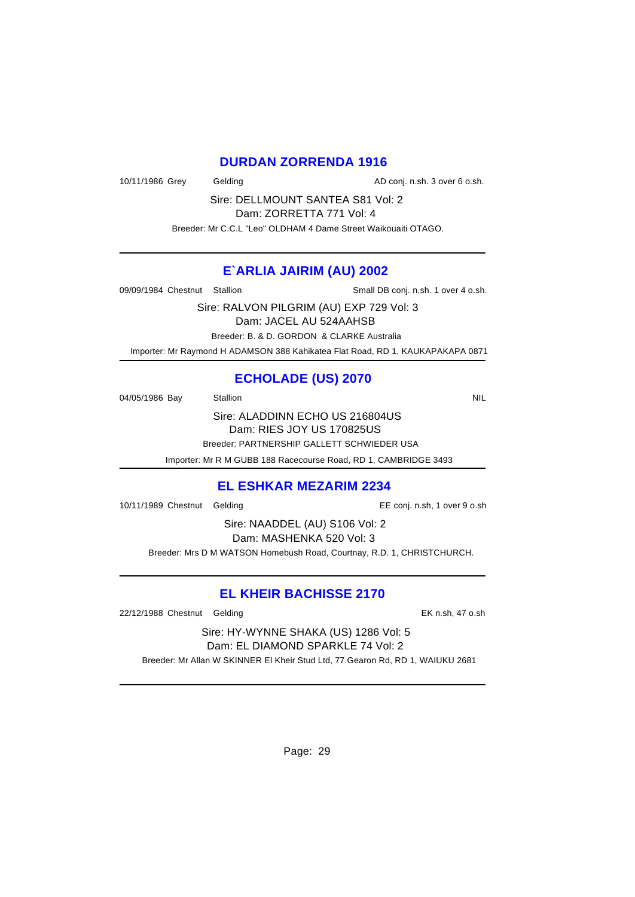## DURDAN ZORRENDA 1916

10/11/1986 Grey Gelding AD conj. n.sh. 3 over 6 o.sh.

Sire: DELLMOUNT SANTEA S81 Vol: 2
Dam: ZORRETTA 771 Vol: 4

Breeder: Mr C.C.L "Leo" OLDHAM 4 Dame Street Waikouaiti OTAGO.

---

## E`ARLIA JAIRIM (AU) 2002

09/09/1984 Chestnut Stallion Small DB conj. n.sh. 1 over 4 o.sh.

Sire: RALVON PILGRIM (AU) EXP 729 Vol: 3
Dam: JACEL AU 524AAHSB

Breeder: B. & D. GORDON & CLARKE Australia

Importer: Mr Raymond H ADAMSON 388 Kahikatea Flat Road, RD 1, KAUKAPAKAPA 0871

---

## ECHOLADE (US) 2070

04/05/1986 Bay Stallion NIL

Sire: ALADDINN ECHO US 216804US
Dam: RIES JOY US 170825US

Breeder: PARTNERSHIP GALLETT SCHWIEDER USA

Importer: Mr R M GUBB 188 Racecourse Road, RD 1, CAMBRIDGE 3493

---

## EL ESHKAR MEZARIM 2234

10/11/1989 Chestnut Gelding EE conj. n.sh, 1 over 9 o.sh

Sire: NAADDEL (AU) S106 Vol: 2
Dam: MASHENKA 520 Vol: 3

Breeder: Mrs D M WATSON Homebush Road, Courtnay, R.D. 1, CHRISTCHURCH.

---

## EL KHEIR BACHISSE 2170

22/12/1988 Chestnut Gelding EK n.sh, 47 o.sh

Sire: HY-WYNNE SHAKA (US) 1286 Vol: 5
Dam: EL DIAMOND SPARKLE 74 Vol: 2

Breeder: Mr Allan W SKINNER El Kheir Stud Ltd, 77 Gearon Rd, RD 1, WAIUKU 2681

---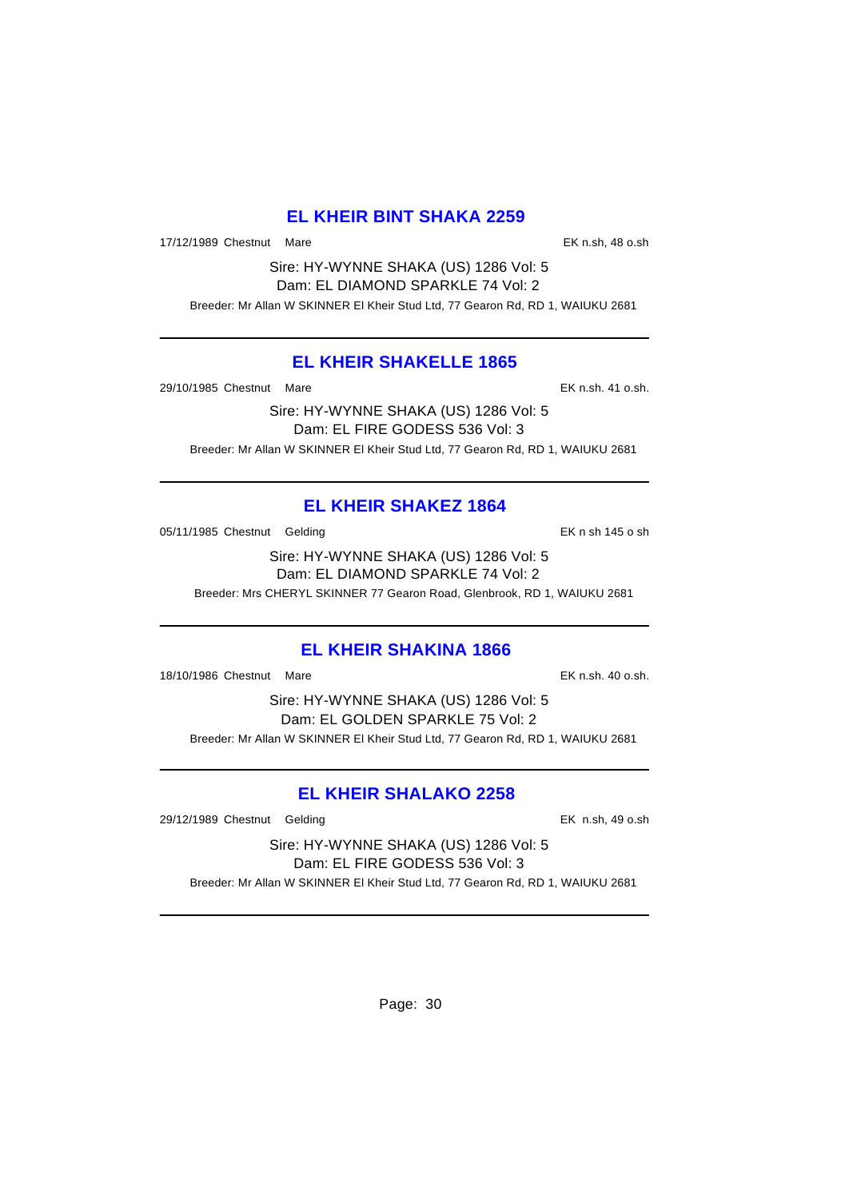## EL KHEIR BINT SHAKA 2259

17/12/1989 Chestnut Mare EK n.sh, 48 o.sh

Sire: HY-WYNNE SHAKA (US) 1286 Vol: 5
Dam: EL DIAMOND SPARKLE 74 Vol: 2

Breeder: Mr Allan W SKINNER El Kheir Stud Ltd, 77 Gearon Rd, RD 1, WAIUKU 2681

---

## EL KHEIR SHAKELLE 1865

29/10/1985 Chestnut Mare EK n.sh. 41 o.sh.

Sire: HY-WYNNE SHAKA (US) 1286 Vol: 5
Dam: EL FIRE GODESS 536 Vol: 3

Breeder: Mr Allan W SKINNER El Kheir Stud Ltd, 77 Gearon Rd, RD 1, WAIUKU 2681

---

## EL KHEIR SHAKEZ 1864

05/11/1985 Chestnut Gelding EK n sh 145 o sh

Sire: HY-WYNNE SHAKA (US) 1286 Vol: 5
Dam: EL DIAMOND SPARKLE 74 Vol: 2

Breeder: Mrs CHERYL SKINNER 77 Gearon Road, Glenbrook, RD 1, WAIUKU 2681

---

## EL KHEIR SHAKINA 1866

18/10/1986 Chestnut Mare EK n.sh. 40 o.sh.

Sire: HY-WYNNE SHAKA (US) 1286 Vol: 5
Dam: EL GOLDEN SPARKLE 75 Vol: 2

Breeder: Mr Allan W SKINNER El Kheir Stud Ltd, 77 Gearon Rd, RD 1, WAIUKU 2681

---

## EL KHEIR SHALAKO 2258

29/12/1989 Chestnut Gelding EK n.sh, 49 o.sh

Sire: HY-WYNNE SHAKA (US) 1286 Vol: 5
Dam: EL FIRE GODESS 536 Vol: 3

Breeder: Mr Allan W SKINNER El Kheir Stud Ltd, 77 Gearon Rd, RD 1, WAIUKU 2681

---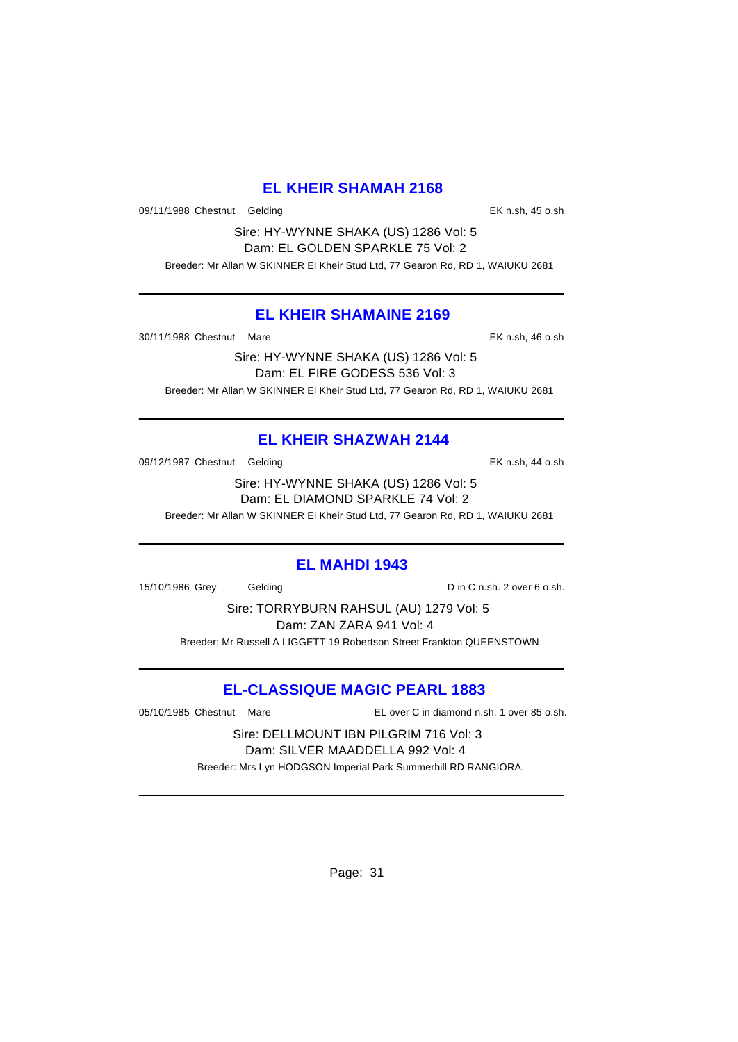## EL KHEIR SHAMAH 2168

09/11/1988 Chestnut Gelding EK n.sh, 45 o.sh

Sire: HY-WYNNE SHAKA (US) 1286 Vol: 5
Dam: EL GOLDEN SPARKLE 75 Vol: 2

Breeder: Mr Allan W SKINNER El Kheir Stud Ltd, 77 Gearon Rd, RD 1, WAIUKU 2681

---

## EL KHEIR SHAMAINE 2169

30/11/1988 Chestnut Mare EK n.sh, 46 o.sh

Sire: HY-WYNNE SHAKA (US) 1286 Vol: 5
Dam: EL FIRE GODESS 536 Vol: 3

Breeder: Mr Allan W SKINNER El Kheir Stud Ltd, 77 Gearon Rd, RD 1, WAIUKU 2681

---

## EL KHEIR SHAZWAH 2144

09/12/1987 Chestnut Gelding EK n.sh, 44 o.sh

Sire: HY-WYNNE SHAKA (US) 1286 Vol: 5
Dam: EL DIAMOND SPARKLE 74 Vol: 2

Breeder: Mr Allan W SKINNER El Kheir Stud Ltd, 77 Gearon Rd, RD 1, WAIUKU 2681

---

## EL MAHDI 1943

15/10/1986 Grey Gelding D in C n.sh. 2 over 6 o.sh.

Sire: TORRYBURN RAHSUL (AU) 1279 Vol: 5
Dam: ZAN ZARA 941 Vol: 4

Breeder: Mr Russell A LIGGETT 19 Robertson Street Frankton QUEENSTOWN

---

## EL-CLASSIQUE MAGIC PEARL 1883

05/10/1985 Chestnut Mare EL over C in diamond n.sh. 1 over 85 o.sh.

Sire: DELLMOUNT IBN PILGRIM 716 Vol: 3
Dam: SILVER MAADDELLA 992 Vol: 4

Breeder: Mrs Lyn HODGSON Imperial Park Summerhill RD RANGIORA.

---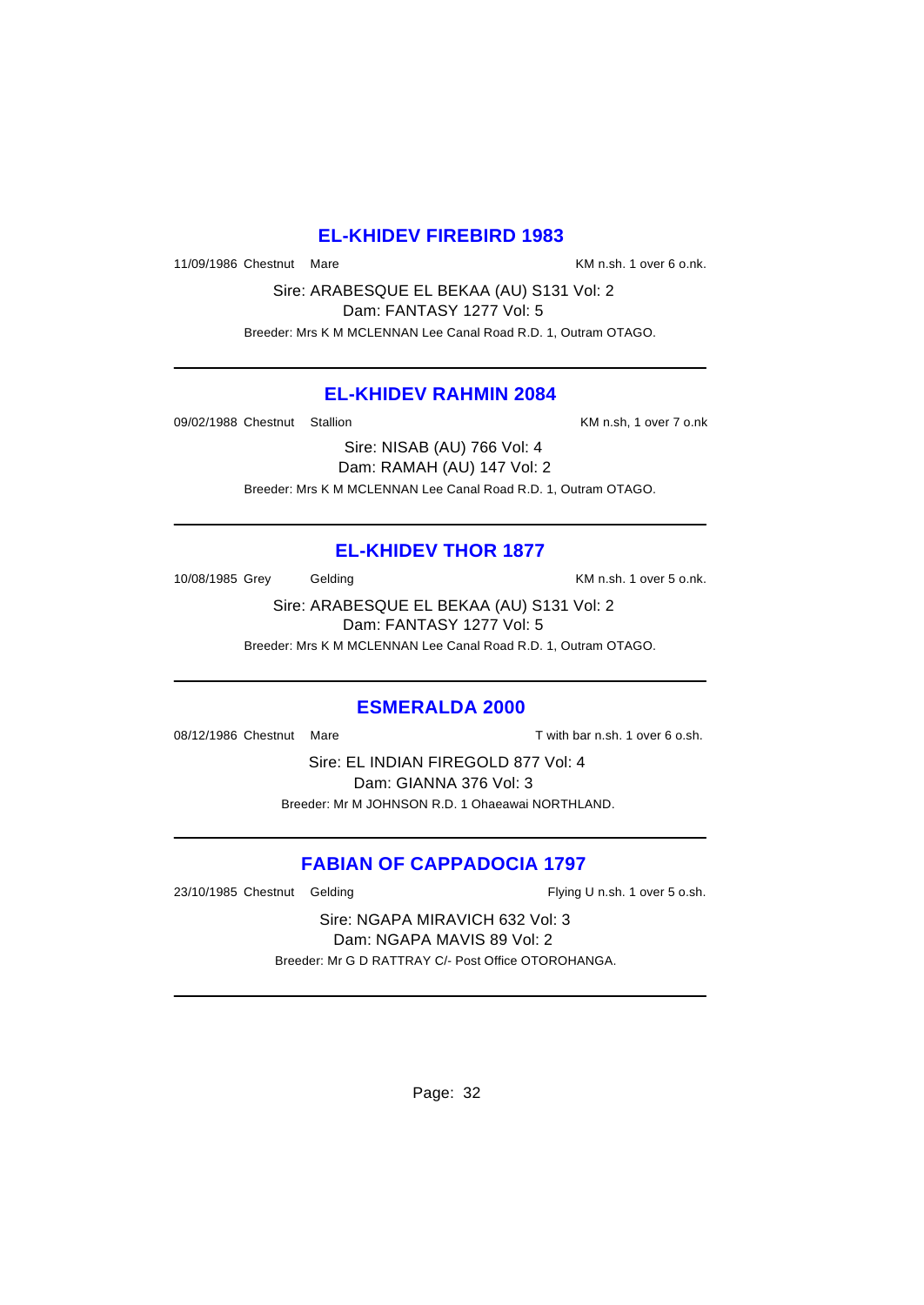## EL-KHIDEV FIREBIRD 1983

11/09/1986 Chestnut Mare KM n.sh. 1 over 6 o.nk.

Sire: ARABESQUE EL BEKAA (AU) S131 Vol: 2
Dam: FANTASY 1277 Vol: 5
Breeder: Mrs K M MCLENNAN Lee Canal Road R.D. 1, Outram OTAGO.

---

## EL-KHIDEV RAHMIN 2084

09/02/1988 Chestnut Stallion KM n.sh, 1 over 7 o.nk

Sire: NISAB (AU) 766 Vol: 4
Dam: RAMAH (AU) 147 Vol: 2
Breeder: Mrs K M MCLENNAN Lee Canal Road R.D. 1, Outram OTAGO.

---

## EL-KHIDEV THOR 1877

10/08/1985 Grey Gelding KM n.sh. 1 over 5 o.nk.

Sire: ARABESQUE EL BEKAA (AU) S131 Vol: 2
Dam: FANTASY 1277 Vol: 5
Breeder: Mrs K M MCLENNAN Lee Canal Road R.D. 1, Outram OTAGO.

---

## ESMERALDA 2000

08/12/1986 Chestnut Mare T with bar n.sh. 1 over 6 o.sh.

Sire: EL INDIAN FIREGOLD 877 Vol: 4
Dam: GIANNA 376 Vol: 3
Breeder: Mr M JOHNSON R.D. 1 Ohaeawai NORTHLAND.

---

## FABIAN OF CAPPADOCIA 1797

23/10/1985 Chestnut Gelding Flying U n.sh. 1 over 5 o.sh.

Sire: NGAPA MIRAVICH 632 Vol: 3
Dam: NGAPA MAVIS 89 Vol: 2
Breeder: Mr G D RATTRAY C/- Post Office OTOROHANGA.

---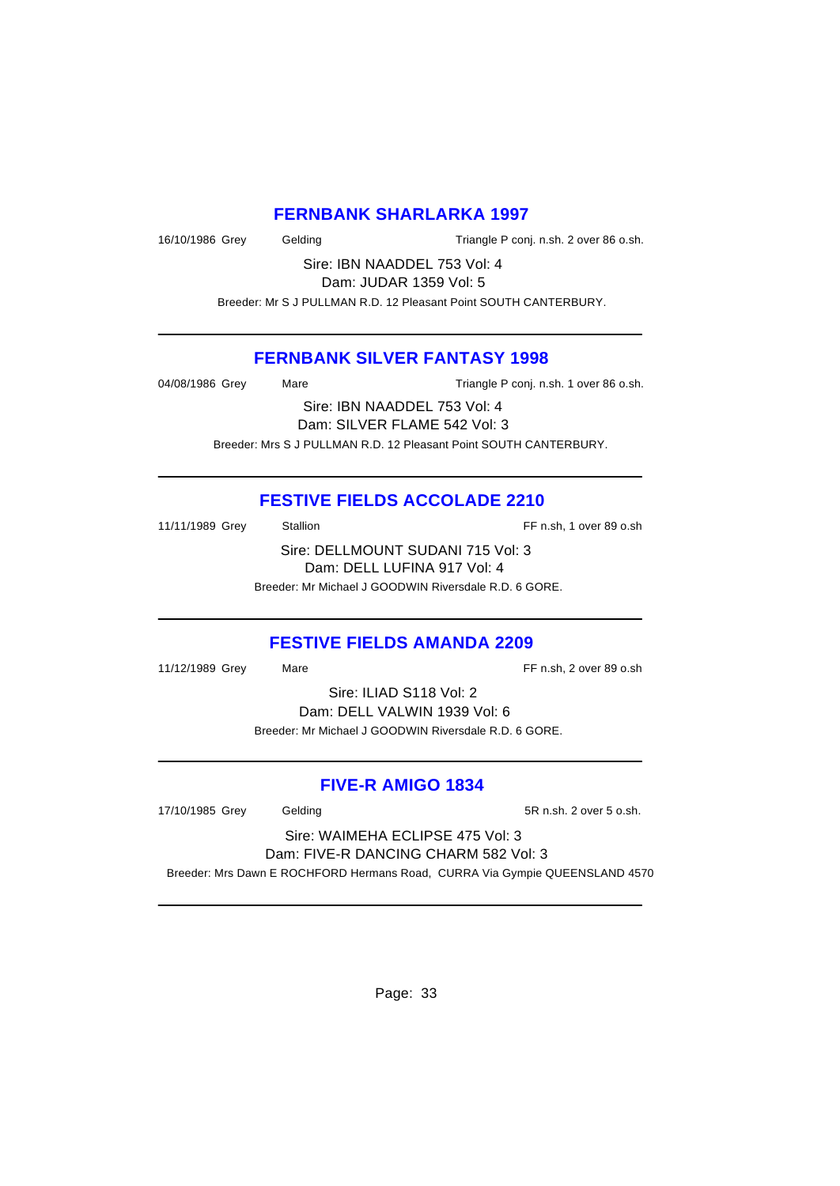## FERNBANK SHARLARKA 1997

16/10/1986 Grey Gelding Triangle P conj. n.sh. 2 over 86 o.sh.

Sire: IBN NAADDEL 753 Vol: 4
Dam: JUDAR 1359 Vol: 5

Breeder: Mr S J PULLMAN R.D. 12 Pleasant Point SOUTH CANTERBURY.

---

## FERNBANK SILVER FANTASY 1998

04/08/1986 Grey Mare Triangle P conj. n.sh. 1 over 86 o.sh.

Sire: IBN NAADDEL 753 Vol: 4
Dam: SILVER FLAME 542 Vol: 3

Breeder: Mrs S J PULLMAN R.D. 12 Pleasant Point SOUTH CANTERBURY.

---

## FESTIVE FIELDS ACCOLADE 2210

11/11/1989 Grey Stallion FF n.sh, 1 over 89 o.sh

Sire: DELLMOUNT SUDANI 715 Vol: 3
Dam: DELL LUFINA 917 Vol: 4

Breeder: Mr Michael J GOODWIN Riversdale R.D. 6 GORE.

---

## FESTIVE FIELDS AMANDA 2209

11/12/1989 Grey Mare FF n.sh, 2 over 89 o.sh

Sire: ILIAD S118 Vol: 2
Dam: DELL VALWIN 1939 Vol: 6

Breeder: Mr Michael J GOODWIN Riversdale R.D. 6 GORE.

---

## FIVE-R AMIGO 1834

17/10/1985 Grey Gelding 5R n.sh. 2 over 5 o.sh.

Sire: WAIMEHA ECLIPSE 475 Vol: 3
Dam: FIVE-R DANCING CHARM 582 Vol: 3

Breeder: Mrs Dawn E ROCHFORD Hermans Road, CURRA Via Gympie QUEENSLAND 4570

---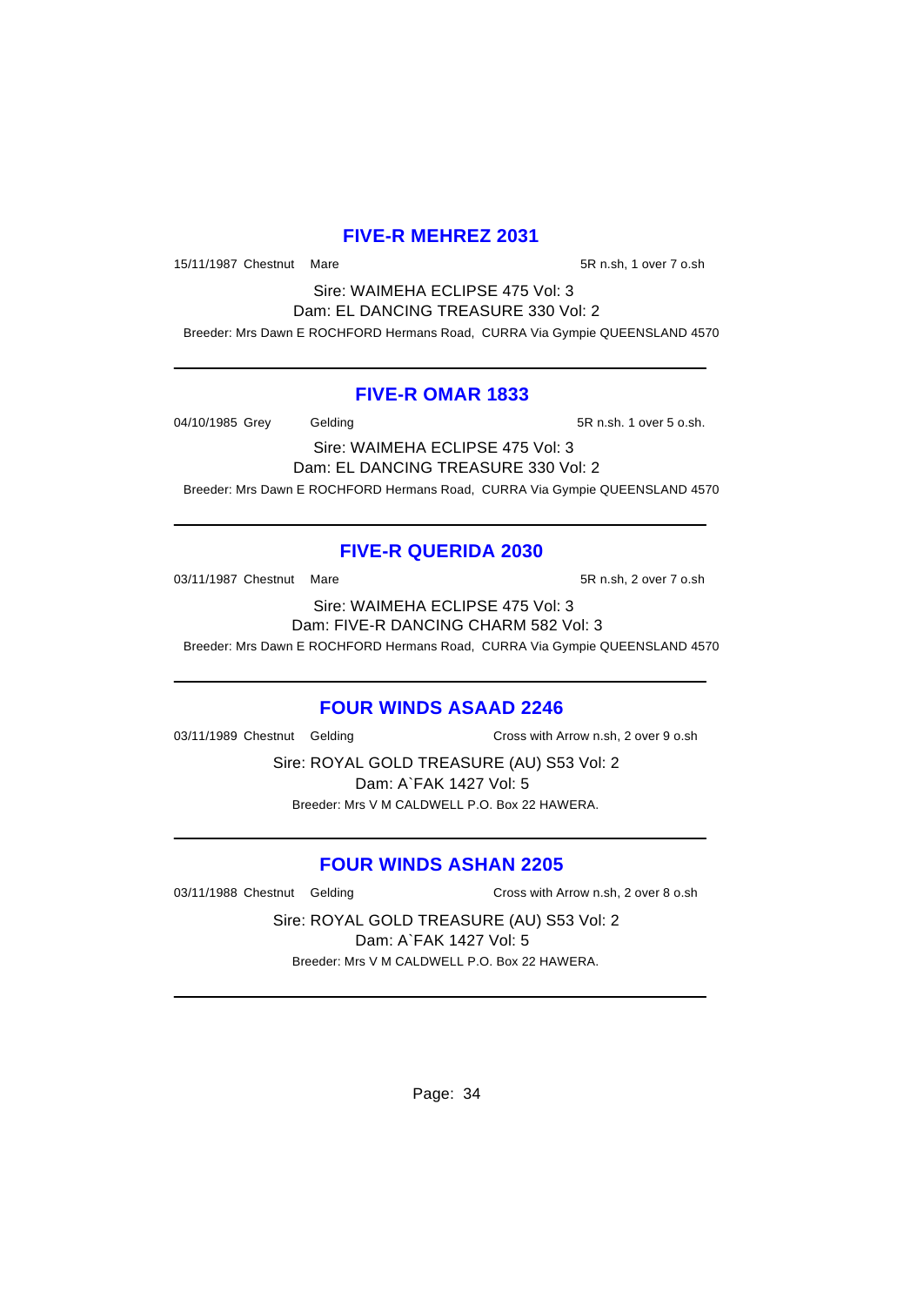## FIVE-R MEHREZ 2031

15/11/1987 Chestnut Mare 5R n.sh, 1 over 7 o.sh

Sire: WAIMEHA ECLIPSE 475 Vol: 3
Dam: EL DANCING TREASURE 330 Vol: 2

Breeder: Mrs Dawn E ROCHFORD Hermans Road, CURRA Via Gympie QUEENSLAND 4570

---

## FIVE-R OMAR 1833

04/10/1985 Grey Gelding 5R n.sh. 1 over 5 o.sh.

Sire: WAIMEHA ECLIPSE 475 Vol: 3
Dam: EL DANCING TREASURE 330 Vol: 2

Breeder: Mrs Dawn E ROCHFORD Hermans Road, CURRA Via Gympie QUEENSLAND 4570

---

## FIVE-R QUERIDA 2030

03/11/1987 Chestnut Mare 5R n.sh, 2 over 7 o.sh

Sire: WAIMEHA ECLIPSE 475 Vol: 3
Dam: FIVE-R DANCING CHARM 582 Vol: 3

Breeder: Mrs Dawn E ROCHFORD Hermans Road, CURRA Via Gympie QUEENSLAND 4570

---

## FOUR WINDS ASAAD 2246

03/11/1989 Chestnut Gelding Cross with Arrow n.sh, 2 over 9 o.sh

Sire: ROYAL GOLD TREASURE (AU) S53 Vol: 2
Dam: A`FAK 1427 Vol: 5

Breeder: Mrs V M CALDWELL P.O. Box 22 HAWERA.

---

## FOUR WINDS ASHAN 2205

03/11/1988 Chestnut Gelding Cross with Arrow n.sh, 2 over 8 o.sh

Sire: ROYAL GOLD TREASURE (AU) S53 Vol: 2
Dam: A`FAK 1427 Vol: 5

Breeder: Mrs V M CALDWELL P.O. Box 22 HAWERA.

---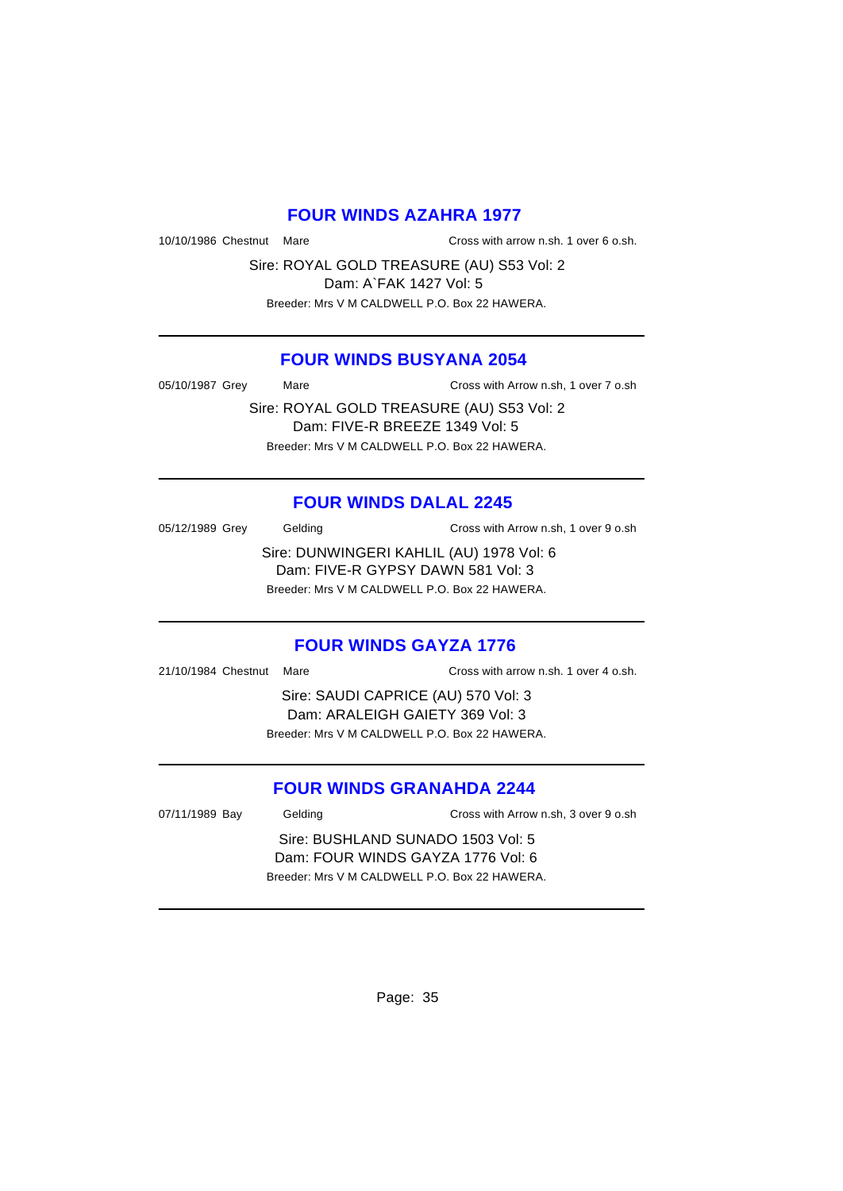## FOUR WINDS AZAHRA 1977

10/10/1986 Chestnut Mare Cross with arrow n.sh. 1 over 6 o.sh.

Sire: ROYAL GOLD TREASURE (AU) S53 Vol: 2
Dam: A`FAK 1427 Vol: 5
Breeder: Mrs V M CALDWELL P.O. Box 22 HAWERA.

---

## FOUR WINDS BUSYANA 2054

05/10/1987 Grey Mare Cross with Arrow n.sh, 1 over 7 o.sh

Sire: ROYAL GOLD TREASURE (AU) S53 Vol: 2
Dam: FIVE-R BREEZE 1349 Vol: 5
Breeder: Mrs V M CALDWELL P.O. Box 22 HAWERA.

---

## FOUR WINDS DALAL 2245

05/12/1989 Grey Gelding Cross with Arrow n.sh, 1 over 9 o.sh

Sire: DUNWINGERI KAHLIL (AU) 1978 Vol: 6
Dam: FIVE-R GYPSY DAWN 581 Vol: 3
Breeder: Mrs V M CALDWELL P.O. Box 22 HAWERA.

---

## FOUR WINDS GAYZA 1776

21/10/1984 Chestnut Mare Cross with arrow n.sh. 1 over 4 o.sh.

Sire: SAUDI CAPRICE (AU) 570 Vol: 3
Dam: ARALEIGH GAIETY 369 Vol: 3
Breeder: Mrs V M CALDWELL P.O. Box 22 HAWERA.

---

## FOUR WINDS GRANAHDA 2244

07/11/1989 Bay Gelding Cross with Arrow n.sh, 3 over 9 o.sh

Sire: BUSHLAND SUNADO 1503 Vol: 5
Dam: FOUR WINDS GAYZA 1776 Vol: 6
Breeder: Mrs V M CALDWELL P.O. Box 22 HAWERA.

---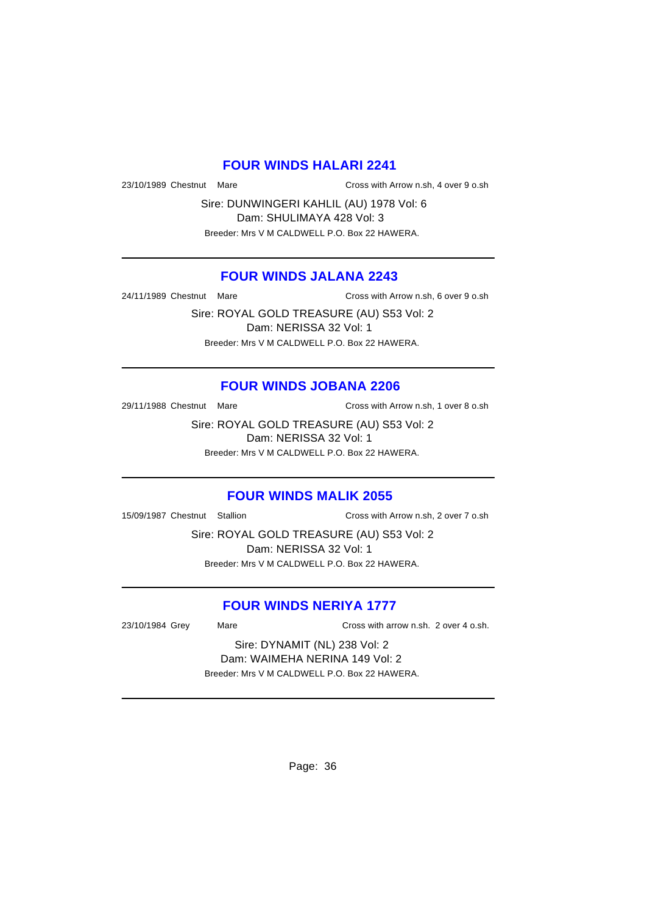## FOUR WINDS HALARI 2241

23/10/1989 Chestnut Mare Cross with Arrow n.sh, 4 over 9 o.sh

Sire: DUNWINGERI KAHLIL (AU) 1978 Vol: 6
Dam: SHULIMAYA 428 Vol: 3
Breeder: Mrs V M CALDWELL P.O. Box 22 HAWERA.

---

## FOUR WINDS JALANA 2243

24/11/1989 Chestnut Mare Cross with Arrow n.sh, 6 over 9 o.sh

Sire: ROYAL GOLD TREASURE (AU) S53 Vol: 2
Dam: NERISSA 32 Vol: 1
Breeder: Mrs V M CALDWELL P.O. Box 22 HAWERA.

---

## FOUR WINDS JOBANA 2206

29/11/1988 Chestnut Mare Cross with Arrow n.sh, 1 over 8 o.sh

Sire: ROYAL GOLD TREASURE (AU) S53 Vol: 2
Dam: NERISSA 32 Vol: 1
Breeder: Mrs V M CALDWELL P.O. Box 22 HAWERA.

---

## FOUR WINDS MALIK 2055

15/09/1987 Chestnut Stallion Cross with Arrow n.sh, 2 over 7 o.sh

Sire: ROYAL GOLD TREASURE (AU) S53 Vol: 2
Dam: NERISSA 32 Vol: 1
Breeder: Mrs V M CALDWELL P.O. Box 22 HAWERA.

---

## FOUR WINDS NERIYA 1777

23/10/1984 Grey Mare Cross with arrow n.sh. 2 over 4 o.sh.

Sire: DYNAMIT (NL) 238 Vol: 2
Dam: WAIMEHA NERINA 149 Vol: 2
Breeder: Mrs V M CALDWELL P.O. Box 22 HAWERA.

---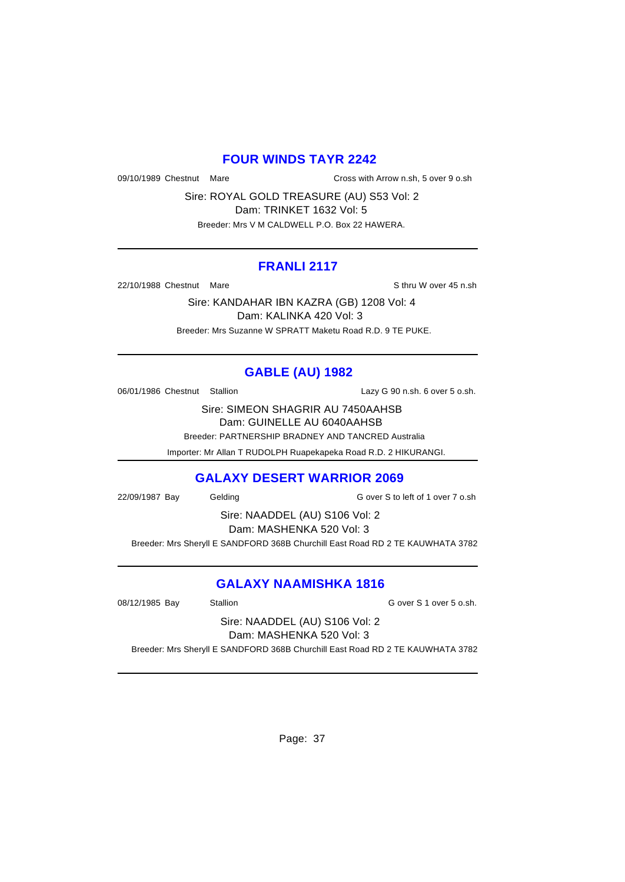## FOUR WINDS TAYR 2242

09/10/1989 Chestnut Mare Cross with Arrow n.sh, 5 over 9 o.sh

Sire: ROYAL GOLD TREASURE (AU) S53 Vol: 2
Dam: TRINKET 1632 Vol: 5
Breeder: Mrs V M CALDWELL P.O. Box 22 HAWERA.

---

## FRANLI 2117

22/10/1988 Chestnut Mare S thru W over 45 n.sh

Sire: KANDAHAR IBN KAZRA (GB) 1208 Vol: 4
Dam: KALINKA 420 Vol: 3
Breeder: Mrs Suzanne W SPRATT Maketu Road R.D. 9 TE PUKE.

---

## GABLE (AU) 1982

06/01/1986 Chestnut Stallion Lazy G 90 n.sh. 6 over 5 o.sh.

Sire: SIMEON SHAGRIR AU 7450AAHSB
Dam: GUINELLE AU 6040AAHSB
Breeder: PARTNERSHIP BRADNEY AND TANCRED Australia
Importer: Mr Allan T RUDOLPH Ruapekapeka Road R.D. 2 HIKURANGI.

---

## GALAXY DESERT WARRIOR 2069

22/09/1987 Bay Gelding G over S to left of 1 over 7 o.sh

Sire: NAADDEL (AU) S106 Vol: 2
Dam: MASHENKA 520 Vol: 3
Breeder: Mrs Sheryll E SANDFORD 368B Churchill East Road RD 2 TE KAUWHATA 3782

---

## GALAXY NAAMISHKA 1816

08/12/1985 Bay Stallion G over S 1 over 5 o.sh.

Sire: NAADDEL (AU) S106 Vol: 2
Dam: MASHENKA 520 Vol: 3
Breeder: Mrs Sheryll E SANDFORD 368B Churchill East Road RD 2 TE KAUWHATA 3782

---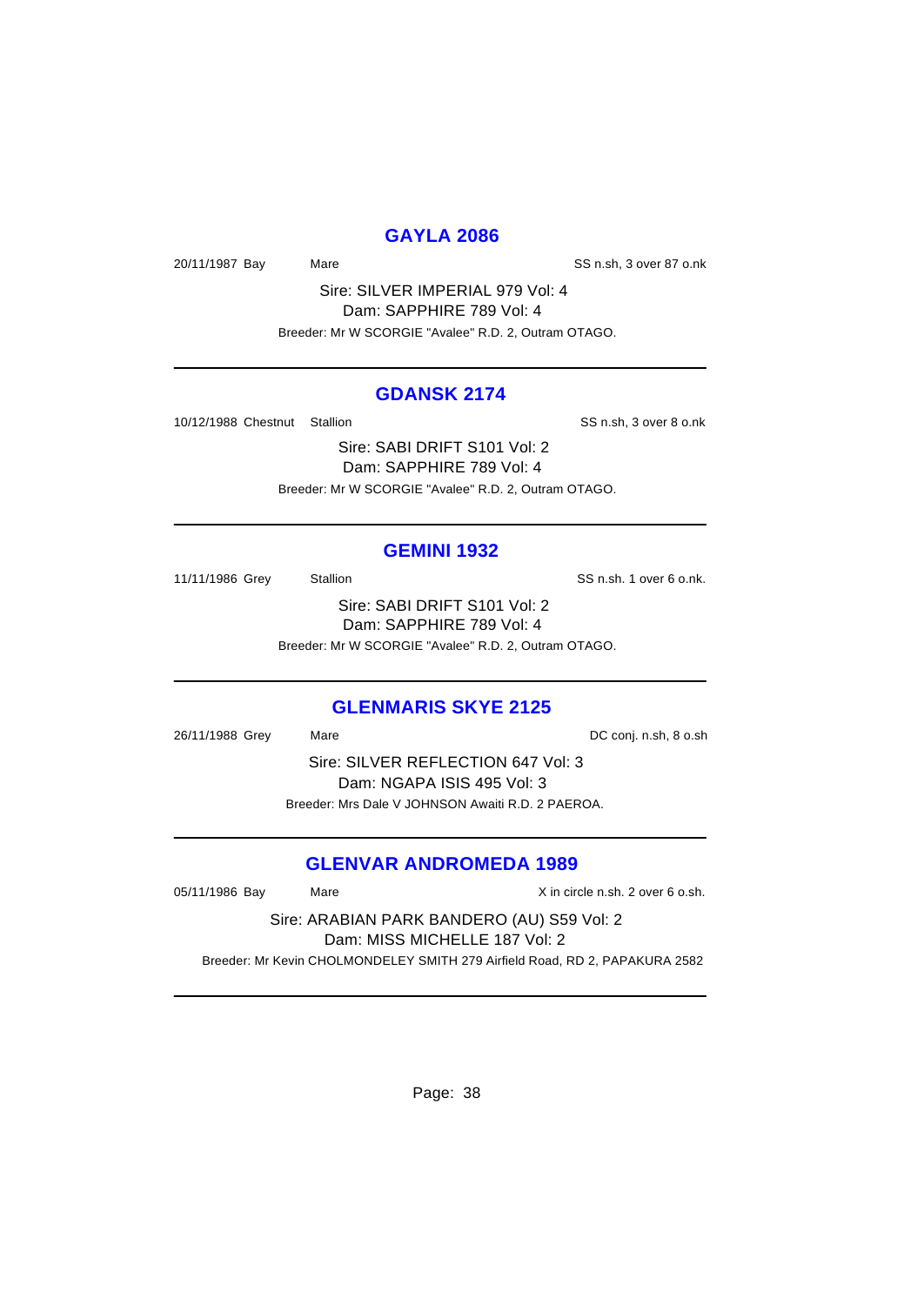## GAYLA 2086

20/11/1987 Bay Mare SS n.sh, 3 over 87 o.nk

Sire: SILVER IMPERIAL 979 Vol: 4
Dam: SAPPHIRE 789 Vol: 4
Breeder: Mr W SCORGIE "Avalee" R.D. 2, Outram OTAGO.

---

## GDANSK 2174

10/12/1988 Chestnut Stallion SS n.sh, 3 over 8 o.nk

Sire: SABI DRIFT S101 Vol: 2
Dam: SAPPHIRE 789 Vol: 4
Breeder: Mr W SCORGIE "Avalee" R.D. 2, Outram OTAGO.

---

## GEMINI 1932

11/11/1986 Grey Stallion SS n.sh. 1 over 6 o.nk.

Sire: SABI DRIFT S101 Vol: 2
Dam: SAPPHIRE 789 Vol: 4
Breeder: Mr W SCORGIE "Avalee" R.D. 2, Outram OTAGO.

---

## GLENMARIS SKYE 2125

26/11/1988 Grey Mare DC conj. n.sh, 8 o.sh

Sire: SILVER REFLECTION 647 Vol: 3
Dam: NGAPA ISIS 495 Vol: 3
Breeder: Mrs Dale V JOHNSON Awaiti R.D. 2 PAEROA.

---

## GLENVAR ANDROMEDA 1989

05/11/1986 Bay Mare X in circle n.sh. 2 over 6 o.sh.

Sire: ARABIAN PARK BANDERO (AU) S59 Vol: 2
Dam: MISS MICHELLE 187 Vol: 2
Breeder: Mr Kevin CHOLMONDELEY SMITH 279 Airfield Road, RD 2, PAPAKURA 2582

---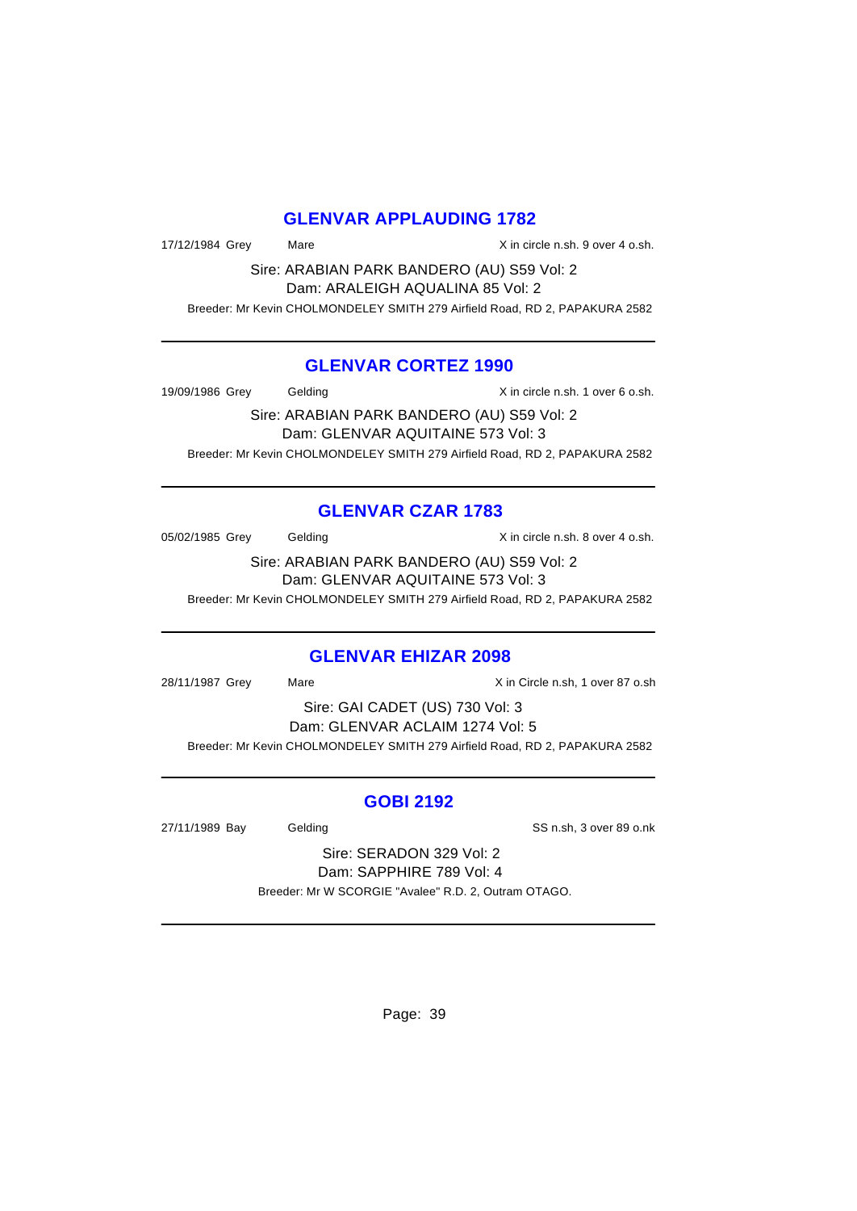## GLENVAR APPLAUDING 1782

17/12/1984 Grey Mare X in circle n.sh. 9 over 4 o.sh.

Sire: ARABIAN PARK BANDERO (AU) S59 Vol: 2
Dam: ARALEIGH AQUALINA 85 Vol: 2

Breeder: Mr Kevin CHOLMONDELEY SMITH 279 Airfield Road, RD 2, PAPAKURA 2582

---

## GLENVAR CORTEZ 1990

19/09/1986 Grey Gelding X in circle n.sh. 1 over 6 o.sh.

Sire: ARABIAN PARK BANDERO (AU) S59 Vol: 2
Dam: GLENVAR AQUITAINE 573 Vol: 3

Breeder: Mr Kevin CHOLMONDELEY SMITH 279 Airfield Road, RD 2, PAPAKURA 2582

---

## GLENVAR CZAR 1783

05/02/1985 Grey Gelding X in circle n.sh. 8 over 4 o.sh.

Sire: ARABIAN PARK BANDERO (AU) S59 Vol: 2
Dam: GLENVAR AQUITAINE 573 Vol: 3

Breeder: Mr Kevin CHOLMONDELEY SMITH 279 Airfield Road, RD 2, PAPAKURA 2582

---

## GLENVAR EHIZAR 2098

28/11/1987 Grey Mare X in Circle n.sh, 1 over 87 o.sh

Sire: GAI CADET (US) 730 Vol: 3
Dam: GLENVAR ACLAIM 1274 Vol: 5

Breeder: Mr Kevin CHOLMONDELEY SMITH 279 Airfield Road, RD 2, PAPAKURA 2582

---

## GOBI 2192

27/11/1989 Bay Gelding SS n.sh, 3 over 89 o.nk

Sire: SERADON 329 Vol: 2
Dam: SAPPHIRE 789 Vol: 4

Breeder: Mr W SCORGIE "Avalee" R.D. 2, Outram OTAGO.

---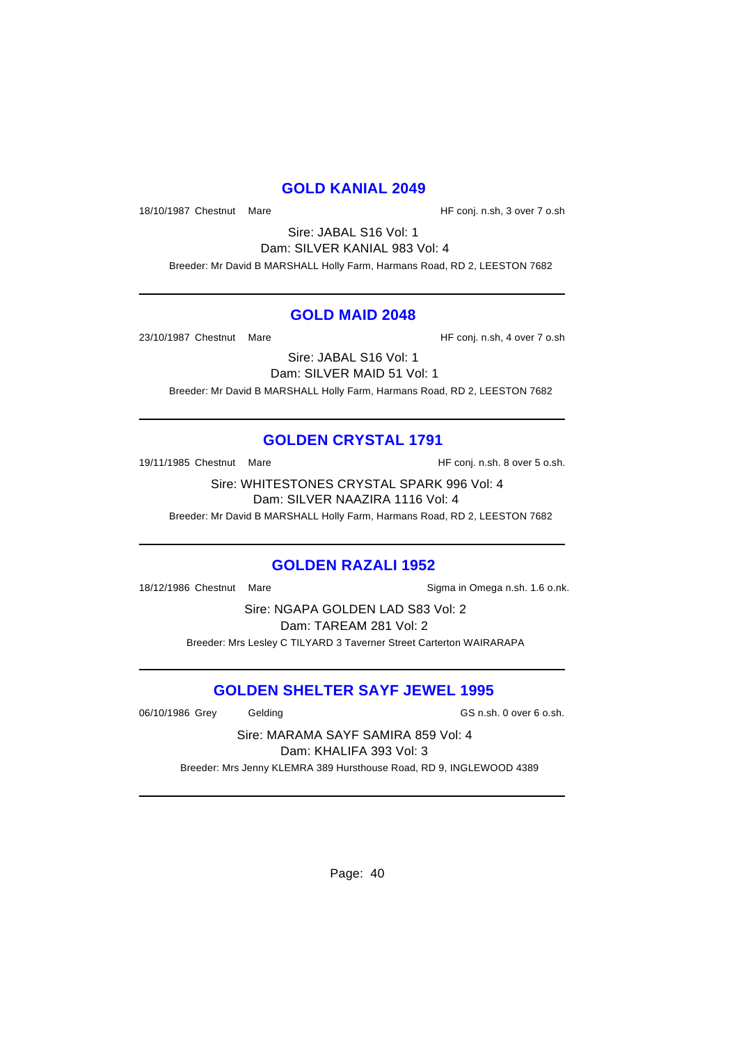## GOLD KANIAL 2049

18/10/1987 Chestnut Mare HF conj. n.sh, 3 over 7 o.sh

Sire: JABAL S16 Vol: 1
Dam: SILVER KANIAL 983 Vol: 4

Breeder: Mr David B MARSHALL Holly Farm, Harmans Road, RD 2, LEESTON 7682

---

## GOLD MAID 2048

23/10/1987 Chestnut Mare HF conj. n.sh, 4 over 7 o.sh

Sire: JABAL S16 Vol: 1
Dam: SILVER MAID 51 Vol: 1

Breeder: Mr David B MARSHALL Holly Farm, Harmans Road, RD 2, LEESTON 7682

---

## GOLDEN CRYSTAL 1791

19/11/1985 Chestnut Mare HF conj. n.sh. 8 over 5 o.sh.

Sire: WHITESTONES CRYSTAL SPARK 996 Vol: 4
Dam: SILVER NAAZIRA 1116 Vol: 4

Breeder: Mr David B MARSHALL Holly Farm, Harmans Road, RD 2, LEESTON 7682

---

## GOLDEN RAZALI 1952

18/12/1986 Chestnut Mare Sigma in Omega n.sh. 1.6 o.nk.

Sire: NGAPA GOLDEN LAD S83 Vol: 2
Dam: TAREAM 281 Vol: 2

Breeder: Mrs Lesley C TILYARD 3 Taverner Street Carterton WAIRARAPA

---

## GOLDEN SHELTER SAYF JEWEL 1995

06/10/1986 Grey Gelding GS n.sh. 0 over 6 o.sh.

Sire: MARAMA SAYF SAMIRA 859 Vol: 4
Dam: KHALIFA 393 Vol: 3

Breeder: Mrs Jenny KLEMRA 389 Hursthouse Road, RD 9, INGLEWOOD 4389

---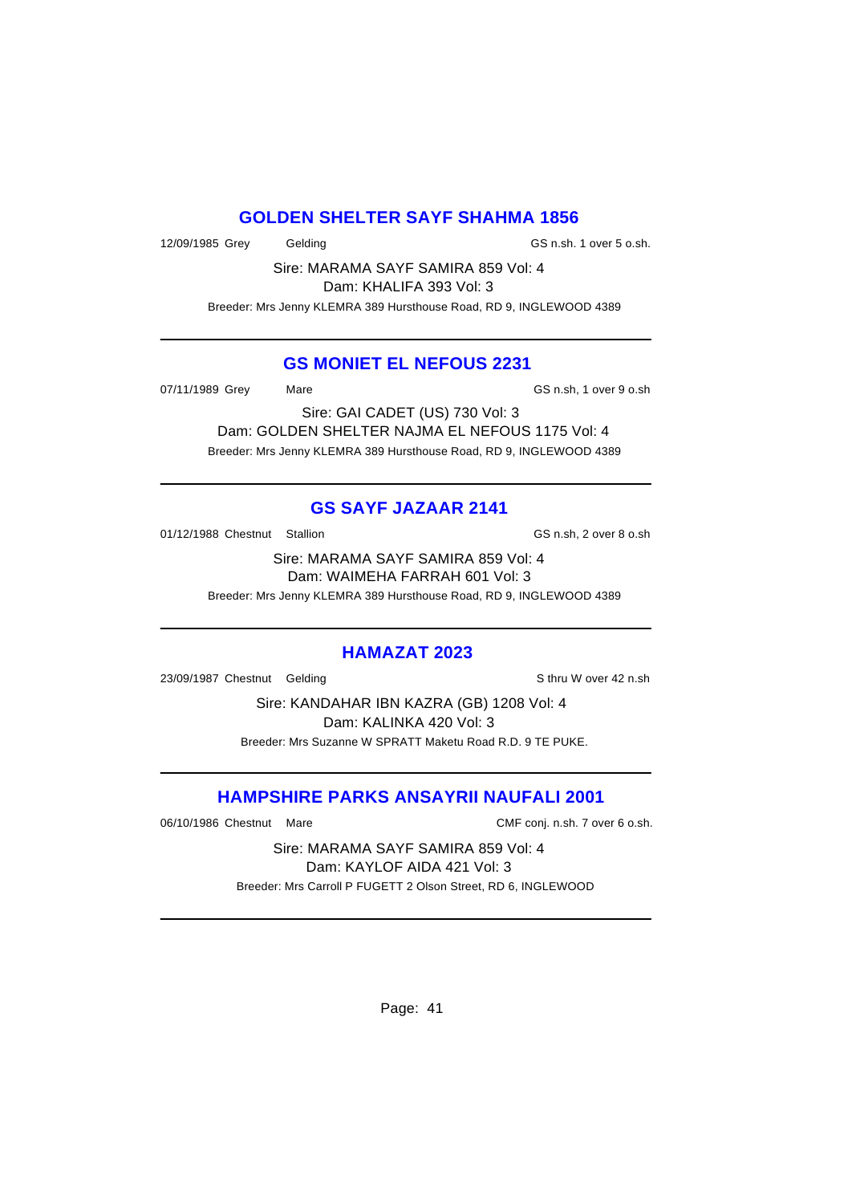## GOLDEN SHELTER SAYF SHAHMA 1856

12/09/1985 Grey Gelding GS n.sh. 1 over 5 o.sh.

Sire: MARAMA SAYF SAMIRA 859 Vol: 4

Dam: KHALIFA 393 Vol: 3

Breeder: Mrs Jenny KLEMRA 389 Hursthouse Road, RD 9, INGLEWOOD 4389

---

## GS MONIET EL NEFOUS 2231

07/11/1989 Grey Mare GS n.sh, 1 over 9 o.sh

Sire: GAI CADET (US) 730 Vol: 3

Dam: GOLDEN SHELTER NAJMA EL NEFOUS 1175 Vol: 4

Breeder: Mrs Jenny KLEMRA 389 Hursthouse Road, RD 9, INGLEWOOD 4389

---

## GS SAYF JAZAAR 2141

01/12/1988 Chestnut Stallion GS n.sh, 2 over 8 o.sh

Sire: MARAMA SAYF SAMIRA 859 Vol: 4

Dam: WAIMEHA FARRAH 601 Vol: 3

Breeder: Mrs Jenny KLEMRA 389 Hursthouse Road, RD 9, INGLEWOOD 4389

---

## HAMAZAT 2023

23/09/1987 Chestnut Gelding S thru W over 42 n.sh

Sire: KANDAHAR IBN KAZRA (GB) 1208 Vol: 4

Dam: KALINKA 420 Vol: 3

Breeder: Mrs Suzanne W SPRATT Maketu Road R.D. 9 TE PUKE.

---

## HAMPSHIRE PARKS ANSAYRII NAUFALI 2001

06/10/1986 Chestnut Mare CMF conj. n.sh. 7 over 6 o.sh.

Sire: MARAMA SAYF SAMIRA 859 Vol: 4

Dam: KAYLOF AIDA 421 Vol: 3

Breeder: Mrs Carroll P FUGETT 2 Olson Street, RD 6, INGLEWOOD

---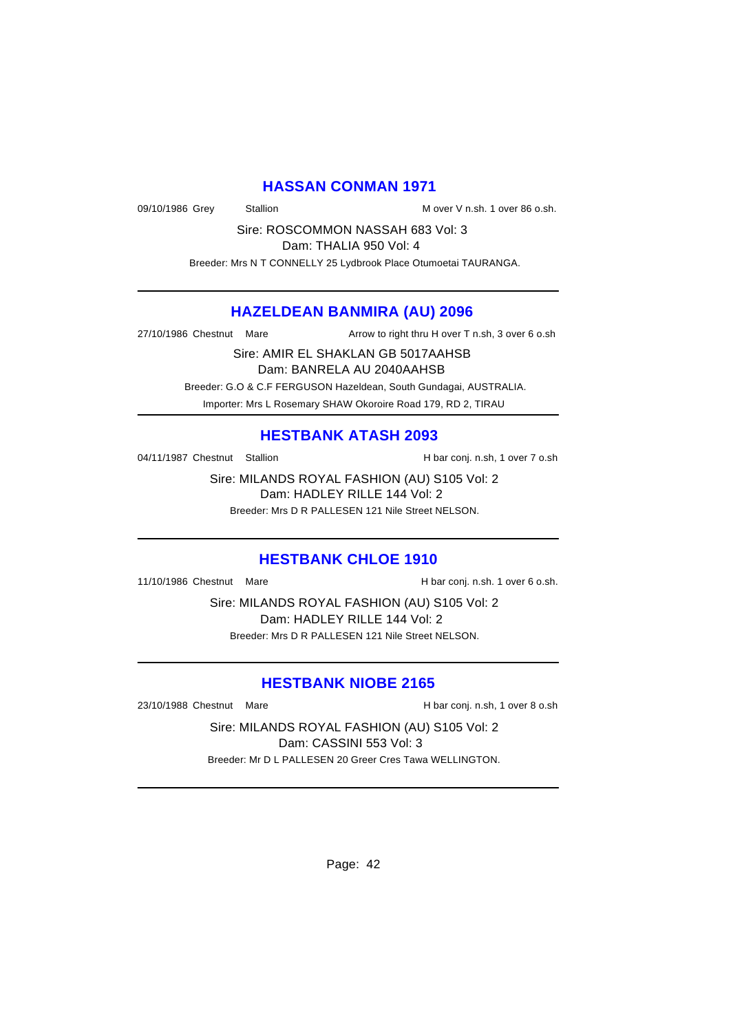## HASSAN CONMAN 1971

09/10/1986 Grey Stallion M over V n.sh. 1 over 86 o.sh.

Sire: ROSCOMMON NASSAH 683 Vol: 3
Dam: THALIA 950 Vol: 4

Breeder: Mrs N T CONNELLY 25 Lydbrook Place Otumoetai TAURANGA.

---

## HAZELDEAN BANMIRA (AU) 2096

27/10/1986 Chestnut Mare Arrow to right thru H over T n.sh, 3 over 6 o.sh

Sire: AMIR EL SHAKLAN GB 5017AAHSB
Dam: BANRELA AU 2040AAHSB

Breeder: G.O & C.F FERGUSON Hazeldean, South Gundagai, AUSTRALIA.
Importer: Mrs L Rosemary SHAW Okoroire Road 179, RD 2, TIRAU

---

## HESTBANK ATASH 2093

04/11/1987 Chestnut Stallion H bar conj. n.sh, 1 over 7 o.sh

Sire: MILANDS ROYAL FASHION (AU) S105 Vol: 2
Dam: HADLEY RILLE 144 Vol: 2

Breeder: Mrs D R PALLESEN 121 Nile Street NELSON.

---

## HESTBANK CHLOE 1910

11/10/1986 Chestnut Mare H bar conj. n.sh. 1 over 6 o.sh.

Sire: MILANDS ROYAL FASHION (AU) S105 Vol: 2
Dam: HADLEY RILLE 144 Vol: 2

Breeder: Mrs D R PALLESEN 121 Nile Street NELSON.

---

## HESTBANK NIOBE 2165

23/10/1988 Chestnut Mare H bar conj. n.sh, 1 over 8 o.sh

Sire: MILANDS ROYAL FASHION (AU) S105 Vol: 2
Dam: CASSINI 553 Vol: 3

Breeder: Mr D L PALLESEN 20 Greer Cres Tawa WELLINGTON.

---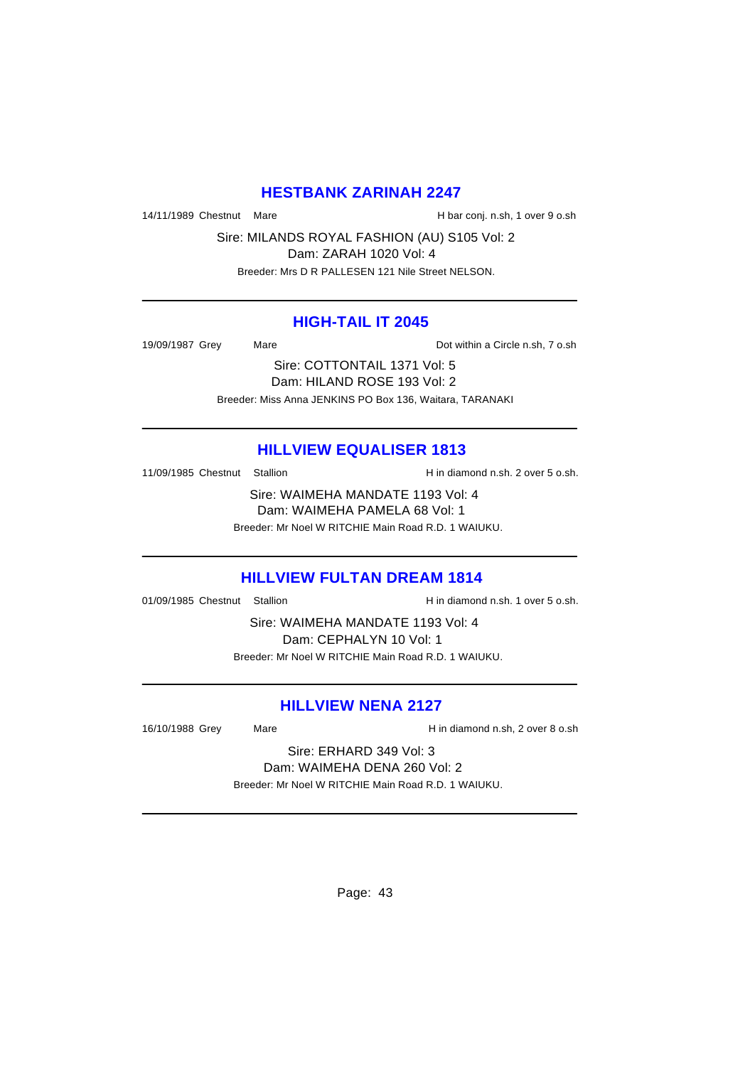## HESTBANK ZARINAH 2247

14/11/1989 Chestnut Mare H bar conj. n.sh, 1 over 9 o.sh

Sire: MILANDS ROYAL FASHION (AU) S105 Vol: 2
Dam: ZARAH 1020 Vol: 4

Breeder: Mrs D R PALLESEN 121 Nile Street NELSON.

---

## HIGH-TAIL IT 2045

19/09/1987 Grey Mare Dot within a Circle n.sh, 7 o.sh

Sire: COTTONTAIL 1371 Vol: 5
Dam: HILAND ROSE 193 Vol: 2

Breeder: Miss Anna JENKINS PO Box 136, Waitara, TARANAKI

---

## HILLVIEW EQUALISER 1813

11/09/1985 Chestnut Stallion H in diamond n.sh. 2 over 5 o.sh.

Sire: WAIMEHA MANDATE 1193 Vol: 4
Dam: WAIMEHA PAMELA 68 Vol: 1

Breeder: Mr Noel W RITCHIE Main Road R.D. 1 WAIUKU.

---

## HILLVIEW FULTAN DREAM 1814

01/09/1985 Chestnut Stallion H in diamond n.sh. 1 over 5 o.sh.

Sire: WAIMEHA MANDATE 1193 Vol: 4
Dam: CEPHALYN 10 Vol: 1

Breeder: Mr Noel W RITCHIE Main Road R.D. 1 WAIUKU.

---

## HILLVIEW NENA 2127

16/10/1988 Grey Mare H in diamond n.sh, 2 over 8 o.sh

Sire: ERHARD 349 Vol: 3
Dam: WAIMEHA DENA 260 Vol: 2

Breeder: Mr Noel W RITCHIE Main Road R.D. 1 WAIUKU.

---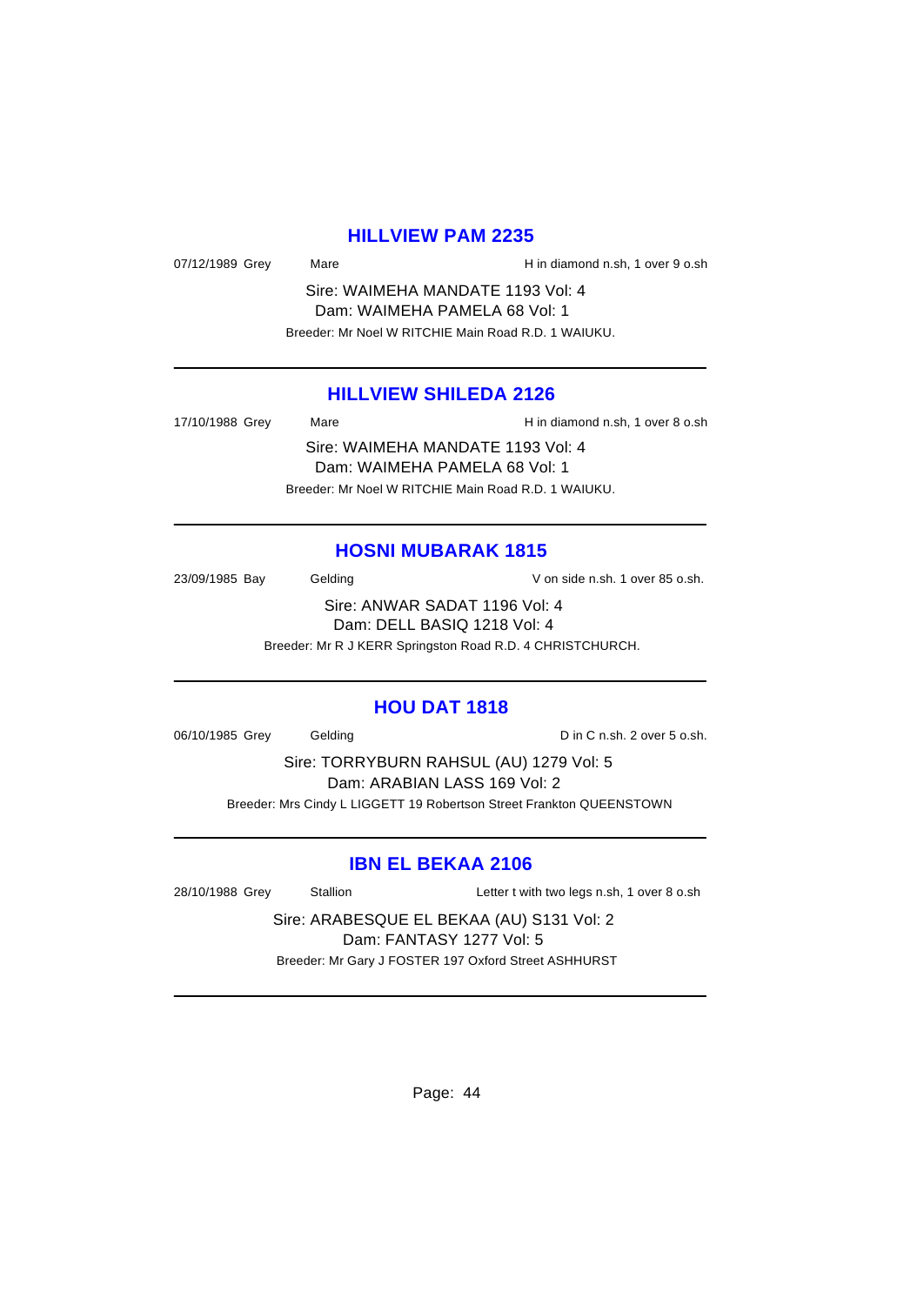## HILLVIEW PAM 2235

07/12/1989 Grey Mare H in diamond n.sh, 1 over 9 o.sh

Sire: WAIMEHA MANDATE 1193 Vol: 4
Dam: WAIMEHA PAMELA 68 Vol: 1
Breeder: Mr Noel W RITCHIE Main Road R.D. 1 WAIUKU.

---

## HILLVIEW SHILEDA 2126

17/10/1988 Grey Mare H in diamond n.sh, 1 over 8 o.sh

Sire: WAIMEHA MANDATE 1193 Vol: 4
Dam: WAIMEHA PAMELA 68 Vol: 1
Breeder: Mr Noel W RITCHIE Main Road R.D. 1 WAIUKU.

---

## HOSNI MUBARAK 1815

23/09/1985 Bay Gelding V on side n.sh. 1 over 85 o.sh.

Sire: ANWAR SADAT 1196 Vol: 4
Dam: DELL BASIQ 1218 Vol: 4
Breeder: Mr R J KERR Springston Road R.D. 4 CHRISTCHURCH.

---

## HOU DAT 1818

06/10/1985 Grey Gelding D in C n.sh. 2 over 5 o.sh.

Sire: TORRYBURN RAHSUL (AU) 1279 Vol: 5
Dam: ARABIAN LASS 169 Vol: 2
Breeder: Mrs Cindy L LIGGETT 19 Robertson Street Frankton QUEENSTOWN

---

## IBN EL BEKAA 2106

28/10/1988 Grey Stallion Letter t with two legs n.sh, 1 over 8 o.sh

Sire: ARABESQUE EL BEKAA (AU) S131 Vol: 2
Dam: FANTASY 1277 Vol: 5
Breeder: Mr Gary J FOSTER 197 Oxford Street ASHHURST

---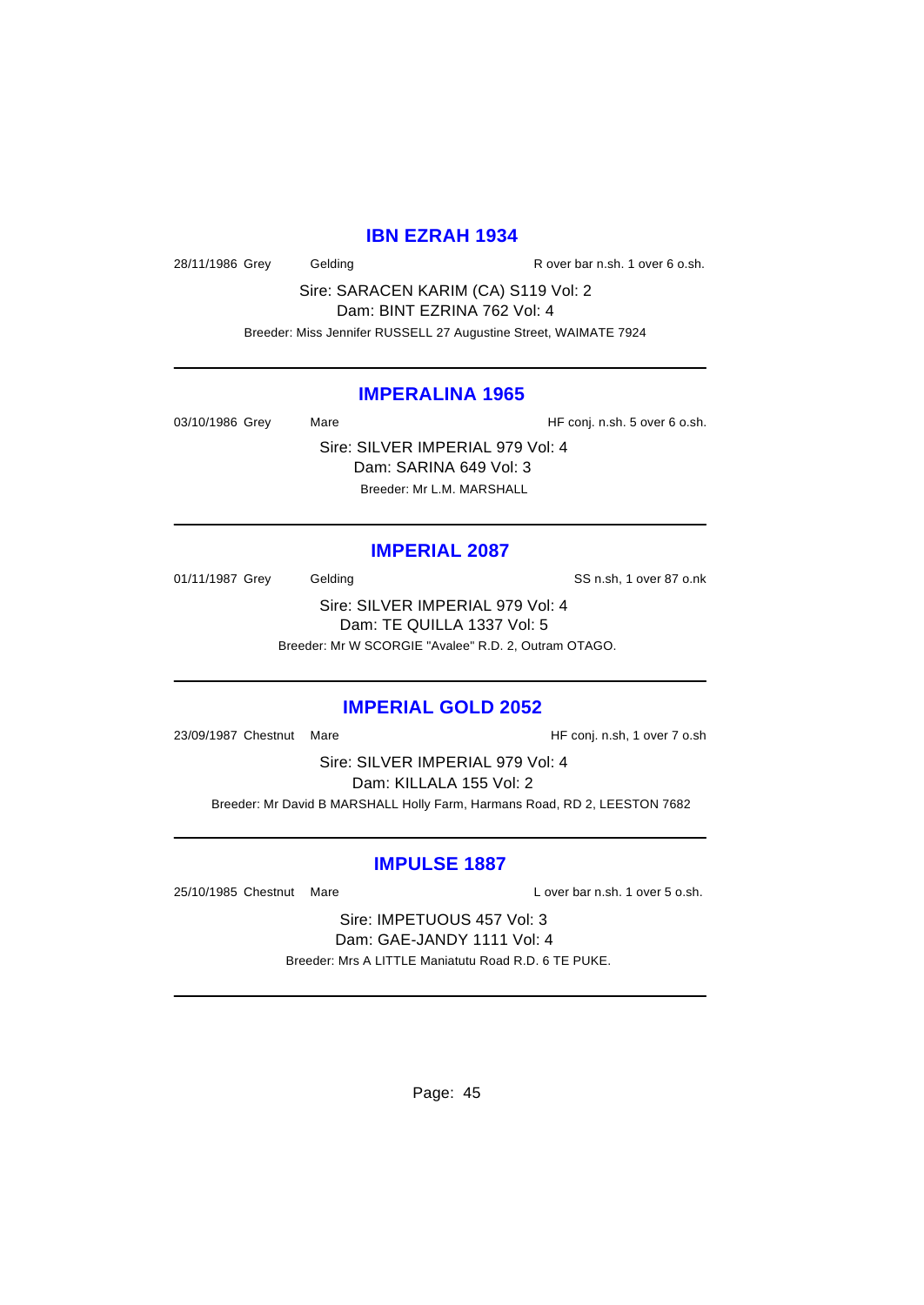## IBN EZRAH 1934

28/11/1986 Grey Gelding R over bar n.sh. 1 over 6 o.sh.

Sire: SARACEN KARIM (CA) S119 Vol: 2
Dam: BINT EZRINA 762 Vol: 4

Breeder: Miss Jennifer RUSSELL 27 Augustine Street, WAIMATE 7924

---

## IMPERALINA 1965

03/10/1986 Grey Mare HF conj. n.sh. 5 over 6 o.sh.

Sire: SILVER IMPERIAL 979 Vol: 4
Dam: SARINA 649 Vol: 3

Breeder: Mr L.M. MARSHALL

---

## IMPERIAL 2087

01/11/1987 Grey Gelding SS n.sh, 1 over 87 o.nk

Sire: SILVER IMPERIAL 979 Vol: 4
Dam: TE QUILLA 1337 Vol: 5

Breeder: Mr W SCORGIE "Avalee" R.D. 2, Outram OTAGO.

---

## IMPERIAL GOLD 2052

23/09/1987 Chestnut Mare HF conj. n.sh, 1 over 7 o.sh

Sire: SILVER IMPERIAL 979 Vol: 4
Dam: KILLALA 155 Vol: 2

Breeder: Mr David B MARSHALL Holly Farm, Harmans Road, RD 2, LEESTON 7682

---

## IMPULSE 1887

25/10/1985 Chestnut Mare L over bar n.sh. 1 over 5 o.sh.

Sire: IMPETUOUS 457 Vol: 3
Dam: GAE-JANDY 1111 Vol: 4

Breeder: Mrs A LITTLE Maniatutu Road R.D. 6 TE PUKE.

---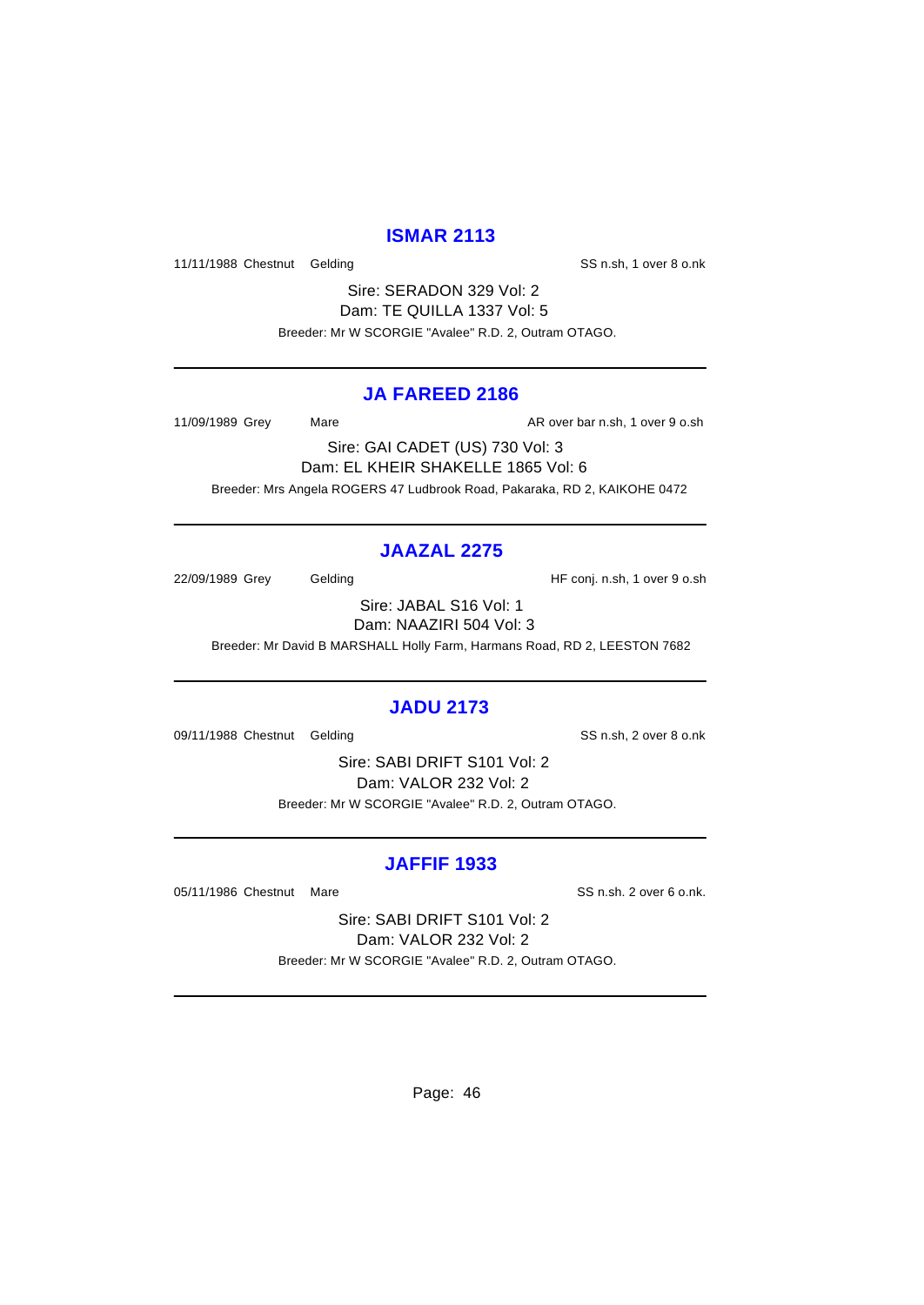## ISMAR 2113

11/11/1988 Chestnut Gelding SS n.sh, 1 over 8 o.nk

Sire: SERADON 329 Vol: 2
Dam: TE QUILLA 1337 Vol: 5
Breeder: Mr W SCORGIE "Avalee" R.D. 2, Outram OTAGO.

---

## JA FAREED 2186

11/09/1989 Grey Mare AR over bar n.sh, 1 over 9 o.sh

Sire: GAI CADET (US) 730 Vol: 3
Dam: EL KHEIR SHAKELLE 1865 Vol: 6
Breeder: Mrs Angela ROGERS 47 Ludbrook Road, Pakaraka, RD 2, KAIKOHE 0472

---

## JAAZAL 2275

22/09/1989 Grey Gelding HF conj. n.sh, 1 over 9 o.sh

Sire: JABAL S16 Vol: 1
Dam: NAAZIRI 504 Vol: 3
Breeder: Mr David B MARSHALL Holly Farm, Harmans Road, RD 2, LEESTON 7682

---

## JADU 2173

09/11/1988 Chestnut Gelding SS n.sh, 2 over 8 o.nk

Sire: SABI DRIFT S101 Vol: 2
Dam: VALOR 232 Vol: 2
Breeder: Mr W SCORGIE "Avalee" R.D. 2, Outram OTAGO.

---

## JAFFIF 1933

05/11/1986 Chestnut Mare SS n.sh. 2 over 6 o.nk.

Sire: SABI DRIFT S101 Vol: 2
Dam: VALOR 232 Vol: 2
Breeder: Mr W SCORGIE "Avalee" R.D. 2, Outram OTAGO.

---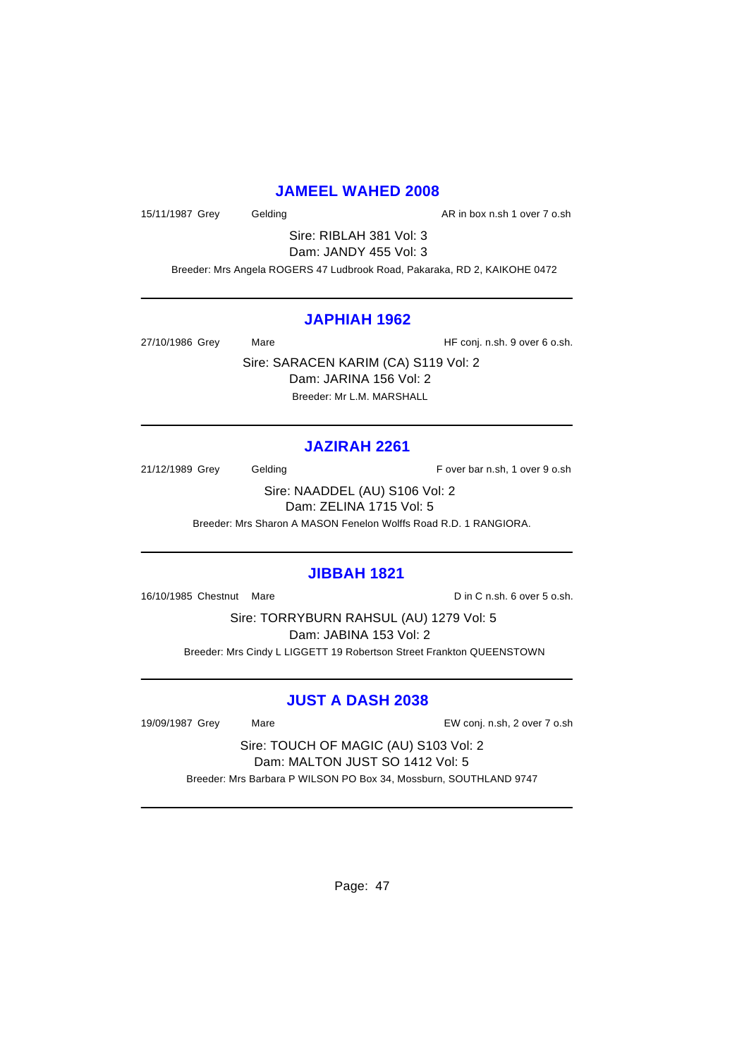## JAMEEL WAHED 2008

15/11/1987 Grey Gelding AR in box n.sh 1 over 7 o.sh

Sire: RIBLAH 381 Vol: 3
Dam: JANDY 455 Vol: 3

Breeder: Mrs Angela ROGERS 47 Ludbrook Road, Pakaraka, RD 2, KAIKOHE 0472

---

## JAPHIAH 1962

27/10/1986 Grey Mare HF conj. n.sh. 9 over 6 o.sh.

Sire: SARACEN KARIM (CA) S119 Vol: 2
Dam: JARINA 156 Vol: 2

Breeder: Mr L.M. MARSHALL

---

## JAZIRAH 2261

21/12/1989 Grey Gelding F over bar n.sh, 1 over 9 o.sh

Sire: NAADDEL (AU) S106 Vol: 2
Dam: ZELINA 1715 Vol: 5

Breeder: Mrs Sharon A MASON Fenelon Wolffs Road R.D. 1 RANGIORA.

---

## JIBBAH 1821

16/10/1985 Chestnut Mare D in C n.sh. 6 over 5 o.sh.

Sire: TORRYBURN RAHSUL (AU) 1279 Vol: 5
Dam: JABINA 153 Vol: 2

Breeder: Mrs Cindy L LIGGETT 19 Robertson Street Frankton QUEENSTOWN

---

## JUST A DASH 2038

19/09/1987 Grey Mare EW conj. n.sh, 2 over 7 o.sh

Sire: TOUCH OF MAGIC (AU) S103 Vol: 2
Dam: MALTON JUST SO 1412 Vol: 5

Breeder: Mrs Barbara P WILSON PO Box 34, Mossburn, SOUTHLAND 9747

---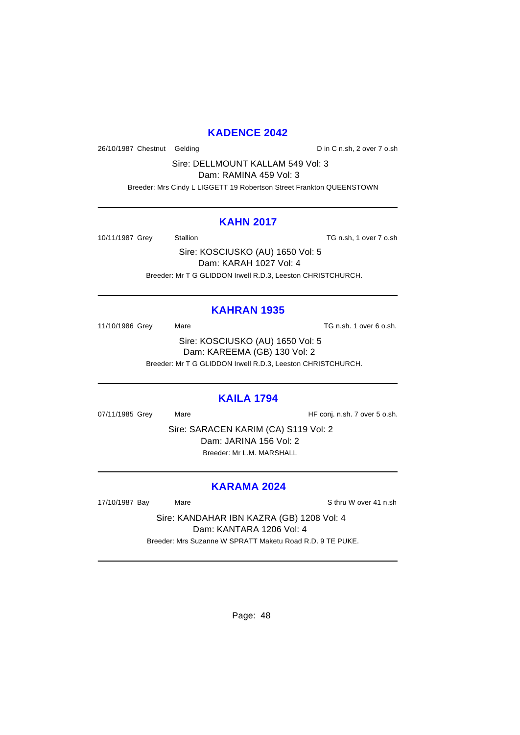## KADENCE 2042

26/10/1987 Chestnut Gelding D in C n.sh, 2 over 7 o.sh

Sire: DELLMOUNT KALLAM 549 Vol: 3
Dam: RAMINA 459 Vol: 3

Breeder: Mrs Cindy L LIGGETT 19 Robertson Street Frankton QUEENSTOWN

---

## KAHN 2017

10/11/1987 Grey Stallion TG n.sh, 1 over 7 o.sh

Sire: KOSCIUSKO (AU) 1650 Vol: 5
Dam: KARAH 1027 Vol: 4

Breeder: Mr T G GLIDDON Irwell R.D.3, Leeston CHRISTCHURCH.

---

## KAHRAN 1935

11/10/1986 Grey Mare TG n.sh. 1 over 6 o.sh.

Sire: KOSCIUSKO (AU) 1650 Vol: 5
Dam: KAREEMA (GB) 130 Vol: 2

Breeder: Mr T G GLIDDON Irwell R.D.3, Leeston CHRISTCHURCH.

---

## KAILA 1794

07/11/1985 Grey Mare HF conj. n.sh. 7 over 5 o.sh.

Sire: SARACEN KARIM (CA) S119 Vol: 2
Dam: JARINA 156 Vol: 2

Breeder: Mr L.M. MARSHALL

---

## KARAMA 2024

17/10/1987 Bay Mare S thru W over 41 n.sh

Sire: KANDAHAR IBN KAZRA (GB) 1208 Vol: 4
Dam: KANTARA 1206 Vol: 4

Breeder: Mrs Suzanne W SPRATT Maketu Road R.D. 9 TE PUKE.

---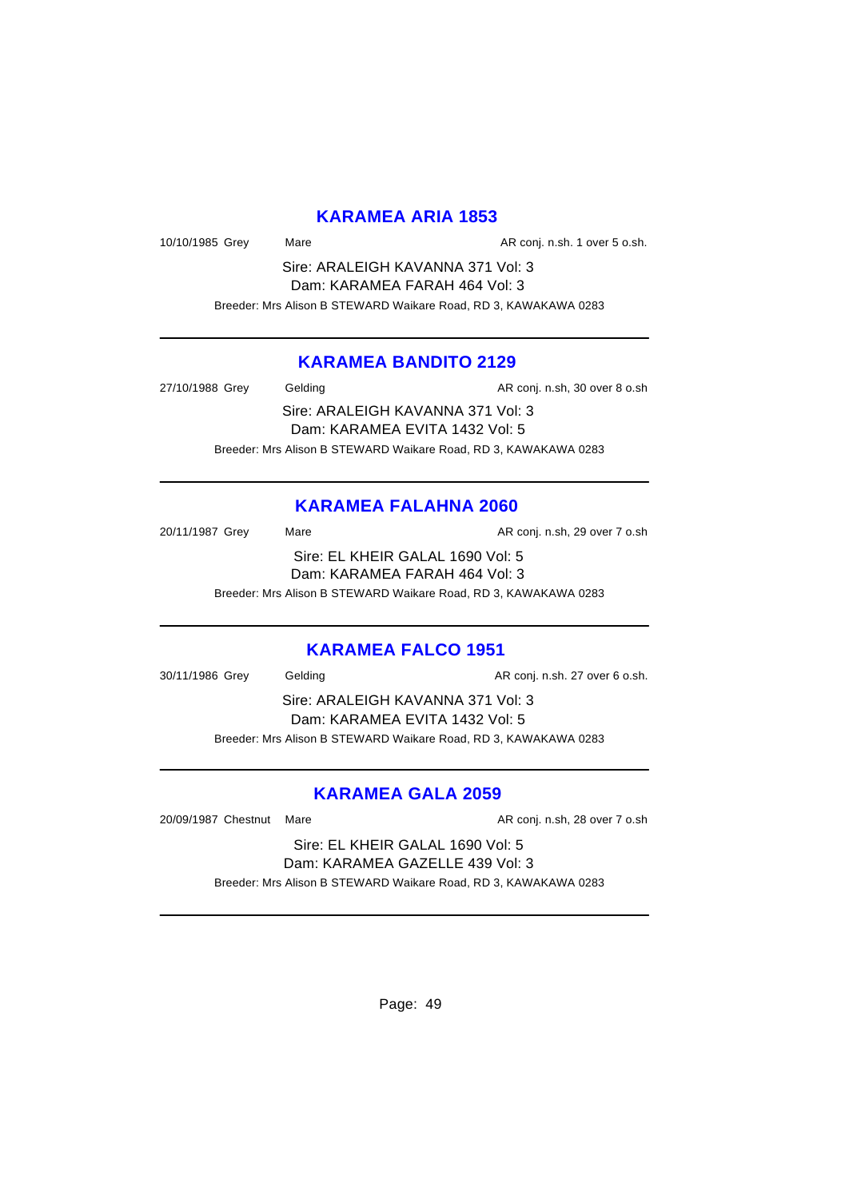## KARAMEA ARIA 1853

10/10/1985 Grey Mare AR conj. n.sh. 1 over 5 o.sh.

Sire: ARALEIGH KAVANNA 371 Vol: 3
Dam: KARAMEA FARAH 464 Vol: 3

Breeder: Mrs Alison B STEWARD Waikare Road, RD 3, KAWAKAWA 0283

---

## KARAMEA BANDITO 2129

27/10/1988 Grey Gelding AR conj. n.sh, 30 over 8 o.sh

Sire: ARALEIGH KAVANNA 371 Vol: 3
Dam: KARAMEA EVITA 1432 Vol: 5

Breeder: Mrs Alison B STEWARD Waikare Road, RD 3, KAWAKAWA 0283

---

## KARAMEA FALAHNA 2060

20/11/1987 Grey Mare AR conj. n.sh, 29 over 7 o.sh

Sire: EL KHEIR GALAL 1690 Vol: 5
Dam: KARAMEA FARAH 464 Vol: 3

Breeder: Mrs Alison B STEWARD Waikare Road, RD 3, KAWAKAWA 0283

---

## KARAMEA FALCO 1951

30/11/1986 Grey Gelding AR conj. n.sh. 27 over 6 o.sh.

Sire: ARALEIGH KAVANNA 371 Vol: 3
Dam: KARAMEA EVITA 1432 Vol: 5

Breeder: Mrs Alison B STEWARD Waikare Road, RD 3, KAWAKAWA 0283

---

## KARAMEA GALA 2059

20/09/1987 Chestnut Mare AR conj. n.sh, 28 over 7 o.sh

Sire: EL KHEIR GALAL 1690 Vol: 5
Dam: KARAMEA GAZELLE 439 Vol: 3

Breeder: Mrs Alison B STEWARD Waikare Road, RD 3, KAWAKAWA 0283

---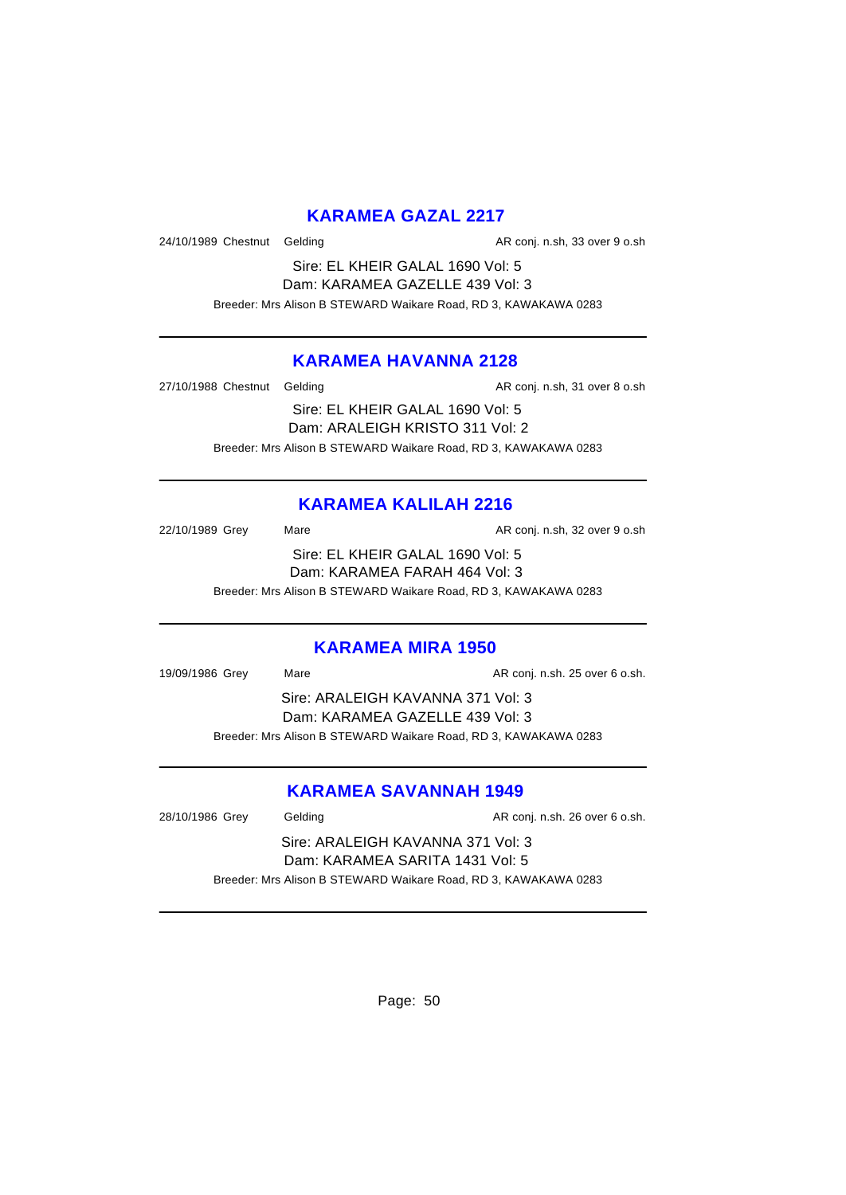## KARAMEA GAZAL 2217

24/10/1989 Chestnut Gelding AR conj. n.sh, 33 over 9 o.sh

Sire: EL KHEIR GALAL 1690 Vol: 5
Dam: KARAMEA GAZELLE 439 Vol: 3

Breeder: Mrs Alison B STEWARD Waikare Road, RD 3, KAWAKAWA 0283

---

## KARAMEA HAVANNA 2128

27/10/1988 Chestnut Gelding AR conj. n.sh, 31 over 8 o.sh

Sire: EL KHEIR GALAL 1690 Vol: 5
Dam: ARALEIGH KRISTO 311 Vol: 2

Breeder: Mrs Alison B STEWARD Waikare Road, RD 3, KAWAKAWA 0283

---

## KARAMEA KALILAH 2216

22/10/1989 Grey Mare AR conj. n.sh, 32 over 9 o.sh

Sire: EL KHEIR GALAL 1690 Vol: 5
Dam: KARAMEA FARAH 464 Vol: 3

Breeder: Mrs Alison B STEWARD Waikare Road, RD 3, KAWAKAWA 0283

---

## KARAMEA MIRA 1950

19/09/1986 Grey Mare AR conj. n.sh. 25 over 6 o.sh.

Sire: ARALEIGH KAVANNA 371 Vol: 3
Dam: KARAMEA GAZELLE 439 Vol: 3

Breeder: Mrs Alison B STEWARD Waikare Road, RD 3, KAWAKAWA 0283

---

## KARAMEA SAVANNAH 1949

28/10/1986 Grey Gelding AR conj. n.sh. 26 over 6 o.sh.

Sire: ARALEIGH KAVANNA 371 Vol: 3
Dam: KARAMEA SARITA 1431 Vol: 5

Breeder: Mrs Alison B STEWARD Waikare Road, RD 3, KAWAKAWA 0283

---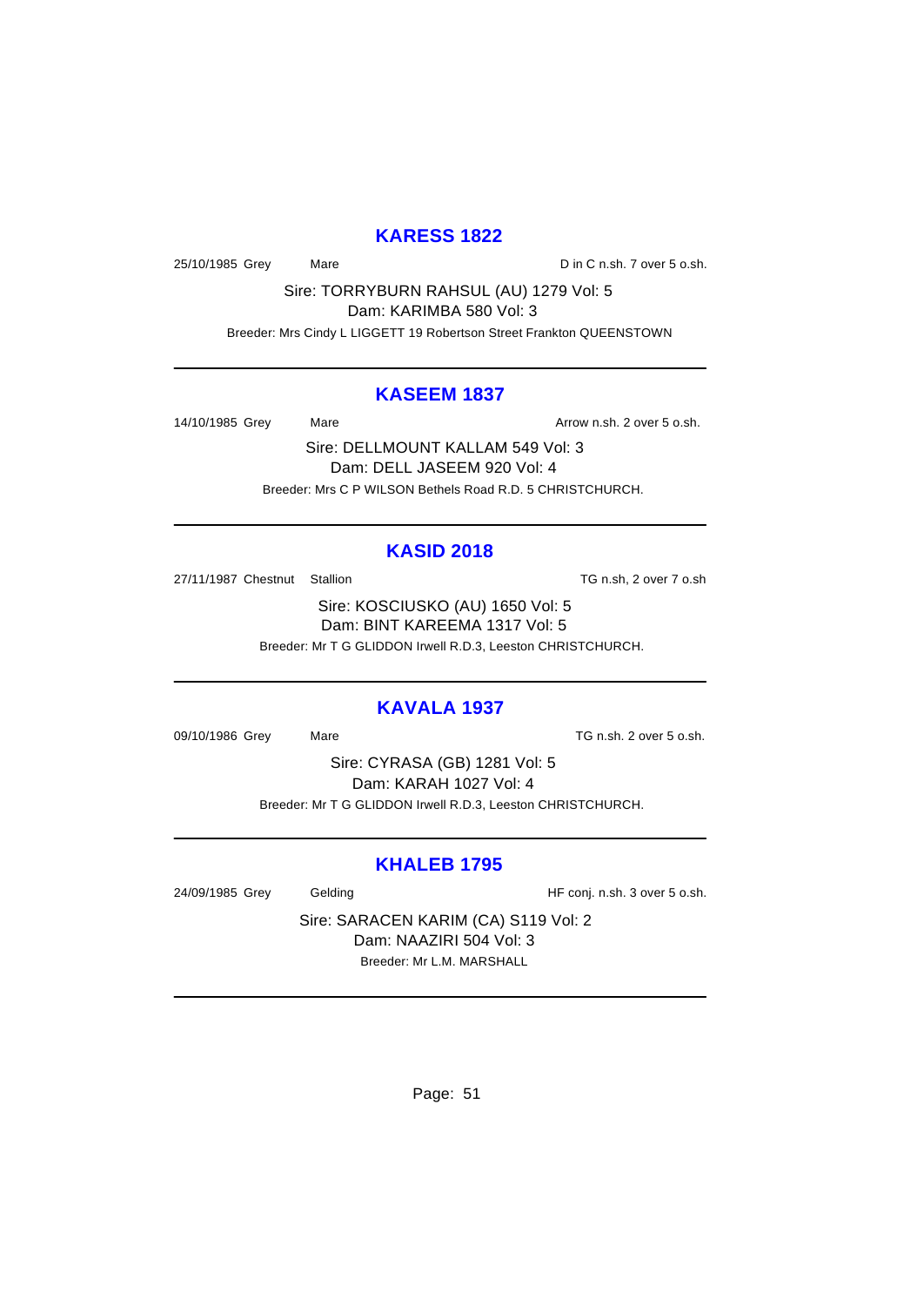## KARESS 1822

25/10/1985 Grey Mare D in C n.sh. 7 over 5 o.sh.

Sire: TORRYBURN RAHSUL (AU) 1279 Vol: 5
Dam: KARIMBA 580 Vol: 3
Breeder: Mrs Cindy L LIGGETT 19 Robertson Street Frankton QUEENSTOWN

---

## KASEEM 1837

14/10/1985 Grey Mare Arrow n.sh. 2 over 5 o.sh.

Sire: DELLMOUNT KALLAM 549 Vol: 3
Dam: DELL JASEEM 920 Vol: 4
Breeder: Mrs C P WILSON Bethels Road R.D. 5 CHRISTCHURCH.

---

## KASID 2018

27/11/1987 Chestnut Stallion TG n.sh, 2 over 7 o.sh

Sire: KOSCIUSKO (AU) 1650 Vol: 5
Dam: BINT KAREEMA 1317 Vol: 5
Breeder: Mr T G GLIDDON Irwell R.D.3, Leeston CHRISTCHURCH.

---

## KAVALA 1937

09/10/1986 Grey Mare TG n.sh. 2 over 5 o.sh.

Sire: CYRASA (GB) 1281 Vol: 5
Dam: KARAH 1027 Vol: 4
Breeder: Mr T G GLIDDON Irwell R.D.3, Leeston CHRISTCHURCH.

---

## KHALEB 1795

24/09/1985 Grey Gelding HF conj. n.sh. 3 over 5 o.sh.

Sire: SARACEN KARIM (CA) S119 Vol: 2
Dam: NAAZIRI 504 Vol: 3
Breeder: Mr L.M. MARSHALL

---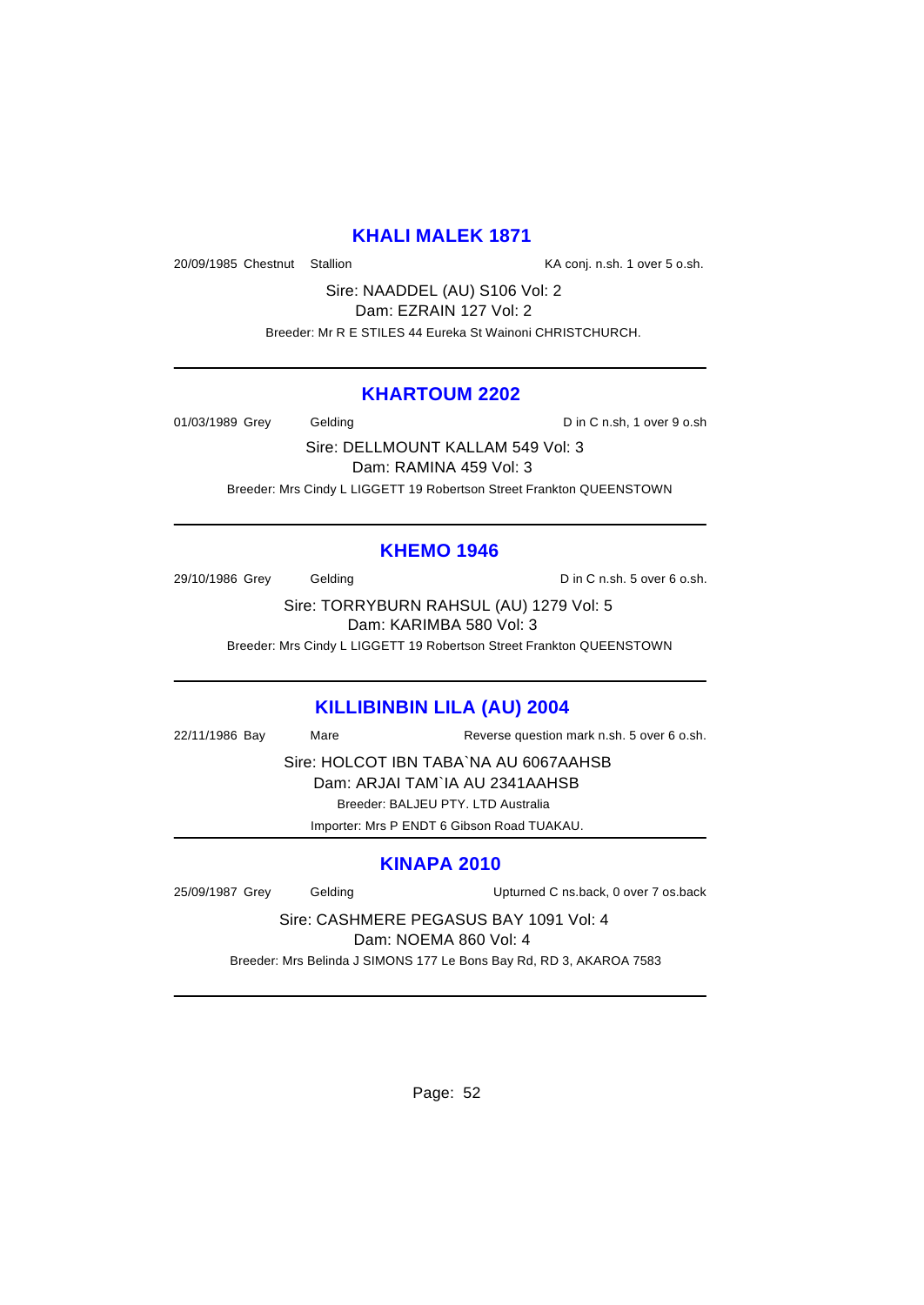## KHALI MALEK 1871

20/09/1985 Chestnut Stallion KA conj. n.sh. 1 over 5 o.sh.

Sire: NAADDEL (AU) S106 Vol: 2
Dam: EZRAIN 127 Vol: 2
Breeder: Mr R E STILES 44 Eureka St Wainoni CHRISTCHURCH.

---

## KHARTOUM 2202

01/03/1989 Grey Gelding D in C n.sh, 1 over 9 o.sh

Sire: DELLMOUNT KALLAM 549 Vol: 3
Dam: RAMINA 459 Vol: 3
Breeder: Mrs Cindy L LIGGETT 19 Robertson Street Frankton QUEENSTOWN

---

## KHEMO 1946

29/10/1986 Grey Gelding D in C n.sh. 5 over 6 o.sh.

Sire: TORRYBURN RAHSUL (AU) 1279 Vol: 5
Dam: KARIMBA 580 Vol: 3
Breeder: Mrs Cindy L LIGGETT 19 Robertson Street Frankton QUEENSTOWN

---

## KILLIBINBIN LILA (AU) 2004

22/11/1986 Bay Mare Reverse question mark n.sh. 5 over 6 o.sh.

Sire: HOLCOT IBN TABA`NA AU 6067AAHSB
Dam: ARJAI TAM`IA AU 2341AAHSB
Breeder: BALJEU PTY. LTD Australia
Importer: Mrs P ENDT 6 Gibson Road TUAKAU.

---

## KINAPA 2010

25/09/1987 Grey Gelding Upturned C ns.back, 0 over 7 os.back

Sire: CASHMERE PEGASUS BAY 1091 Vol: 4
Dam: NOEMA 860 Vol: 4
Breeder: Mrs Belinda J SIMONS 177 Le Bons Bay Rd, RD 3, AKAROA 7583

---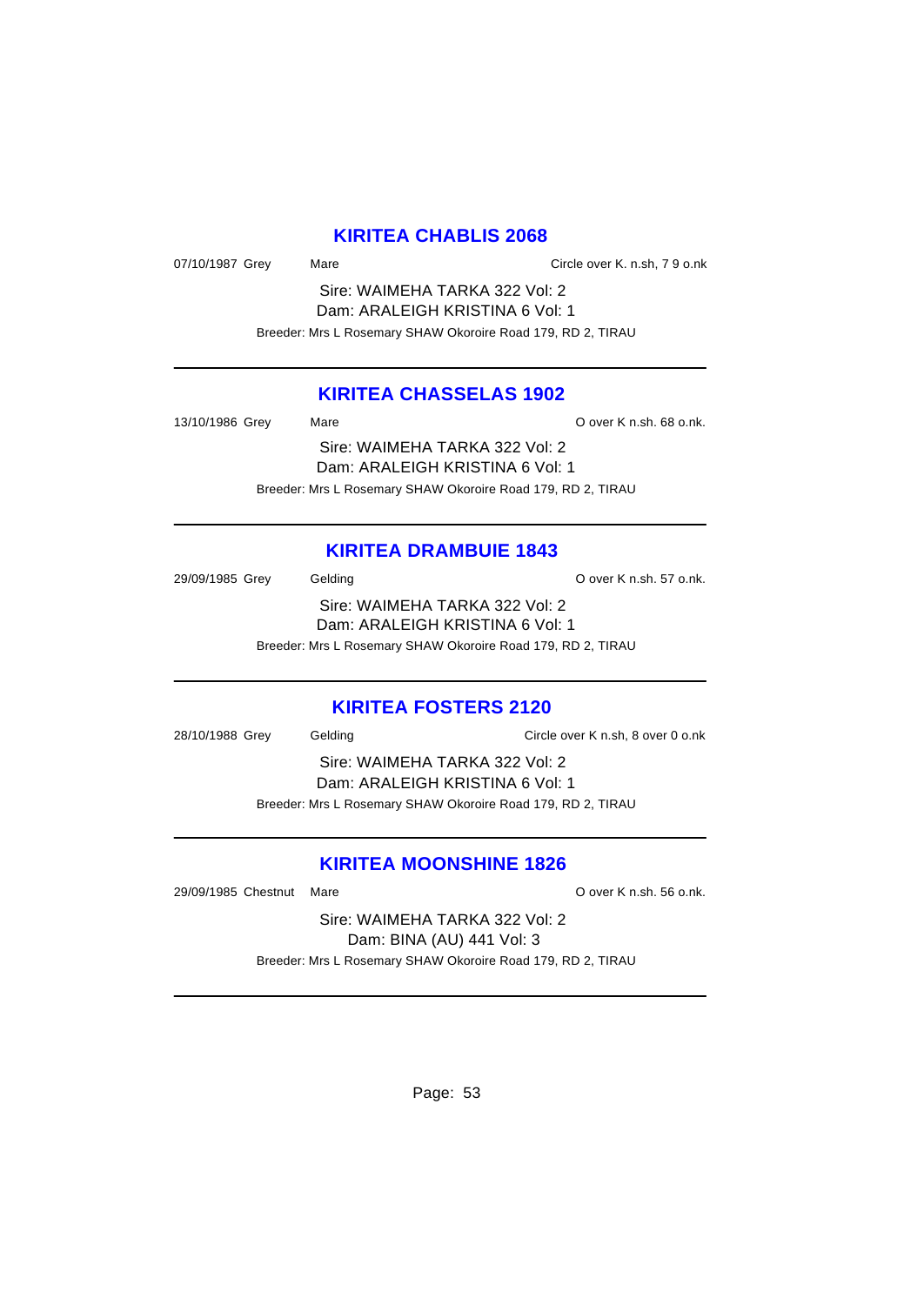## KIRITEA CHABLIS 2068

07/10/1987 Grey Mare Circle over K. n.sh, 7 9 o.nk

Sire: WAIMEHA TARKA 322 Vol: 2
Dam: ARALEIGH KRISTINA 6 Vol: 1

Breeder: Mrs L Rosemary SHAW Okoroire Road 179, RD 2, TIRAU

---

## KIRITEA CHASSELAS 1902

13/10/1986 Grey Mare O over K n.sh. 68 o.nk.

Sire: WAIMEHA TARKA 322 Vol: 2
Dam: ARALEIGH KRISTINA 6 Vol: 1

Breeder: Mrs L Rosemary SHAW Okoroire Road 179, RD 2, TIRAU

---

## KIRITEA DRAMBUIE 1843

29/09/1985 Grey Gelding O over K n.sh. 57 o.nk.

Sire: WAIMEHA TARKA 322 Vol: 2
Dam: ARALEIGH KRISTINA 6 Vol: 1

Breeder: Mrs L Rosemary SHAW Okoroire Road 179, RD 2, TIRAU

---

## KIRITEA FOSTERS 2120

28/10/1988 Grey Gelding Circle over K n.sh, 8 over 0 o.nk

Sire: WAIMEHA TARKA 322 Vol: 2
Dam: ARALEIGH KRISTINA 6 Vol: 1

Breeder: Mrs L Rosemary SHAW Okoroire Road 179, RD 2, TIRAU

---

## KIRITEA MOONSHINE 1826

29/09/1985 Chestnut Mare O over K n.sh. 56 o.nk.

Sire: WAIMEHA TARKA 322 Vol: 2
Dam: BINA (AU) 441 Vol: 3

Breeder: Mrs L Rosemary SHAW Okoroire Road 179, RD 2, TIRAU

---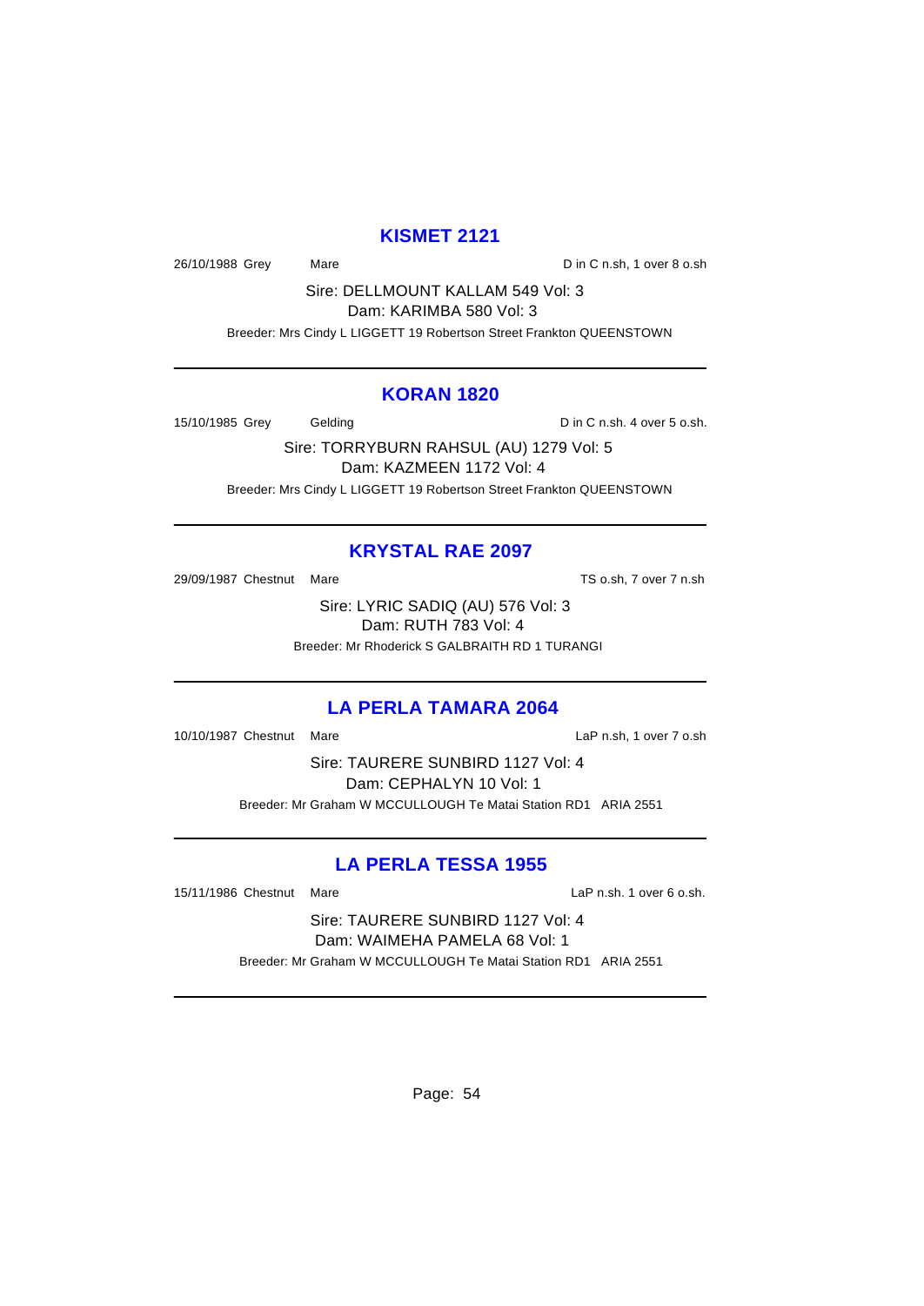## KISMET 2121

26/10/1988 Grey Mare D in C n.sh, 1 over 8 o.sh

Sire: DELLMOUNT KALLAM 549 Vol: 3
Dam: KARIMBA 580 Vol: 3

Breeder: Mrs Cindy L LIGGETT 19 Robertson Street Frankton QUEENSTOWN

---

## KORAN 1820

15/10/1985 Grey Gelding D in C n.sh. 4 over 5 o.sh.

Sire: TORRYBURN RAHSUL (AU) 1279 Vol: 5
Dam: KAZMEEN 1172 Vol: 4

Breeder: Mrs Cindy L LIGGETT 19 Robertson Street Frankton QUEENSTOWN

---

## KRYSTAL RAE 2097

29/09/1987 Chestnut Mare TS o.sh, 7 over 7 n.sh

Sire: LYRIC SADIQ (AU) 576 Vol: 3
Dam: RUTH 783 Vol: 4

Breeder: Mr Rhoderick S GALBRAITH RD 1 TURANGI

---

## LA PERLA TAMARA 2064

10/10/1987 Chestnut Mare LaP n.sh, 1 over 7 o.sh

Sire: TAURERE SUNBIRD 1127 Vol: 4
Dam: CEPHALYN 10 Vol: 1

Breeder: Mr Graham W MCCULLOUGH Te Matai Station RD1 ARIA 2551

---

## LA PERLA TESSA 1955

15/11/1986 Chestnut Mare LaP n.sh. 1 over 6 o.sh.

Sire: TAURERE SUNBIRD 1127 Vol: 4
Dam: WAIMEHA PAMELA 68 Vol: 1

Breeder: Mr Graham W MCCULLOUGH Te Matai Station RD1 ARIA 2551

---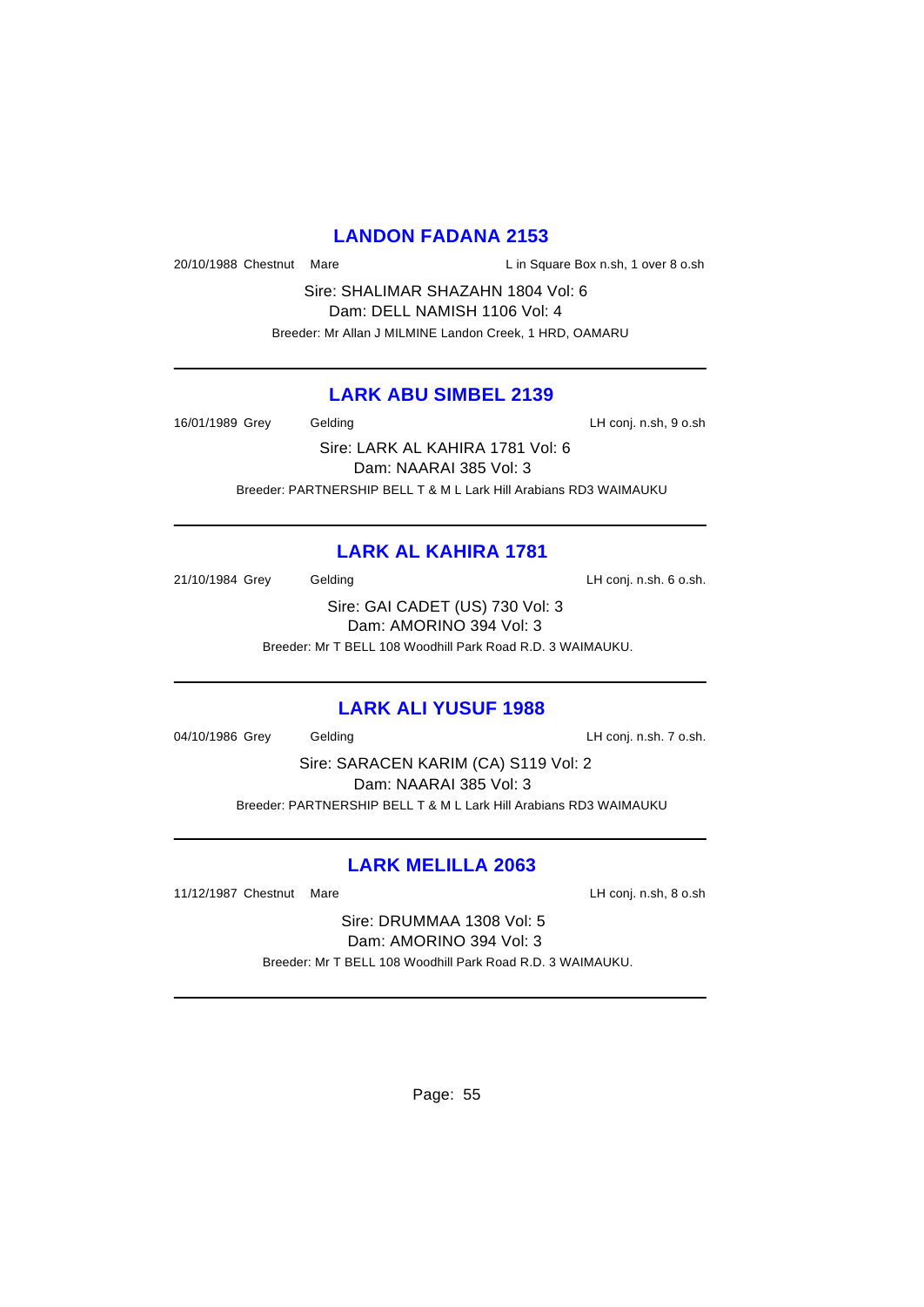## LANDON FADANA 2153

20/10/1988 Chestnut Mare L in Square Box n.sh, 1 over 8 o.sh

Sire: SHALIMAR SHAZAHN 1804 Vol: 6
Dam: DELL NAMISH 1106 Vol: 4
Breeder: Mr Allan J MILMINE Landon Creek, 1 HRD, OAMARU

---

## LARK ABU SIMBEL 2139

16/01/1989 Grey Gelding LH conj. n.sh, 9 o.sh

Sire: LARK AL KAHIRA 1781 Vol: 6
Dam: NAARAI 385 Vol: 3
Breeder: PARTNERSHIP BELL T & M L Lark Hill Arabians RD3 WAIMAUKU

---

## LARK AL KAHIRA 1781

21/10/1984 Grey Gelding LH conj. n.sh. 6 o.sh.

Sire: GAI CADET (US) 730 Vol: 3
Dam: AMORINO 394 Vol: 3
Breeder: Mr T BELL 108 Woodhill Park Road R.D. 3 WAIMAUKU.

---

## LARK ALI YUSUF 1988

04/10/1986 Grey Gelding LH conj. n.sh. 7 o.sh.

Sire: SARACEN KARIM (CA) S119 Vol: 2
Dam: NAARAI 385 Vol: 3
Breeder: PARTNERSHIP BELL T & M L Lark Hill Arabians RD3 WAIMAUKU

---

## LARK MELILLA 2063

11/12/1987 Chestnut Mare LH conj. n.sh, 8 o.sh

Sire: DRUMMAA 1308 Vol: 5
Dam: AMORINO 394 Vol: 3
Breeder: Mr T BELL 108 Woodhill Park Road R.D. 3 WAIMAUKU.

---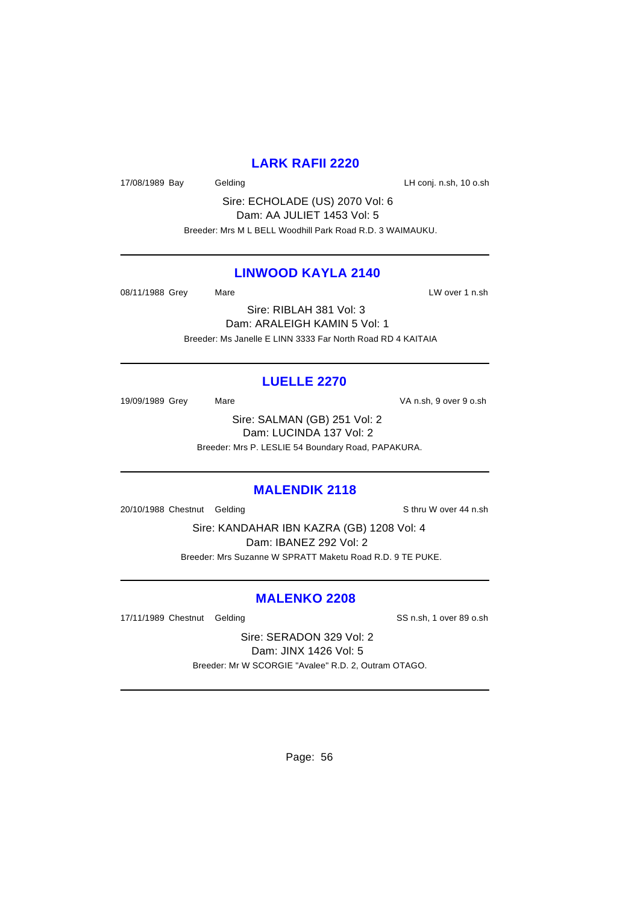## LARK RAFII 2220

17/08/1989 Bay Gelding LH conj. n.sh, 10 o.sh

Sire: ECHOLADE (US) 2070 Vol: 6
Dam: AA JULIET 1453 Vol: 5
Breeder: Mrs M L BELL Woodhill Park Road R.D. 3 WAIMAUKU.

---

## LINWOOD KAYLA 2140

08/11/1988 Grey Mare LW over 1 n.sh

Sire: RIBLAH 381 Vol: 3
Dam: ARALEIGH KAMIN 5 Vol: 1
Breeder: Ms Janelle E LINN 3333 Far North Road RD 4 KAITAIA

---

## LUELLE 2270

19/09/1989 Grey Mare VA n.sh, 9 over 9 o.sh

Sire: SALMAN (GB) 251 Vol: 2
Dam: LUCINDA 137 Vol: 2
Breeder: Mrs P. LESLIE 54 Boundary Road, PAPAKURA.

---

## MALENDIK 2118

20/10/1988 Chestnut Gelding S thru W over 44 n.sh

Sire: KANDAHAR IBN KAZRA (GB) 1208 Vol: 4
Dam: IBANEZ 292 Vol: 2
Breeder: Mrs Suzanne W SPRATT Maketu Road R.D. 9 TE PUKE.

---

## MALENKO 2208

17/11/1989 Chestnut Gelding SS n.sh, 1 over 89 o.sh

Sire: SERADON 329 Vol: 2
Dam: JINX 1426 Vol: 5
Breeder: Mr W SCORGIE "Avalee" R.D. 2, Outram OTAGO.

---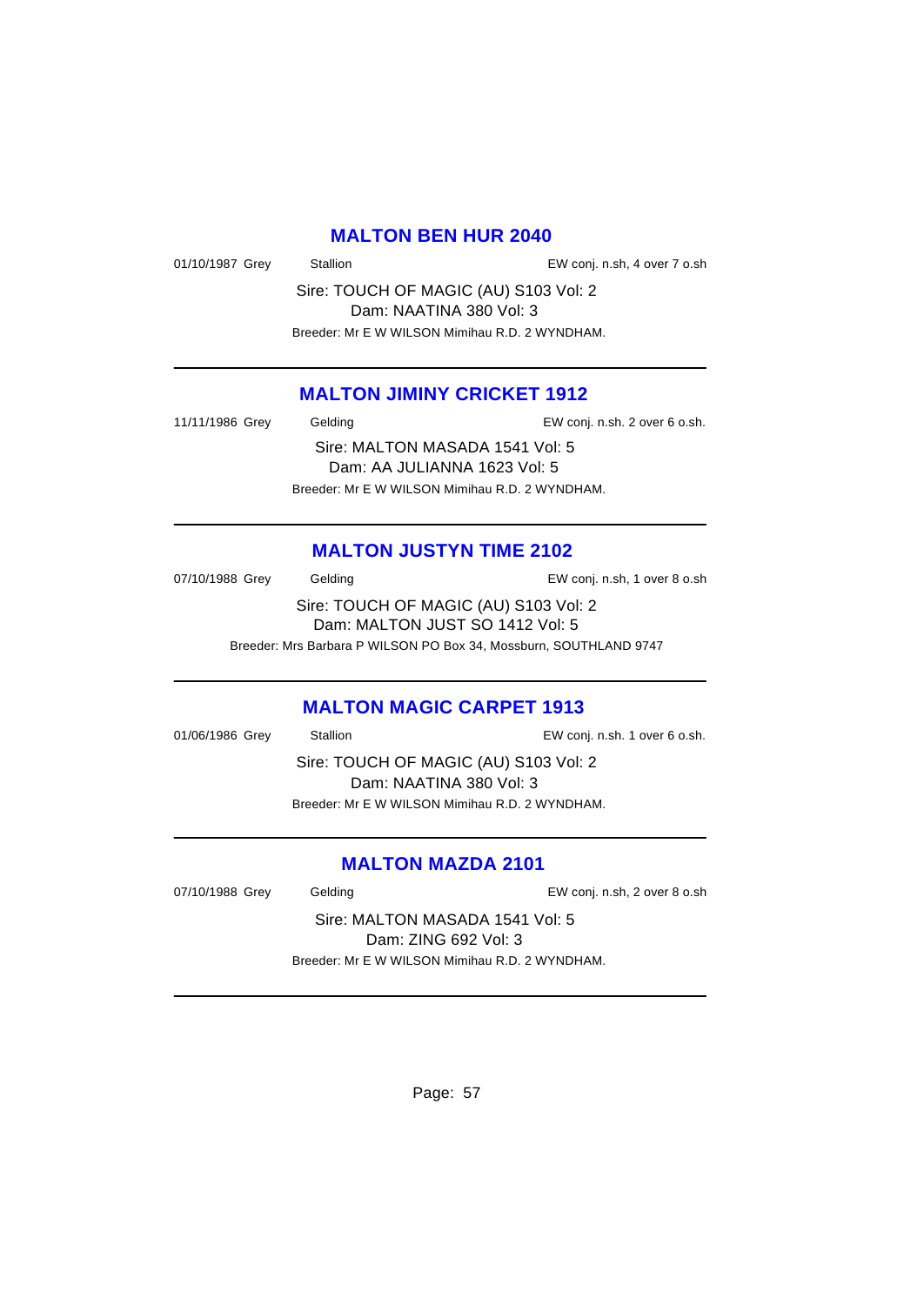## MALTON BEN HUR 2040

01/10/1987 Grey Stallion EW conj. n.sh, 4 over 7 o.sh

Sire: TOUCH OF MAGIC (AU) S103 Vol: 2
Dam: NAATINA 380 Vol: 3
Breeder: Mr E W WILSON Mimihau R.D. 2 WYNDHAM.

---

## MALTON JIMINY CRICKET 1912

11/11/1986 Grey Gelding EW conj. n.sh. 2 over 6 o.sh.

Sire: MALTON MASADA 1541 Vol: 5
Dam: AA JULIANNA 1623 Vol: 5
Breeder: Mr E W WILSON Mimihau R.D. 2 WYNDHAM.

---

## MALTON JUSTYN TIME 2102

07/10/1988 Grey Gelding EW conj. n.sh, 1 over 8 o.sh

Sire: TOUCH OF MAGIC (AU) S103 Vol: 2
Dam: MALTON JUST SO 1412 Vol: 5
Breeder: Mrs Barbara P WILSON PO Box 34, Mossburn, SOUTHLAND 9747

---

## MALTON MAGIC CARPET 1913

01/06/1986 Grey Stallion EW conj. n.sh. 1 over 6 o.sh.

Sire: TOUCH OF MAGIC (AU) S103 Vol: 2
Dam: NAATINA 380 Vol: 3
Breeder: Mr E W WILSON Mimihau R.D. 2 WYNDHAM.

---

## MALTON MAZDA 2101

07/10/1988 Grey Gelding EW conj. n.sh, 2 over 8 o.sh

Sire: MALTON MASADA 1541 Vol: 5
Dam: ZING 692 Vol: 3
Breeder: Mr E W WILSON Mimihau R.D. 2 WYNDHAM.

---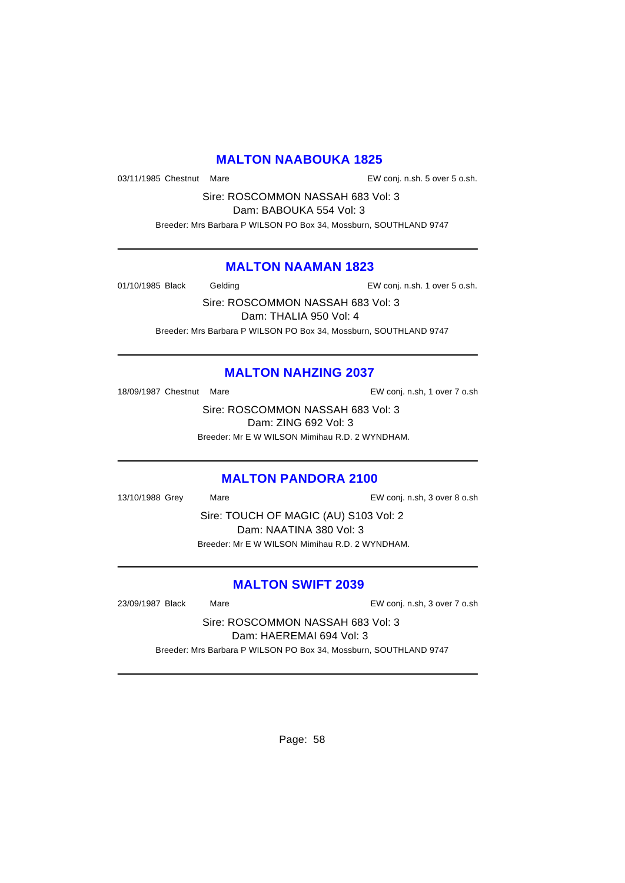## MALTON NAABOUKA 1825

03/11/1985 Chestnut Mare EW conj. n.sh. 5 over 5 o.sh.

Sire: ROSCOMMON NASSAH 683 Vol: 3
Dam: BABOUKA 554 Vol: 3

Breeder: Mrs Barbara P WILSON PO Box 34, Mossburn, SOUTHLAND 9747

---

## MALTON NAAMAN 1823

01/10/1985 Black Gelding EW conj. n.sh. 1 over 5 o.sh.

Sire: ROSCOMMON NASSAH 683 Vol: 3
Dam: THALIA 950 Vol: 4

Breeder: Mrs Barbara P WILSON PO Box 34, Mossburn, SOUTHLAND 9747

---

## MALTON NAHZING 2037

18/09/1987 Chestnut Mare EW conj. n.sh, 1 over 7 o.sh

Sire: ROSCOMMON NASSAH 683 Vol: 3
Dam: ZING 692 Vol: 3

Breeder: Mr E W WILSON Mimihau R.D. 2 WYNDHAM.

---

## MALTON PANDORA 2100

13/10/1988 Grey Mare EW conj. n.sh, 3 over 8 o.sh

Sire: TOUCH OF MAGIC (AU) S103 Vol: 2
Dam: NAATINA 380 Vol: 3

Breeder: Mr E W WILSON Mimihau R.D. 2 WYNDHAM.

---

## MALTON SWIFT 2039

23/09/1987 Black Mare EW conj. n.sh, 3 over 7 o.sh

Sire: ROSCOMMON NASSAH 683 Vol: 3
Dam: HAEREMAI 694 Vol: 3

Breeder: Mrs Barbara P WILSON PO Box 34, Mossburn, SOUTHLAND 9747

---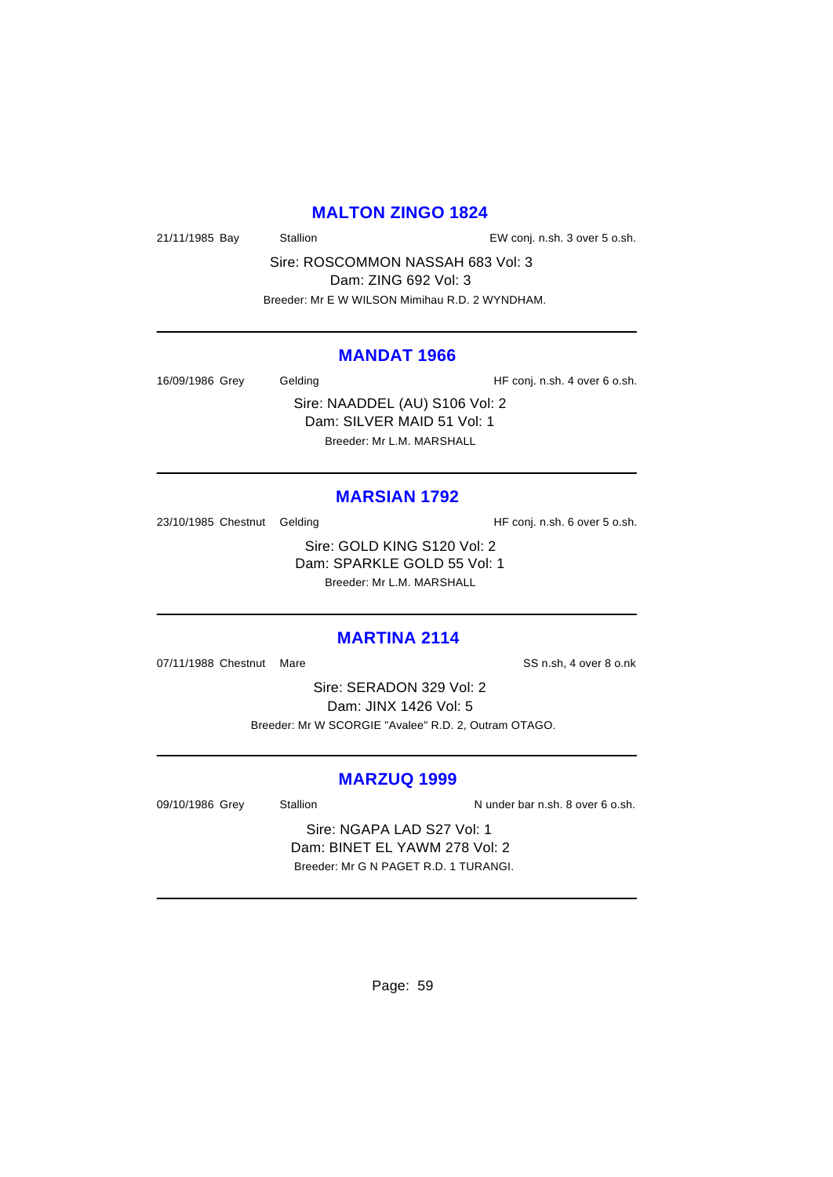## MALTON ZINGO 1824

21/11/1985 Bay Stallion EW conj. n.sh. 3 over 5 o.sh.

Sire: ROSCOMMON NASSAH 683 Vol: 3
Dam: ZING 692 Vol: 3
Breeder: Mr E W WILSON Mimihau R.D. 2 WYNDHAM.

---

## MANDAT 1966

16/09/1986 Grey Gelding HF conj. n.sh. 4 over 6 o.sh.

Sire: NAADDEL (AU) S106 Vol: 2
Dam: SILVER MAID 51 Vol: 1
Breeder: Mr L.M. MARSHALL

---

## MARSIAN 1792

23/10/1985 Chestnut Gelding HF conj. n.sh. 6 over 5 o.sh.

Sire: GOLD KING S120 Vol: 2
Dam: SPARKLE GOLD 55 Vol: 1
Breeder: Mr L.M. MARSHALL

---

## MARTINA 2114

07/11/1988 Chestnut Mare SS n.sh, 4 over 8 o.nk

Sire: SERADON 329 Vol: 2
Dam: JINX 1426 Vol: 5
Breeder: Mr W SCORGIE "Avalee" R.D. 2, Outram OTAGO.

---

## MARZUQ 1999

09/10/1986 Grey Stallion N under bar n.sh. 8 over 6 o.sh.

Sire: NGAPA LAD S27 Vol: 1
Dam: BINET EL YAWM 278 Vol: 2
Breeder: Mr G N PAGET R.D. 1 TURANGI.

---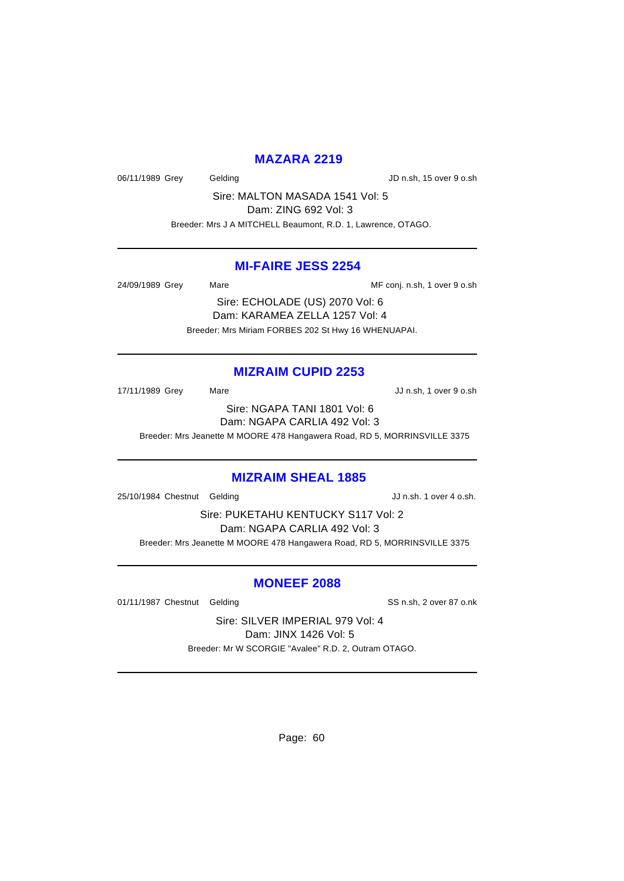## MAZARA 2219

06/11/1989 Grey Gelding JD n.sh, 15 over 9 o.sh

Sire: MALTON MASADA 1541 Vol: 5
Dam: ZING 692 Vol: 3

Breeder: Mrs J A MITCHELL Beaumont, R.D. 1, Lawrence, OTAGO.

---

## MI-FAIRE JESS 2254

24/09/1989 Grey Mare MF conj. n.sh, 1 over 9 o.sh

Sire: ECHOLADE (US) 2070 Vol: 6
Dam: KARAMEA ZELLA 1257 Vol: 4

Breeder: Mrs Miriam FORBES 202 St Hwy 16 WHENUAPAI.

---

## MIZRAIM CUPID 2253

17/11/1989 Grey Mare JJ n.sh, 1 over 9 o.sh

Sire: NGAPA TANI 1801 Vol: 6
Dam: NGAPA CARLIA 492 Vol: 3

Breeder: Mrs Jeanette M MOORE 478 Hangawera Road, RD 5, MORRINSVILLE 3375

---

## MIZRAIM SHEAL 1885

25/10/1984 Chestnut Gelding JJ n.sh. 1 over 4 o.sh.

Sire: PUKETAHU KENTUCKY S117 Vol: 2
Dam: NGAPA CARLIA 492 Vol: 3

Breeder: Mrs Jeanette M MOORE 478 Hangawera Road, RD 5, MORRINSVILLE 3375

---

## MONEEF 2088

01/11/1987 Chestnut Gelding SS n.sh, 2 over 87 o.nk

Sire: SILVER IMPERIAL 979 Vol: 4
Dam: JINX 1426 Vol: 5

Breeder: Mr W SCORGIE "Avalee" R.D. 2, Outram OTAGO.

---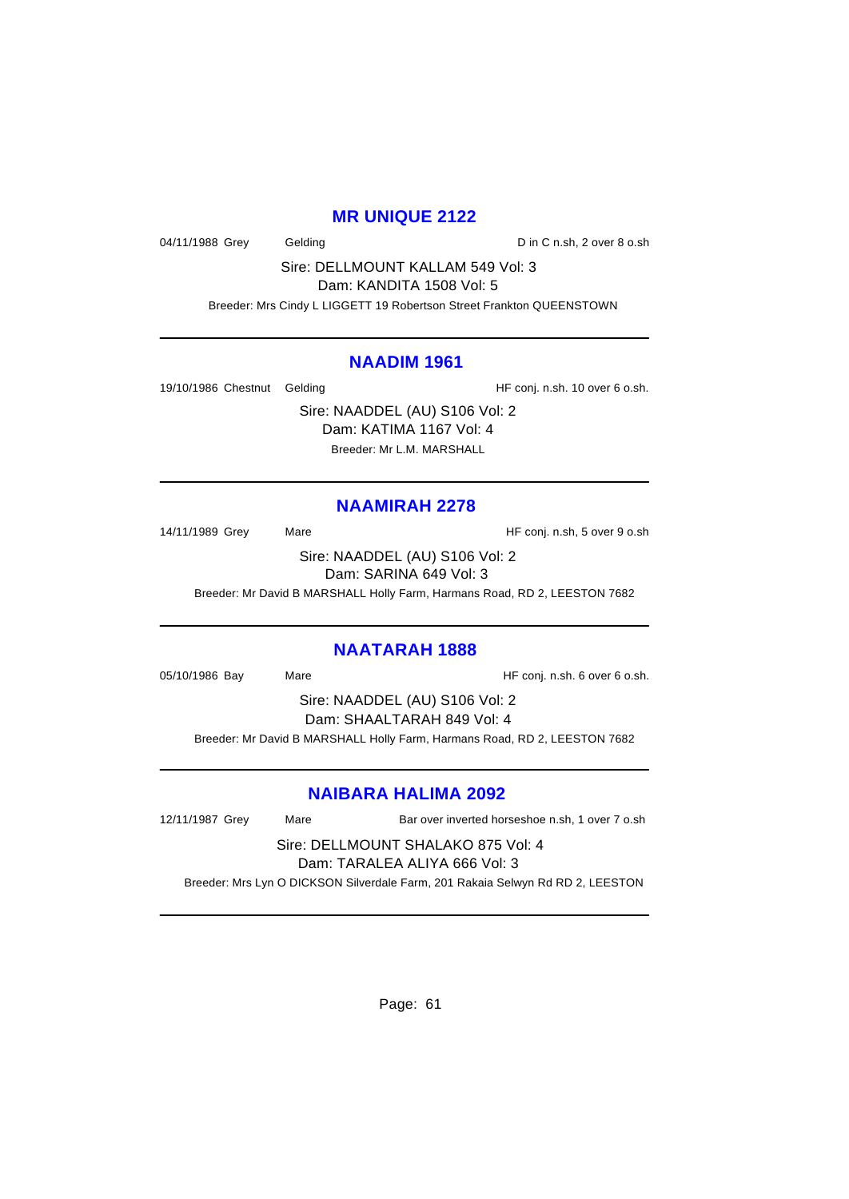## MR UNIQUE 2122

04/11/1988 Grey Gelding D in C n.sh, 2 over 8 o.sh

Sire: DELLMOUNT KALLAM 549 Vol: 3

Dam: KANDITA 1508 Vol: 5

Breeder: Mrs Cindy L LIGGETT 19 Robertson Street Frankton QUEENSTOWN

---

## NAADIM 1961

19/10/1986 Chestnut Gelding HF conj. n.sh. 10 over 6 o.sh.

Sire: NAADDEL (AU) S106 Vol: 2

Dam: KATIMA 1167 Vol: 4

Breeder: Mr L.M. MARSHALL

---

## NAAMIRAH 2278

14/11/1989 Grey Mare HF conj. n.sh, 5 over 9 o.sh

Sire: NAADDEL (AU) S106 Vol: 2

Dam: SARINA 649 Vol: 3

Breeder: Mr David B MARSHALL Holly Farm, Harmans Road, RD 2, LEESTON 7682

---

## NAATARAH 1888

05/10/1986 Bay Mare HF conj. n.sh. 6 over 6 o.sh.

Sire: NAADDEL (AU) S106 Vol: 2

Dam: SHAALTARAH 849 Vol: 4

Breeder: Mr David B MARSHALL Holly Farm, Harmans Road, RD 2, LEESTON 7682

---

## NAIBARA HALIMA 2092

12/11/1987 Grey Mare Bar over inverted horseshoe n.sh, 1 over 7 o.sh

Sire: DELLMOUNT SHALAKO 875 Vol: 4

Dam: TARALEA ALIYA 666 Vol: 3

Breeder: Mrs Lyn O DICKSON Silverdale Farm, 201 Rakaia Selwyn Rd RD 2, LEESTON

---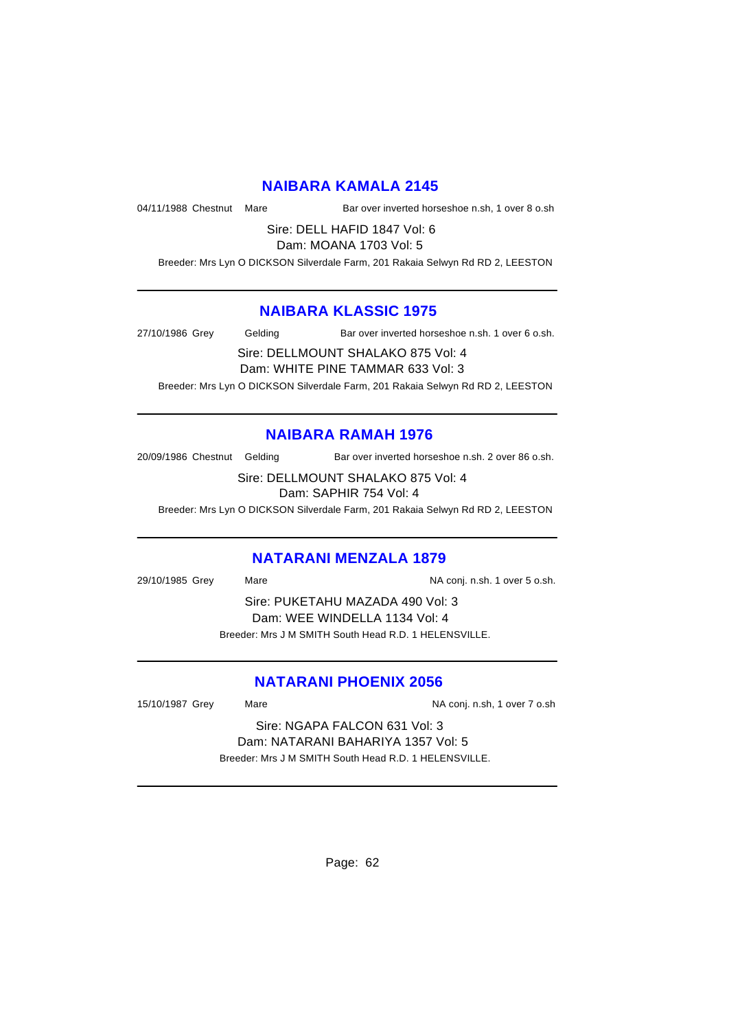## NAIBARA KAMALA 2145

04/11/1988 Chestnut Mare Bar over inverted horseshoe n.sh, 1 over 8 o.sh

Sire: DELL HAFID 1847 Vol: 6
Dam: MOANA 1703 Vol: 5

Breeder: Mrs Lyn O DICKSON Silverdale Farm, 201 Rakaia Selwyn Rd RD 2, LEESTON

---

## NAIBARA KLASSIC 1975

27/10/1986 Grey Gelding Bar over inverted horseshoe n.sh. 1 over 6 o.sh.

Sire: DELLMOUNT SHALAKO 875 Vol: 4
Dam: WHITE PINE TAMMAR 633 Vol: 3

Breeder: Mrs Lyn O DICKSON Silverdale Farm, 201 Rakaia Selwyn Rd RD 2, LEESTON

---

## NAIBARA RAMAH 1976

20/09/1986 Chestnut Gelding Bar over inverted horseshoe n.sh. 2 over 86 o.sh.

Sire: DELLMOUNT SHALAKO 875 Vol: 4
Dam: SAPHIR 754 Vol: 4

Breeder: Mrs Lyn O DICKSON Silverdale Farm, 201 Rakaia Selwyn Rd RD 2, LEESTON

---

## NATARANI MENZALA 1879

29/10/1985 Grey Mare NA conj. n.sh. 1 over 5 o.sh.

Sire: PUKETAHU MAZADA 490 Vol: 3
Dam: WEE WINDELLA 1134 Vol: 4

Breeder: Mrs J M SMITH South Head R.D. 1 HELENSVILLE.

---

## NATARANI PHOENIX 2056

15/10/1987 Grey Mare NA conj. n.sh, 1 over 7 o.sh

Sire: NGAPA FALCON 631 Vol: 3
Dam: NATARANI BAHARIYA 1357 Vol: 5

Breeder: Mrs J M SMITH South Head R.D. 1 HELENSVILLE.

---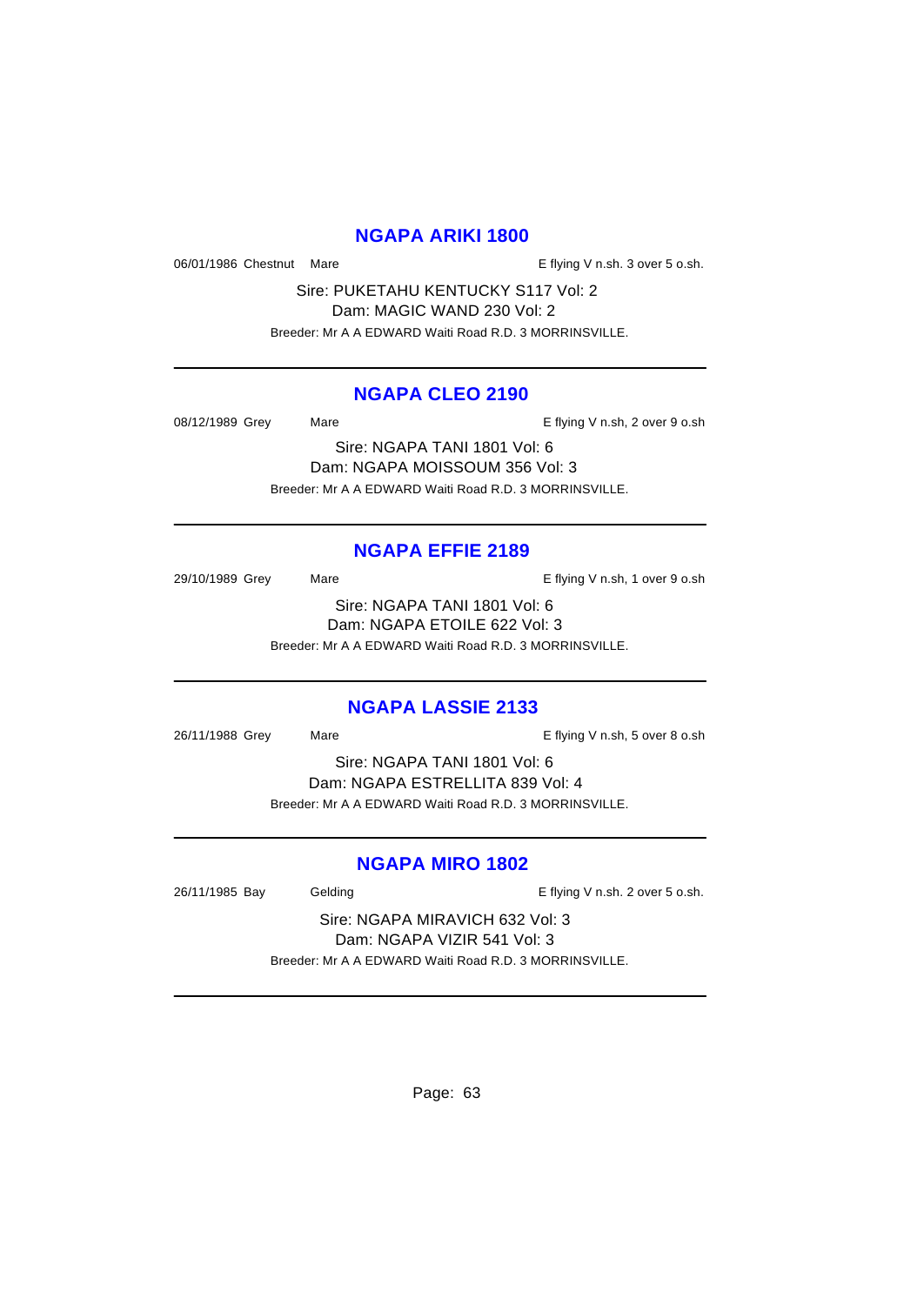## NGAPA ARIKI 1800

06/01/1986 Chestnut Mare E flying V n.sh. 3 over 5 o.sh.

Sire: PUKETAHU KENTUCKY S117 Vol: 2
Dam: MAGIC WAND 230 Vol: 2
Breeder: Mr A A EDWARD Waiti Road R.D. 3 MORRINSVILLE.

---

## NGAPA CLEO 2190

08/12/1989 Grey Mare E flying V n.sh, 2 over 9 o.sh

Sire: NGAPA TANI 1801 Vol: 6
Dam: NGAPA MOISSOUM 356 Vol: 3
Breeder: Mr A A EDWARD Waiti Road R.D. 3 MORRINSVILLE.

---

## NGAPA EFFIE 2189

29/10/1989 Grey Mare E flying V n.sh, 1 over 9 o.sh

Sire: NGAPA TANI 1801 Vol: 6
Dam: NGAPA ETOILE 622 Vol: 3
Breeder: Mr A A EDWARD Waiti Road R.D. 3 MORRINSVILLE.

---

## NGAPA LASSIE 2133

26/11/1988 Grey Mare E flying V n.sh, 5 over 8 o.sh

Sire: NGAPA TANI 1801 Vol: 6
Dam: NGAPA ESTRELLITA 839 Vol: 4
Breeder: Mr A A EDWARD Waiti Road R.D. 3 MORRINSVILLE.

---

## NGAPA MIRO 1802

26/11/1985 Bay Gelding E flying V n.sh. 2 over 5 o.sh.

Sire: NGAPA MIRAVICH 632 Vol: 3
Dam: NGAPA VIZIR 541 Vol: 3
Breeder: Mr A A EDWARD Waiti Road R.D. 3 MORRINSVILLE.

---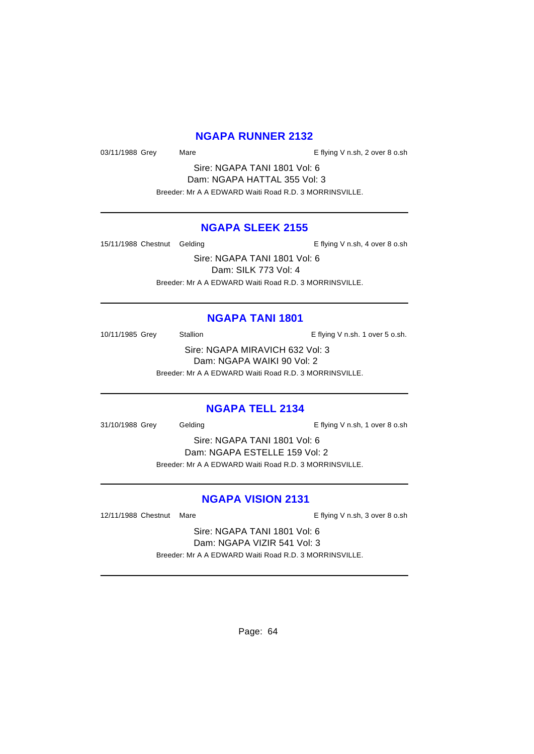## NGAPA RUNNER 2132

03/11/1988 Grey Mare E flying V n.sh, 2 over 8 o.sh

Sire: NGAPA TANI 1801 Vol: 6
Dam: NGAPA HATTAL 355 Vol: 3
Breeder: Mr A A EDWARD Waiti Road R.D. 3 MORRINSVILLE.

---

## NGAPA SLEEK 2155

15/11/1988 Chestnut Gelding E flying V n.sh, 4 over 8 o.sh

Sire: NGAPA TANI 1801 Vol: 6
Dam: SILK 773 Vol: 4
Breeder: Mr A A EDWARD Waiti Road R.D. 3 MORRINSVILLE.

---

## NGAPA TANI 1801

10/11/1985 Grey Stallion E flying V n.sh. 1 over 5 o.sh.

Sire: NGAPA MIRAVICH 632 Vol: 3
Dam: NGAPA WAIKI 90 Vol: 2
Breeder: Mr A A EDWARD Waiti Road R.D. 3 MORRINSVILLE.

---

## NGAPA TELL 2134

31/10/1988 Grey Gelding E flying V n.sh, 1 over 8 o.sh

Sire: NGAPA TANI 1801 Vol: 6
Dam: NGAPA ESTELLE 159 Vol: 2
Breeder: Mr A A EDWARD Waiti Road R.D. 3 MORRINSVILLE.

---

## NGAPA VISION 2131

12/11/1988 Chestnut Mare E flying V n.sh, 3 over 8 o.sh

Sire: NGAPA TANI 1801 Vol: 6
Dam: NGAPA VIZIR 541 Vol: 3
Breeder: Mr A A EDWARD Waiti Road R.D. 3 MORRINSVILLE.

---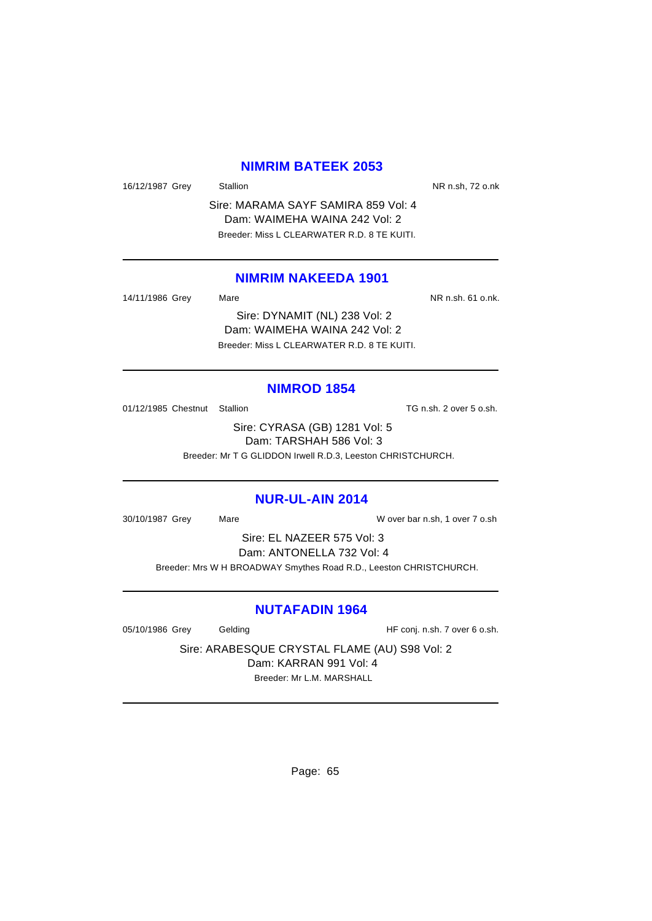## NIMRIM BATEEK 2053

16/12/1987 Grey Stallion NR n.sh, 72 o.nk

Sire: MARAMA SAYF SAMIRA 859 Vol: 4
Dam: WAIMEHA WAINA 242 Vol: 2
Breeder: Miss L CLEARWATER R.D. 8 TE KUITI.

---

## NIMRIM NAKEEDA 1901

14/11/1986 Grey Mare NR n.sh. 61 o.nk.

Sire: DYNAMIT (NL) 238 Vol: 2
Dam: WAIMEHA WAINA 242 Vol: 2
Breeder: Miss L CLEARWATER R.D. 8 TE KUITI.

---

## NIMROD 1854

01/12/1985 Chestnut Stallion TG n.sh. 2 over 5 o.sh.

Sire: CYRASA (GB) 1281 Vol: 5
Dam: TARSHAH 586 Vol: 3
Breeder: Mr T G GLIDDON Irwell R.D.3, Leeston CHRISTCHURCH.

---

## NUR-UL-AIN 2014

30/10/1987 Grey Mare W over bar n.sh, 1 over 7 o.sh

Sire: EL NAZEER 575 Vol: 3
Dam: ANTONELLA 732 Vol: 4
Breeder: Mrs W H BROADWAY Smythes Road R.D., Leeston CHRISTCHURCH.

---

## NUTAFADIN 1964

05/10/1986 Grey Gelding HF conj. n.sh. 7 over 6 o.sh.

Sire: ARABESQUE CRYSTAL FLAME (AU) S98 Vol: 2
Dam: KARRAN 991 Vol: 4
Breeder: Mr L.M. MARSHALL

---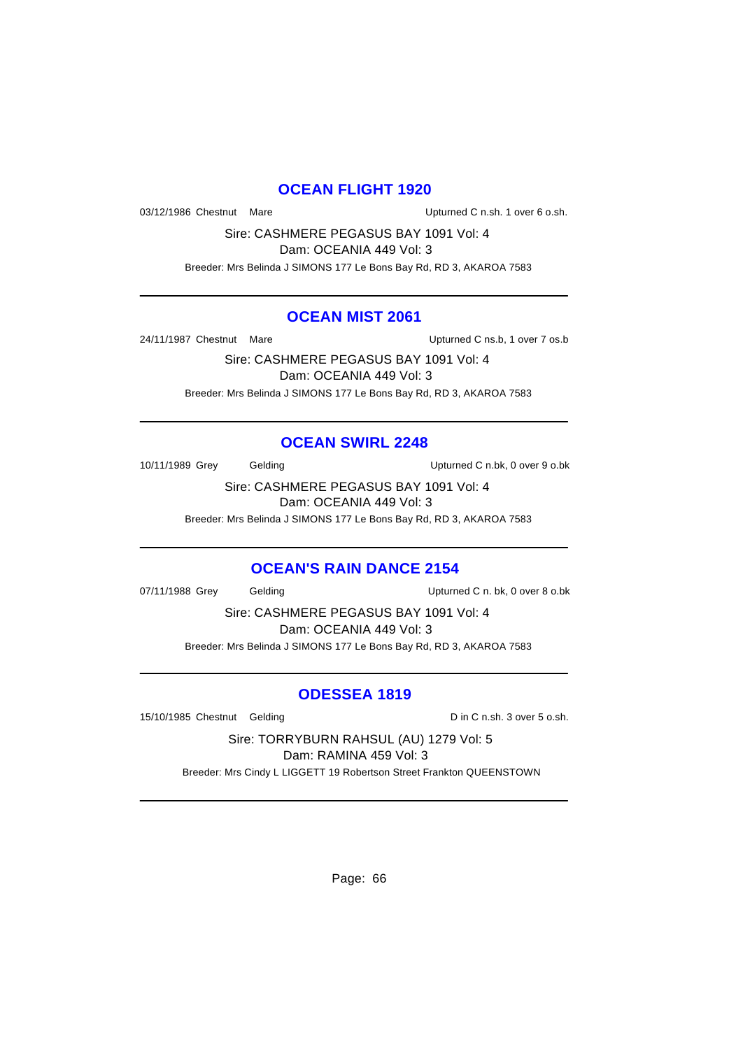## OCEAN FLIGHT 1920

03/12/1986 Chestnut Mare Upturned C n.sh. 1 over 6 o.sh.

Sire: CASHMERE PEGASUS BAY 1091 Vol: 4
Dam: OCEANIA 449 Vol: 3
Breeder: Mrs Belinda J SIMONS 177 Le Bons Bay Rd, RD 3, AKAROA 7583

---

## OCEAN MIST 2061

24/11/1987 Chestnut Mare Upturned C ns.b, 1 over 7 os.b

Sire: CASHMERE PEGASUS BAY 1091 Vol: 4
Dam: OCEANIA 449 Vol: 3
Breeder: Mrs Belinda J SIMONS 177 Le Bons Bay Rd, RD 3, AKAROA 7583

---

## OCEAN SWIRL 2248

10/11/1989 Grey Gelding Upturned C n.bk, 0 over 9 o.bk

Sire: CASHMERE PEGASUS BAY 1091 Vol: 4
Dam: OCEANIA 449 Vol: 3
Breeder: Mrs Belinda J SIMONS 177 Le Bons Bay Rd, RD 3, AKAROA 7583

---

## OCEAN'S RAIN DANCE 2154

07/11/1988 Grey Gelding Upturned C n. bk, 0 over 8 o.bk

Sire: CASHMERE PEGASUS BAY 1091 Vol: 4
Dam: OCEANIA 449 Vol: 3
Breeder: Mrs Belinda J SIMONS 177 Le Bons Bay Rd, RD 3, AKAROA 7583

---

## ODESSEA 1819

15/10/1985 Chestnut Gelding D in C n.sh. 3 over 5 o.sh.

Sire: TORRYBURN RAHSUL (AU) 1279 Vol: 5
Dam: RAMINA 459 Vol: 3
Breeder: Mrs Cindy L LIGGETT 19 Robertson Street Frankton QUEENSTOWN

---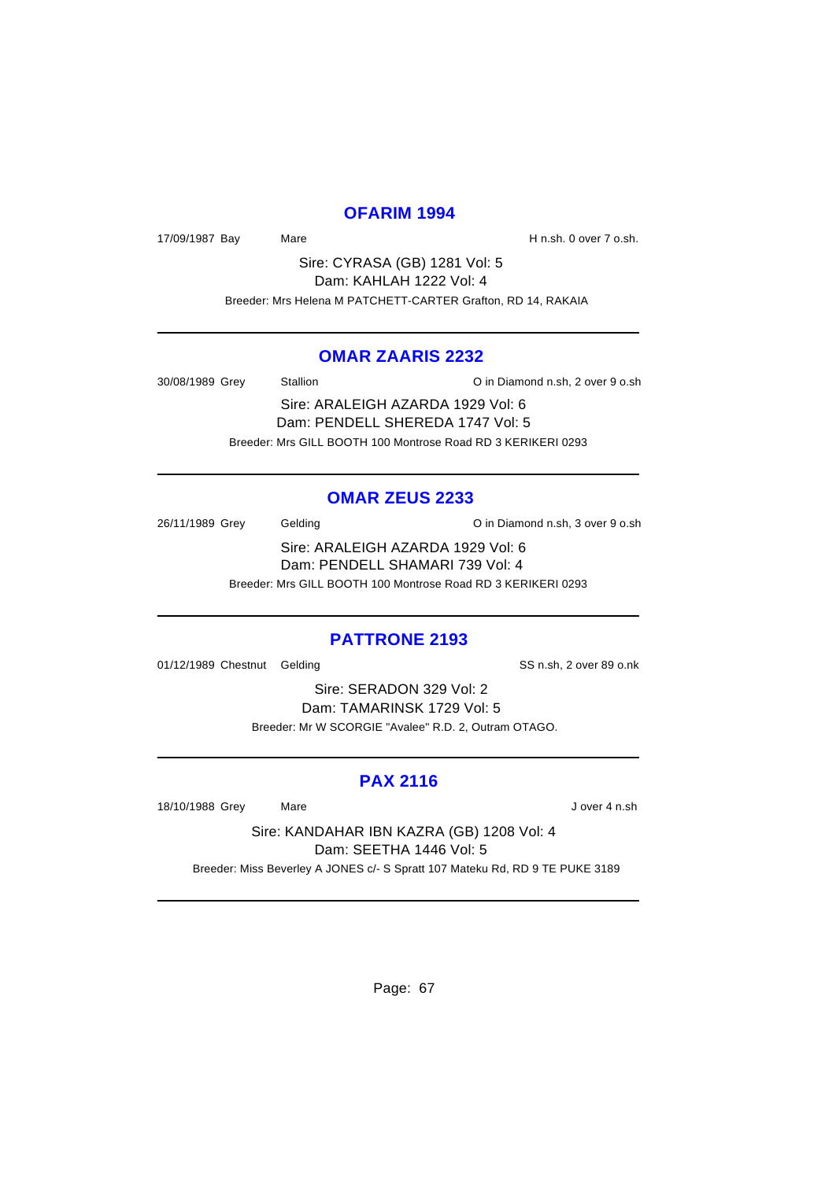## OFARIM 1994

17/09/1987 Bay Mare H n.sh. 0 over 7 o.sh.

Sire: CYRASA (GB) 1281 Vol: 5
Dam: KAHLAH 1222 Vol: 4

Breeder: Mrs Helena M PATCHETT-CARTER Grafton, RD 14, RAKAIA

---

## OMAR ZAARIS 2232

30/08/1989 Grey Stallion O in Diamond n.sh, 2 over 9 o.sh

Sire: ARALEIGH AZARDA 1929 Vol: 6
Dam: PENDELL SHEREDA 1747 Vol: 5

Breeder: Mrs GILL BOOTH 100 Montrose Road RD 3 KERIKERI 0293

---

## OMAR ZEUS 2233

26/11/1989 Grey Gelding O in Diamond n.sh, 3 over 9 o.sh

Sire: ARALEIGH AZARDA 1929 Vol: 6
Dam: PENDELL SHAMARI 739 Vol: 4

Breeder: Mrs GILL BOOTH 100 Montrose Road RD 3 KERIKERI 0293

---

## PATTRONE 2193

01/12/1989 Chestnut Gelding SS n.sh, 2 over 89 o.nk

Sire: SERADON 329 Vol: 2
Dam: TAMARINSK 1729 Vol: 5

Breeder: Mr W SCORGIE "Avalee" R.D. 2, Outram OTAGO.

---

## PAX 2116

18/10/1988 Grey Mare J over 4 n.sh

Sire: KANDAHAR IBN KAZRA (GB) 1208 Vol: 4
Dam: SEETHA 1446 Vol: 5

Breeder: Miss Beverley A JONES c/- S Spratt 107 Mateku Rd, RD 9 TE PUKE 3189

---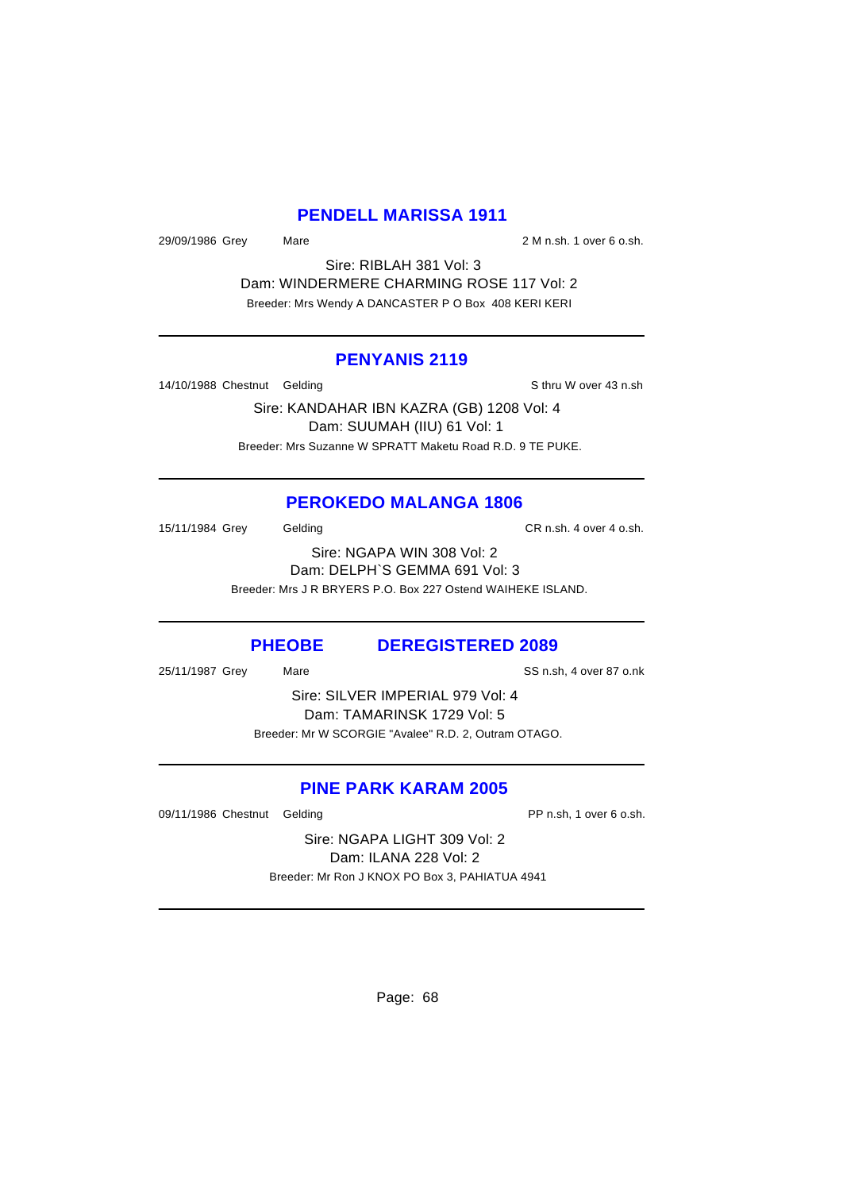## PENDELL MARISSA 1911

29/09/1986 Grey Mare 2 M n.sh. 1 over 6 o.sh.

Sire: RIBLAH 381 Vol: 3
Dam: WINDERMERE CHARMING ROSE 117 Vol: 2
Breeder: Mrs Wendy A DANCASTER P O Box 408 KERI KERI

---

## PENYANIS 2119

14/10/1988 Chestnut Gelding S thru W over 43 n.sh

Sire: KANDAHAR IBN KAZRA (GB) 1208 Vol: 4
Dam: SUUMAH (IIU) 61 Vol: 1
Breeder: Mrs Suzanne W SPRATT Maketu Road R.D. 9 TE PUKE.

---

## PEROKEDO MALANGA 1806

15/11/1984 Grey Gelding CR n.sh. 4 over 4 o.sh.

Sire: NGAPA WIN 308 Vol: 2
Dam: DELPH`S GEMMA 691 Vol: 3
Breeder: Mrs J R BRYERS P.O. Box 227 Ostend WAIHEKE ISLAND.

---

## PHEOBE DEREGISTERED 2089

25/11/1987 Grey Mare SS n.sh, 4 over 87 o.nk

Sire: SILVER IMPERIAL 979 Vol: 4
Dam: TAMARINSK 1729 Vol: 5
Breeder: Mr W SCORGIE "Avalee" R.D. 2, Outram OTAGO.

---

## PINE PARK KARAM 2005

09/11/1986 Chestnut Gelding PP n.sh, 1 over 6 o.sh.

Sire: NGAPA LIGHT 309 Vol: 2
Dam: ILANA 228 Vol: 2
Breeder: Mr Ron J KNOX PO Box 3, PAHIATUA 4941

---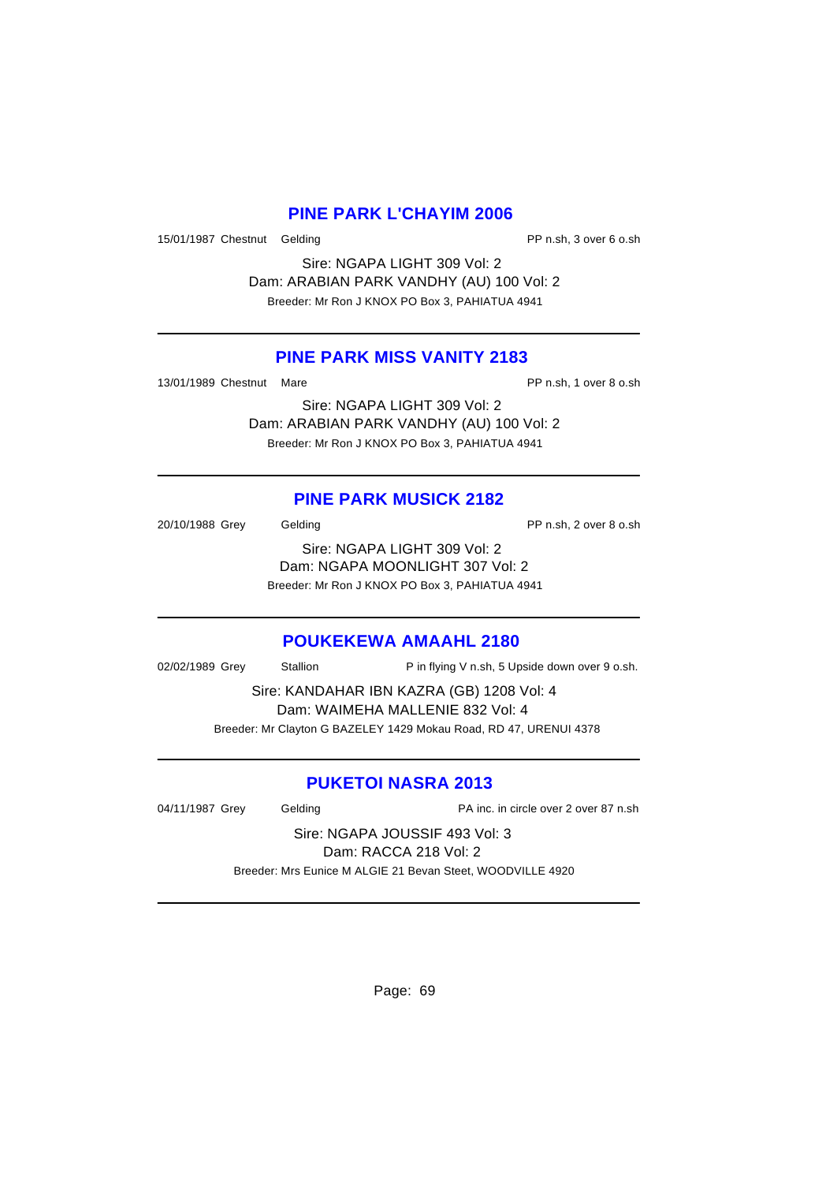## PINE PARK L'CHAYIM 2006

15/01/1987 Chestnut Gelding PP n.sh, 3 over 6 o.sh

Sire: NGAPA LIGHT 309 Vol: 2
Dam: ARABIAN PARK VANDHY (AU) 100 Vol: 2
Breeder: Mr Ron J KNOX PO Box 3, PAHIATUA 4941

---

## PINE PARK MISS VANITY 2183

13/01/1989 Chestnut Mare PP n.sh, 1 over 8 o.sh

Sire: NGAPA LIGHT 309 Vol: 2
Dam: ARABIAN PARK VANDHY (AU) 100 Vol: 2
Breeder: Mr Ron J KNOX PO Box 3, PAHIATUA 4941

---

## PINE PARK MUSICK 2182

20/10/1988 Grey Gelding PP n.sh, 2 over 8 o.sh

Sire: NGAPA LIGHT 309 Vol: 2
Dam: NGAPA MOONLIGHT 307 Vol: 2
Breeder: Mr Ron J KNOX PO Box 3, PAHIATUA 4941

---

## POUKEKEWA AMAAHL 2180

02/02/1989 Grey Stallion P in flying V n.sh, 5 Upside down over 9 o.sh.

Sire: KANDAHAR IBN KAZRA (GB) 1208 Vol: 4
Dam: WAIMEHA MALLENIE 832 Vol: 4
Breeder: Mr Clayton G BAZELEY 1429 Mokau Road, RD 47, URENUI 4378

---

## PUKETOI NASRA 2013

04/11/1987 Grey Gelding PA inc. in circle over 2 over 87 n.sh

Sire: NGAPA JOUSSIF 493 Vol: 3
Dam: RACCA 218 Vol: 2
Breeder: Mrs Eunice M ALGIE 21 Bevan Steet, WOODVILLE 4920

---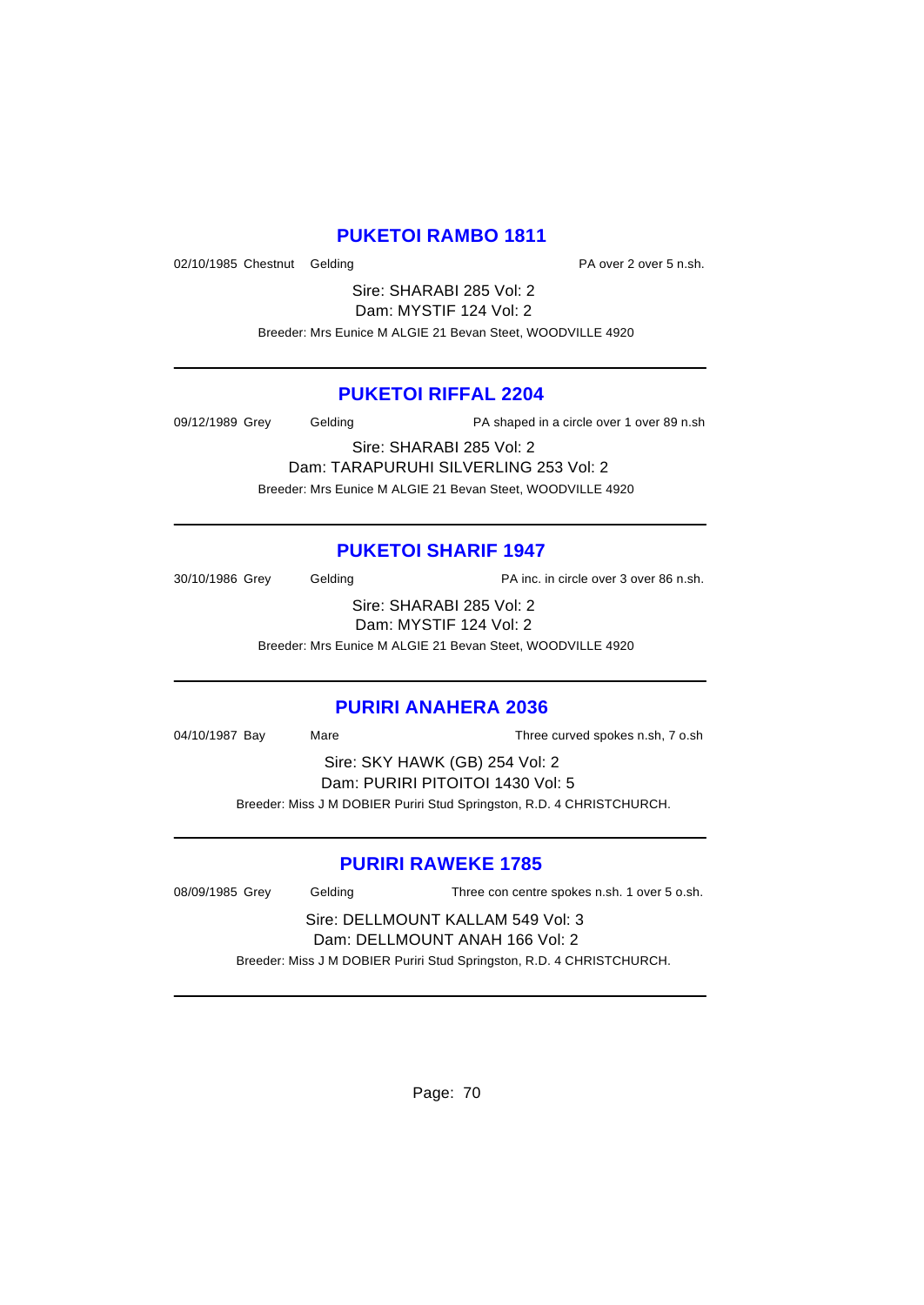## PUKETOI RAMBO 1811

02/10/1985 Chestnut Gelding PA over 2 over 5 n.sh.

Sire: SHARABI 285 Vol: 2
Dam: MYSTIF 124 Vol: 2
Breeder: Mrs Eunice M ALGIE 21 Bevan Steet, WOODVILLE 4920

---

## PUKETOI RIFFAL 2204

09/12/1989 Grey Gelding PA shaped in a circle over 1 over 89 n.sh

Sire: SHARABI 285 Vol: 2
Dam: TARAPURUHI SILVERLING 253 Vol: 2
Breeder: Mrs Eunice M ALGIE 21 Bevan Steet, WOODVILLE 4920

---

## PUKETOI SHARIF 1947

30/10/1986 Grey Gelding PA inc. in circle over 3 over 86 n.sh.

Sire: SHARABI 285 Vol: 2
Dam: MYSTIF 124 Vol: 2
Breeder: Mrs Eunice M ALGIE 21 Bevan Steet, WOODVILLE 4920

---

## PURIRI ANAHERA 2036

04/10/1987 Bay Mare Three curved spokes n.sh, 7 o.sh

Sire: SKY HAWK (GB) 254 Vol: 2
Dam: PURIRI PITOITOI 1430 Vol: 5
Breeder: Miss J M DOBIER Puriri Stud Springston, R.D. 4 CHRISTCHURCH.

---

## PURIRI RAWEKE 1785

08/09/1985 Grey Gelding Three con centre spokes n.sh. 1 over 5 o.sh.

Sire: DELLMOUNT KALLAM 549 Vol: 3
Dam: DELLMOUNT ANAH 166 Vol: 2
Breeder: Miss J M DOBIER Puriri Stud Springston, R.D. 4 CHRISTCHURCH.

---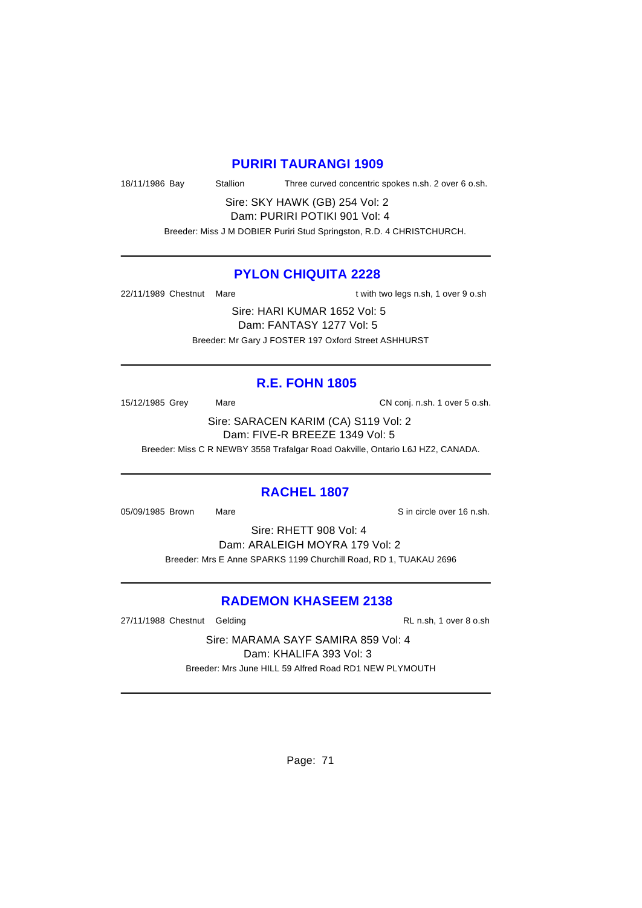## PURIRI TAURANGI 1909

18/11/1986 Bay Stallion Three curved concentric spokes n.sh. 2 over 6 o.sh.

Sire: SKY HAWK (GB) 254 Vol: 2
Dam: PURIRI POTIKI 901 Vol: 4

Breeder: Miss J M DOBIER Puriri Stud Springston, R.D. 4 CHRISTCHURCH.

---

## PYLON CHIQUITA 2228

22/11/1989 Chestnut Mare t with two legs n.sh, 1 over 9 o.sh

Sire: HARI KUMAR 1652 Vol: 5
Dam: FANTASY 1277 Vol: 5

Breeder: Mr Gary J FOSTER 197 Oxford Street ASHHURST

---

## R.E. FOHN 1805

15/12/1985 Grey Mare CN conj. n.sh. 1 over 5 o.sh.

Sire: SARACEN KARIM (CA) S119 Vol: 2
Dam: FIVE-R BREEZE 1349 Vol: 5

Breeder: Miss C R NEWBY 3558 Trafalgar Road Oakville, Ontario L6J HZ2, CANADA.

---

## RACHEL 1807

05/09/1985 Brown Mare S in circle over 16 n.sh.

Sire: RHETT 908 Vol: 4
Dam: ARALEIGH MOYRA 179 Vol: 2

Breeder: Mrs E Anne SPARKS 1199 Churchill Road, RD 1, TUAKAU 2696

---

## RADEMON KHASEEM 2138

27/11/1988 Chestnut Gelding RL n.sh, 1 over 8 o.sh

Sire: MARAMA SAYF SAMIRA 859 Vol: 4
Dam: KHALIFA 393 Vol: 3

Breeder: Mrs June HILL 59 Alfred Road RD1 NEW PLYMOUTH

---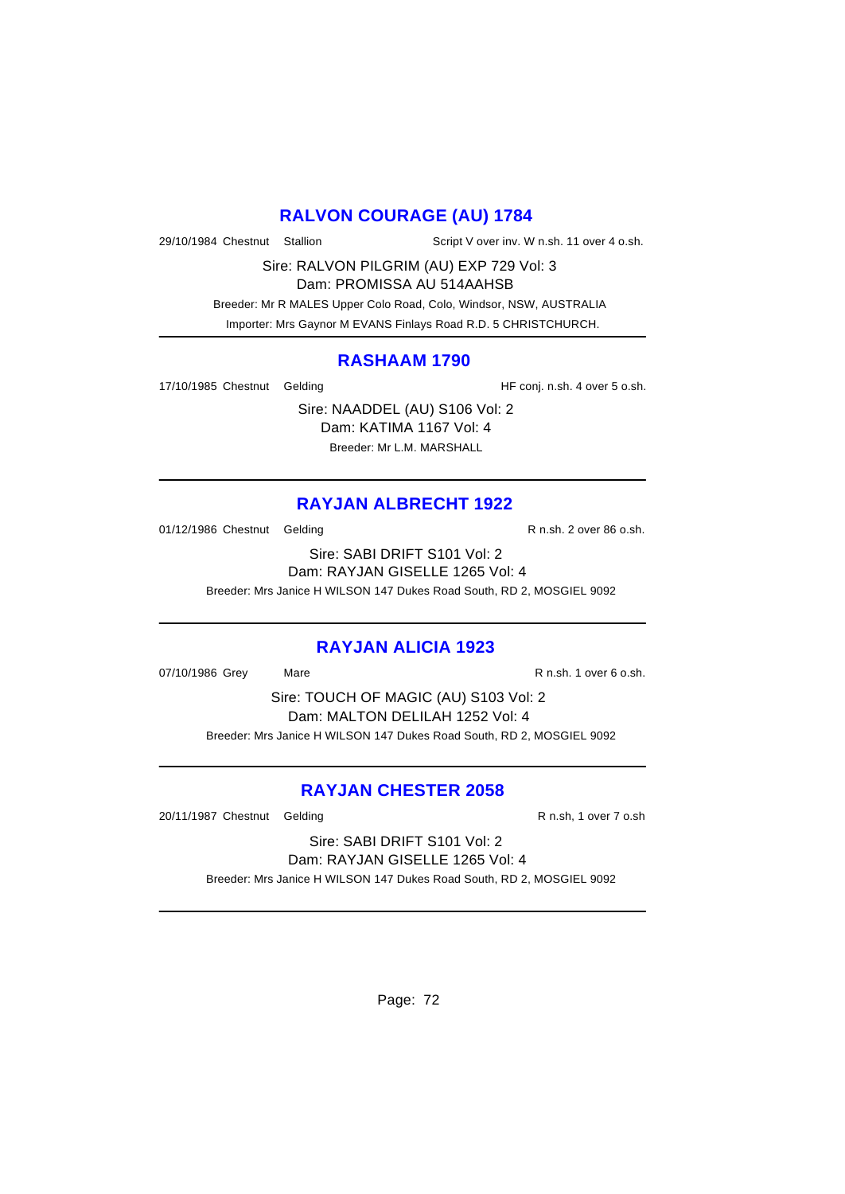## RALVON COURAGE (AU) 1784

29/10/1984 Chestnut Stallion Script V over inv. W n.sh. 11 over 4 o.sh.

Sire: RALVON PILGRIM (AU) EXP 729 Vol: 3
Dam: PROMISSA AU 514AAHSB
Breeder: Mr R MALES Upper Colo Road, Colo, Windsor, NSW, AUSTRALIA
Importer: Mrs Gaynor M EVANS Finlays Road R.D. 5 CHRISTCHURCH.

---

## RASHAAM 1790

17/10/1985 Chestnut Gelding HF conj. n.sh. 4 over 5 o.sh.

Sire: NAADDEL (AU) S106 Vol: 2
Dam: KATIMA 1167 Vol: 4
Breeder: Mr L.M. MARSHALL

---

## RAYJAN ALBRECHT 1922

01/12/1986 Chestnut Gelding R n.sh. 2 over 86 o.sh.

Sire: SABI DRIFT S101 Vol: 2
Dam: RAYJAN GISELLE 1265 Vol: 4
Breeder: Mrs Janice H WILSON 147 Dukes Road South, RD 2, MOSGIEL 9092

---

## RAYJAN ALICIA 1923

07/10/1986 Grey Mare R n.sh. 1 over 6 o.sh.

Sire: TOUCH OF MAGIC (AU) S103 Vol: 2
Dam: MALTON DELILAH 1252 Vol: 4
Breeder: Mrs Janice H WILSON 147 Dukes Road South, RD 2, MOSGIEL 9092

---

## RAYJAN CHESTER 2058

20/11/1987 Chestnut Gelding R n.sh, 1 over 7 o.sh

Sire: SABI DRIFT S101 Vol: 2
Dam: RAYJAN GISELLE 1265 Vol: 4
Breeder: Mrs Janice H WILSON 147 Dukes Road South, RD 2, MOSGIEL 9092

---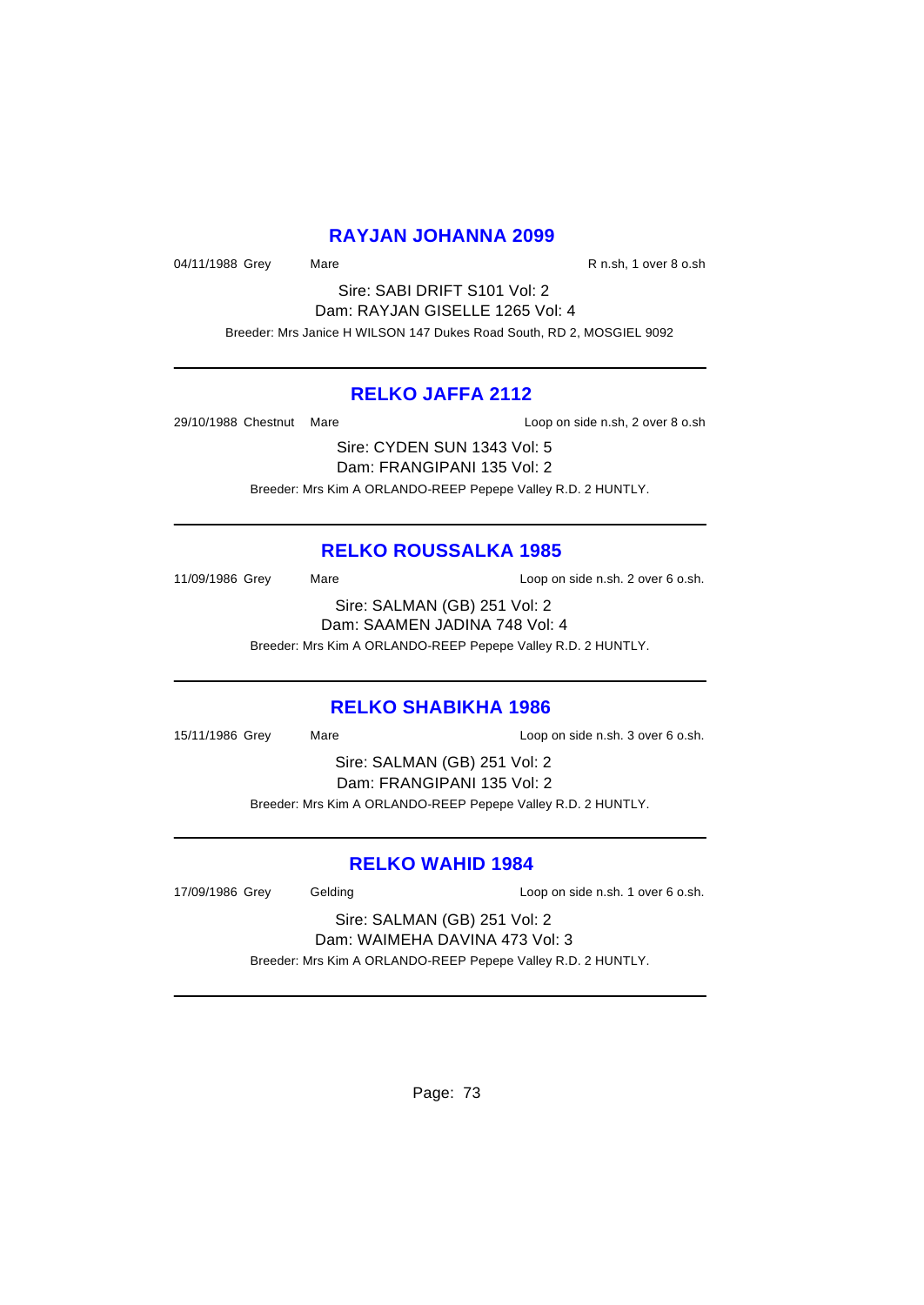## RAYJAN JOHANNA 2099

04/11/1988 Grey Mare R n.sh, 1 over 8 o.sh

Sire: SABI DRIFT S101 Vol: 2
Dam: RAYJAN GISELLE 1265 Vol: 4

Breeder: Mrs Janice H WILSON 147 Dukes Road South, RD 2, MOSGIEL 9092

---

## RELKO JAFFA 2112

29/10/1988 Chestnut Mare Loop on side n.sh, 2 over 8 o.sh

Sire: CYDEN SUN 1343 Vol: 5
Dam: FRANGIPANI 135 Vol: 2

Breeder: Mrs Kim A ORLANDO-REEP Pepepe Valley R.D. 2 HUNTLY.

---

## RELKO ROUSSALKA 1985

11/09/1986 Grey Mare Loop on side n.sh. 2 over 6 o.sh.

Sire: SALMAN (GB) 251 Vol: 2
Dam: SAAMEN JADINA 748 Vol: 4

Breeder: Mrs Kim A ORLANDO-REEP Pepepe Valley R.D. 2 HUNTLY.

---

## RELKO SHABIKHA 1986

15/11/1986 Grey Mare Loop on side n.sh. 3 over 6 o.sh.

Sire: SALMAN (GB) 251 Vol: 2
Dam: FRANGIPANI 135 Vol: 2

Breeder: Mrs Kim A ORLANDO-REEP Pepepe Valley R.D. 2 HUNTLY.

---

## RELKO WAHID 1984

17/09/1986 Grey Gelding Loop on side n.sh. 1 over 6 o.sh.

Sire: SALMAN (GB) 251 Vol: 2
Dam: WAIMEHA DAVINA 473 Vol: 3

Breeder: Mrs Kim A ORLANDO-REEP Pepepe Valley R.D. 2 HUNTLY.

---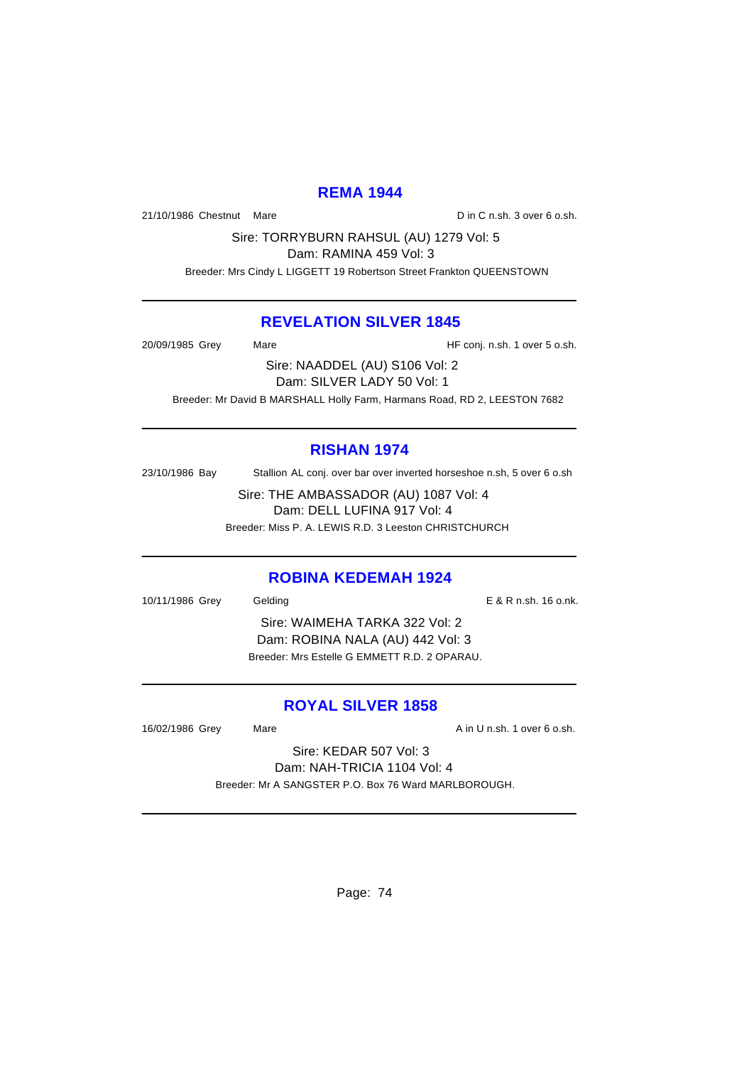## REMA 1944

21/10/1986 Chestnut Mare D in C n.sh. 3 over 6 o.sh.

Sire: TORRYBURN RAHSUL (AU) 1279 Vol: 5
Dam: RAMINA 459 Vol: 3
Breeder: Mrs Cindy L LIGGETT 19 Robertson Street Frankton QUEENSTOWN

---

## REVELATION SILVER 1845

20/09/1985 Grey Mare HF conj. n.sh. 1 over 5 o.sh.

Sire: NAADDEL (AU) S106 Vol: 2
Dam: SILVER LADY 50 Vol: 1
Breeder: Mr David B MARSHALL Holly Farm, Harmans Road, RD 2, LEESTON 7682

---

## RISHAN 1974

23/10/1986 Bay Stallion AL conj. over bar over inverted horseshoe n.sh, 5 over 6 o.sh

Sire: THE AMBASSADOR (AU) 1087 Vol: 4
Dam: DELL LUFINA 917 Vol: 4
Breeder: Miss P. A. LEWIS R.D. 3 Leeston CHRISTCHURCH

---

## ROBINA KEDEMAH 1924

10/11/1986 Grey Gelding E & R n.sh. 16 o.nk.

Sire: WAIMEHA TARKA 322 Vol: 2
Dam: ROBINA NALA (AU) 442 Vol: 3
Breeder: Mrs Estelle G EMMETT R.D. 2 OPARAU.

---

## ROYAL SILVER 1858

16/02/1986 Grey Mare A in U n.sh. 1 over 6 o.sh.

Sire: KEDAR 507 Vol: 3
Dam: NAH-TRICIA 1104 Vol: 4
Breeder: Mr A SANGSTER P.O. Box 76 Ward MARLBOROUGH.

---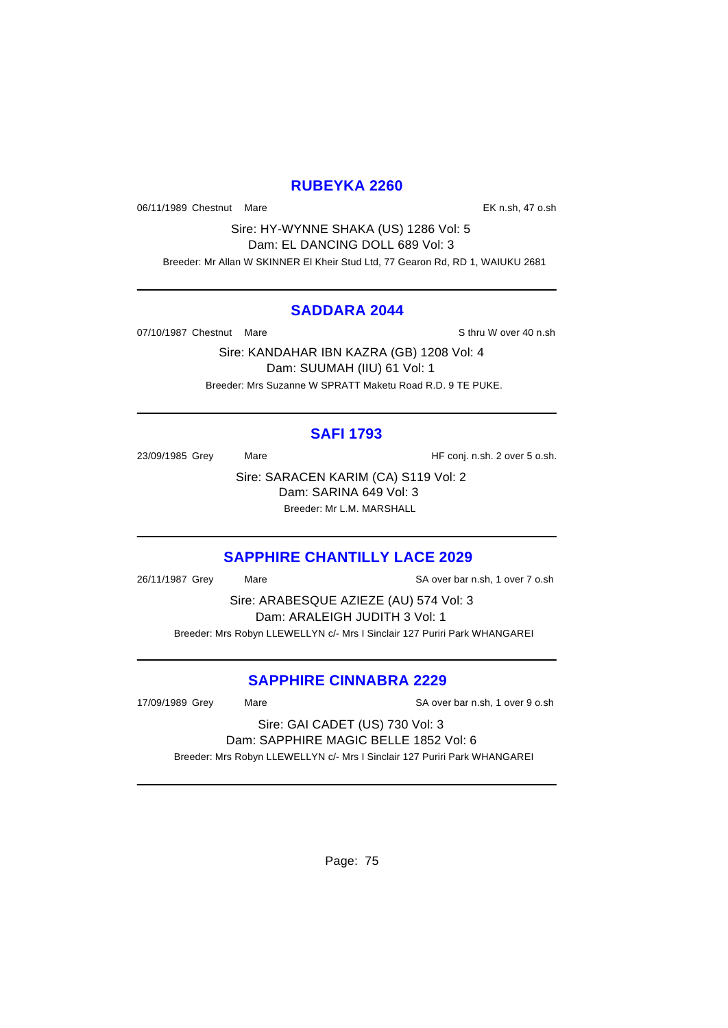## RUBEYKA 2260

06/11/1989 Chestnut Mare EK n.sh, 47 o.sh

Sire: HY-WYNNE SHAKA (US) 1286 Vol: 5
Dam: EL DANCING DOLL 689 Vol: 3
Breeder: Mr Allan W SKINNER El Kheir Stud Ltd, 77 Gearon Rd, RD 1, WAIUKU 2681

---

## SADDARA 2044

07/10/1987 Chestnut Mare S thru W over 40 n.sh

Sire: KANDAHAR IBN KAZRA (GB) 1208 Vol: 4
Dam: SUUMAH (IIU) 61 Vol: 1
Breeder: Mrs Suzanne W SPRATT Maketu Road R.D. 9 TE PUKE.

---

## SAFI 1793

23/09/1985 Grey Mare HF conj. n.sh. 2 over 5 o.sh.

Sire: SARACEN KARIM (CA) S119 Vol: 2
Dam: SARINA 649 Vol: 3
Breeder: Mr L.M. MARSHALL

---

## SAPPHIRE CHANTILLY LACE 2029

26/11/1987 Grey Mare SA over bar n.sh, 1 over 7 o.sh

Sire: ARABESQUE AZIEZE (AU) 574 Vol: 3
Dam: ARALEIGH JUDITH 3 Vol: 1
Breeder: Mrs Robyn LLEWELLYN c/- Mrs I Sinclair 127 Puriri Park WHANGAREI

---

## SAPPHIRE CINNABRA 2229

17/09/1989 Grey Mare SA over bar n.sh, 1 over 9 o.sh

Sire: GAI CADET (US) 730 Vol: 3
Dam: SAPPHIRE MAGIC BELLE 1852 Vol: 6
Breeder: Mrs Robyn LLEWELLYN c/- Mrs I Sinclair 127 Puriri Park WHANGAREI

---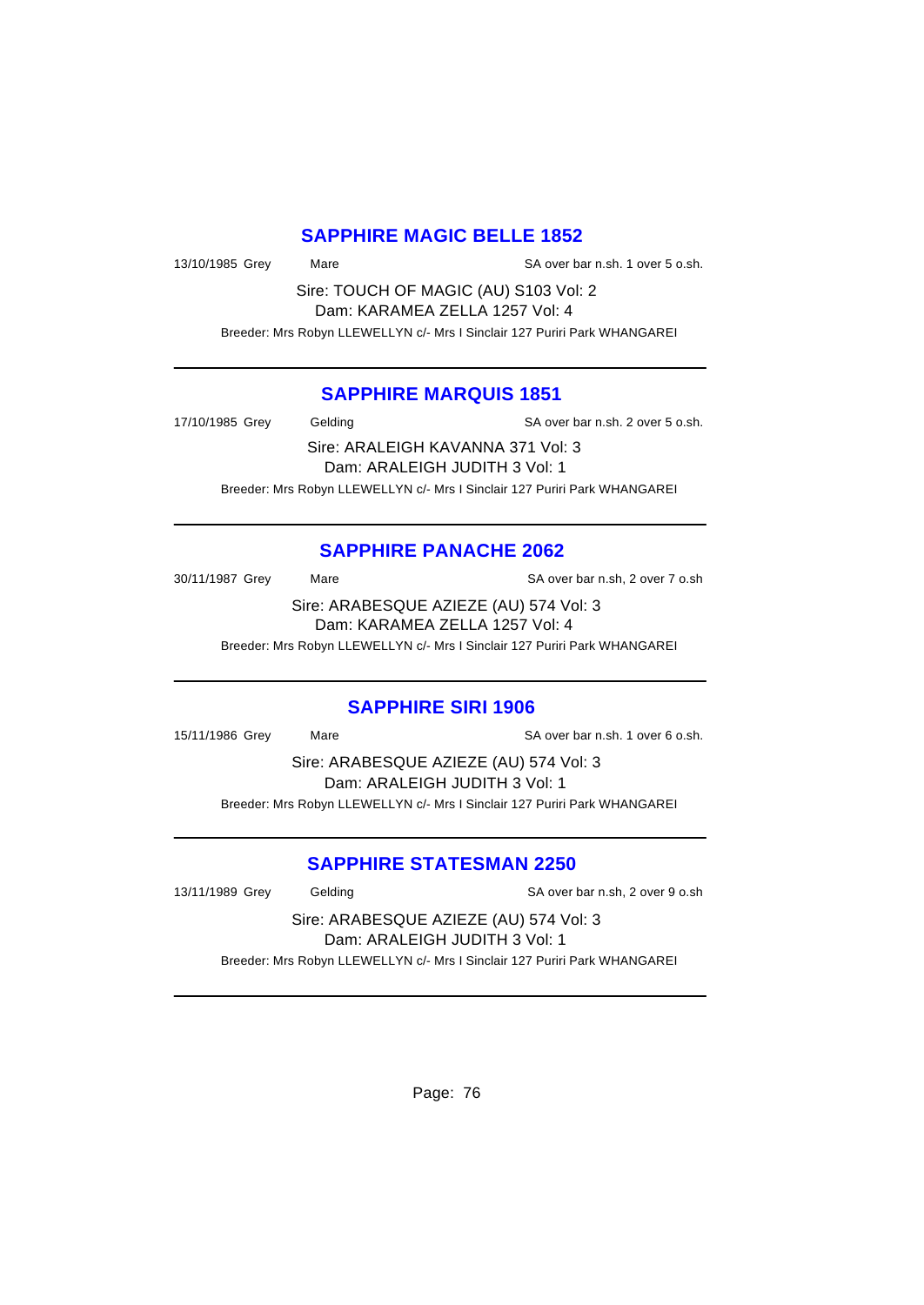## SAPPHIRE MAGIC BELLE 1852

13/10/1985 Grey Mare SA over bar n.sh. 1 over 5 o.sh.

Sire: TOUCH OF MAGIC (AU) S103 Vol: 2

Dam: KARAMEA ZELLA 1257 Vol: 4

Breeder: Mrs Robyn LLEWELLYN c/- Mrs I Sinclair 127 Puriri Park WHANGAREI

---

## SAPPHIRE MARQUIS 1851

17/10/1985 Grey Gelding SA over bar n.sh. 2 over 5 o.sh.

Sire: ARALEIGH KAVANNA 371 Vol: 3

Dam: ARALEIGH JUDITH 3 Vol: 1

Breeder: Mrs Robyn LLEWELLYN c/- Mrs I Sinclair 127 Puriri Park WHANGAREI

---

## SAPPHIRE PANACHE 2062

30/11/1987 Grey Mare SA over bar n.sh, 2 over 7 o.sh

Sire: ARABESQUE AZIEZE (AU) 574 Vol: 3

Dam: KARAMEA ZELLA 1257 Vol: 4

Breeder: Mrs Robyn LLEWELLYN c/- Mrs I Sinclair 127 Puriri Park WHANGAREI

---

## SAPPHIRE SIRI 1906

15/11/1986 Grey Mare SA over bar n.sh. 1 over 6 o.sh.

Sire: ARABESQUE AZIEZE (AU) 574 Vol: 3

Dam: ARALEIGH JUDITH 3 Vol: 1

Breeder: Mrs Robyn LLEWELLYN c/- Mrs I Sinclair 127 Puriri Park WHANGAREI

---

## SAPPHIRE STATESMAN 2250

13/11/1989 Grey Gelding SA over bar n.sh, 2 over 9 o.sh

Sire: ARABESQUE AZIEZE (AU) 574 Vol: 3

Dam: ARALEIGH JUDITH 3 Vol: 1

Breeder: Mrs Robyn LLEWELLYN c/- Mrs I Sinclair 127 Puriri Park WHANGAREI

---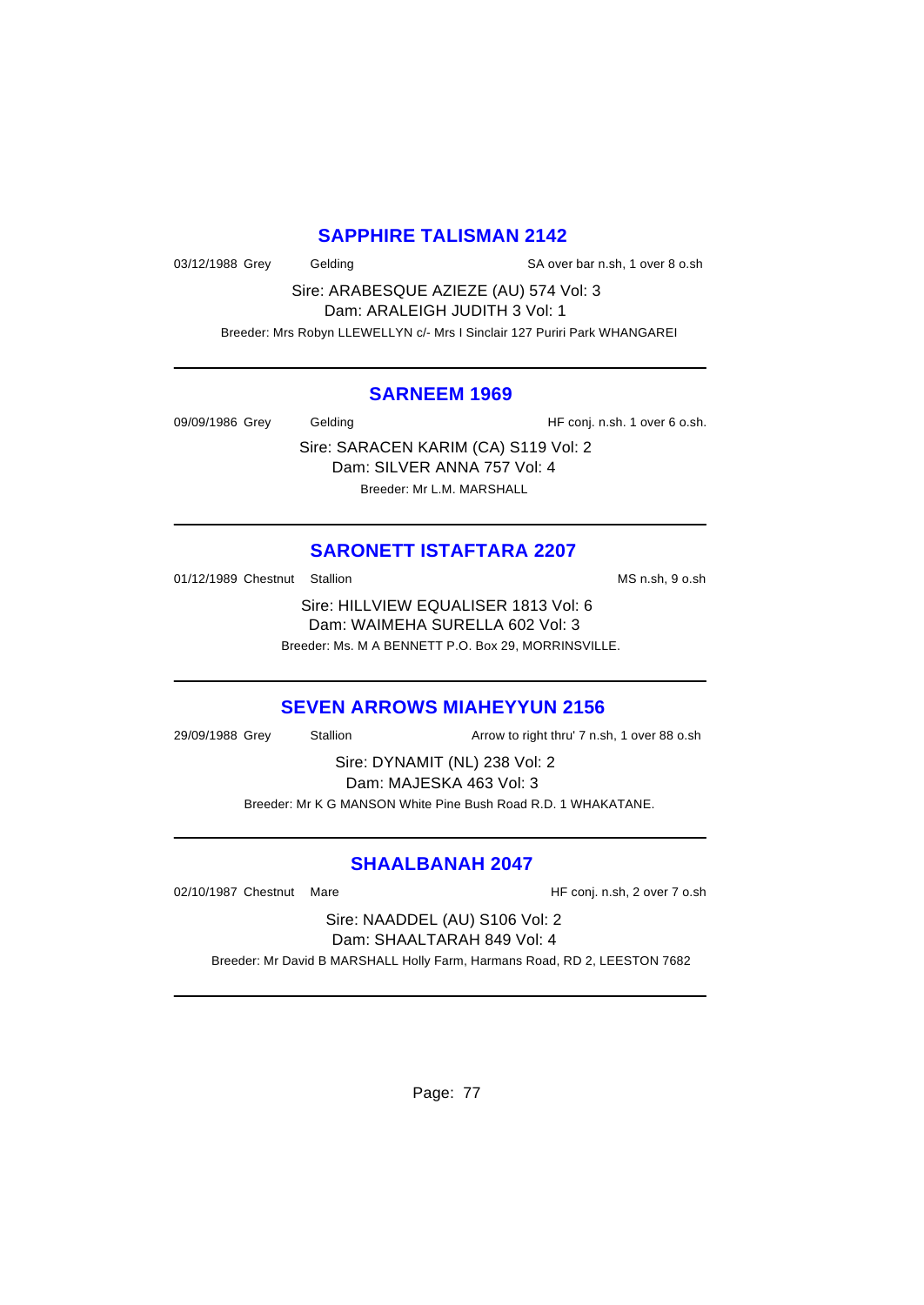## SAPPHIRE TALISMAN 2142

03/12/1988 Grey Gelding SA over bar n.sh, 1 over 8 o.sh

Sire: ARABESQUE AZIEZE (AU) 574 Vol: 3
Dam: ARALEIGH JUDITH 3 Vol: 1

Breeder: Mrs Robyn LLEWELLYN c/- Mrs I Sinclair 127 Puriri Park WHANGAREI

---

## SARNEEM 1969

09/09/1986 Grey Gelding HF conj. n.sh. 1 over 6 o.sh.

Sire: SARACEN KARIM (CA) S119 Vol: 2
Dam: SILVER ANNA 757 Vol: 4

Breeder: Mr L.M. MARSHALL

---

## SARONETT ISTAFTARA 2207

01/12/1989 Chestnut Stallion MS n.sh, 9 o.sh

Sire: HILLVIEW EQUALISER 1813 Vol: 6
Dam: WAIMEHA SURELLA 602 Vol: 3

Breeder: Ms. M A BENNETT P.O. Box 29, MORRINSVILLE.

---

## SEVEN ARROWS MIAHEYYUN 2156

29/09/1988 Grey Stallion Arrow to right thru' 7 n.sh, 1 over 88 o.sh

Sire: DYNAMIT (NL) 238 Vol: 2
Dam: MAJESKA 463 Vol: 3

Breeder: Mr K G MANSON White Pine Bush Road R.D. 1 WHAKATANE.

---

## SHAALBANAH 2047

02/10/1987 Chestnut Mare HF conj. n.sh, 2 over 7 o.sh

Sire: NAADDEL (AU) S106 Vol: 2
Dam: SHAALTARAH 849 Vol: 4

Breeder: Mr David B MARSHALL Holly Farm, Harmans Road, RD 2, LEESTON 7682

---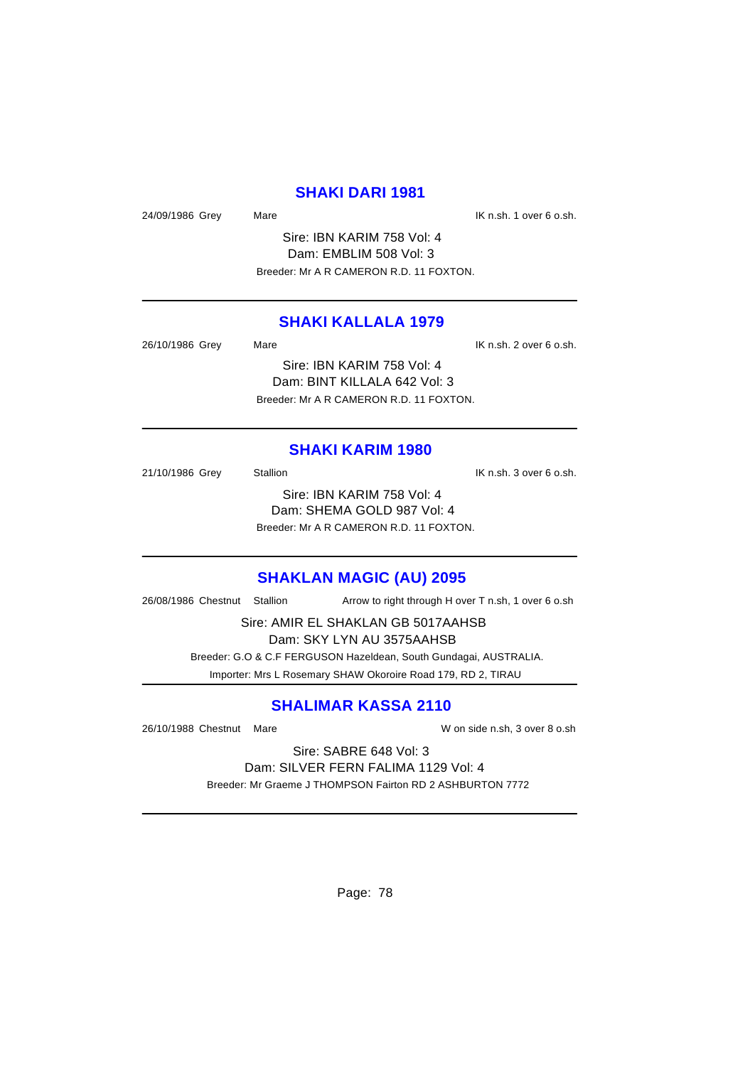## SHAKI DARI 1981

24/09/1986 Grey Mare IK n.sh. 1 over 6 o.sh.

Sire: IBN KARIM 758 Vol: 4
Dam: EMBLIM 508 Vol: 3
Breeder: Mr A R CAMERON R.D. 11 FOXTON.

---

## SHAKI KALLALA 1979

26/10/1986 Grey Mare IK n.sh. 2 over 6 o.sh.

Sire: IBN KARIM 758 Vol: 4
Dam: BINT KILLALA 642 Vol: 3
Breeder: Mr A R CAMERON R.D. 11 FOXTON.

---

## SHAKI KARIM 1980

21/10/1986 Grey Stallion IK n.sh. 3 over 6 o.sh.

Sire: IBN KARIM 758 Vol: 4
Dam: SHEMA GOLD 987 Vol: 4
Breeder: Mr A R CAMERON R.D. 11 FOXTON.

---

## SHAKLAN MAGIC (AU) 2095

26/08/1986 Chestnut Stallion Arrow to right through H over T n.sh, 1 over 6 o.sh

Sire: AMIR EL SHAKLAN GB 5017AAHSB
Dam: SKY LYN AU 3575AAHSB
Breeder: G.O & C.F FERGUSON Hazeldean, South Gundagai, AUSTRALIA.
Importer: Mrs L Rosemary SHAW Okoroire Road 179, RD 2, TIRAU

---

## SHALIMAR KASSA 2110

26/10/1988 Chestnut Mare W on side n.sh, 3 over 8 o.sh

Sire: SABRE 648 Vol: 3
Dam: SILVER FERN FALIMA 1129 Vol: 4
Breeder: Mr Graeme J THOMPSON Fairton RD 2 ASHBURTON 7772

---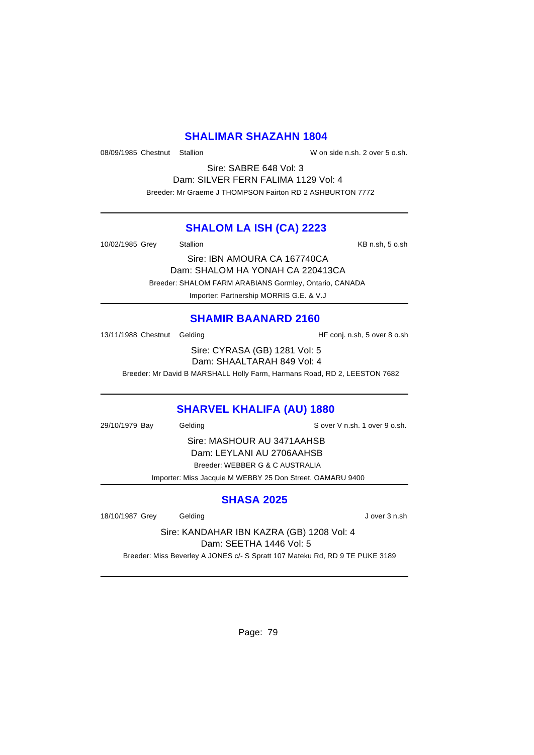## SHALIMAR SHAZAHN 1804

08/09/1985 Chestnut Stallion W on side n.sh. 2 over 5 o.sh.

Sire: SABRE 648 Vol: 3

Dam: SILVER FERN FALIMA 1129 Vol: 4

Breeder: Mr Graeme J THOMPSON Fairton RD 2 ASHBURTON 7772

---

## SHALOM LA ISH (CA) 2223

10/02/1985 Grey Stallion KB n.sh, 5 o.sh

Sire: IBN AMOURA CA 167740CA

Dam: SHALOM HA YONAH CA 220413CA

Breeder: SHALOM FARM ARABIANS Gormley, Ontario, CANADA

Importer: Partnership MORRIS G.E. & V.J

---

## SHAMIR BAANARD 2160

13/11/1988 Chestnut Gelding HF conj. n.sh, 5 over 8 o.sh

Sire: CYRASA (GB) 1281 Vol: 5

Dam: SHAALTARAH 849 Vol: 4

Breeder: Mr David B MARSHALL Holly Farm, Harmans Road, RD 2, LEESTON 7682

---

## SHARVEL KHALIFA (AU) 1880

29/10/1979 Bay Gelding S over V n.sh. 1 over 9 o.sh.

Sire: MASHOUR AU 3471AAHSB

Dam: LEYLANI AU 2706AAHSB

Breeder: WEBBER G & C AUSTRALIA

Importer: Miss Jacquie M WEBBY 25 Don Street, OAMARU 9400

---

## SHASA 2025

18/10/1987 Grey Gelding J over 3 n.sh

Sire: KANDAHAR IBN KAZRA (GB) 1208 Vol: 4

Dam: SEETHA 1446 Vol: 5

Breeder: Miss Beverley A JONES c/- S Spratt 107 Mateku Rd, RD 9 TE PUKE 3189

---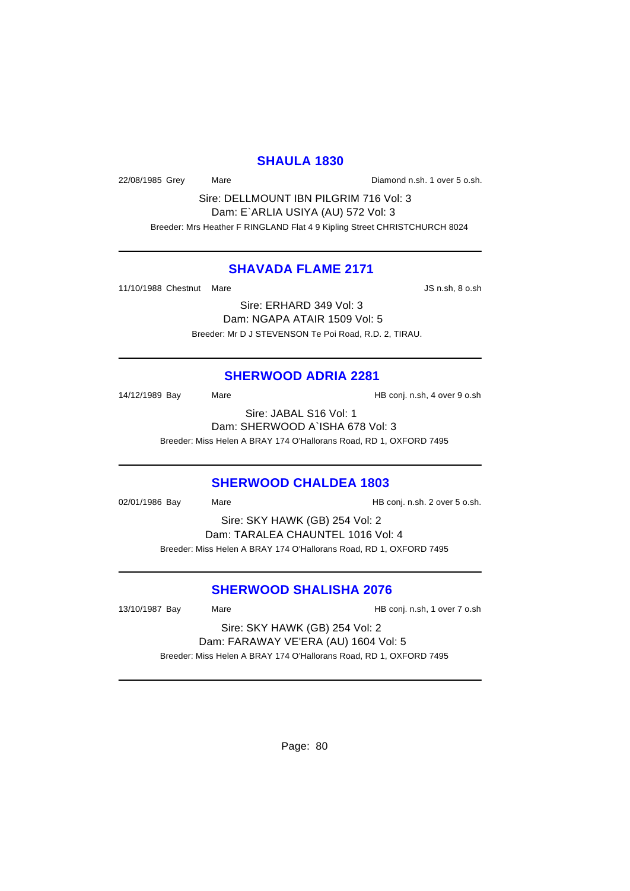## SHAULA 1830

22/08/1985 Grey Mare Diamond n.sh. 1 over 5 o.sh.

Sire: DELLMOUNT IBN PILGRIM 716 Vol: 3
Dam: E`ARLIA USIYA (AU) 572 Vol: 3
Breeder: Mrs Heather F RINGLAND Flat 4 9 Kipling Street CHRISTCHURCH 8024

---

## SHAVADA FLAME 2171

11/10/1988 Chestnut Mare JS n.sh, 8 o.sh

Sire: ERHARD 349 Vol: 3
Dam: NGAPA ATAIR 1509 Vol: 5
Breeder: Mr D J STEVENSON Te Poi Road, R.D. 2, TIRAU.

---

## SHERWOOD ADRIA 2281

14/12/1989 Bay Mare HB conj. n.sh, 4 over 9 o.sh

Sire: JABAL S16 Vol: 1
Dam: SHERWOOD A`ISHA 678 Vol: 3
Breeder: Miss Helen A BRAY 174 O'Hallorans Road, RD 1, OXFORD 7495

---

## SHERWOOD CHALDEA 1803

02/01/1986 Bay Mare HB conj. n.sh. 2 over 5 o.sh.

Sire: SKY HAWK (GB) 254 Vol: 2
Dam: TARALEA CHAUNTEL 1016 Vol: 4
Breeder: Miss Helen A BRAY 174 O'Hallorans Road, RD 1, OXFORD 7495

---

## SHERWOOD SHALISHA 2076

13/10/1987 Bay Mare HB conj. n.sh, 1 over 7 o.sh

Sire: SKY HAWK (GB) 254 Vol: 2
Dam: FARAWAY VE'ERA (AU) 1604 Vol: 5
Breeder: Miss Helen A BRAY 174 O'Hallorans Road, RD 1, OXFORD 7495

---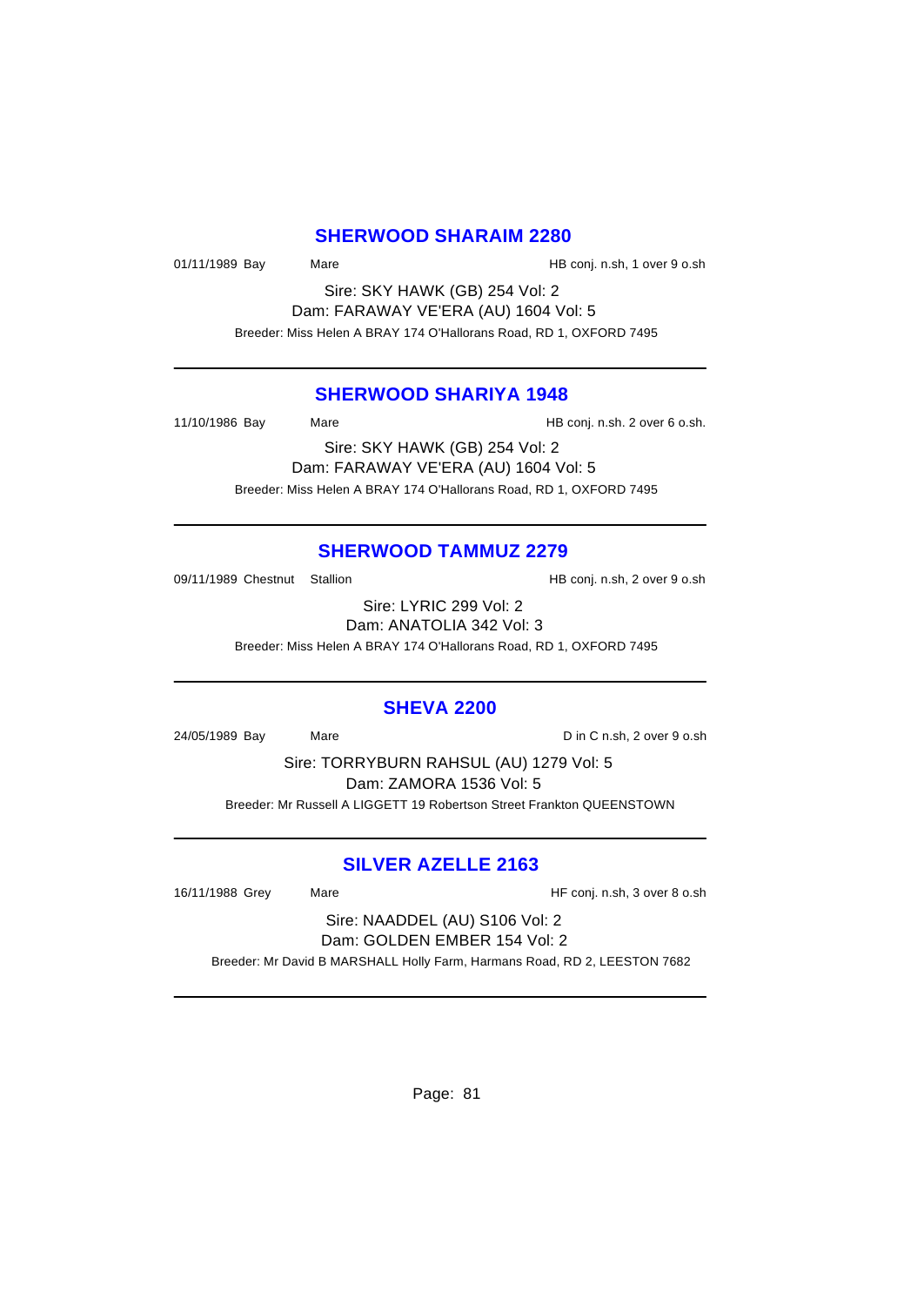## SHERWOOD SHARAIM 2280

01/11/1989 Bay Mare HB conj. n.sh, 1 over 9 o.sh

Sire: SKY HAWK (GB) 254 Vol: 2
Dam: FARAWAY VE'ERA (AU) 1604 Vol: 5
Breeder: Miss Helen A BRAY 174 O'Hallorans Road, RD 1, OXFORD 7495

---

## SHERWOOD SHARIYA 1948

11/10/1986 Bay Mare HB conj. n.sh. 2 over 6 o.sh.

Sire: SKY HAWK (GB) 254 Vol: 2
Dam: FARAWAY VE'ERA (AU) 1604 Vol: 5
Breeder: Miss Helen A BRAY 174 O'Hallorans Road, RD 1, OXFORD 7495

---

## SHERWOOD TAMMUZ 2279

09/11/1989 Chestnut Stallion HB conj. n.sh, 2 over 9 o.sh

Sire: LYRIC 299 Vol: 2
Dam: ANATOLIA 342 Vol: 3
Breeder: Miss Helen A BRAY 174 O'Hallorans Road, RD 1, OXFORD 7495

---

## SHEVA 2200

24/05/1989 Bay Mare D in C n.sh, 2 over 9 o.sh

Sire: TORRYBURN RAHSUL (AU) 1279 Vol: 5
Dam: ZAMORA 1536 Vol: 5
Breeder: Mr Russell A LIGGETT 19 Robertson Street Frankton QUEENSTOWN

---

## SILVER AZELLE 2163

16/11/1988 Grey Mare HF conj. n.sh, 3 over 8 o.sh

Sire: NAADDEL (AU) S106 Vol: 2
Dam: GOLDEN EMBER 154 Vol: 2
Breeder: Mr David B MARSHALL Holly Farm, Harmans Road, RD 2, LEESTON 7682

---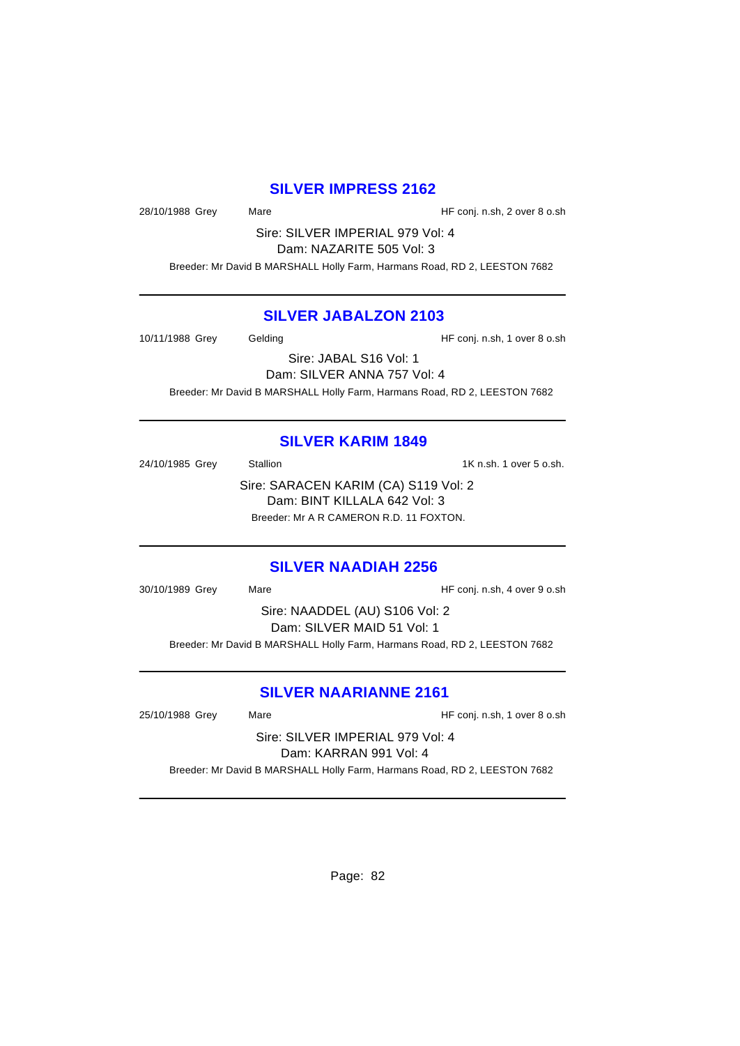## SILVER IMPRESS 2162

28/10/1988 Grey Mare HF conj. n.sh, 2 over 8 o.sh

Sire: SILVER IMPERIAL 979 Vol: 4
Dam: NAZARITE 505 Vol: 3

Breeder: Mr David B MARSHALL Holly Farm, Harmans Road, RD 2, LEESTON 7682

---

## SILVER JABALZON 2103

10/11/1988 Grey Gelding HF conj. n.sh, 1 over 8 o.sh

Sire: JABAL S16 Vol: 1
Dam: SILVER ANNA 757 Vol: 4

Breeder: Mr David B MARSHALL Holly Farm, Harmans Road, RD 2, LEESTON 7682

---

## SILVER KARIM 1849

24/10/1985 Grey Stallion 1K n.sh. 1 over 5 o.sh.

Sire: SARACEN KARIM (CA) S119 Vol: 2
Dam: BINT KILLALA 642 Vol: 3

Breeder: Mr A R CAMERON R.D. 11 FOXTON.

---

## SILVER NAADIAH 2256

30/10/1989 Grey Mare HF conj. n.sh, 4 over 9 o.sh

Sire: NAADDEL (AU) S106 Vol: 2
Dam: SILVER MAID 51 Vol: 1

Breeder: Mr David B MARSHALL Holly Farm, Harmans Road, RD 2, LEESTON 7682

---

## SILVER NAARIANNE 2161

25/10/1988 Grey Mare HF conj. n.sh, 1 over 8 o.sh

Sire: SILVER IMPERIAL 979 Vol: 4
Dam: KARRAN 991 Vol: 4

Breeder: Mr David B MARSHALL Holly Farm, Harmans Road, RD 2, LEESTON 7682

---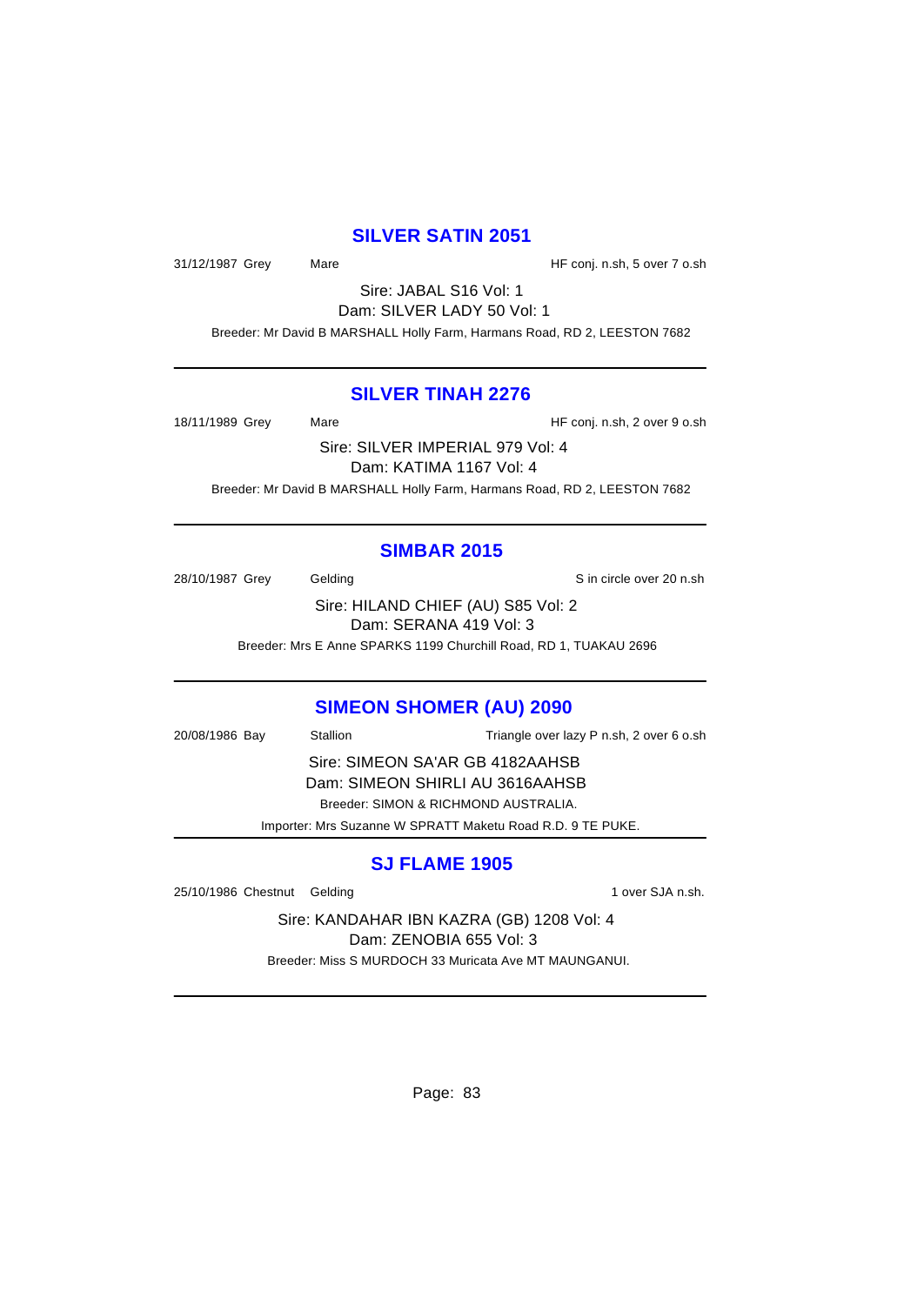## SILVER SATIN 2051

31/12/1987 Grey Mare HF conj. n.sh, 5 over 7 o.sh

Sire: JABAL S16 Vol: 1
Dam: SILVER LADY 50 Vol: 1

Breeder: Mr David B MARSHALL Holly Farm, Harmans Road, RD 2, LEESTON 7682

---

## SILVER TINAH 2276

18/11/1989 Grey Mare HF conj. n.sh, 2 over 9 o.sh

Sire: SILVER IMPERIAL 979 Vol: 4
Dam: KATIMA 1167 Vol: 4

Breeder: Mr David B MARSHALL Holly Farm, Harmans Road, RD 2, LEESTON 7682

---

## SIMBAR 2015

28/10/1987 Grey Gelding S in circle over 20 n.sh

Sire: HILAND CHIEF (AU) S85 Vol: 2
Dam: SERANA 419 Vol: 3

Breeder: Mrs E Anne SPARKS 1199 Churchill Road, RD 1, TUAKAU 2696

---

## SIMEON SHOMER (AU) 2090

20/08/1986 Bay Stallion Triangle over lazy P n.sh, 2 over 6 o.sh

Sire: SIMEON SA'AR GB 4182AAHSB
Dam: SIMEON SHIRLI AU 3616AAHSB

Breeder: SIMON & RICHMOND AUSTRALIA.

Importer: Mrs Suzanne W SPRATT Maketu Road R.D. 9 TE PUKE.

---

## SJ FLAME 1905

25/10/1986 Chestnut Gelding 1 over SJA n.sh.

Sire: KANDAHAR IBN KAZRA (GB) 1208 Vol: 4
Dam: ZENOBIA 655 Vol: 3

Breeder: Miss S MURDOCH 33 Muricata Ave MT MAUNGANUI.

---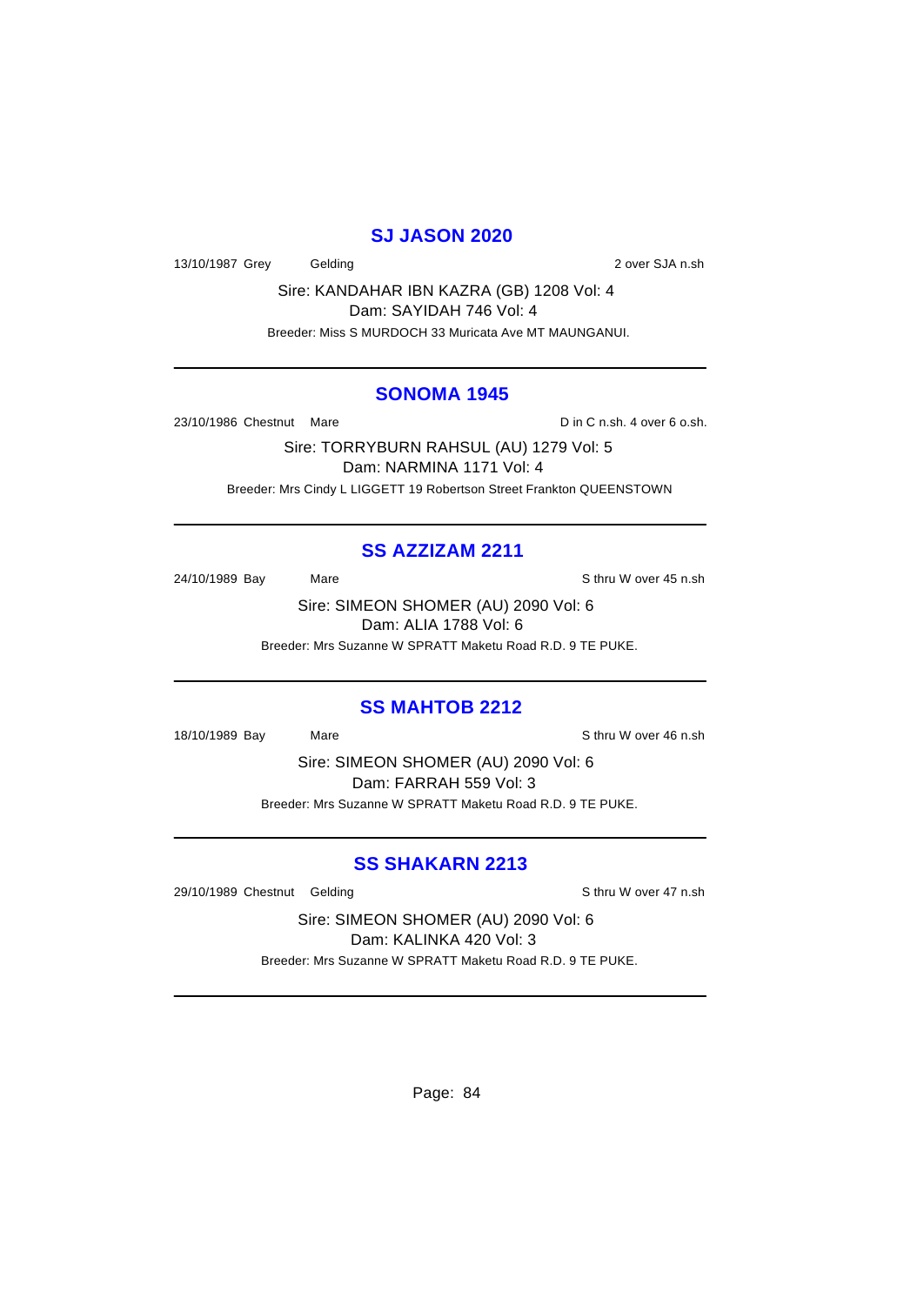## SJ JASON 2020

13/10/1987 Grey Gelding 2 over SJA n.sh

Sire: KANDAHAR IBN KAZRA (GB) 1208 Vol: 4
Dam: SAYIDAH 746 Vol: 4
Breeder: Miss S MURDOCH 33 Muricata Ave MT MAUNGANUI.

---

## SONOMA 1945

23/10/1986 Chestnut Mare D in C n.sh. 4 over 6 o.sh.

Sire: TORRYBURN RAHSUL (AU) 1279 Vol: 5
Dam: NARMINA 1171 Vol: 4
Breeder: Mrs Cindy L LIGGETT 19 Robertson Street Frankton QUEENSTOWN

---

## SS AZZIZAM 2211

24/10/1989 Bay Mare S thru W over 45 n.sh

Sire: SIMEON SHOMER (AU) 2090 Vol: 6
Dam: ALIA 1788 Vol: 6
Breeder: Mrs Suzanne W SPRATT Maketu Road R.D. 9 TE PUKE.

---

## SS MAHTOB 2212

18/10/1989 Bay Mare S thru W over 46 n.sh

Sire: SIMEON SHOMER (AU) 2090 Vol: 6
Dam: FARRAH 559 Vol: 3
Breeder: Mrs Suzanne W SPRATT Maketu Road R.D. 9 TE PUKE.

---

## SS SHAKARN 2213

29/10/1989 Chestnut Gelding S thru W over 47 n.sh

Sire: SIMEON SHOMER (AU) 2090 Vol: 6
Dam: KALINKA 420 Vol: 3
Breeder: Mrs Suzanne W SPRATT Maketu Road R.D. 9 TE PUKE.

---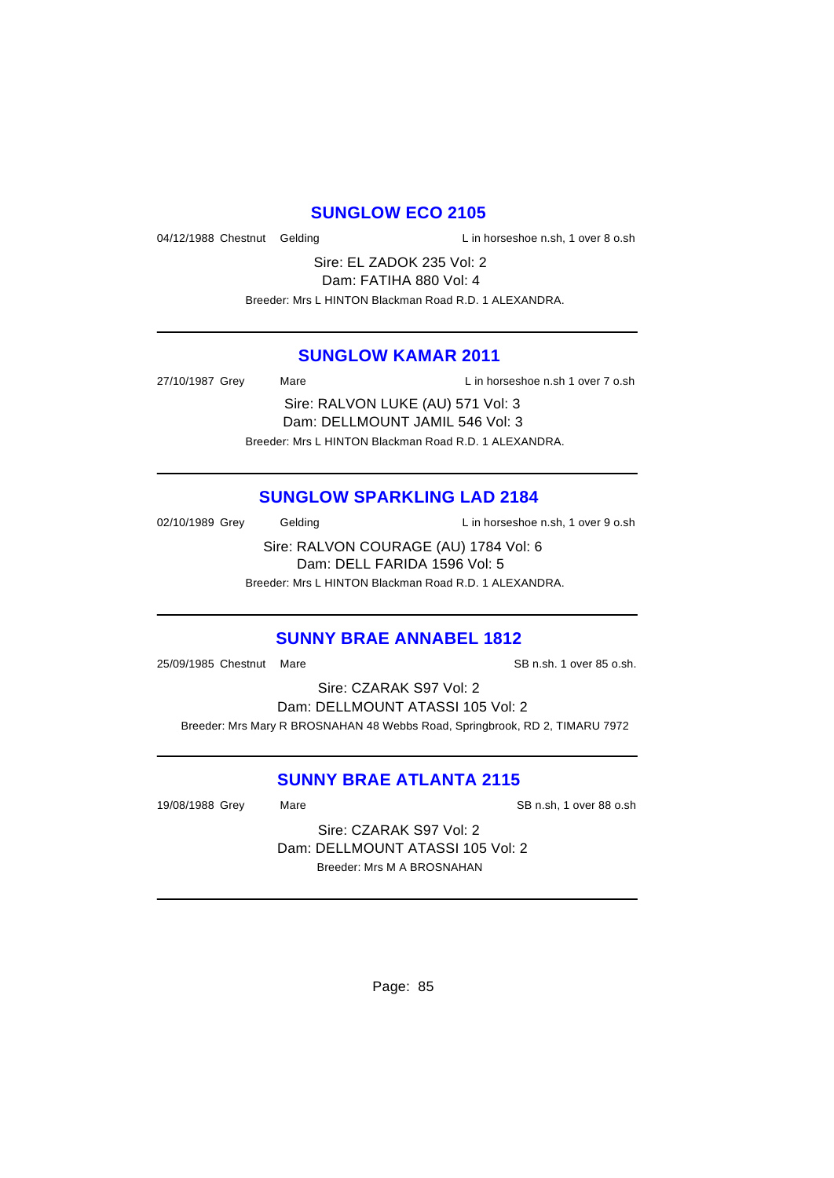## SUNGLOW ECO 2105

04/12/1988 Chestnut Gelding L in horseshoe n.sh, 1 over 8 o.sh

Sire: EL ZADOK 235 Vol: 2
Dam: FATIHA 880 Vol: 4
Breeder: Mrs L HINTON Blackman Road R.D. 1 ALEXANDRA.

---

## SUNGLOW KAMAR 2011

27/10/1987 Grey Mare L in horseshoe n.sh 1 over 7 o.sh

Sire: RALVON LUKE (AU) 571 Vol: 3
Dam: DELLMOUNT JAMIL 546 Vol: 3
Breeder: Mrs L HINTON Blackman Road R.D. 1 ALEXANDRA.

---

## SUNGLOW SPARKLING LAD 2184

02/10/1989 Grey Gelding L in horseshoe n.sh, 1 over 9 o.sh

Sire: RALVON COURAGE (AU) 1784 Vol: 6
Dam: DELL FARIDA 1596 Vol: 5
Breeder: Mrs L HINTON Blackman Road R.D. 1 ALEXANDRA.

---

## SUNNY BRAE ANNABEL 1812

25/09/1985 Chestnut Mare SB n.sh. 1 over 85 o.sh.

Sire: CZARAK S97 Vol: 2
Dam: DELLMOUNT ATASSI 105 Vol: 2
Breeder: Mrs Mary R BROSNAHAN 48 Webbs Road, Springbrook, RD 2, TIMARU 7972

---

## SUNNY BRAE ATLANTA 2115

19/08/1988 Grey Mare SB n.sh, 1 over 88 o.sh

Sire: CZARAK S97 Vol: 2
Dam: DELLMOUNT ATASSI 105 Vol: 2
Breeder: Mrs M A BROSNAHAN

---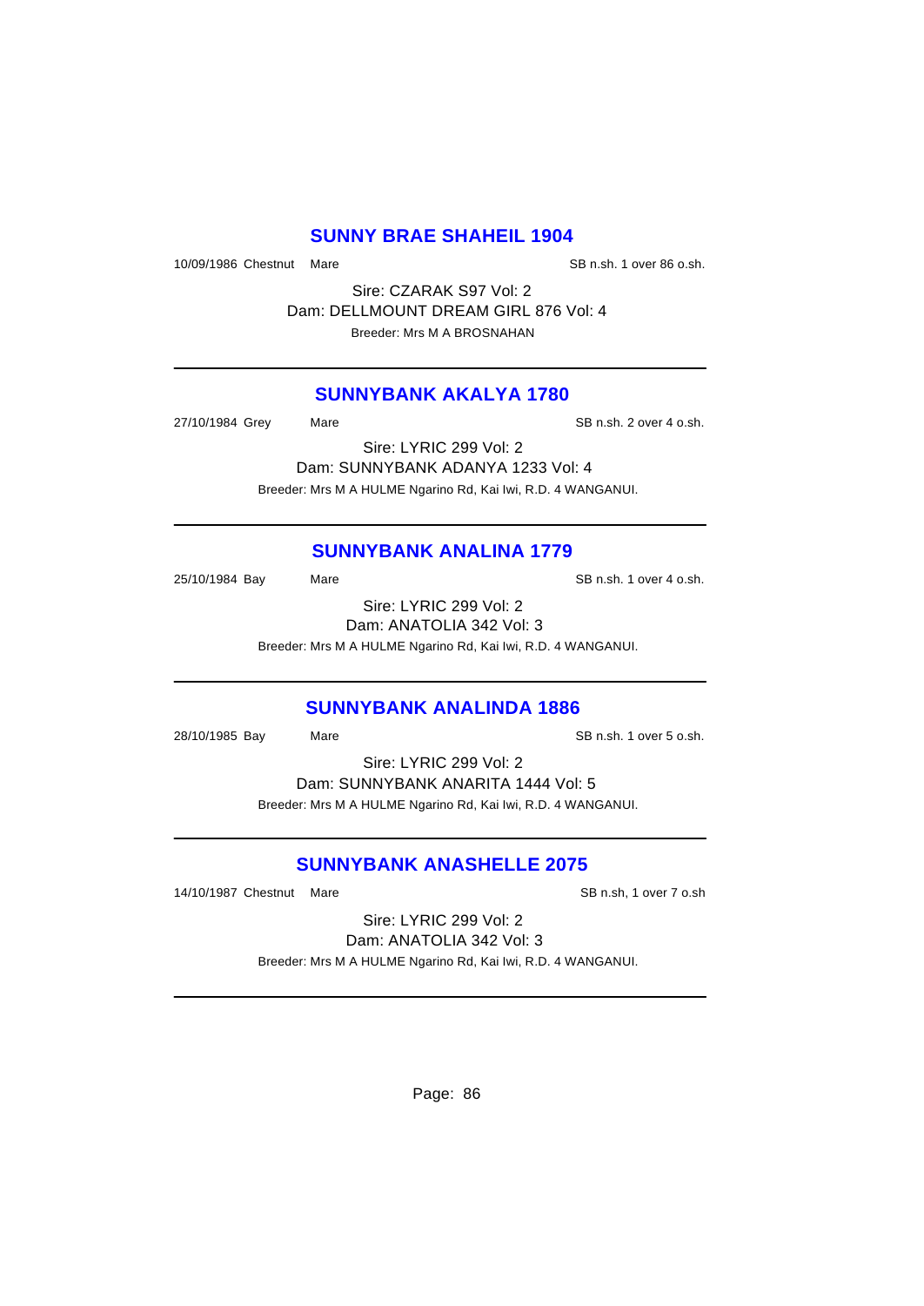## SUNNY BRAE SHAHEIL 1904

10/09/1986 Chestnut Mare SB n.sh. 1 over 86 o.sh.

Sire: CZARAK S97 Vol: 2
Dam: DELLMOUNT DREAM GIRL 876 Vol: 4
Breeder: Mrs M A BROSNAHAN

---

## SUNNYBANK AKALYA 1780

27/10/1984 Grey Mare SB n.sh. 2 over 4 o.sh.

Sire: LYRIC 299 Vol: 2
Dam: SUNNYBANK ADANYA 1233 Vol: 4
Breeder: Mrs M A HULME Ngarino Rd, Kai Iwi, R.D. 4 WANGANUI.

---

## SUNNYBANK ANALINA 1779

25/10/1984 Bay Mare SB n.sh. 1 over 4 o.sh.

Sire: LYRIC 299 Vol: 2
Dam: ANATOLIA 342 Vol: 3
Breeder: Mrs M A HULME Ngarino Rd, Kai Iwi, R.D. 4 WANGANUI.

---

## SUNNYBANK ANALINDA 1886

28/10/1985 Bay Mare SB n.sh. 1 over 5 o.sh.

Sire: LYRIC 299 Vol: 2
Dam: SUNNYBANK ANARITA 1444 Vol: 5
Breeder: Mrs M A HULME Ngarino Rd, Kai Iwi, R.D. 4 WANGANUI.

---

## SUNNYBANK ANASHELLE 2075

14/10/1987 Chestnut Mare SB n.sh, 1 over 7 o.sh

Sire: LYRIC 299 Vol: 2
Dam: ANATOLIA 342 Vol: 3
Breeder: Mrs M A HULME Ngarino Rd, Kai Iwi, R.D. 4 WANGANUI.

---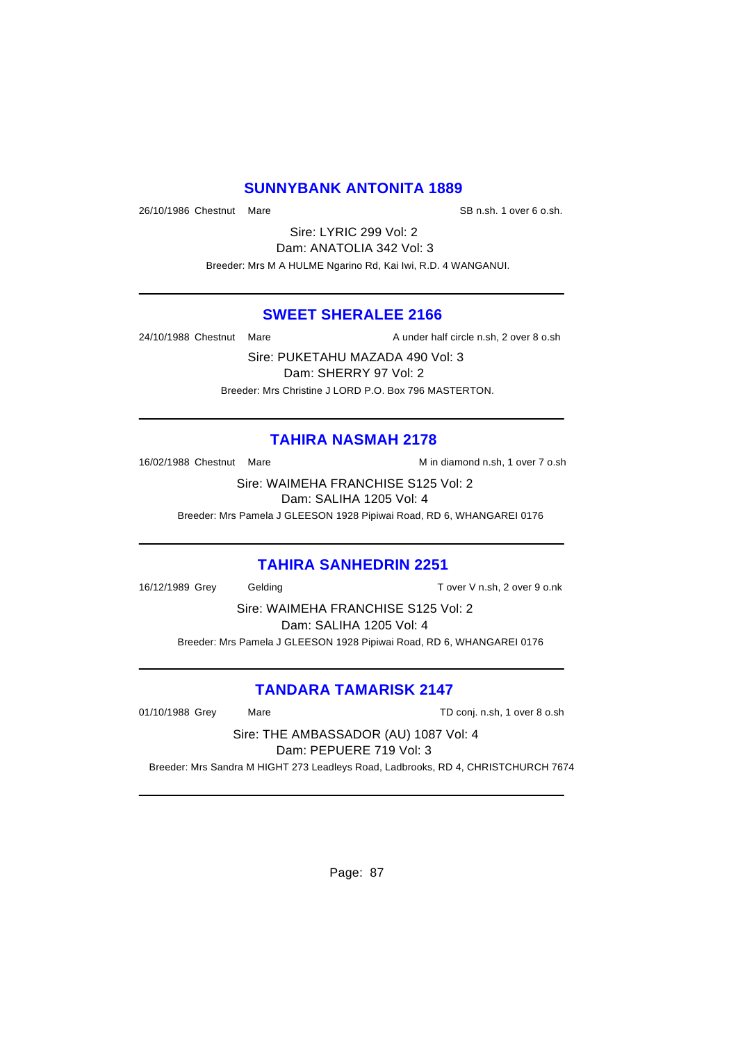## SUNNYBANK ANTONITA 1889

26/10/1986 Chestnut Mare SB n.sh. 1 over 6 o.sh.

Sire: LYRIC 299 Vol: 2
Dam: ANATOLIA 342 Vol: 3
Breeder: Mrs M A HULME Ngarino Rd, Kai Iwi, R.D. 4 WANGANUI.

---

## SWEET SHERALEE 2166

24/10/1988 Chestnut Mare A under half circle n.sh, 2 over 8 o.sh

Sire: PUKETAHU MAZADA 490 Vol: 3
Dam: SHERRY 97 Vol: 2
Breeder: Mrs Christine J LORD P.O. Box 796 MASTERTON.

---

## TAHIRA NASMAH 2178

16/02/1988 Chestnut Mare M in diamond n.sh, 1 over 7 o.sh

Sire: WAIMEHA FRANCHISE S125 Vol: 2
Dam: SALIHA 1205 Vol: 4
Breeder: Mrs Pamela J GLEESON 1928 Pipiwai Road, RD 6, WHANGAREI 0176

---

## TAHIRA SANHEDRIN 2251

16/12/1989 Grey Gelding T over V n.sh, 2 over 9 o.nk

Sire: WAIMEHA FRANCHISE S125 Vol: 2
Dam: SALIHA 1205 Vol: 4
Breeder: Mrs Pamela J GLEESON 1928 Pipiwai Road, RD 6, WHANGAREI 0176

---

## TANDARA TAMARISK 2147

01/10/1988 Grey Mare TD conj. n.sh, 1 over 8 o.sh

Sire: THE AMBASSADOR (AU) 1087 Vol: 4
Dam: PEPUERE 719 Vol: 3
Breeder: Mrs Sandra M HIGHT 273 Leadleys Road, Ladbrooks, RD 4, CHRISTCHURCH 7674

---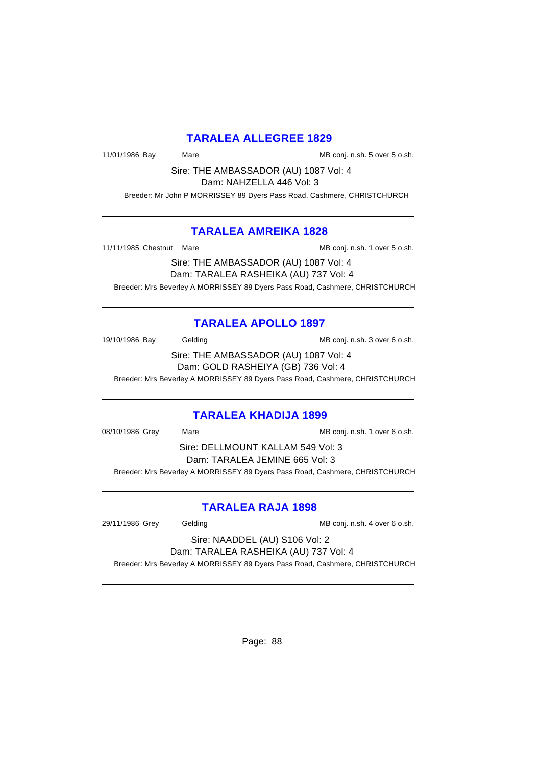## TARALEA ALLEGREE 1829

11/01/1986 Bay Mare MB conj. n.sh. 5 over 5 o.sh.

Sire: THE AMBASSADOR (AU) 1087 Vol: 4
Dam: NAHZELLA 446 Vol: 3

Breeder: Mr John P MORRISSEY 89 Dyers Pass Road, Cashmere, CHRISTCHURCH

---

## TARALEA AMREIKA 1828

11/11/1985 Chestnut Mare MB conj. n.sh. 1 over 5 o.sh.

Sire: THE AMBASSADOR (AU) 1087 Vol: 4
Dam: TARALEA RASHEIKA (AU) 737 Vol: 4

Breeder: Mrs Beverley A MORRISSEY 89 Dyers Pass Road, Cashmere, CHRISTCHURCH

---

## TARALEA APOLLO 1897

19/10/1986 Bay Gelding MB conj. n.sh. 3 over 6 o.sh.

Sire: THE AMBASSADOR (AU) 1087 Vol: 4
Dam: GOLD RASHEIYA (GB) 736 Vol: 4

Breeder: Mrs Beverley A MORRISSEY 89 Dyers Pass Road, Cashmere, CHRISTCHURCH

---

## TARALEA KHADIJA 1899

08/10/1986 Grey Mare MB conj. n.sh. 1 over 6 o.sh.

Sire: DELLMOUNT KALLAM 549 Vol: 3
Dam: TARALEA JEMINE 665 Vol: 3

Breeder: Mrs Beverley A MORRISSEY 89 Dyers Pass Road, Cashmere, CHRISTCHURCH

---

## TARALEA RAJA 1898

29/11/1986 Grey Gelding MB conj. n.sh. 4 over 6 o.sh.

Sire: NAADDEL (AU) S106 Vol: 2
Dam: TARALEA RASHEIKA (AU) 737 Vol: 4

Breeder: Mrs Beverley A MORRISSEY 89 Dyers Pass Road, Cashmere, CHRISTCHURCH

---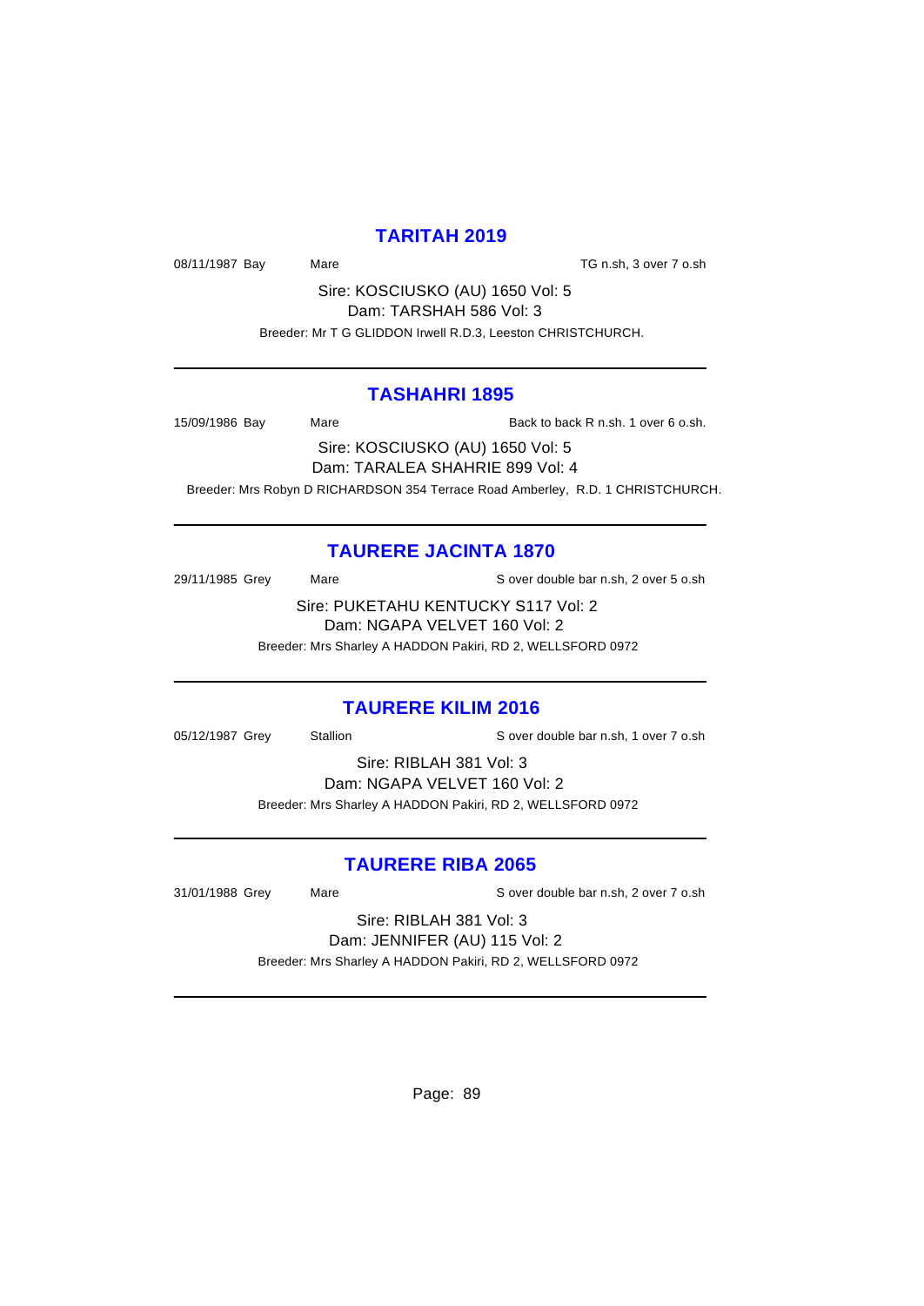## TARITAH 2019

08/11/1987 Bay Mare TG n.sh, 3 over 7 o.sh

Sire: KOSCIUSKO (AU) 1650 Vol: 5
Dam: TARSHAH 586 Vol: 3
Breeder: Mr T G GLIDDON Irwell R.D.3, Leeston CHRISTCHURCH.

---

## TASHAHRI 1895

15/09/1986 Bay Mare Back to back R n.sh. 1 over 6 o.sh.

Sire: KOSCIUSKO (AU) 1650 Vol: 5
Dam: TARALEA SHAHRIE 899 Vol: 4
Breeder: Mrs Robyn D RICHARDSON 354 Terrace Road Amberley, R.D. 1 CHRISTCHURCH.

---

## TAURERE JACINTA 1870

29/11/1985 Grey Mare S over double bar n.sh, 2 over 5 o.sh

Sire: PUKETAHU KENTUCKY S117 Vol: 2
Dam: NGAPA VELVET 160 Vol: 2
Breeder: Mrs Sharley A HADDON Pakiri, RD 2, WELLSFORD 0972

---

## TAURERE KILIM 2016

05/12/1987 Grey Stallion S over double bar n.sh, 1 over 7 o.sh

Sire: RIBLAH 381 Vol: 3
Dam: NGAPA VELVET 160 Vol: 2
Breeder: Mrs Sharley A HADDON Pakiri, RD 2, WELLSFORD 0972

---

## TAURERE RIBA 2065

31/01/1988 Grey Mare S over double bar n.sh, 2 over 7 o.sh

Sire: RIBLAH 381 Vol: 3
Dam: JENNIFER (AU) 115 Vol: 2
Breeder: Mrs Sharley A HADDON Pakiri, RD 2, WELLSFORD 0972

---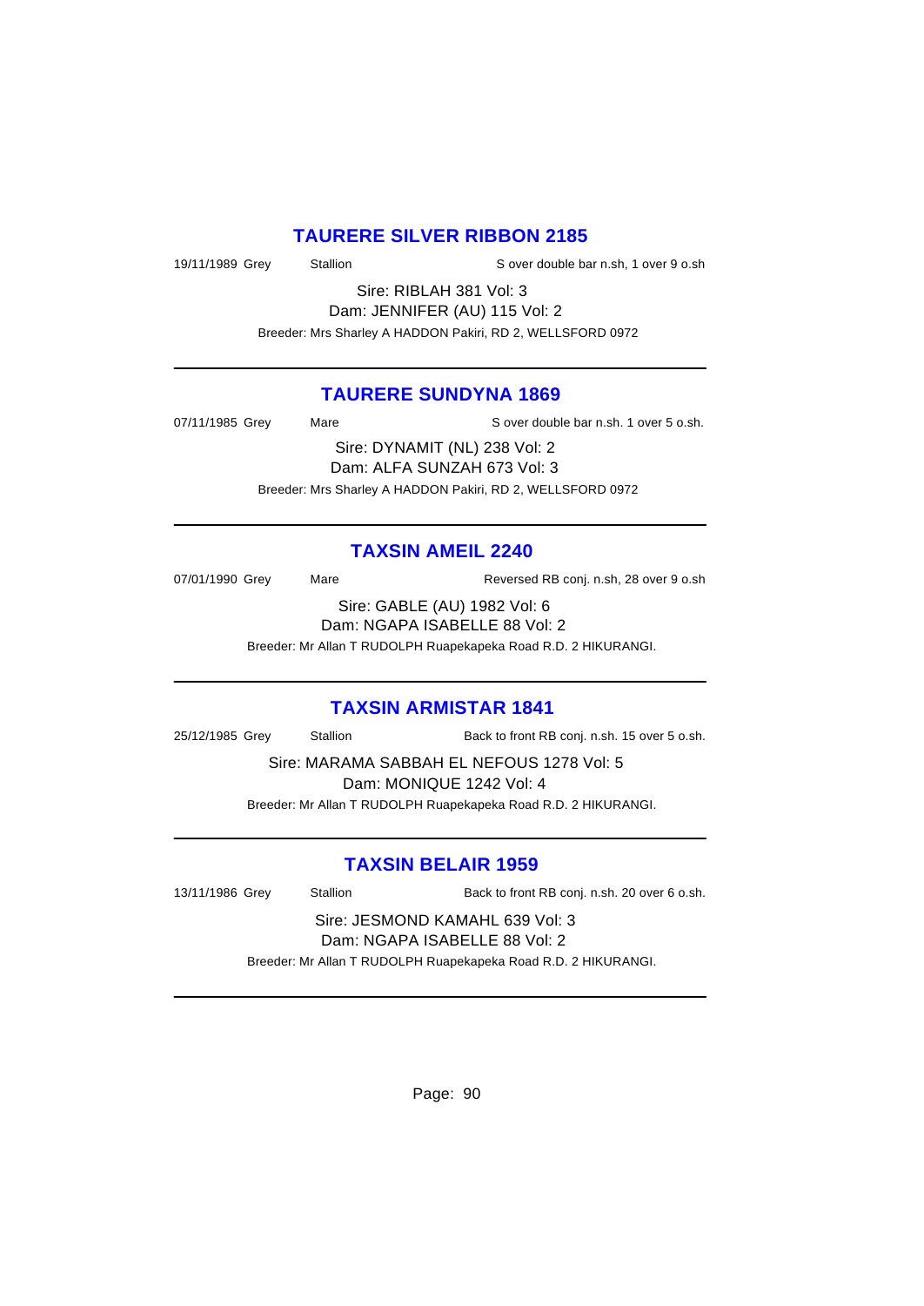## TAURERE SILVER RIBBON 2185

19/11/1989 Grey Stallion S over double bar n.sh, 1 over 9 o.sh

Sire: RIBLAH 381 Vol: 3
Dam: JENNIFER (AU) 115 Vol: 2
Breeder: Mrs Sharley A HADDON Pakiri, RD 2, WELLSFORD 0972

---

## TAURERE SUNDYNA 1869

07/11/1985 Grey Mare S over double bar n.sh. 1 over 5 o.sh.

Sire: DYNAMIT (NL) 238 Vol: 2
Dam: ALFA SUNZAH 673 Vol: 3
Breeder: Mrs Sharley A HADDON Pakiri, RD 2, WELLSFORD 0972

---

## TAXSIN AMEIL 2240

07/01/1990 Grey Mare Reversed RB conj. n.sh, 28 over 9 o.sh

Sire: GABLE (AU) 1982 Vol: 6
Dam: NGAPA ISABELLE 88 Vol: 2
Breeder: Mr Allan T RUDOLPH Ruapekapeka Road R.D. 2 HIKURANGI.

---

## TAXSIN ARMISTAR 1841

25/12/1985 Grey Stallion Back to front RB conj. n.sh. 15 over 5 o.sh.

Sire: MARAMA SABBAH EL NEFOUS 1278 Vol: 5
Dam: MONIQUE 1242 Vol: 4
Breeder: Mr Allan T RUDOLPH Ruapekapeka Road R.D. 2 HIKURANGI.

---

## TAXSIN BELAIR 1959

13/11/1986 Grey Stallion Back to front RB conj. n.sh. 20 over 6 o.sh.

Sire: JESMOND KAMAHL 639 Vol: 3
Dam: NGAPA ISABELLE 88 Vol: 2
Breeder: Mr Allan T RUDOLPH Ruapekapeka Road R.D. 2 HIKURANGI.

---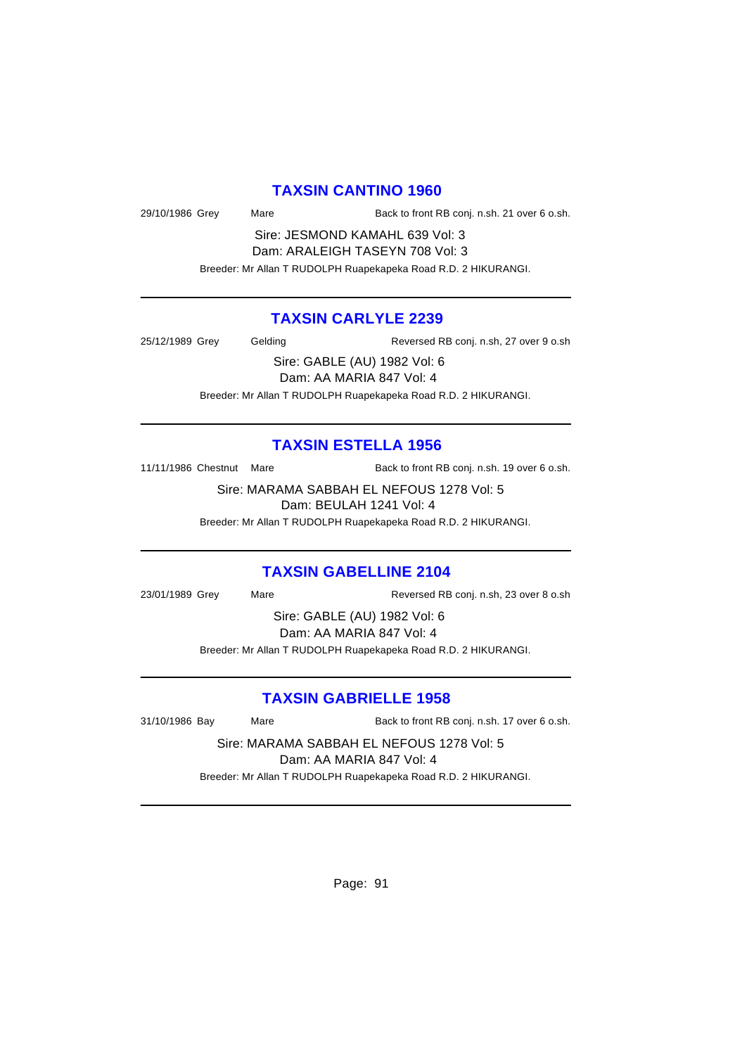## TAXSIN CANTINO 1960

29/10/1986 Grey Mare Back to front RB conj. n.sh. 21 over 6 o.sh.

Sire: JESMOND KAMAHL 639 Vol: 3
Dam: ARALEIGH TASEYN 708 Vol: 3

Breeder: Mr Allan T RUDOLPH Ruapekapeka Road R.D. 2 HIKURANGI.

---

## TAXSIN CARLYLE 2239

25/12/1989 Grey Gelding Reversed RB conj. n.sh, 27 over 9 o.sh

Sire: GABLE (AU) 1982 Vol: 6
Dam: AA MARIA 847 Vol: 4

Breeder: Mr Allan T RUDOLPH Ruapekapeka Road R.D. 2 HIKURANGI.

---

## TAXSIN ESTELLA 1956

11/11/1986 Chestnut Mare Back to front RB conj. n.sh. 19 over 6 o.sh.

Sire: MARAMA SABBAH EL NEFOUS 1278 Vol: 5
Dam: BEULAH 1241 Vol: 4

Breeder: Mr Allan T RUDOLPH Ruapekapeka Road R.D. 2 HIKURANGI.

---

## TAXSIN GABELLINE 2104

23/01/1989 Grey Mare Reversed RB conj. n.sh, 23 over 8 o.sh

Sire: GABLE (AU) 1982 Vol: 6
Dam: AA MARIA 847 Vol: 4

Breeder: Mr Allan T RUDOLPH Ruapekapeka Road R.D. 2 HIKURANGI.

---

## TAXSIN GABRIELLE 1958

31/10/1986 Bay Mare Back to front RB conj. n.sh. 17 over 6 o.sh.

Sire: MARAMA SABBAH EL NEFOUS 1278 Vol: 5
Dam: AA MARIA 847 Vol: 4

Breeder: Mr Allan T RUDOLPH Ruapekapeka Road R.D. 2 HIKURANGI.

---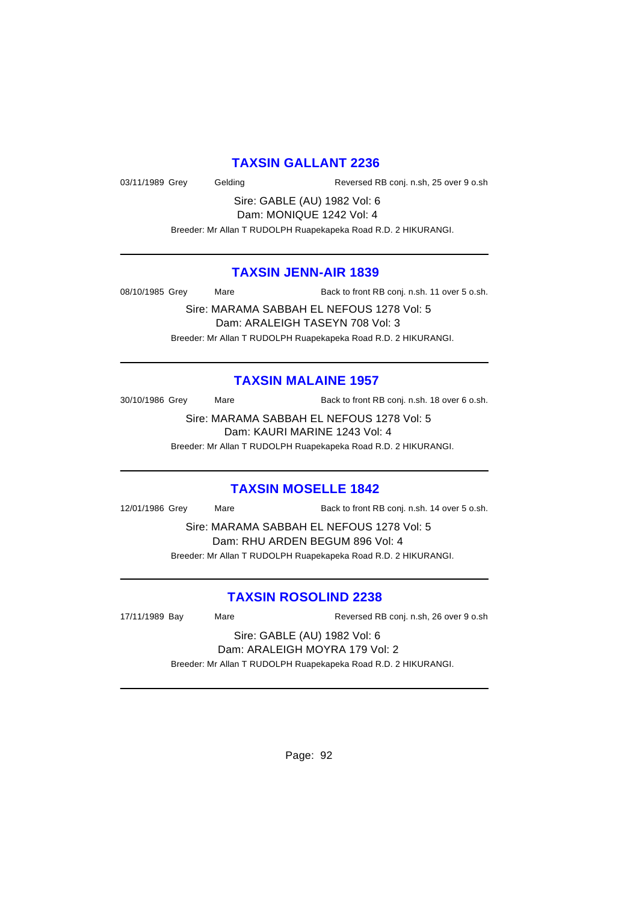## TAXSIN GALLANT 2236

03/11/1989 Grey Gelding Reversed RB conj. n.sh, 25 over 9 o.sh

Sire: GABLE (AU) 1982 Vol: 6
Dam: MONIQUE 1242 Vol: 4

Breeder: Mr Allan T RUDOLPH Ruapekapeka Road R.D. 2 HIKURANGI.

---

## TAXSIN JENN-AIR 1839

08/10/1985 Grey Mare Back to front RB conj. n.sh. 11 over 5 o.sh.

Sire: MARAMA SABBAH EL NEFOUS 1278 Vol: 5
Dam: ARALEIGH TASEYN 708 Vol: 3

Breeder: Mr Allan T RUDOLPH Ruapekapeka Road R.D. 2 HIKURANGI.

---

## TAXSIN MALAINE 1957

30/10/1986 Grey Mare Back to front RB conj. n.sh. 18 over 6 o.sh.

Sire: MARAMA SABBAH EL NEFOUS 1278 Vol: 5
Dam: KAURI MARINE 1243 Vol: 4

Breeder: Mr Allan T RUDOLPH Ruapekapeka Road R.D. 2 HIKURANGI.

---

## TAXSIN MOSELLE 1842

12/01/1986 Grey Mare Back to front RB conj. n.sh. 14 over 5 o.sh.

Sire: MARAMA SABBAH EL NEFOUS 1278 Vol: 5
Dam: RHU ARDEN BEGUM 896 Vol: 4

Breeder: Mr Allan T RUDOLPH Ruapekapeka Road R.D. 2 HIKURANGI.

---

## TAXSIN ROSOLIND 2238

17/11/1989 Bay Mare Reversed RB conj. n.sh, 26 over 9 o.sh

Sire: GABLE (AU) 1982 Vol: 6
Dam: ARALEIGH MOYRA 179 Vol: 2

Breeder: Mr Allan T RUDOLPH Ruapekapeka Road R.D. 2 HIKURANGI.

---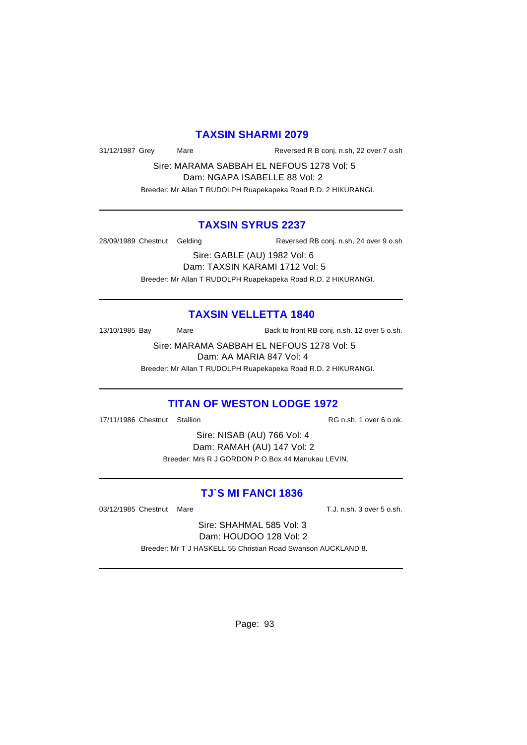## TAXSIN SHARMI 2079

31/12/1987 Grey Mare Reversed R B conj. n.sh, 22 over 7 o.sh

Sire: MARAMA SABBAH EL NEFOUS 1278 Vol: 5
Dam: NGAPA ISABELLE 88 Vol: 2

Breeder: Mr Allan T RUDOLPH Ruapekapeka Road R.D. 2 HIKURANGI.

---

## TAXSIN SYRUS 2237

28/09/1989 Chestnut Gelding Reversed RB conj. n.sh, 24 over 9 o.sh

Sire: GABLE (AU) 1982 Vol: 6
Dam: TAXSIN KARAMI 1712 Vol: 5

Breeder: Mr Allan T RUDOLPH Ruapekapeka Road R.D. 2 HIKURANGI.

---

## TAXSIN VELLETTA 1840

13/10/1985 Bay Mare Back to front RB conj. n.sh. 12 over 5 o.sh.

Sire: MARAMA SABBAH EL NEFOUS 1278 Vol: 5
Dam: AA MARIA 847 Vol: 4

Breeder: Mr Allan T RUDOLPH Ruapekapeka Road R.D. 2 HIKURANGI.

---

## TITAN OF WESTON LODGE 1972

17/11/1986 Chestnut Stallion RG n.sh. 1 over 6 o.nk.

Sire: NISAB (AU) 766 Vol: 4
Dam: RAMAH (AU) 147 Vol: 2

Breeder: Mrs R J GORDON P.O.Box 44 Manukau LEVIN.

---

## TJ`S MI FANCI 1836

03/12/1985 Chestnut Mare T.J. n.sh. 3 over 5 o.sh.

Sire: SHAHMAL 585 Vol: 3
Dam: HOUDOO 128 Vol: 2

Breeder: Mr T J HASKELL 55 Christian Road Swanson AUCKLAND 8.

---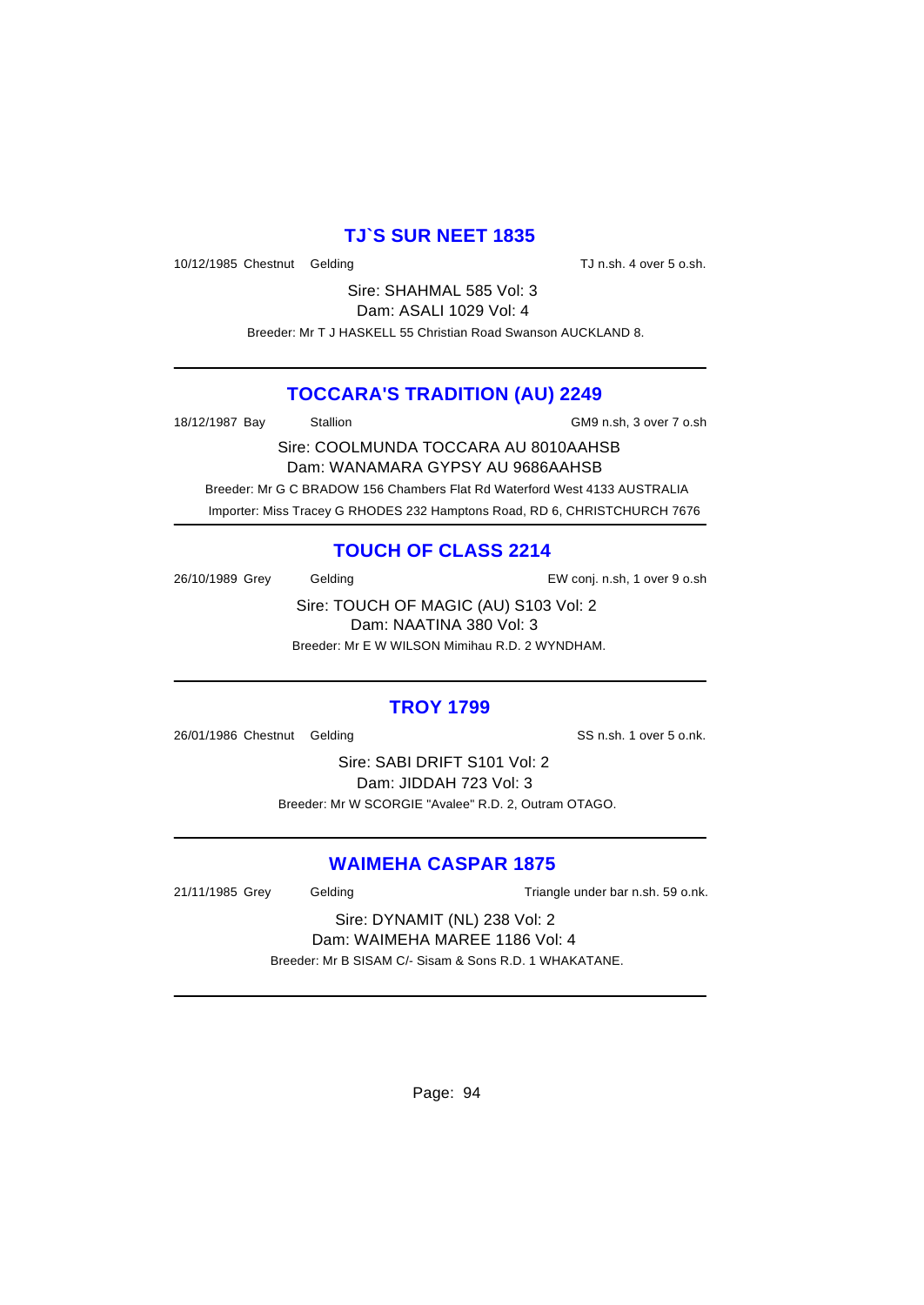## TJ`S SUR NEET 1835

10/12/1985 Chestnut Gelding TJ n.sh. 4 over 5 o.sh.

Sire: SHAHMAL 585 Vol: 3
Dam: ASALI 1029 Vol: 4

Breeder: Mr T J HASKELL 55 Christian Road Swanson AUCKLAND 8.

---

## TOCCARA'S TRADITION (AU) 2249

18/12/1987 Bay Stallion GM9 n.sh, 3 over 7 o.sh

Sire: COOLMUNDA TOCCARA AU 8010AAHSB
Dam: WANAMARA GYPSY AU 9686AAHSB

Breeder: Mr G C BRADOW 156 Chambers Flat Rd Waterford West 4133 AUSTRALIA
Importer: Miss Tracey G RHODES 232 Hamptons Road, RD 6, CHRISTCHURCH 7676

---

## TOUCH OF CLASS 2214

26/10/1989 Grey Gelding EW conj. n.sh, 1 over 9 o.sh

Sire: TOUCH OF MAGIC (AU) S103 Vol: 2
Dam: NAATINA 380 Vol: 3

Breeder: Mr E W WILSON Mimihau R.D. 2 WYNDHAM.

---

## TROY 1799

26/01/1986 Chestnut Gelding SS n.sh. 1 over 5 o.nk.

Sire: SABI DRIFT S101 Vol: 2
Dam: JIDDAH 723 Vol: 3

Breeder: Mr W SCORGIE "Avalee" R.D. 2, Outram OTAGO.

---

## WAIMEHA CASPAR 1875

21/11/1985 Grey Gelding Triangle under bar n.sh. 59 o.nk.

Sire: DYNAMIT (NL) 238 Vol: 2
Dam: WAIMEHA MAREE 1186 Vol: 4

Breeder: Mr B SISAM C/- Sisam & Sons R.D. 1 WHAKATANE.

---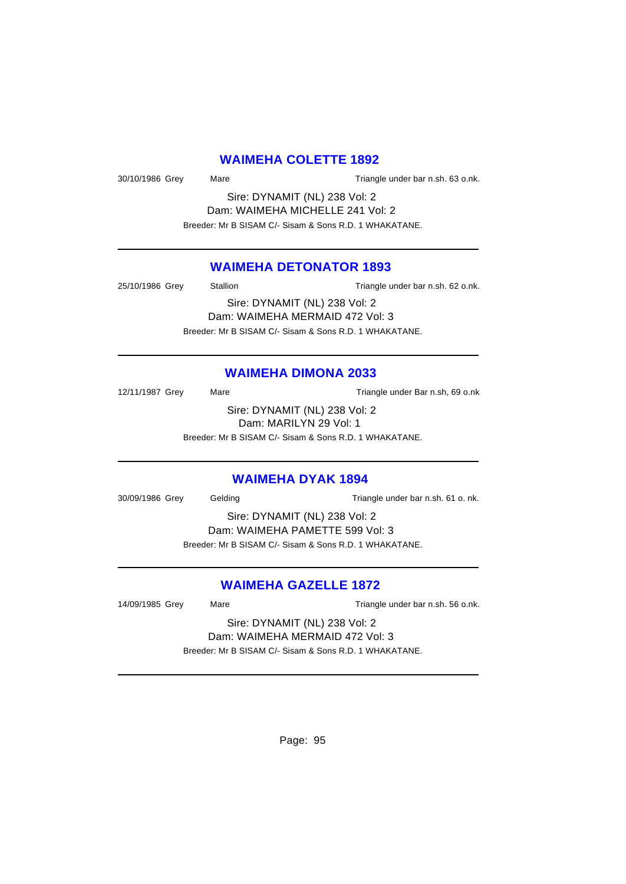## WAIMEHA COLETTE 1892

30/10/1986 Grey Mare Triangle under bar n.sh. 63 o.nk.

Sire: DYNAMIT (NL) 238 Vol: 2
Dam: WAIMEHA MICHELLE 241 Vol: 2
Breeder: Mr B SISAM C/- Sisam & Sons R.D. 1 WHAKATANE.

---

## WAIMEHA DETONATOR 1893

25/10/1986 Grey Stallion Triangle under bar n.sh. 62 o.nk.

Sire: DYNAMIT (NL) 238 Vol: 2
Dam: WAIMEHA MERMAID 472 Vol: 3
Breeder: Mr B SISAM C/- Sisam & Sons R.D. 1 WHAKATANE.

---

## WAIMEHA DIMONA 2033

12/11/1987 Grey Mare Triangle under Bar n.sh, 69 o.nk

Sire: DYNAMIT (NL) 238 Vol: 2
Dam: MARILYN 29 Vol: 1
Breeder: Mr B SISAM C/- Sisam & Sons R.D. 1 WHAKATANE.

---

## WAIMEHA DYAK 1894

30/09/1986 Grey Gelding Triangle under bar n.sh. 61 o. nk.

Sire: DYNAMIT (NL) 238 Vol: 2
Dam: WAIMEHA PAMETTE 599 Vol: 3
Breeder: Mr B SISAM C/- Sisam & Sons R.D. 1 WHAKATANE.

---

## WAIMEHA GAZELLE 1872

14/09/1985 Grey Mare Triangle under bar n.sh. 56 o.nk.

Sire: DYNAMIT (NL) 238 Vol: 2
Dam: WAIMEHA MERMAID 472 Vol: 3
Breeder: Mr B SISAM C/- Sisam & Sons R.D. 1 WHAKATANE.

---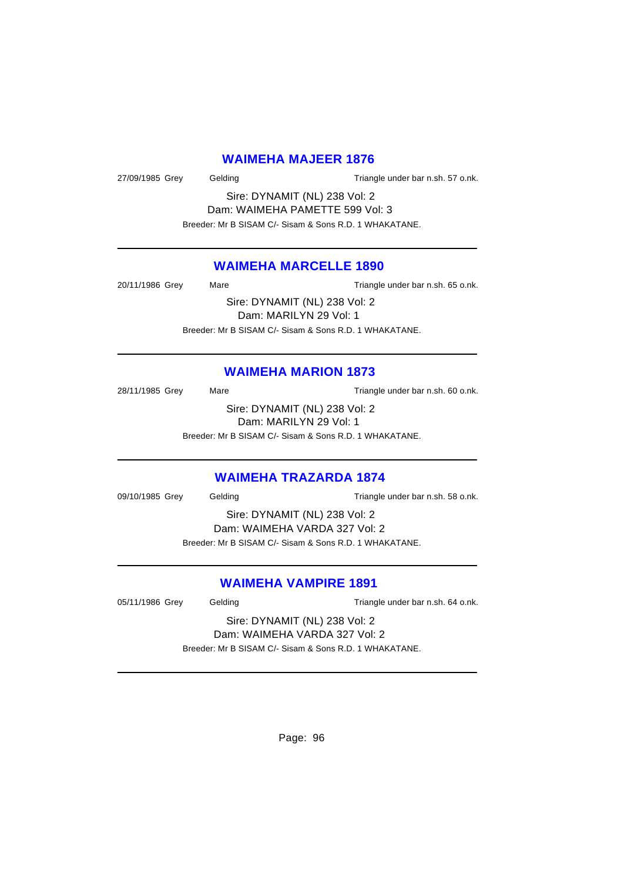## WAIMEHA MAJEER 1876

27/09/1985 Grey Gelding Triangle under bar n.sh. 57 o.nk.

Sire: DYNAMIT (NL) 238 Vol: 2
Dam: WAIMEHA PAMETTE 599 Vol: 3

Breeder: Mr B SISAM C/- Sisam & Sons R.D. 1 WHAKATANE.

---

## WAIMEHA MARCELLE 1890

20/11/1986 Grey Mare Triangle under bar n.sh. 65 o.nk.

Sire: DYNAMIT (NL) 238 Vol: 2
Dam: MARILYN 29 Vol: 1

Breeder: Mr B SISAM C/- Sisam & Sons R.D. 1 WHAKATANE.

---

## WAIMEHA MARION 1873

28/11/1985 Grey Mare Triangle under bar n.sh. 60 o.nk.

Sire: DYNAMIT (NL) 238 Vol: 2
Dam: MARILYN 29 Vol: 1

Breeder: Mr B SISAM C/- Sisam & Sons R.D. 1 WHAKATANE.

---

## WAIMEHA TRAZARDA 1874

09/10/1985 Grey Gelding Triangle under bar n.sh. 58 o.nk.

Sire: DYNAMIT (NL) 238 Vol: 2
Dam: WAIMEHA VARDA 327 Vol: 2

Breeder: Mr B SISAM C/- Sisam & Sons R.D. 1 WHAKATANE.

---

## WAIMEHA VAMPIRE 1891

05/11/1986 Grey Gelding Triangle under bar n.sh. 64 o.nk.

Sire: DYNAMIT (NL) 238 Vol: 2
Dam: WAIMEHA VARDA 327 Vol: 2

Breeder: Mr B SISAM C/- Sisam & Sons R.D. 1 WHAKATANE.

---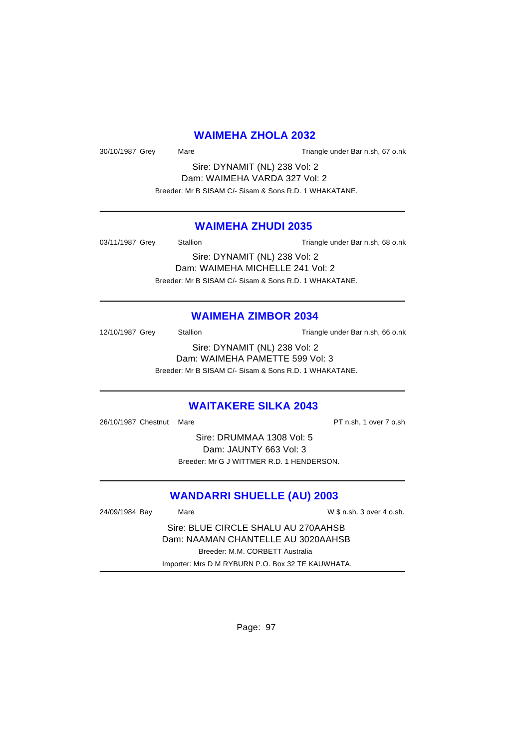## WAIMEHA ZHOLA 2032

30/10/1987 Grey Mare Triangle under Bar n.sh, 67 o.nk

Sire: DYNAMIT (NL) 238 Vol: 2
Dam: WAIMEHA VARDA 327 Vol: 2
Breeder: Mr B SISAM C/- Sisam & Sons R.D. 1 WHAKATANE.

---

## WAIMEHA ZHUDI 2035

03/11/1987 Grey Stallion Triangle under Bar n.sh, 68 o.nk

Sire: DYNAMIT (NL) 238 Vol: 2
Dam: WAIMEHA MICHELLE 241 Vol: 2
Breeder: Mr B SISAM C/- Sisam & Sons R.D. 1 WHAKATANE.

---

## WAIMEHA ZIMBOR 2034

12/10/1987 Grey Stallion Triangle under Bar n.sh, 66 o.nk

Sire: DYNAMIT (NL) 238 Vol: 2
Dam: WAIMEHA PAMETTE 599 Vol: 3
Breeder: Mr B SISAM C/- Sisam & Sons R.D. 1 WHAKATANE.

---

## WAITAKERE SILKA 2043

26/10/1987 Chestnut Mare PT n.sh, 1 over 7 o.sh

Sire: DRUMMAA 1308 Vol: 5
Dam: JAUNTY 663 Vol: 3
Breeder: Mr G J WITTMER R.D. 1 HENDERSON.

---

## WANDARRI SHUELLE (AU) 2003

24/09/1984 Bay Mare W $ n.sh. 3 over 4 o.sh.

Sire: BLUE CIRCLE SHALU AU 270AAHSB
Dam: NAAMAN CHANTELLE AU 3020AAHSB
Breeder: M.M. CORBETT Australia
Importer: Mrs D M RYBURN P.O. Box 32 TE KAUWHATA.

---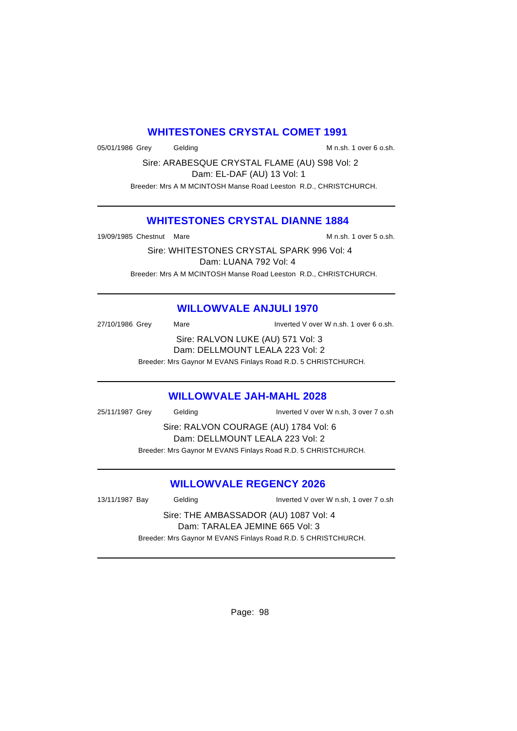## WHITESTONES CRYSTAL COMET 1991

05/01/1986 Grey Gelding M n.sh. 1 over 6 o.sh.

Sire: ARABESQUE CRYSTAL FLAME (AU) S98 Vol: 2
Dam: EL-DAF (AU) 13 Vol: 1
Breeder: Mrs A M MCINTOSH Manse Road Leeston R.D., CHRISTCHURCH.

---

## WHITESTONES CRYSTAL DIANNE 1884

19/09/1985 Chestnut Mare M n.sh. 1 over 5 o.sh.

Sire: WHITESTONES CRYSTAL SPARK 996 Vol: 4
Dam: LUANA 792 Vol: 4
Breeder: Mrs A M MCINTOSH Manse Road Leeston R.D., CHRISTCHURCH.

---

## WILLOWVALE ANJULI 1970

27/10/1986 Grey Mare Inverted V over W n.sh. 1 over 6 o.sh.

Sire: RALVON LUKE (AU) 571 Vol: 3
Dam: DELLMOUNT LEALA 223 Vol: 2
Breeder: Mrs Gaynor M EVANS Finlays Road R.D. 5 CHRISTCHURCH.

---

## WILLOWVALE JAH-MAHL 2028

25/11/1987 Grey Gelding Inverted V over W n.sh, 3 over 7 o.sh

Sire: RALVON COURAGE (AU) 1784 Vol: 6
Dam: DELLMOUNT LEALA 223 Vol: 2
Breeder: Mrs Gaynor M EVANS Finlays Road R.D. 5 CHRISTCHURCH.

---

## WILLOWVALE REGENCY 2026

13/11/1987 Bay Gelding Inverted V over W n.sh, 1 over 7 o.sh

Sire: THE AMBASSADOR (AU) 1087 Vol: 4
Dam: TARALEA JEMINE 665 Vol: 3
Breeder: Mrs Gaynor M EVANS Finlays Road R.D. 5 CHRISTCHURCH.

---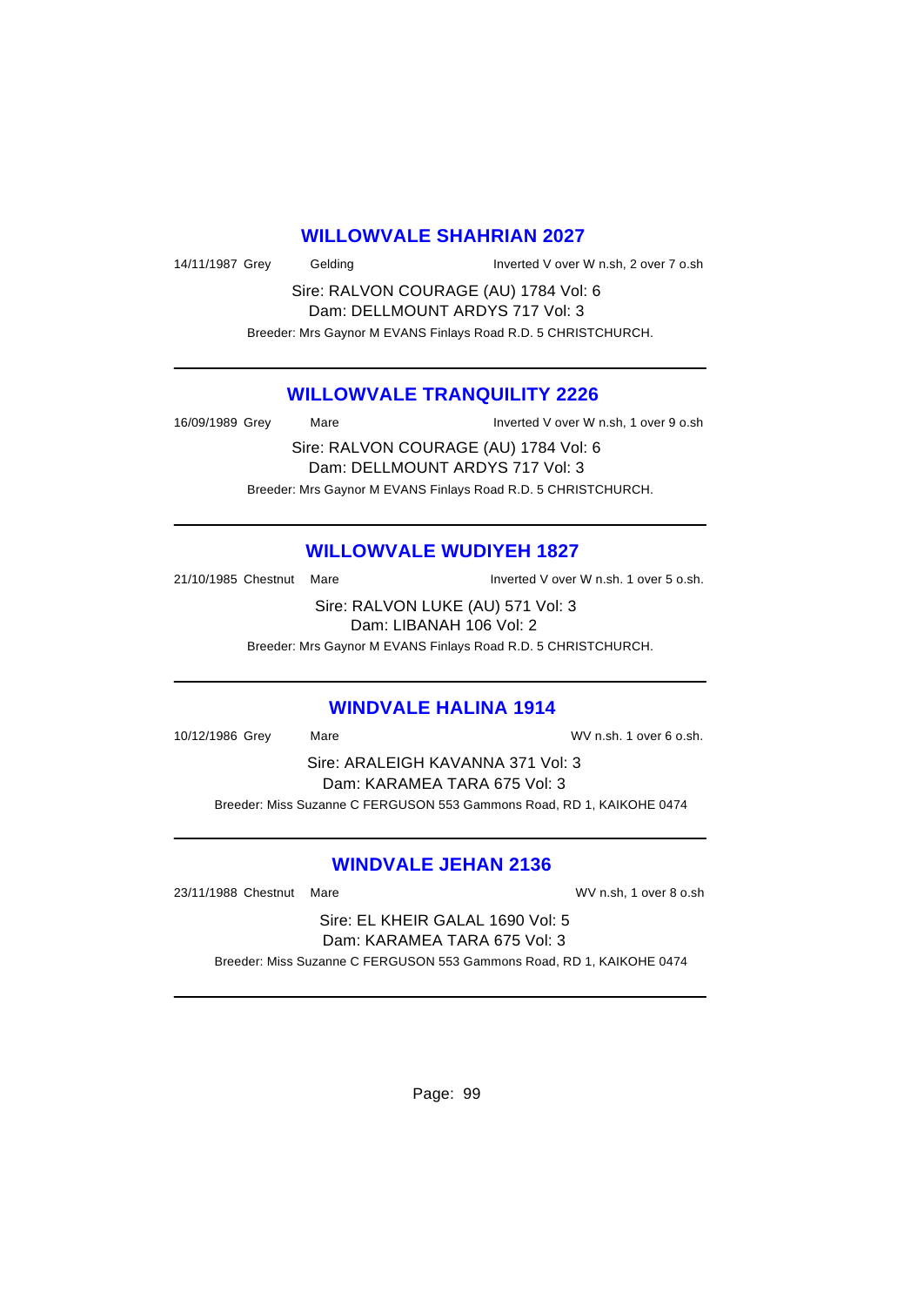## WILLOWVALE SHAHRIAN 2027

14/11/1987 Grey Gelding Inverted V over W n.sh, 2 over 7 o.sh

Sire: RALVON COURAGE (AU) 1784 Vol: 6
Dam: DELLMOUNT ARDYS 717 Vol: 3

Breeder: Mrs Gaynor M EVANS Finlays Road R.D. 5 CHRISTCHURCH.

---

## WILLOWVALE TRANQUILITY 2226

16/09/1989 Grey Mare Inverted V over W n.sh, 1 over 9 o.sh

Sire: RALVON COURAGE (AU) 1784 Vol: 6
Dam: DELLMOUNT ARDYS 717 Vol: 3

Breeder: Mrs Gaynor M EVANS Finlays Road R.D. 5 CHRISTCHURCH.

---

## WILLOWVALE WUDIYEH 1827

21/10/1985 Chestnut Mare Inverted V over W n.sh. 1 over 5 o.sh.

Sire: RALVON LUKE (AU) 571 Vol: 3
Dam: LIBANAH 106 Vol: 2

Breeder: Mrs Gaynor M EVANS Finlays Road R.D. 5 CHRISTCHURCH.

---

## WINDVALE HALINA 1914

10/12/1986 Grey Mare WV n.sh. 1 over 6 o.sh.

Sire: ARALEIGH KAVANNA 371 Vol: 3
Dam: KARAMEA TARA 675 Vol: 3

Breeder: Miss Suzanne C FERGUSON 553 Gammons Road, RD 1, KAIKOHE 0474

---

## WINDVALE JEHAN 2136

23/11/1988 Chestnut Mare WV n.sh, 1 over 8 o.sh

Sire: EL KHEIR GALAL 1690 Vol: 5
Dam: KARAMEA TARA 675 Vol: 3

Breeder: Miss Suzanne C FERGUSON 553 Gammons Road, RD 1, KAIKOHE 0474

---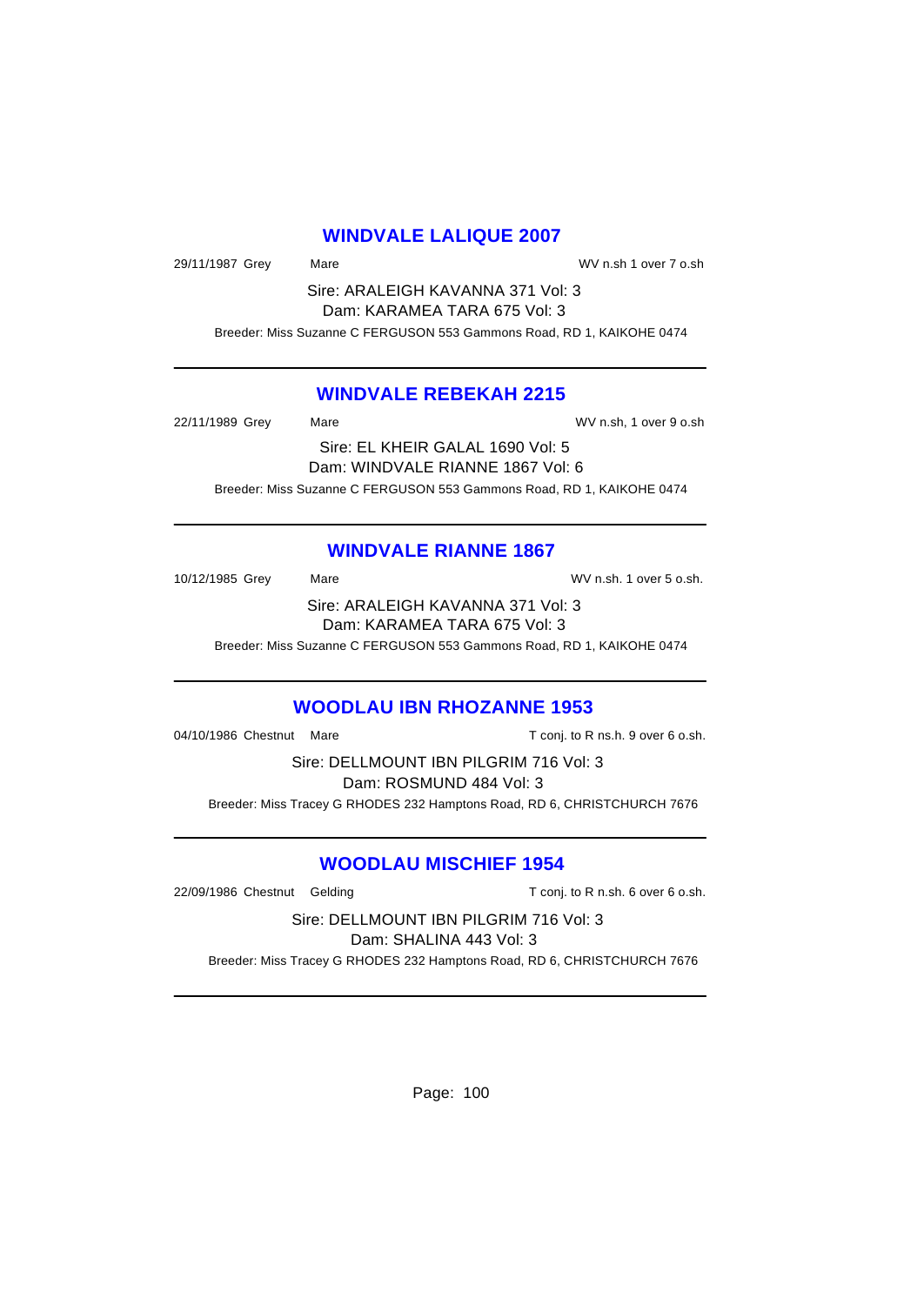## WINDVALE LALIQUE 2007

29/11/1987 Grey Mare WV n.sh 1 over 7 o.sh

Sire: ARALEIGH KAVANNA 371 Vol: 3
Dam: KARAMEA TARA 675 Vol: 3

Breeder: Miss Suzanne C FERGUSON 553 Gammons Road, RD 1, KAIKOHE 0474

---

## WINDVALE REBEKAH 2215

22/11/1989 Grey Mare WV n.sh, 1 over 9 o.sh

Sire: EL KHEIR GALAL 1690 Vol: 5
Dam: WINDVALE RIANNE 1867 Vol: 6

Breeder: Miss Suzanne C FERGUSON 553 Gammons Road, RD 1, KAIKOHE 0474

---

## WINDVALE RIANNE 1867

10/12/1985 Grey Mare WV n.sh. 1 over 5 o.sh.

Sire: ARALEIGH KAVANNA 371 Vol: 3
Dam: KARAMEA TARA 675 Vol: 3

Breeder: Miss Suzanne C FERGUSON 553 Gammons Road, RD 1, KAIKOHE 0474

---

## WOODLAU IBN RHOZANNE 1953

04/10/1986 Chestnut Mare T conj. to R ns.h. 9 over 6 o.sh.

Sire: DELLMOUNT IBN PILGRIM 716 Vol: 3
Dam: ROSMUND 484 Vol: 3

Breeder: Miss Tracey G RHODES 232 Hamptons Road, RD 6, CHRISTCHURCH 7676

---

## WOODLAU MISCHIEF 1954

22/09/1986 Chestnut Gelding T conj. to R n.sh. 6 over 6 o.sh.

Sire: DELLMOUNT IBN PILGRIM 716 Vol: 3
Dam: SHALINA 443 Vol: 3

Breeder: Miss Tracey G RHODES 232 Hamptons Road, RD 6, CHRISTCHURCH 7676

---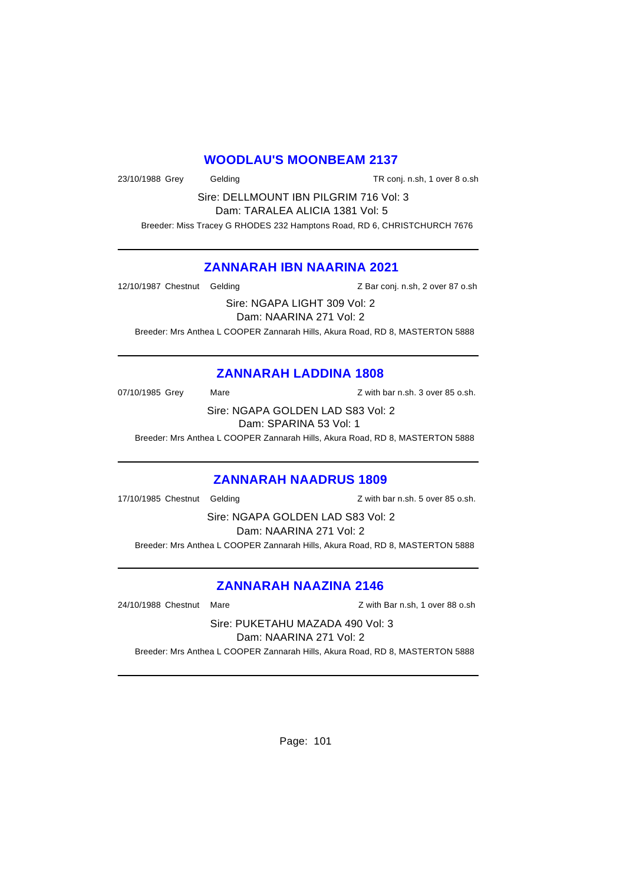## WOODLAU'S MOONBEAM 2137

23/10/1988 Grey Gelding TR conj. n.sh, 1 over 8 o.sh

Sire: DELLMOUNT IBN PILGRIM 716 Vol: 3
Dam: TARALEA ALICIA 1381 Vol: 5

Breeder: Miss Tracey G RHODES 232 Hamptons Road, RD 6, CHRISTCHURCH 7676

---

## ZANNARAH IBN NAARINA 2021

12/10/1987 Chestnut Gelding Z Bar conj. n.sh, 2 over 87 o.sh

Sire: NGAPA LIGHT 309 Vol: 2
Dam: NAARINA 271 Vol: 2

Breeder: Mrs Anthea L COOPER Zannarah Hills, Akura Road, RD 8, MASTERTON 5888

---

## ZANNARAH LADDINA 1808

07/10/1985 Grey Mare Z with bar n.sh. 3 over 85 o.sh.

Sire: NGAPA GOLDEN LAD S83 Vol: 2
Dam: SPARINA 53 Vol: 1

Breeder: Mrs Anthea L COOPER Zannarah Hills, Akura Road, RD 8, MASTERTON 5888

---

## ZANNARAH NAADRUS 1809

17/10/1985 Chestnut Gelding Z with bar n.sh. 5 over 85 o.sh.

Sire: NGAPA GOLDEN LAD S83 Vol: 2
Dam: NAARINA 271 Vol: 2

Breeder: Mrs Anthea L COOPER Zannarah Hills, Akura Road, RD 8, MASTERTON 5888

---

## ZANNARAH NAAZINA 2146

24/10/1988 Chestnut Mare Z with Bar n.sh, 1 over 88 o.sh

Sire: PUKETAHU MAZADA 490 Vol: 3
Dam: NAARINA 271 Vol: 2

Breeder: Mrs Anthea L COOPER Zannarah Hills, Akura Road, RD 8, MASTERTON 5888

---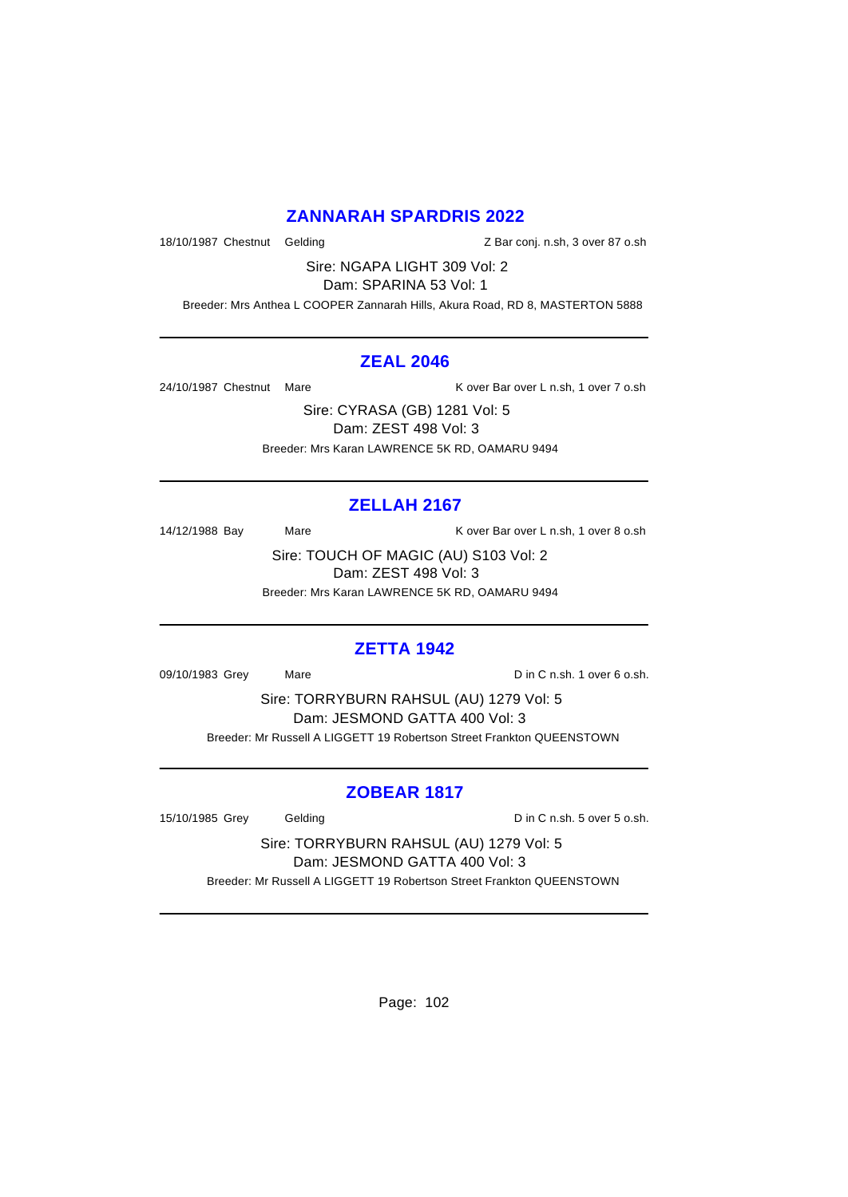## ZANNARAH SPARDRIS 2022

18/10/1987 Chestnut Gelding Z Bar conj. n.sh, 3 over 87 o.sh

Sire: NGAPA LIGHT 309 Vol: 2
Dam: SPARINA 53 Vol: 1

Breeder: Mrs Anthea L COOPER Zannarah Hills, Akura Road, RD 8, MASTERTON 5888

---

## ZEAL 2046

24/10/1987 Chestnut Mare K over Bar over L n.sh, 1 over 7 o.sh

Sire: CYRASA (GB) 1281 Vol: 5
Dam: ZEST 498 Vol: 3

Breeder: Mrs Karan LAWRENCE 5K RD, OAMARU 9494

---

## ZELLAH 2167

14/12/1988 Bay Mare K over Bar over L n.sh, 1 over 8 o.sh

Sire: TOUCH OF MAGIC (AU) S103 Vol: 2
Dam: ZEST 498 Vol: 3

Breeder: Mrs Karan LAWRENCE 5K RD, OAMARU 9494

---

## ZETTA 1942

09/10/1983 Grey Mare D in C n.sh. 1 over 6 o.sh.

Sire: TORRYBURN RAHSUL (AU) 1279 Vol: 5
Dam: JESMOND GATTA 400 Vol: 3

Breeder: Mr Russell A LIGGETT 19 Robertson Street Frankton QUEENSTOWN

---

## ZOBEAR 1817

15/10/1985 Grey Gelding D in C n.sh. 5 over 5 o.sh.

Sire: TORRYBURN RAHSUL (AU) 1279 Vol: 5
Dam: JESMOND GATTA 400 Vol: 3

Breeder: Mr Russell A LIGGETT 19 Robertson Street Frankton QUEENSTOWN

---